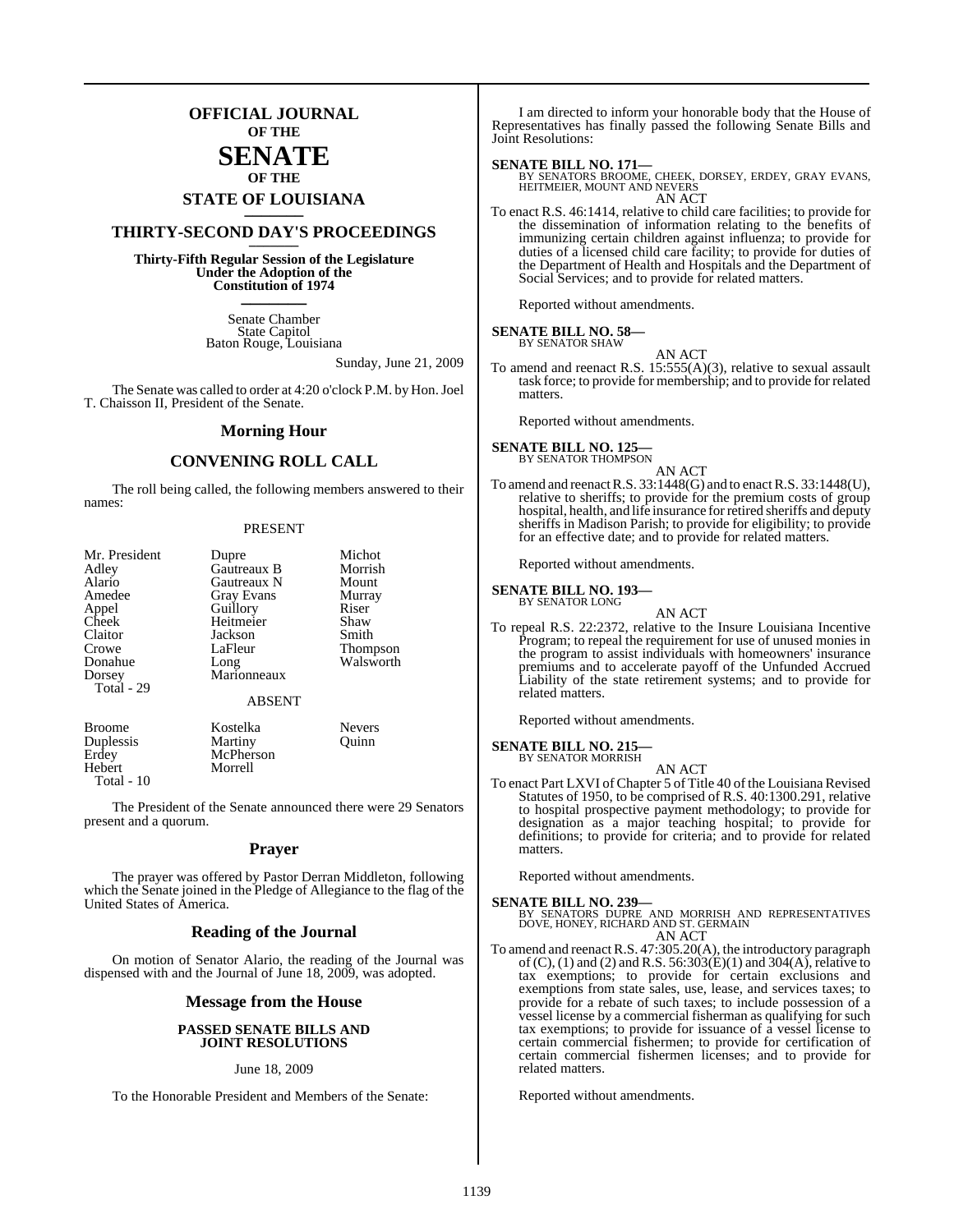# OFFICIAL JOURNAL OF THE SENATE OF THE STATE OF LOUISIANA

## THIRTY-SECOND DAY'S PROCEEDINGS

**Thirty-Fifth Regular Session of the Legislature Under the Adoption of the Constitution of 1974**

Senate Chamber
State Capitol
Baton Rouge, Louisiana

Sunday, June 21, 2009

The Senate was called to order at 4:20 o'clock P.M. by Hon. Joel T. Chaisson II, President of the Senate.

## Morning Hour

## CONVENING ROLL CALL

The roll being called, the following members answered to their names:

PRESENT

| | | |
|---|---|---|
| Mr. President | Dupre | Michot |
| Adley | Gautreaux B | Morrish |
| Alario | Gautreaux N | Mount |
| Amedee | Gray Evans | Murray |
| Appel | Guillory | Riser |
| Cheek | Heitmeier | Shaw |
| Claitor | Jackson | Smith |
| Crowe | LaFleur | Thompson |
| Donahue | Long | Walsworth |
| Dorsey | Marionneaux | |
| Total - 29 | | |

ABSENT

| | | |
|---|---|---|
| Broome | Kostelka | Nevers |
| Duplessis | Martiny | Quinn |
| Erdey | McPherson | |
| Hebert | Morrell | |
| Total - 10 | | |

The President of the Senate announced there were 29 Senators present and a quorum.

## Prayer

The prayer was offered by Pastor Derran Middleton, following which the Senate joined in the Pledge of Allegiance to the flag of the United States of America.

## Reading of the Journal

On motion of Senator Alario, the reading of the Journal was dispensed with and the Journal of June 18, 2009, was adopted.

## Message from the House

**PASSED SENATE BILLS AND JOINT RESOLUTIONS**

June 18, 2009

To the Honorable President and Members of the Senate:

I am directed to inform your honorable body that the House of Representatives has finally passed the following Senate Bills and Joint Resolutions:

**SENATE BILL NO. 171—**
BY SENATORS BROOME, CHEEK, DORSEY, ERDEY, GRAY EVANS, HEITMEIER, MOUNT AND NEVERS

AN ACT

To enact R.S. 46:1414, relative to child care facilities; to provide for the dissemination of information relating to the benefits of immunizing certain children against influenza; to provide for duties of a licensed child care facility; to provide for duties of the Department of Health and Hospitals and the Department of Social Services; and to provide for related matters.

Reported without amendments.

**SENATE BILL NO. 58—**
BY SENATOR SHAW

AN ACT

To amend and reenact R.S. 15:555(A)(3), relative to sexual assault task force; to provide for membership; and to provide for related matters.

Reported without amendments.

**SENATE BILL NO. 125—**
BY SENATOR THOMPSON

AN ACT

To amend and reenact R.S. 33:1448(G) and to enact R.S. 33:1448(U), relative to sheriffs; to provide for the premium costs of group hospital, health, and life insurance for retired sheriffs and deputy sheriffs in Madison Parish; to provide for eligibility; to provide for an effective date; and to provide for related matters.

Reported without amendments.

**SENATE BILL NO. 193—**
BY SENATOR LONG

AN ACT

To repeal R.S. 22:2372, relative to the Insure Louisiana Incentive Program; to repeal the requirement for use of unused monies in the program to assist individuals with homeowners' insurance premiums and to accelerate payoff of the Unfunded Accrued Liability of the state retirement systems; and to provide for related matters.

Reported without amendments.

**SENATE BILL NO. 215—**
BY SENATOR MORRISH

AN ACT

To enact Part LXVI of Chapter 5 of Title 40 of the Louisiana Revised Statutes of 1950, to be comprised of R.S. 40:1300.291, relative to hospital prospective payment methodology; to provide for designation as a major teaching hospital; to provide for definitions; to provide for criteria; and to provide for related matters.

Reported without amendments.

**SENATE BILL NO. 239—**
BY SENATORS DUPRE AND MORRISH AND REPRESENTATIVES DOVE, HONEY, RICHARD AND ST. GERMAIN

AN ACT

To amend and reenact R.S. 47:305.20(A), the introductory paragraph of (C), (1) and (2) and R.S. 56:303(E)(1) and 304(A), relative to tax exemptions; to provide for certain exclusions and exemptions from state sales, use, lease, and services taxes; to provide for a rebate of such taxes; to include possession of a vessel license by a commercial fisherman as qualifying for such tax exemptions; to provide for issuance of a vessel license to certain commercial fishermen; to provide for certification of certain commercial fishermen licenses; and to provide for related matters.

Reported without amendments.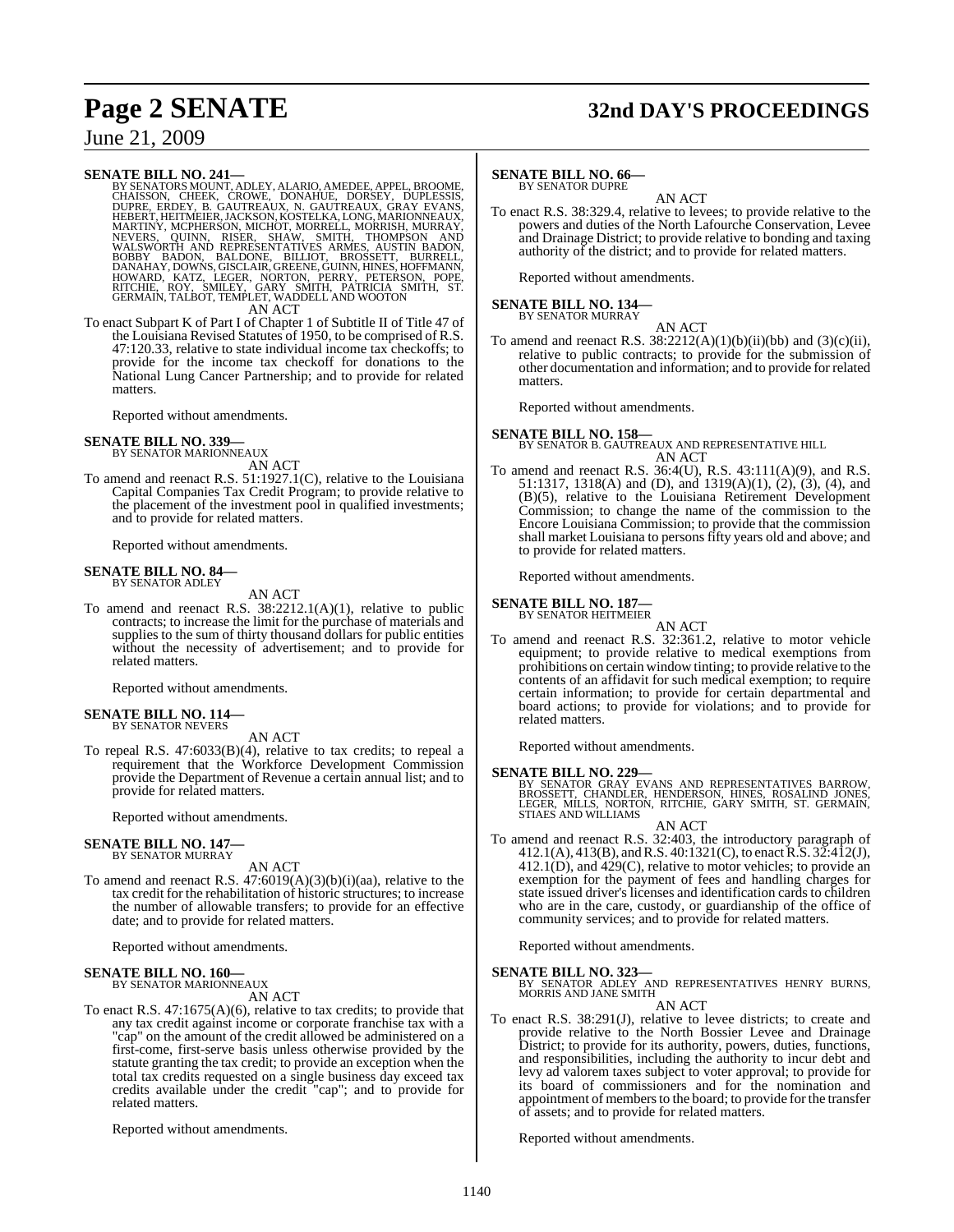**SENATE BILL NO. 241—**
BY SENATORS MOUNT, ADLEY, ALARIO, AMEDEE, APPEL, BROOME, CHAISSON, CHEEK, CROWE, DONAHUE, DORSEY, DUPLESSIS, DUPRE, ERDEY, B. GAUTREAUX, N. GAUTREAUX, GRAY EVANS, HEBERT, HEITMEIER, JACKSON, KOSTELKA, LONG, MARIONNEAUX, MARTINY, MCPHERSON, MICHOT, MORRELL, MORRISH, MURRAY, NEVERS, QUINN, RISER, SHAW, SMITH, THOMPSON AND WALSWORTH AND REPRESENTATIVES ARMES, AUSTIN BADON, BOBBY BADON, BALDONE, BILLIOT, BROSSETT, BURRELL, DANAHAY, DOWNS, GISCLAIR, GREENE, GUINN, HINES, HOFFMANN, HOWARD, KATZ, LEGER, NORTON, PERRY, PETERSON, POPE, RITCHIE, ROY, SMILEY, GARY SMITH, PATRICIA SMITH, ST. GERMAIN, TALBOT, TEMPLET, WADDELL AND WOOTON

AN ACT

To enact Subpart K of Part I of Chapter 1 of Subtitle II of Title 47 of the Louisiana Revised Statutes of 1950, to be comprised of R.S. 47:120.33, relative to state individual income tax checkoffs; to provide for the income tax checkoff for donations to the National Lung Cancer Partnership; and to provide for related matters.

Reported without amendments.

**SENATE BILL NO. 339—**
BY SENATOR MARIONNEAUX

AN ACT

To amend and reenact R.S. 51:1927.1(C), relative to the Louisiana Capital Companies Tax Credit Program; to provide relative to the placement of the investment pool in qualified investments; and to provide for related matters.

Reported without amendments.

**SENATE BILL NO. 84—**
BY SENATOR ADLEY

AN ACT

To amend and reenact R.S. 38:2212.1(A)(1), relative to public contracts; to increase the limit for the purchase of materials and supplies to the sum of thirty thousand dollars for public entities without the necessity of advertisement; and to provide for related matters.

Reported without amendments.

**SENATE BILL NO. 114—**
BY SENATOR NEVERS

AN ACT

To repeal R.S. 47:6033(B)(4), relative to tax credits; to repeal a requirement that the Workforce Development Commission provide the Department of Revenue a certain annual list; and to provide for related matters.

Reported without amendments.

**SENATE BILL NO. 147—**
BY SENATOR MURRAY

AN ACT

To amend and reenact R.S. 47:6019(A)(3)(b)(i)(aa), relative to the tax credit for the rehabilitation of historic structures; to increase the number of allowable transfers; to provide for an effective date; and to provide for related matters.

Reported without amendments.

**SENATE BILL NO. 160—**
BY SENATOR MARIONNEAUX

AN ACT

To enact R.S. 47:1675(A)(6), relative to tax credits; to provide that any tax credit against income or corporate franchise tax with a "cap" on the amount of the credit allowed be administered on a first-come, first-serve basis unless otherwise provided by the statute granting the tax credit; to provide an exception when the total tax credits requested on a single business day exceed tax credits available under the credit "cap"; and to provide for related matters.

Reported without amendments.

**SENATE BILL NO. 66—**
BY SENATOR DUPRE

AN ACT

To enact R.S. 38:329.4, relative to levees; to provide relative to the powers and duties of the North Lafourche Conservation, Levee and Drainage District; to provide relative to bonding and taxing authority of the district; and to provide for related matters.

Reported without amendments.

**SENATE BILL NO. 134—**
BY SENATOR MURRAY

AN ACT

To amend and reenact R.S. 38:2212(A)(1)(b)(ii)(bb) and (3)(c)(ii), relative to public contracts; to provide for the submission of other documentation and information; and to provide for related matters.

Reported without amendments.

**SENATE BILL NO. 158—**
BY SENATOR B. GAUTREAUX AND REPRESENTATIVE HILL

AN ACT

To amend and reenact R.S. 36:4(U), R.S. 43:111(A)(9), and R.S. 51:1317, 1318(A) and (D), and 1319(A)(1), (2), (3), (4), and (B)(5), relative to the Louisiana Retirement Development Commission; to change the name of the commission to the Encore Louisiana Commission; to provide that the commission shall market Louisiana to persons fifty years old and above; and to provide for related matters.

Reported without amendments.

**SENATE BILL NO. 187—**
BY SENATOR HEITMEIER

AN ACT

To amend and reenact R.S. 32:361.2, relative to motor vehicle equipment; to provide relative to medical exemptions from prohibitions on certain window tinting; to provide relative to the contents of an affidavit for such medical exemption; to require certain information; to provide for certain departmental and board actions; to provide for violations; and to provide for related matters.

Reported without amendments.

**SENATE BILL NO. 229—**
BY SENATOR GRAY EVANS AND REPRESENTATIVES BARROW, BROSSETT, CHANDLER, HENDERSON, HINES, ROSALIND JONES, LEGER, MILLS, NORTON, RITCHIE, GARY SMITH, ST. GERMAIN, STIAES AND WILLIAMS

AN ACT

To amend and reenact R.S. 32:403, the introductory paragraph of 412.1(A), 413(B), and R.S. 40:1321(C), to enact R.S. 32:412(J), 412.1(D), and 429(C), relative to motor vehicles; to provide an exemption for the payment of fees and handling charges for state issued driver's licenses and identification cards to children who are in the care, custody, or guardianship of the office of community services; and to provide for related matters.

Reported without amendments.

**SENATE BILL NO. 323—**
BY SENATOR ADLEY AND REPRESENTATIVES HENRY BURNS, MORRIS AND JANE SMITH

AN ACT

To enact R.S. 38:291(J), relative to levee districts; to create and provide relative to the North Bossier Levee and Drainage District; to provide for its authority, powers, duties, functions, and responsibilities, including the authority to incur debt and levy ad valorem taxes subject to voter approval; to provide for its board of commissioners and for the nomination and appointment of members to the board; to provide for the transfer of assets; and to provide for related matters.

Reported without amendments.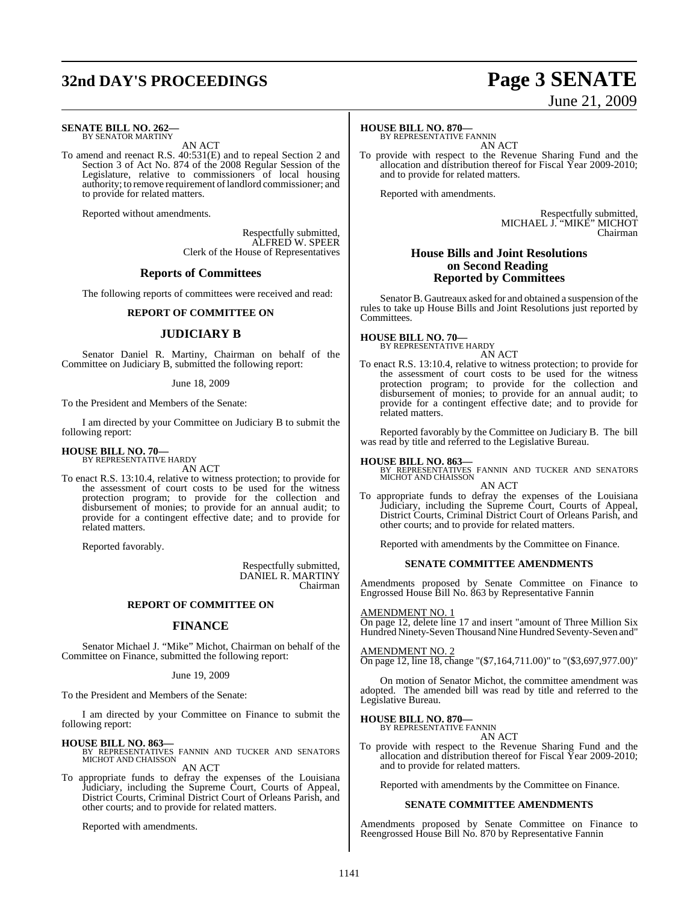**SENATE BILL NO. 262—**
BY SENATOR MARTINY

AN ACT

To amend and reenact R.S. 40:531(E) and to repeal Section 2 and Section 3 of Act No. 874 of the 2008 Regular Session of the Legislature, relative to commissioners of local housing authority; to remove requirement of landlord commissioner; and to provide for related matters.

Reported without amendments.

Respectfully submitted,
ALFRED W. SPEER
Clerk of the House of Representatives

## Reports of Committees

The following reports of committees were received and read:

### REPORT OF COMMITTEE ON

## JUDICIARY B

Senator Daniel R. Martiny, Chairman on behalf of the Committee on Judiciary B, submitted the following report:

June 18, 2009

To the President and Members of the Senate:

I am directed by your Committee on Judiciary B to submit the following report:

**HOUSE BILL NO. 70—**
BY REPRESENTATIVE HARDY

AN ACT

To enact R.S. 13:10.4, relative to witness protection; to provide for the assessment of court costs to be used for the witness protection program; to provide for the collection and disbursement of monies; to provide for an annual audit; to provide for a contingent effective date; and to provide for related matters.

Reported favorably.

Respectfully submitted,
DANIEL R. MARTINY
Chairman

### REPORT OF COMMITTEE ON

## FINANCE

Senator Michael J. "Mike" Michot, Chairman on behalf of the Committee on Finance, submitted the following report:

June 19, 2009

To the President and Members of the Senate:

I am directed by your Committee on Finance to submit the following report:

**HOUSE BILL NO. 863—**
BY REPRESENTATIVES FANNIN AND TUCKER AND SENATORS MICHOT AND CHAISSON

AN ACT

To appropriate funds to defray the expenses of the Louisiana Judiciary, including the Supreme Court, Courts of Appeal, District Courts, Criminal District Court of Orleans Parish, and other courts; and to provide for related matters.

Reported with amendments.

**HOUSE BILL NO. 870—**
BY REPRESENTATIVE FANNIN

AN ACT

To provide with respect to the Revenue Sharing Fund and the allocation and distribution thereof for Fiscal Year 2009-2010; and to provide for related matters.

Reported with amendments.

Respectfully submitted,
MICHAEL J. "MIKE" MICHOT
Chairman

## House Bills and Joint Resolutions on Second Reading Reported by Committees

Senator B. Gautreaux asked for and obtained a suspension of the rules to take up House Bills and Joint Resolutions just reported by Committees.

**HOUSE BILL NO. 70—**
BY REPRESENTATIVE HARDY

AN ACT

To enact R.S. 13:10.4, relative to witness protection; to provide for the assessment of court costs to be used for the witness protection program; to provide for the collection and disbursement of monies; to provide for an annual audit; to provide for a contingent effective date; and to provide for related matters.

Reported favorably by the Committee on Judiciary B. The bill was read by title and referred to the Legislative Bureau.

**HOUSE BILL NO. 863—**
BY REPRESENTATIVES FANNIN AND TUCKER AND SENATORS MICHOT AND CHAISSON

AN ACT

To appropriate funds to defray the expenses of the Louisiana Judiciary, including the Supreme Court, Courts of Appeal, District Courts, Criminal District Court of Orleans Parish, and other courts; and to provide for related matters.

Reported with amendments by the Committee on Finance.

### SENATE COMMITTEE AMENDMENTS

Amendments proposed by Senate Committee on Finance to Engrossed House Bill No. 863 by Representative Fannin

AMENDMENT NO. 1
On page 12, delete line 17 and insert "amount of Three Million Six Hundred Ninety-Seven Thousand Nine Hundred Seventy-Seven and"

AMENDMENT NO. 2
On page 12, line 18, change "($7,164,711.00)" to "($3,697,977.00)"

On motion of Senator Michot, the committee amendment was adopted. The amended bill was read by title and referred to the Legislative Bureau.

**HOUSE BILL NO. 870—**
BY REPRESENTATIVE FANNIN

AN ACT

To provide with respect to the Revenue Sharing Fund and the allocation and distribution thereof for Fiscal Year 2009-2010; and to provide for related matters.

Reported with amendments by the Committee on Finance.

### SENATE COMMITTEE AMENDMENTS

Amendments proposed by Senate Committee on Finance to Reengrossed House Bill No. 870 by Representative Fannin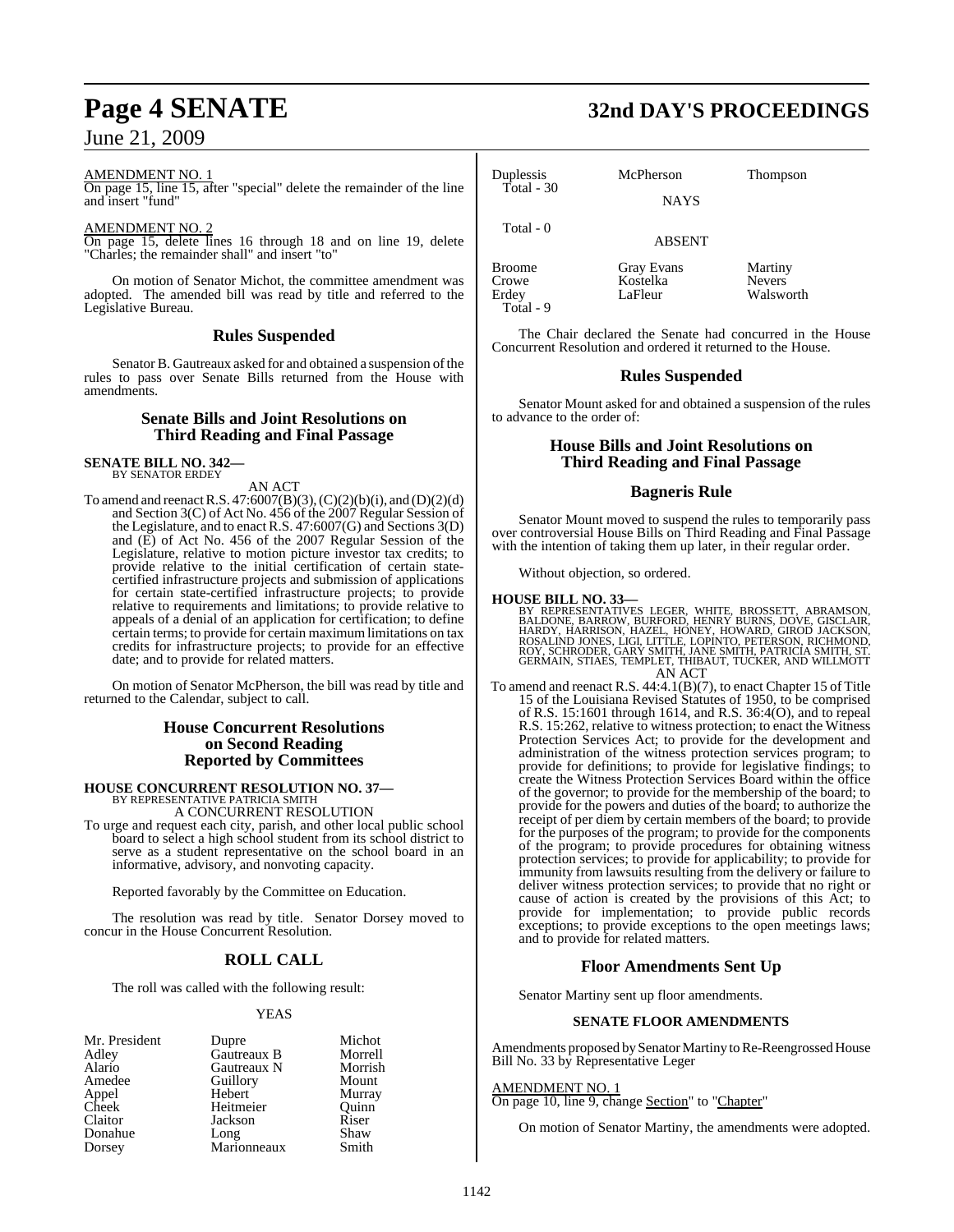AMENDMENT NO. 1

On page 15, line 15, after "special" delete the remainder of the line and insert "fund"

AMENDMENT NO. 2

On page 15, delete lines 16 through 18 and on line 19, delete "Charles; the remainder shall" and insert "to"

On motion of Senator Michot, the committee amendment was adopted. The amended bill was read by title and referred to the Legislative Bureau.

## Rules Suspended

Senator B. Gautreaux asked for and obtained a suspension of the rules to pass over Senate Bills returned from the House with amendments.

## Senate Bills and Joint Resolutions on Third Reading and Final Passage

**SENATE BILL NO. 342—**
BY SENATOR ERDEY

AN ACT

To amend and reenact R.S. 47:6007(B)(3), (C)(2)(b)(i), and (D)(2)(d) and Section 3(C) of Act No. 456 of the 2007 Regular Session of the Legislature, and to enact R.S. 47:6007(G) and Sections 3(D) and (E) of Act No. 456 of the 2007 Regular Session of the Legislature, relative to motion picture investor tax credits; to provide relative to the initial certification of certain state-certified infrastructure projects and submission of applications for certain state-certified infrastructure projects; to provide relative to requirements and limitations; to provide relative to appeals of a denial of an application for certification; to define certain terms; to provide for certain maximum limitations on tax credits for infrastructure projects; to provide for an effective date; and to provide for related matters.

On motion of Senator McPherson, the bill was read by title and returned to the Calendar, subject to call.

## House Concurrent Resolutions on Second Reading Reported by Committees

**HOUSE CONCURRENT RESOLUTION NO. 37—**
BY REPRESENTATIVE PATRICIA SMITH

A CONCURRENT RESOLUTION

To urge and request each city, parish, and other local public school board to select a high school student from its school district to serve as a student representative on the school board in an informative, advisory, and nonvoting capacity.

Reported favorably by the Committee on Education.

The resolution was read by title. Senator Dorsey moved to concur in the House Concurrent Resolution.

## ROLL CALL

The roll was called with the following result:

YEAS

| | | |
|---|---|---|
| Mr. President | Dupre | Michot |
| Adley | Gautreaux B | Morrell |
| Alario | Gautreaux N | Morrish |
| Amedee | Guillory | Mount |
| Appel | Hebert | Murray |
| Cheek | Heitmeier | Quinn |
| Claitor | Jackson | Riser |
| Donahue | Long | Shaw |
| Dorsey | Marionneaux | Smith |
| Duplessis | McPherson | Thompson |

Total - 30

NAYS

Total - 0

ABSENT

| | | |
|---|---|---|
| Broome | Gray Evans | Martiny |
| Crowe | Kostelka | Nevers |
| Erdey | LaFleur | Walsworth |

Total - 9

The Chair declared the Senate had concurred in the House Concurrent Resolution and ordered it returned to the House.

## Rules Suspended

Senator Mount asked for and obtained a suspension of the rules to advance to the order of:

## House Bills and Joint Resolutions on Third Reading and Final Passage

## Bagneris Rule

Senator Mount moved to suspend the rules to temporarily pass over controversial House Bills on Third Reading and Final Passage with the intention of taking them up later, in their regular order.

Without objection, so ordered.

**HOUSE BILL NO. 33—**
BY REPRESENTATIVES LEGER, WHITE, BROSSETT, ABRAMSON, BALDONE, BARROW, BURFORD, HENRY BURNS, DOVE, GISCLAIR, HARDY, HARRISON, HAZEL, HONEY, HOWARD, GIROD JACKSON, ROSALIND JONES, LIGI, LITTLE, LOPINTO, PETERSON, RICHMOND, ROY, SCHRODER, GARY SMITH, JANE SMITH, PATRICIA SMITH, ST. GERMAIN, STIAES, TEMPLET, THIBAUT, TUCKER, AND WILLMOTT

AN ACT

To amend and reenact R.S. 44:4.1(B)(7), to enact Chapter 15 of Title 15 of the Louisiana Revised Statutes of 1950, to be comprised of R.S. 15:1601 through 1614, and R.S. 36:4(O), and to repeal R.S. 15:262, relative to witness protection; to enact the Witness Protection Services Act; to provide for the development and administration of the witness protection services program; to provide for definitions; to provide for legislative findings; to create the Witness Protection Services Board within the office of the governor; to provide for the membership of the board; to provide for the powers and duties of the board; to authorize the receipt of per diem by certain members of the board; to provide for the purposes of the program; to provide for the components of the program; to provide procedures for obtaining witness protection services; to provide for applicability; to provide for immunity from lawsuits resulting from the delivery or failure to deliver witness protection services; to provide that no right or cause of action is created by the provisions of this Act; to provide for implementation; to provide public records exceptions; to provide exceptions to the open meetings laws; and to provide for related matters.

## Floor Amendments Sent Up

Senator Martiny sent up floor amendments.

### SENATE FLOOR AMENDMENTS

Amendments proposed by Senator Martiny to Re-Reengrossed House Bill No. 33 by Representative Leger

AMENDMENT NO. 1

On page 10, line 9, change Section" to "Chapter"

On motion of Senator Martiny, the amendments were adopted.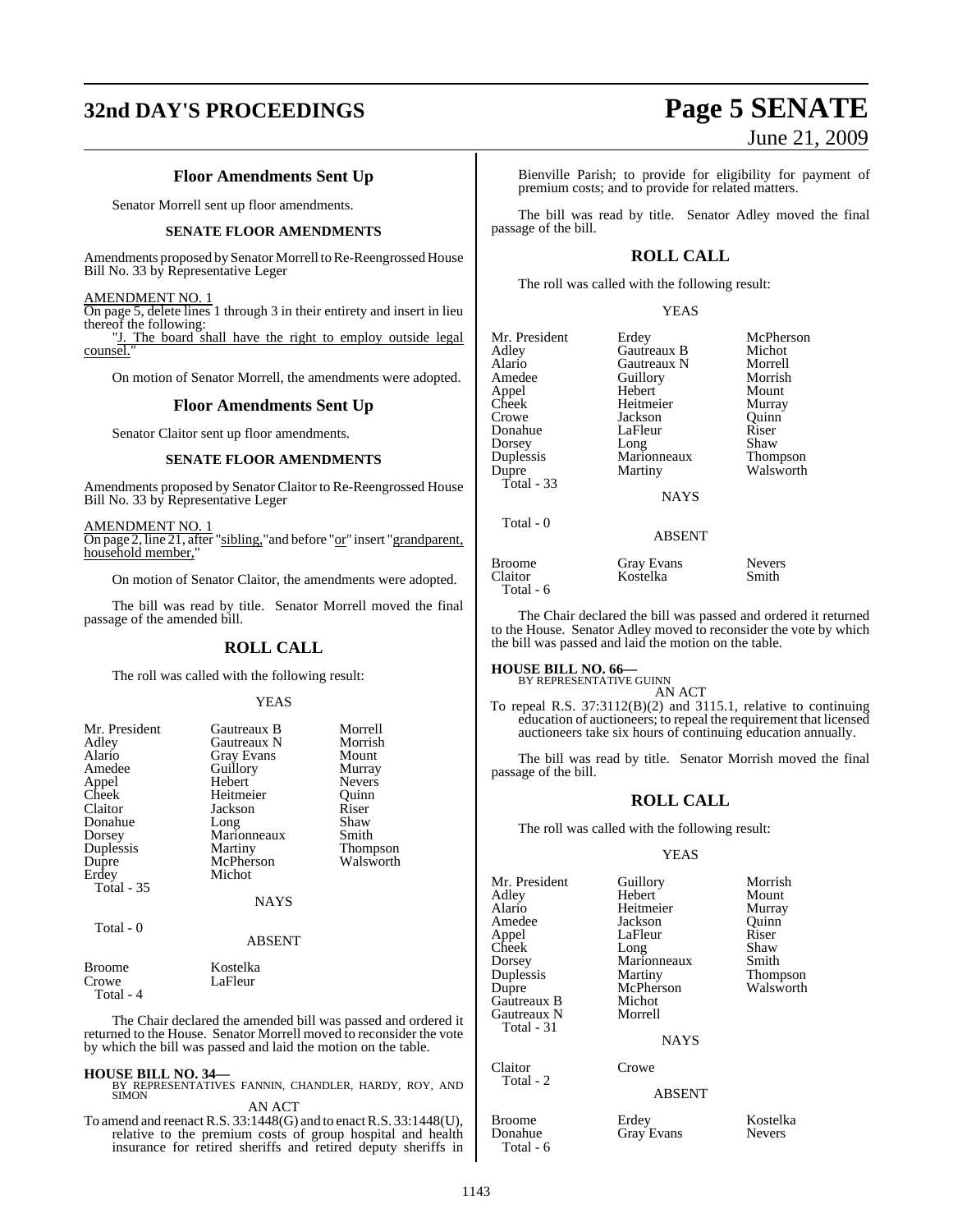### Floor Amendments Sent Up

Senator Morrell sent up floor amendments.

**SENATE FLOOR AMENDMENTS**

Amendments proposed by Senator Morrell to Re-Reengrossed House Bill No. 33 by Representative Leger

AMENDMENT NO. 1
On page 5, delete lines 1 through 3 in their entirety and insert in lieu thereof the following:
"J. The board shall have the right to employ outside legal counsel."

On motion of Senator Morrell, the amendments were adopted.

### Floor Amendments Sent Up

Senator Claitor sent up floor amendments.

**SENATE FLOOR AMENDMENTS**

Amendments proposed by Senator Claitor to Re-Reengrossed House Bill No. 33 by Representative Leger

AMENDMENT NO. 1
On page 2, line 21, after "sibling," and before "or" insert "grandparent, household member,"

On motion of Senator Claitor, the amendments were adopted.

The bill was read by title. Senator Morrell moved the final passage of the amended bill.

## ROLL CALL

The roll was called with the following result:

YEAS

| | | |
|---|---|---|
| Mr. President | Gautreaux B | Morrell |
| Adley | Gautreaux N | Morrish |
| Alario | Gray Evans | Mount |
| Amedee | Guillory | Murray |
| Appel | Hebert | Nevers |
| Cheek | Heitmeier | Quinn |
| Claitor | Jackson | Riser |
| Donahue | Long | Shaw |
| Dorsey | Marionneaux | Smith |
| Duplessis | Martiny | Thompson |
| Dupre | McPherson | Walsworth |
| Erdey | Michot | |

Total - 35

NAYS

Total - 0

ABSENT

| | |
|---|---|
| Broome | Kostelka |
| Crowe | LaFleur |

Total - 4

The Chair declared the amended bill was passed and ordered it returned to the House. Senator Morrell moved to reconsider the vote by which the bill was passed and laid the motion on the table.

**HOUSE BILL NO. 34—**
BY REPRESENTATIVES FANNIN, CHANDLER, HARDY, ROY, AND SIMON

AN ACT

To amend and reenact R.S. 33:1448(G) and to enact R.S. 33:1448(U), relative to the premium costs of group hospital and health insurance for retired sheriffs and retired deputy sheriffs in Bienville Parish; to provide for eligibility for payment of premium costs; and to provide for related matters.

The bill was read by title. Senator Adley moved the final passage of the bill.

## ROLL CALL

The roll was called with the following result:

YEAS

| | | |
|---|---|---|
| Mr. President | Erdey | McPherson |
| Adley | Gautreaux B | Michot |
| Alario | Gautreaux N | Morrell |
| Amedee | Guillory | Morrish |
| Appel | Hebert | Mount |
| Cheek | Heitmeier | Murray |
| Crowe | Jackson | Quinn |
| Donahue | LaFleur | Riser |
| Dorsey | Long | Shaw |
| Duplessis | Marionneaux | Thompson |
| Dupre | Martiny | Walsworth |

Total - 33

NAYS

Total - 0

ABSENT

| | | |
|---|---|---|
| Broome | Gray Evans | Nevers |
| Claitor | Kostelka | Smith |

Total - 6

The Chair declared the bill was passed and ordered it returned to the House. Senator Adley moved to reconsider the vote by which the bill was passed and laid the motion on the table.

**HOUSE BILL NO. 66—**
BY REPRESENTATIVE GUINN

AN ACT

To repeal R.S. 37:3112(B)(2) and 3115.1, relative to continuing education of auctioneers; to repeal the requirement that licensed auctioneers take six hours of continuing education annually.

The bill was read by title. Senator Morrish moved the final passage of the bill.

## ROLL CALL

The roll was called with the following result:

YEAS

| | | |
|---|---|---|
| Mr. President | Guillory | Morrish |
| Adley | Hebert | Mount |
| Alario | Heitmeier | Murray |
| Amedee | Jackson | Quinn |
| Appel | LaFleur | Riser |
| Cheek | Long | Shaw |
| Dorsey | Marionneaux | Smith |
| Duplessis | Martiny | Thompson |
| Dupre | McPherson | Walsworth |
| Gautreaux B | Michot | |
| Gautreaux N | Morrell | |

Total - 31

NAYS

| | |
|---|---|
| Claitor | Crowe |

Total - 2

ABSENT

| | | |
|---|---|---|
| Broome | Erdey | Kostelka |
| Donahue | Gray Evans | Nevers |

Total - 6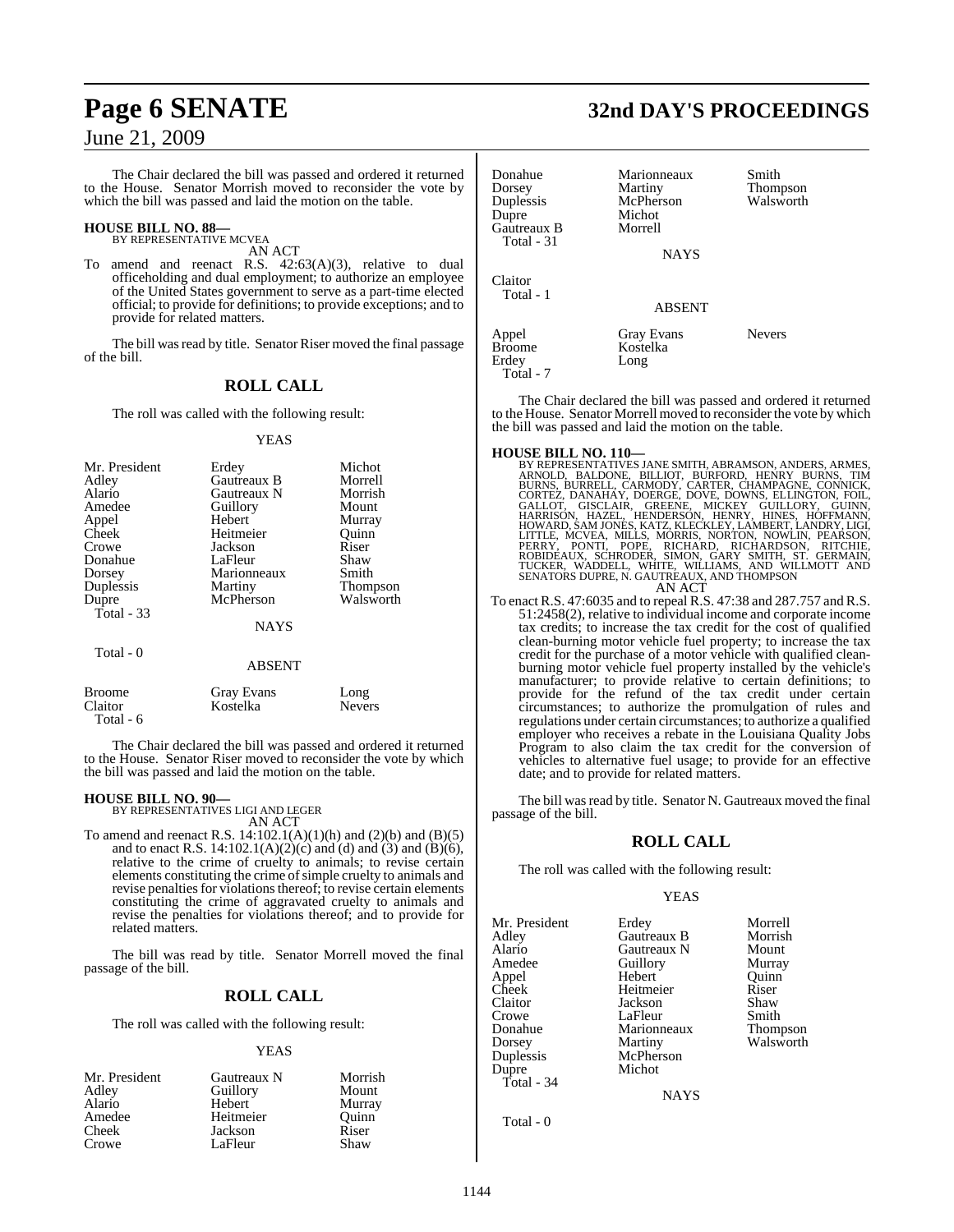The Chair declared the bill was passed and ordered it returned to the House. Senator Morrish moved to reconsider the vote by which the bill was passed and laid the motion on the table.

**HOUSE BILL NO. 88—**
BY REPRESENTATIVE MCVEA
AN ACT

To amend and reenact R.S. 42:63(A)(3), relative to dual officeholding and dual employment; to authorize an employee of the United States government to serve as a part-time elected official; to provide for definitions; to provide exceptions; and to provide for related matters.

The bill was read by title. Senator Riser moved the final passage of the bill.

## ROLL CALL

The roll was called with the following result:

YEAS

| | | |
|---|---|---|
| Mr. President | Erdey | Michot |
| Adley | Gautreaux B | Morrell |
| Alario | Gautreaux N | Morrish |
| Amedee | Guillory | Mount |
| Appel | Hebert | Murray |
| Cheek | Heitmeier | Quinn |
| Crowe | Jackson | Riser |
| Donahue | LaFleur | Shaw |
| Dorsey | Marionneaux | Smith |
| Duplessis | Martiny | Thompson |
| Dupre | McPherson | Walsworth |
| Total - 33 | | |

NAYS

Total - 0

ABSENT

| | | |
|---|---|---|
| Broome | Gray Evans | Long |
| Claitor | Kostelka | Nevers |
| Total - 6 | | |

The Chair declared the bill was passed and ordered it returned to the House. Senator Riser moved to reconsider the vote by which the bill was passed and laid the motion on the table.

**HOUSE BILL NO. 90—**
BY REPRESENTATIVES LIGI AND LEGER
AN ACT

To amend and reenact R.S. 14:102.1(A)(1)(h) and (2)(b) and (B)(5) and to enact R.S. 14:102.1(A)(2)(c) and (d) and (3) and (B)(6), relative to the crime of cruelty to animals; to revise certain elements constituting the crime of simple cruelty to animals and revise penalties for violations thereof; to revise certain elements constituting the crime of aggravated cruelty to animals and revise the penalties for violations thereof; and to provide for related matters.

The bill was read by title. Senator Morrell moved the final passage of the bill.

## ROLL CALL

The roll was called with the following result:

YEAS

| | | |
|---|---|---|
| Mr. President | Gautreaux N | Morrish |
| Adley | Guillory | Mount |
| Alario | Hebert | Murray |
| Amedee | Heitmeier | Quinn |
| Cheek | Jackson | Riser |
| Crowe | LaFleur | Shaw |
| Donahue | Marionneaux | Smith |
| Dorsey | Martiny | Thompson |
| Duplessis | McPherson | Walsworth |
| Dupre | Michot | |
| Gautreaux B | Morrell | |
| Total - 31 | | |

NAYS

Claitor
Total - 1

ABSENT

| | | |
|---|---|---|
| Appel | Gray Evans | Nevers |
| Broome | Kostelka | |
| Erdey | Long | |
| Total - 7 | | |

The Chair declared the bill was passed and ordered it returned to the House. Senator Morrell moved to reconsider the vote by which the bill was passed and laid the motion on the table.

**HOUSE BILL NO. 110—**
BY REPRESENTATIVES JANE SMITH, ABRAMSON, ANDERS, ARMES, ARNOLD, BALDONE, BILLIOT, BURFORD, HENRY BURNS, TIM BURNS, BURRELL, CARMODY, CARTER, CHAMPAGNE, CONNICK, CORTEZ, DANAHAY, DOERGE, DOVE, DOWNS, ELLINGTON, FOIL, GALLOT, GISCLAIR, GREENE, MICKEY GUILLORY, GUINN, HARRISON, HAZEL, HENDERSON, HENRY, HINES, HOFFMANN, HOWARD, SAM JONES, KATZ, KLECKLEY, LAMBERT, LANDRY, LIGI, LITTLE, MCVEA, MILLS, MORRIS, NORTON, NOWLIN, PEARSON, PERRY, PONTI, POPE, RICHARD, RICHARDSON, RITCHIE, ROBIDEAUX, SCHRODER, SIMON, GARY SMITH, ST. GERMAIN, TUCKER, WADDELL, WHITE, WILLIAMS, AND WILLMOTT AND SENATORS DUPRE, N. GAUTREAUX, AND THOMPSON
AN ACT

To enact R.S. 47:6035 and to repeal R.S. 47:38 and 287.757 and R.S. 51:2458(2), relative to individual income and corporate income tax credits; to increase the tax credit for the cost of qualified clean-burning motor vehicle fuel property; to increase the tax credit for the purchase of a motor vehicle with qualified clean-burning motor vehicle fuel property installed by the vehicle's manufacturer; to provide relative to certain definitions; to provide for the refund of the tax credit under certain circumstances; to authorize the promulgation of rules and regulations under certain circumstances; to authorize a qualified employer who receives a rebate in the Louisiana Quality Jobs Program to also claim the tax credit for the conversion of vehicles to alternative fuel usage; to provide for an effective date; and to provide for related matters.

The bill was read by title. Senator N. Gautreaux moved the final passage of the bill.

## ROLL CALL

The roll was called with the following result:

YEAS

| | | |
|---|---|---|
| Mr. President | Erdey | Morrell |
| Adley | Gautreaux B | Morrish |
| Alario | Gautreaux N | Mount |
| Amedee | Guillory | Murray |
| Appel | Hebert | Quinn |
| Cheek | Heitmeier | Riser |
| Claitor | Jackson | Shaw |
| Crowe | LaFleur | Smith |
| Donahue | Marionneaux | Thompson |
| Dorsey | Martiny | Walsworth |
| Duplessis | McPherson | |
| Dupre | Michot | |
| Total - 34 | | |

NAYS

Total - 0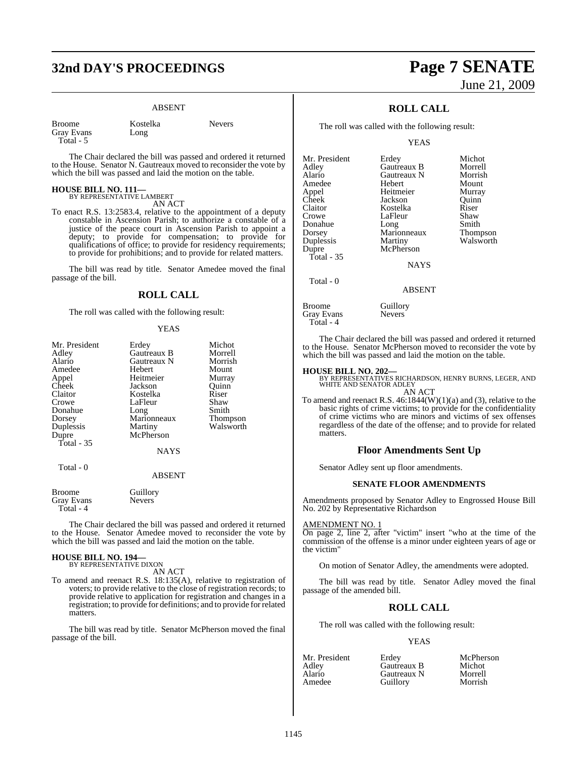ABSENT

| | | |
|---|---|---|
| Broome | Kostelka | Nevers |
| Gray Evans | Long | |
| Total - 5 | | |

The Chair declared the bill was passed and ordered it returned to the House. Senator N. Gautreaux moved to reconsider the vote by which the bill was passed and laid the motion on the table.

**HOUSE BILL NO. 111—**
BY REPRESENTATIVE LAMBERT
AN ACT

To enact R.S. 13:2583.4, relative to the appointment of a deputy constable in Ascension Parish; to authorize a constable of a justice of the peace court in Ascension Parish to appoint a deputy; to provide for compensation; to provide for qualifications of office; to provide for residency requirements; to provide for prohibitions; and to provide for related matters.

The bill was read by title. Senator Amedee moved the final passage of the bill.

## ROLL CALL

The roll was called with the following result:

YEAS

| | | |
|---|---|---|
| Mr. President | Erdey | Michot |
| Adley | Gautreaux B | Morrell |
| Alario | Gautreaux N | Morrish |
| Amedee | Hebert | Mount |
| Appel | Heitmeier | Murray |
| Cheek | Jackson | Quinn |
| Claitor | Kostelka | Riser |
| Crowe | LaFleur | Shaw |
| Donahue | Long | Smith |
| Dorsey | Marionneaux | Thompson |
| Duplessis | Martiny | Walsworth |
| Dupre | McPherson | |
| Total - 35 | | |

NAYS

Total - 0

ABSENT

| | |
|---|---|
| Broome | Guillory |
| Gray Evans | Nevers |
| Total - 4 | |

The Chair declared the bill was passed and ordered it returned to the House. Senator Amedee moved to reconsider the vote by which the bill was passed and laid the motion on the table.

**HOUSE BILL NO. 194—**
BY REPRESENTATIVE DIXON
AN ACT

To amend and reenact R.S. 18:135(A), relative to registration of voters; to provide relative to the close of registration records; to provide relative to application for registration and changes in a registration; to provide for definitions; and to provide for related matters.

The bill was read by title. Senator McPherson moved the final passage of the bill.

## ROLL CALL

The roll was called with the following result:

YEAS

| | | |
|---|---|---|
| Mr. President | Erdey | Michot |
| Adley | Gautreaux B | Morrell |
| Alario | Gautreaux N | Morrish |
| Amedee | Hebert | Mount |
| Appel | Heitmeier | Murray |
| Cheek | Jackson | Quinn |
| Claitor | Kostelka | Riser |
| Crowe | LaFleur | Shaw |
| Donahue | Long | Smith |
| Dorsey | Marionneaux | Thompson |
| Duplessis | Martiny | Walsworth |
| Dupre | McPherson | |
| Total - 35 | | |

NAYS

Total - 0

ABSENT

| | |
|---|---|
| Broome | Guillory |
| Gray Evans | Nevers |
| Total - 4 | |

The Chair declared the bill was passed and ordered it returned to the House. Senator McPherson moved to reconsider the vote by which the bill was passed and laid the motion on the table.

**HOUSE BILL NO. 202—**
BY REPRESENTATIVES RICHARDSON, HENRY BURNS, LEGER, AND WHITE AND SENATOR ADLEY
AN ACT

To amend and reenact R.S. 46:1844(W)(1)(a) and (3), relative to the basic rights of crime victims; to provide for the confidentiality of crime victims who are minors and victims of sex offenses regardless of the date of the offense; and to provide for related matters.

## Floor Amendments Sent Up

Senator Adley sent up floor amendments.

### SENATE FLOOR AMENDMENTS

Amendments proposed by Senator Adley to Engrossed House Bill No. 202 by Representative Richardson

AMENDMENT NO. 1
On page 2, line 2, after "victim" insert "who at the time of the commission of the offense is a minor under eighteen years of age or the victim"

On motion of Senator Adley, the amendments were adopted.

The bill was read by title. Senator Adley moved the final passage of the amended bill.

## ROLL CALL

The roll was called with the following result:

YEAS

| | | |
|---|---|---|
| Mr. President | Erdey | McPherson |
| Adley | Gautreaux B | Michot |
| Alario | Gautreaux N | Morrell |
| Amedee | Guillory | Morrish |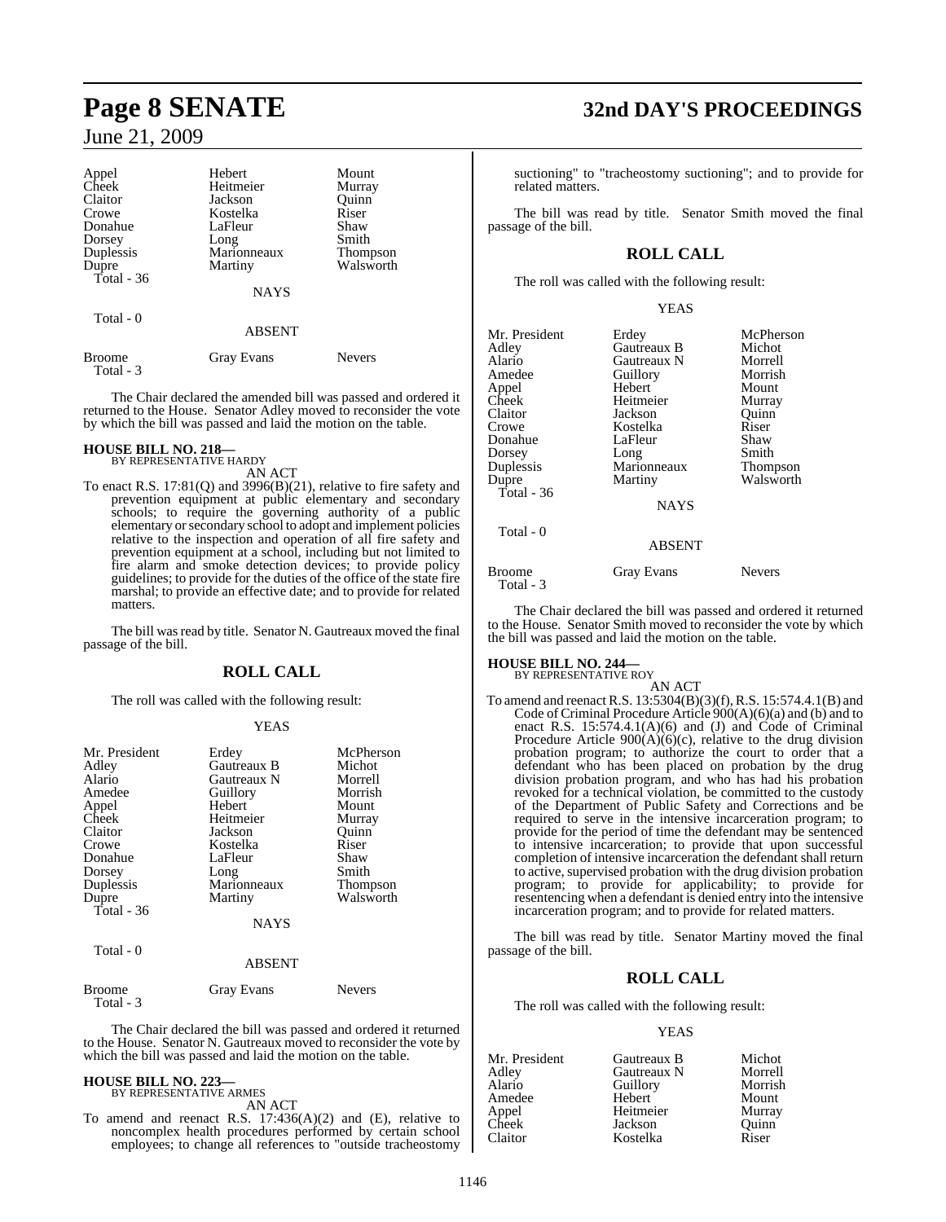| | | |
|---|---|---|
| Appel | Hebert | Mount |
| Cheek | Heitmeier | Murray |
| Claitor | Jackson | Quinn |
| Crowe | Kostelka | Riser |
| Donahue | LaFleur | Shaw |
| Dorsey | Long | Smith |
| Duplessis | Marionneaux | Thompson |
| Dupre | Martiny | Walsworth |
| Total - 36 | | |

NAYS

Total - 0

ABSENT

| | | |
|---|---|---|
| Broome | Gray Evans | Nevers |
| Total - 3 | | |

The Chair declared the amended bill was passed and ordered it returned to the House. Senator Adley moved to reconsider the vote by which the bill was passed and laid the motion on the table.

**HOUSE BILL NO. 218—**
BY REPRESENTATIVE HARDY

AN ACT

To enact R.S. 17:81(Q) and 3996(B)(21), relative to fire safety and prevention equipment at public elementary and secondary schools; to require the governing authority of a public elementary or secondary school to adopt and implement policies relative to the inspection and operation of all fire safety and prevention equipment at a school, including but not limited to fire alarm and smoke detection devices; to provide policy guidelines; to provide for the duties of the office of the state fire marshal; to provide an effective date; and to provide for related matters.

The bill was read by title. Senator N. Gautreaux moved the final passage of the bill.

## ROLL CALL

The roll was called with the following result:

YEAS

| | | |
|---|---|---|
| Mr. President | Erdey | McPherson |
| Adley | Gautreaux B | Michot |
| Alario | Gautreaux N | Morrell |
| Amedee | Guillory | Morrish |
| Appel | Hebert | Mount |
| Cheek | Heitmeier | Murray |
| Claitor | Jackson | Quinn |
| Crowe | Kostelka | Riser |
| Donahue | LaFleur | Shaw |
| Dorsey | Long | Smith |
| Duplessis | Marionneaux | Thompson |
| Dupre | Martiny | Walsworth |
| Total - 36 | | |

NAYS

Total - 0

ABSENT

| | | |
|---|---|---|
| Broome | Gray Evans | Nevers |
| Total - 3 | | |

The Chair declared the bill was passed and ordered it returned to the House. Senator N. Gautreaux moved to reconsider the vote by which the bill was passed and laid the motion on the table.

**HOUSE BILL NO. 223—**
BY REPRESENTATIVE ARMES

AN ACT

To amend and reenact R.S. 17:436(A)(2) and (E), relative to noncomplex health procedures performed by certain school employees; to change all references to "outside tracheostomy suctioning" to "tracheostomy suctioning"; and to provide for related matters.

The bill was read by title. Senator Smith moved the final passage of the bill.

## ROLL CALL

The roll was called with the following result:

YEAS

| | | |
|---|---|---|
| Mr. President | Erdey | McPherson |
| Adley | Gautreaux B | Michot |
| Alario | Gautreaux N | Morrell |
| Amedee | Guillory | Morrish |
| Appel | Hebert | Mount |
| Cheek | Heitmeier | Murray |
| Claitor | Jackson | Quinn |
| Crowe | Kostelka | Riser |
| Donahue | LaFleur | Shaw |
| Dorsey | Long | Smith |
| Duplessis | Marionneaux | Thompson |
| Dupre | Martiny | Walsworth |
| Total - 36 | | |

NAYS

Total - 0

ABSENT

| | | |
|---|---|---|
| Broome | Gray Evans | Nevers |
| Total - 3 | | |

The Chair declared the bill was passed and ordered it returned to the House. Senator Smith moved to reconsider the vote by which the bill was passed and laid the motion on the table.

**HOUSE BILL NO. 244—**
BY REPRESENTATIVE ROY

AN ACT

To amend and reenact R.S. 13:5304(B)(3)(f), R.S. 15:574.4.1(B) and Code of Criminal Procedure Article 900(A)(6)(a) and (b) and to enact R.S. 15:574.4.1(A)(6) and (J) and Code of Criminal Procedure Article 900(A)(6)(c), relative to the drug division probation program; to authorize the court to order that a defendant who has been placed on probation by the drug division probation program, and who has had his probation revoked for a technical violation, be committed to the custody of the Department of Public Safety and Corrections and be required to serve in the intensive incarceration program; to provide for the period of time the defendant may be sentenced to intensive incarceration; to provide that upon successful completion of intensive incarceration the defendant shall return to active, supervised probation with the drug division probation program; to provide for applicability; to provide for resentencing when a defendant is denied entry into the intensive incarceration program; and to provide for related matters.

The bill was read by title. Senator Martiny moved the final passage of the bill.

## ROLL CALL

The roll was called with the following result:

YEAS

| | | |
|---|---|---|
| Mr. President | Gautreaux B | Michot |
| Adley | Gautreaux N | Morrell |
| Alario | Guillory | Morrish |
| Amedee | Hebert | Mount |
| Appel | Heitmeier | Murray |
| Cheek | Jackson | Quinn |
| Claitor | Kostelka | Riser |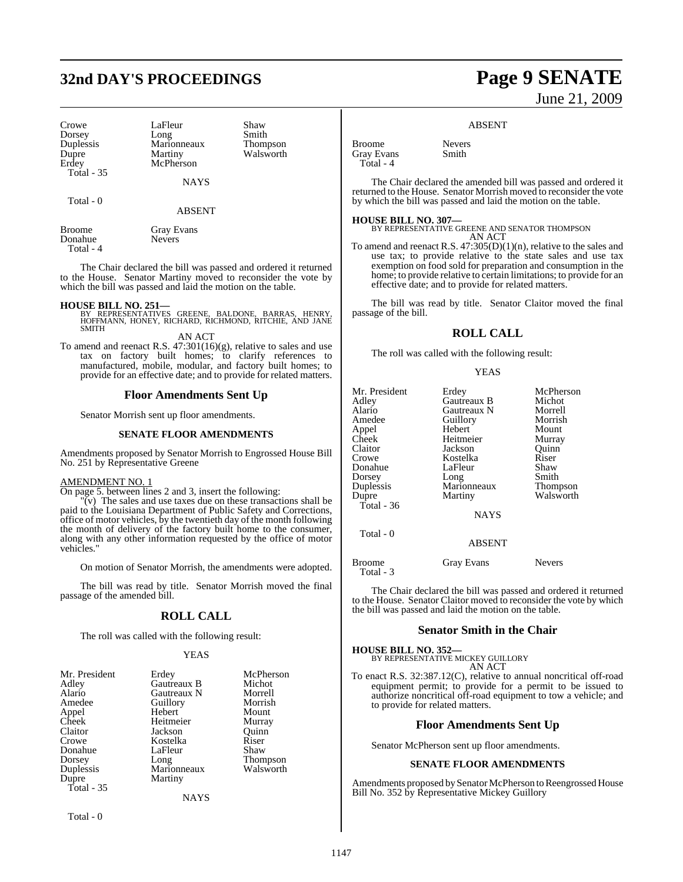| | | |
|---|---|---|
| Crowe | LaFleur | Shaw |
| Dorsey | Long | Smith |
| Duplessis | Marionneaux | Thompson |
| Dupre | Martiny | Walsworth |
| Erdey | McPherson | |
| Total - 35 | | |

NAYS

Total - 0

ABSENT

| | |
|---|---|
| Broome | Gray Evans |
| Donahue | Nevers |
| Total - 4 | |

The Chair declared the bill was passed and ordered it returned to the House. Senator Martiny moved to reconsider the vote by which the bill was passed and laid the motion on the table.

**HOUSE BILL NO. 251—**
BY REPRESENTATIVES GREENE, BALDONE, BARRAS, HENRY, HOFFMANN, HONEY, RICHARD, RICHMOND, RITCHIE, AND JANE SMITH

AN ACT

To amend and reenact R.S. 47:301(16)(g), relative to sales and use tax on factory built homes; to clarify references to manufactured, mobile, modular, and factory built homes; to provide for an effective date; and to provide for related matters.

## Floor Amendments Sent Up

Senator Morrish sent up floor amendments.

### SENATE FLOOR AMENDMENTS

Amendments proposed by Senator Morrish to Engrossed House Bill No. 251 by Representative Greene

AMENDMENT NO. 1
On page 5. between lines 2 and 3, insert the following:
"(v) The sales and use taxes due on these transactions shall be paid to the Louisiana Department of Public Safety and Corrections, office of motor vehicles, by the twentieth day of the month following the month of delivery of the factory built home to the consumer, along with any other information requested by the office of motor vehicles."

On motion of Senator Morrish, the amendments were adopted.

The bill was read by title. Senator Morrish moved the final passage of the amended bill.

## ROLL CALL

The roll was called with the following result:

YEAS

| | | |
|---|---|---|
| Mr. President | Erdey | McPherson |
| Adley | Gautreaux B | Michot |
| Alario | Gautreaux N | Morrell |
| Amedee | Guillory | Morrish |
| Appel | Hebert | Mount |
| Cheek | Heitmeier | Murray |
| Claitor | Jackson | Quinn |
| Crowe | Kostelka | Riser |
| Donahue | LaFleur | Shaw |
| Dorsey | Long | Thompson |
| Duplessis | Marionneaux | Walsworth |
| Dupre | Martiny | |
| Total - 35 | | |

NAYS

Total - 0

ABSENT

| | |
|---|---|
| Broome | Nevers |
| Gray Evans | Smith |
| Total - 4 | |

The Chair declared the amended bill was passed and ordered it returned to the House. Senator Morrish moved to reconsider the vote by which the bill was passed and laid the motion on the table.

**HOUSE BILL NO. 307—**
BY REPRESENTATIVE GREENE AND SENATOR THOMPSON

AN ACT

To amend and reenact R.S. 47:305(D)(1)(n), relative to the sales and use tax; to provide relative to the state sales and use tax exemption on food sold for preparation and consumption in the home; to provide relative to certain limitations; to provide for an effective date; and to provide for related matters.

The bill was read by title. Senator Claitor moved the final passage of the bill.

## ROLL CALL

The roll was called with the following result:

YEAS

| | | |
|---|---|---|
| Mr. President | Erdey | McPherson |
| Adley | Gautreaux B | Michot |
| Alario | Gautreaux N | Morrell |
| Amedee | Guillory | Morrish |
| Appel | Hebert | Mount |
| Cheek | Heitmeier | Murray |
| Claitor | Jackson | Quinn |
| Crowe | Kostelka | Riser |
| Donahue | LaFleur | Shaw |
| Dorsey | Long | Smith |
| Duplessis | Marionneaux | Thompson |
| Dupre | Martiny | Walsworth |
| Total - 36 | | |

NAYS

Total - 0

ABSENT

| | | |
|---|---|---|
| Broome | Gray Evans | Nevers |
| Total - 3 | | |

The Chair declared the bill was passed and ordered it returned to the House. Senator Claitor moved to reconsider the vote by which the bill was passed and laid the motion on the table.

## Senator Smith in the Chair

**HOUSE BILL NO. 352—**
BY REPRESENTATIVE MICKEY GUILLORY

AN ACT

To enact R.S. 32:387.12(C), relative to annual noncritical off-road equipment permit; to provide for a permit to be issued to authorize noncritical off-road equipment to tow a vehicle; and to provide for related matters.

## Floor Amendments Sent Up

Senator McPherson sent up floor amendments.

### SENATE FLOOR AMENDMENTS

Amendments proposed by Senator McPherson to Reengrossed House Bill No. 352 by Representative Mickey Guillory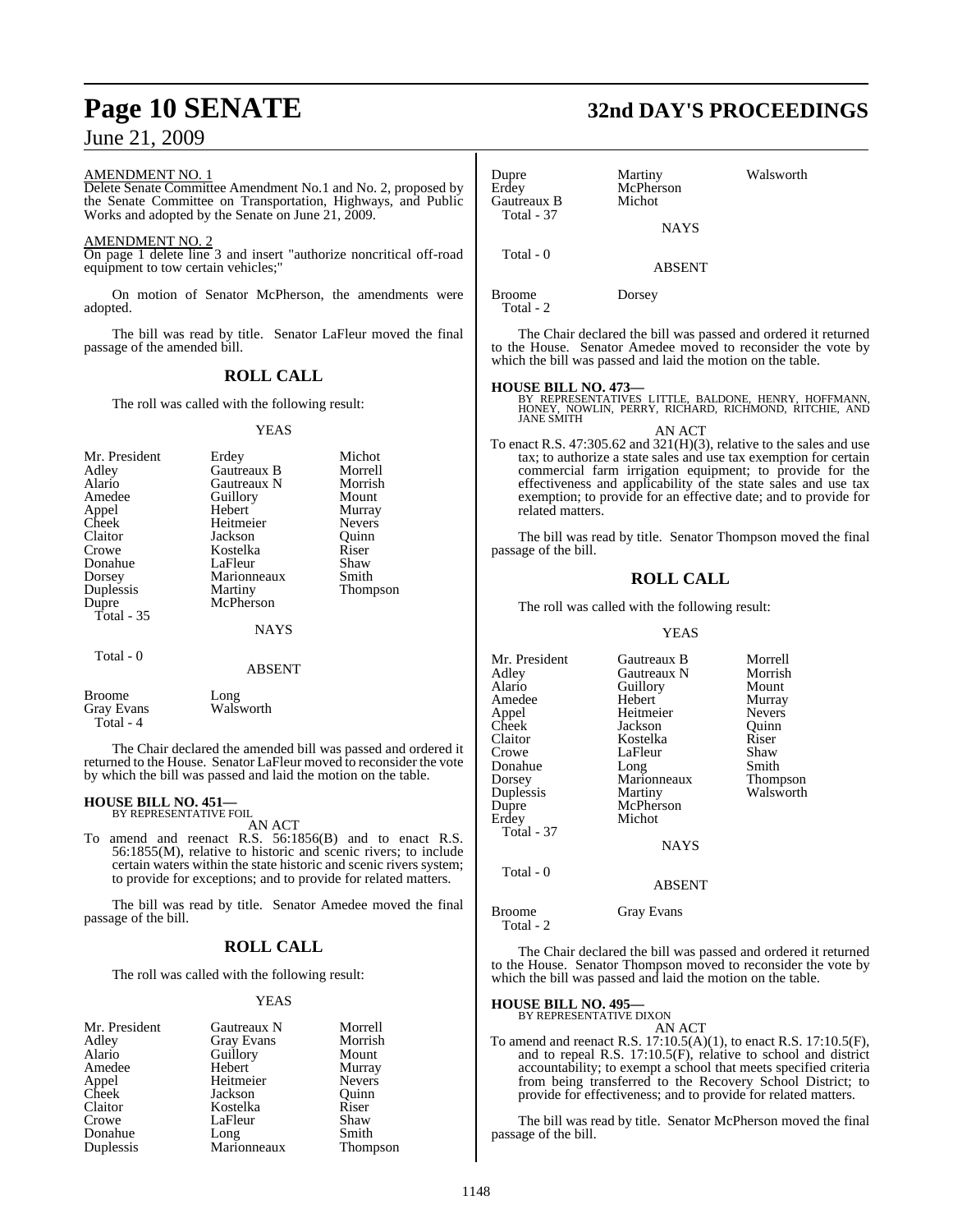AMENDMENT NO. 1

Delete Senate Committee Amendment No.1 and No. 2, proposed by the Senate Committee on Transportation, Highways, and Public Works and adopted by the Senate on June 21, 2009.

AMENDMENT NO. 2

On page 1 delete line 3 and insert "authorize noncritical off-road equipment to tow certain vehicles;"

On motion of Senator McPherson, the amendments were adopted.

The bill was read by title. Senator LaFleur moved the final passage of the amended bill.

## ROLL CALL

The roll was called with the following result:

YEAS

| | | |
|---|---|---|
| Mr. President | Erdey | Michot |
| Adley | Gautreaux B | Morrell |
| Alario | Gautreaux N | Morrish |
| Amedee | Guillory | Mount |
| Appel | Hebert | Murray |
| Cheek | Heitmeier | Nevers |
| Claitor | Jackson | Quinn |
| Crowe | Kostelka | Riser |
| Donahue | LaFleur | Shaw |
| Dorsey | Marionneaux | Smith |
| Duplessis | Martiny | Thompson |
| Dupre | McPherson | |

Total - 35

NAYS

Total - 0

ABSENT

| | |
|---|---|
| Broome | Long |
| Gray Evans | Walsworth |

Total - 4

The Chair declared the amended bill was passed and ordered it returned to the House. Senator LaFleur moved to reconsider the vote by which the bill was passed and laid the motion on the table.

**HOUSE BILL NO. 451—**
BY REPRESENTATIVE FOIL

AN ACT

To amend and reenact R.S. 56:1856(B) and to enact R.S. 56:1855(M), relative to historic and scenic rivers; to include certain waters within the state historic and scenic rivers system; to provide for exceptions; and to provide for related matters.

The bill was read by title. Senator Amedee moved the final passage of the bill.

## ROLL CALL

The roll was called with the following result:

YEAS

| | | |
|---|---|---|
| Mr. President | Gautreaux N | Morrell |
| Adley | Gray Evans | Morrish |
| Alario | Guillory | Mount |
| Amedee | Hebert | Murray |
| Appel | Heitmeier | Nevers |
| Cheek | Jackson | Quinn |
| Claitor | Kostelka | Riser |
| Crowe | LaFleur | Shaw |
| Donahue | Long | Smith |
| Duplessis | Marionneaux | Thompson |
| Dupre | Martiny | Walsworth |
| Erdey | McPherson | |
| Gautreaux B | Michot | |

Total - 37

NAYS

Total - 0

ABSENT

| | |
|---|---|
| Broome | Dorsey |

Total - 2

The Chair declared the bill was passed and ordered it returned to the House. Senator Amedee moved to reconsider the vote by which the bill was passed and laid the motion on the table.

**HOUSE BILL NO. 473—**
BY REPRESENTATIVES LITTLE, BALDONE, HENRY, HOFFMANN, HONEY, NOWLIN, PERRY, RICHARD, RICHMOND, RITCHIE, AND JANE SMITH

AN ACT

To enact R.S. 47:305.62 and 321(H)(3), relative to the sales and use tax; to authorize a state sales and use tax exemption for certain commercial farm irrigation equipment; to provide for the effectiveness and applicability of the state sales and use tax exemption; to provide for an effective date; and to provide for related matters.

The bill was read by title. Senator Thompson moved the final passage of the bill.

## ROLL CALL

The roll was called with the following result:

YEAS

| | | |
|---|---|---|
| Mr. President | Gautreaux B | Morrell |
| Adley | Gautreaux N | Morrish |
| Alario | Guillory | Mount |
| Amedee | Hebert | Murray |
| Appel | Heitmeier | Nevers |
| Cheek | Jackson | Quinn |
| Claitor | Kostelka | Riser |
| Crowe | LaFleur | Shaw |
| Donahue | Long | Smith |
| Dorsey | Marionneaux | Thompson |
| Duplessis | Martiny | Walsworth |
| Dupre | McPherson | |
| Erdey | Michot | |

Total - 37

NAYS

Total - 0

ABSENT

| | |
|---|---|
| Broome | Gray Evans |

Total - 2

The Chair declared the bill was passed and ordered it returned to the House. Senator Thompson moved to reconsider the vote by which the bill was passed and laid the motion on the table.

**HOUSE BILL NO. 495—**
BY REPRESENTATIVE DIXON

AN ACT

To amend and reenact R.S. 17:10.5(A)(1), to enact R.S. 17:10.5(F), and to repeal R.S. 17:10.5(F), relative to school and district accountability; to exempt a school that meets specified criteria from being transferred to the Recovery School District; to provide for effectiveness; and to provide for related matters.

The bill was read by title. Senator McPherson moved the final passage of the bill.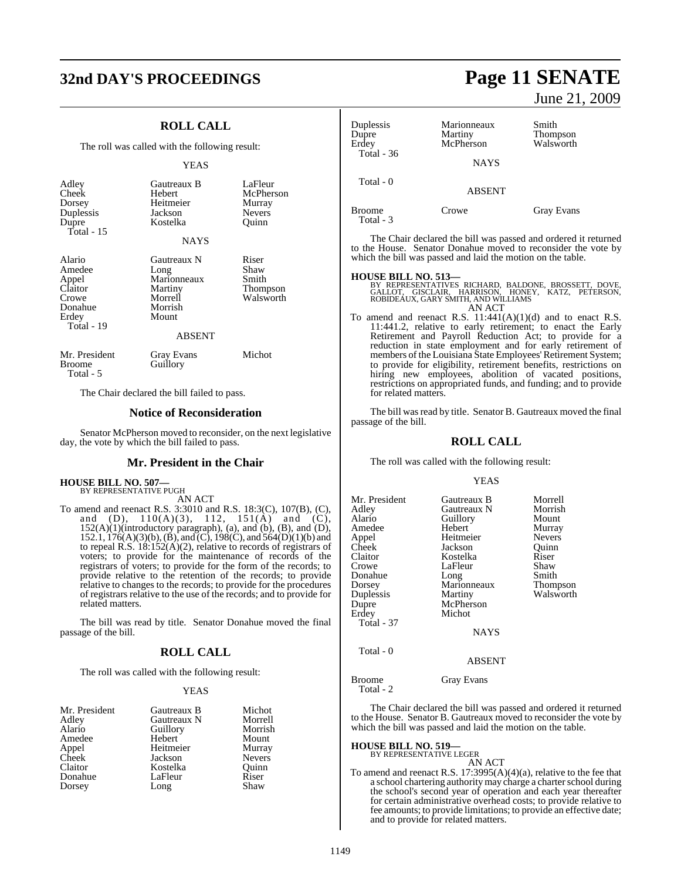## ROLL CALL

The roll was called with the following result:

YEAS

| | | |
|---|---|---|
| Adley | Gautreaux B | LaFleur |
| Cheek | Hebert | McPherson |
| Dorsey | Heitmeier | Murray |
| Duplessis | Jackson | Nevers |
| Dupre | Kostelka | Quinn |
| Total - 15 | | |

NAYS

| | | |
|---|---|---|
| Alario | Gautreaux N | Riser |
| Amedee | Long | Shaw |
| Appel | Marionneaux | Smith |
| Claitor | Martiny | Thompson |
| Crowe | Morrell | Walsworth |
| Donahue | Morrish | |
| Erdey | Mount | |
| Total - 19 | | |

ABSENT

| | | |
|---|---|---|
| Mr. President | Gray Evans | Michot |
| Broome | Guillory | |
| Total - 5 | | |

The Chair declared the bill failed to pass.

### Notice of Reconsideration

Senator McPherson moved to reconsider, on the next legislative day, the vote by which the bill failed to pass.

### Mr. President in the Chair

**HOUSE BILL NO. 507—**
BY REPRESENTATIVE PUGH
AN ACT

To amend and reenact R.S. 3:3010 and R.S. 18:3(C), 107(B), (C), and (D), 110(A)(3), 112, 151(A) and (C), 152(A)(1)(introductory paragraph), (a), and (b), (B), and (D), 152.1, 176(A)(3)(b), (B), and (C), 198(C), and 564(D)(1)(b) and to repeal R.S. 18:152(A)(2), relative to records of registrars of voters; to provide for the maintenance of records of the registrars of voters; to provide for the form of the records; to provide relative to the retention of the records; to provide relative to changes to the records; to provide for the procedures of registrars relative to the use of the records; and to provide for related matters.

The bill was read by title. Senator Donahue moved the final passage of the bill.

## ROLL CALL

The roll was called with the following result:

YEAS

| | | |
|---|---|---|
| Mr. President | Gautreaux B | Michot |
| Adley | Gautreaux N | Morrell |
| Alario | Guillory | Morrish |
| Amedee | Hebert | Mount |
| Appel | Heitmeier | Murray |
| Cheek | Jackson | Nevers |
| Claitor | Kostelka | Quinn |
| Donahue | LaFleur | Riser |
| Dorsey | Long | Shaw |
| Duplessis | Marionneaux | Smith |
| Dupre | Martiny | Thompson |
| Erdey | McPherson | Walsworth |
| Total - 36 | | |

NAYS

Total - 0

ABSENT

| | | |
|---|---|---|
| Broome | Crowe | Gray Evans |
| Total - 3 | | |

The Chair declared the bill was passed and ordered it returned to the House. Senator Donahue moved to reconsider the vote by which the bill was passed and laid the motion on the table.

**HOUSE BILL NO. 513—**
BY REPRESENTATIVES RICHARD, BALDONE, BROSSETT, DOVE, GALLOT, GISCLAIR, HARRISON, HONEY, KATZ, PETERSON, ROBIDEAUX, GARY SMITH, AND WILLIAMS
AN ACT

To amend and reenact R.S. 11:441(A)(1)(d) and to enact R.S. 11:441.2, relative to early retirement; to enact the Early Retirement and Payroll Reduction Act; to provide for a reduction in state employment and for early retirement of members of the Louisiana State Employees' Retirement System; to provide for eligibility, retirement benefits, restrictions on hiring new employees, abolition of vacated positions, restrictions on appropriated funds, and funding; and to provide for related matters.

The bill was read by title. Senator B. Gautreaux moved the final passage of the bill.

## ROLL CALL

The roll was called with the following result:

YEAS

| | | |
|---|---|---|
| Mr. President | Gautreaux B | Morrell |
| Adley | Gautreaux N | Morrish |
| Alario | Guillory | Mount |
| Amedee | Hebert | Murray |
| Appel | Heitmeier | Nevers |
| Cheek | Jackson | Quinn |
| Claitor | Kostelka | Riser |
| Crowe | LaFleur | Shaw |
| Donahue | Long | Smith |
| Dorsey | Marionneaux | Thompson |
| Duplessis | Martiny | Walsworth |
| Dupre | McPherson | |
| Erdey | Michot | |
| Total - 37 | | |

NAYS

Total - 0

ABSENT

| | |
|---|---|
| Broome | Gray Evans |
| Total - 2 | |

The Chair declared the bill was passed and ordered it returned to the House. Senator B. Gautreaux moved to reconsider the vote by which the bill was passed and laid the motion on the table.

**HOUSE BILL NO. 519—**
BY REPRESENTATIVE LEGER
AN ACT

To amend and reenact R.S. 17:3995(A)(4)(a), relative to the fee that a school chartering authority may charge a charter school during the school's second year of operation and each year thereafter for certain administrative overhead costs; to provide relative to fee amounts; to provide limitations; to provide an effective date; and to provide for related matters.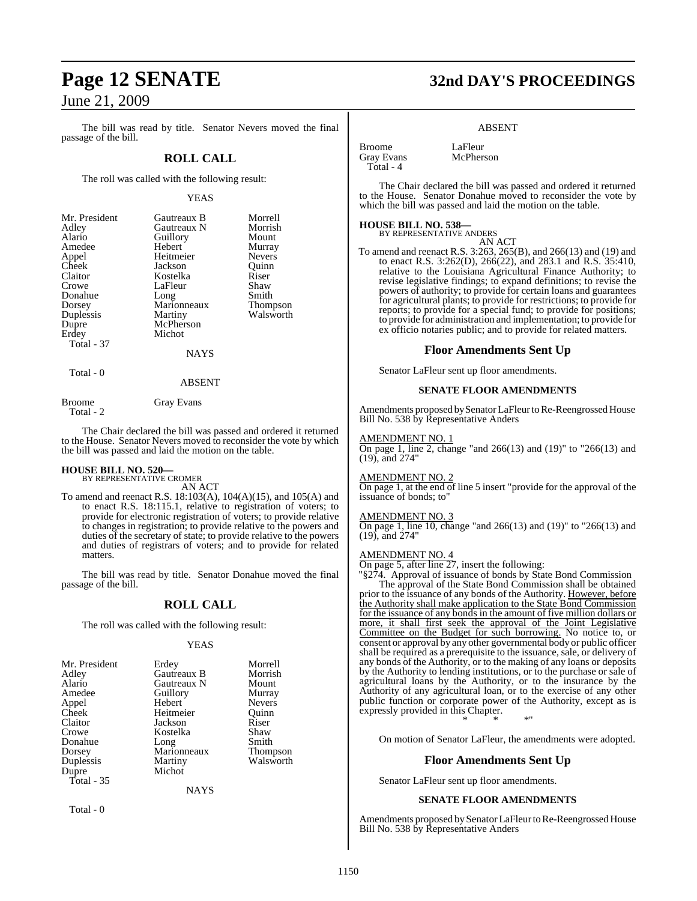The bill was read by title. Senator Nevers moved the final passage of the bill.

## ROLL CALL

The roll was called with the following result:

YEAS

| | | |
|---|---|---|
| Mr. President | Gautreaux B | Morrell |
| Adley | Gautreaux N | Morrish |
| Alario | Guillory | Mount |
| Amedee | Hebert | Murray |
| Appel | Heitmeier | Nevers |
| Cheek | Jackson | Quinn |
| Claitor | Kostelka | Riser |
| Crowe | LaFleur | Shaw |
| Donahue | Long | Smith |
| Dorsey | Marionneaux | Thompson |
| Duplessis | Martiny | Walsworth |
| Dupre | McPherson | |
| Erdey | Michot | |

Total - 37

NAYS

Total - 0

ABSENT

| | |
|---|---|
| Broome | Gray Evans |

Total - 2

The Chair declared the bill was passed and ordered it returned to the House. Senator Nevers moved to reconsider the vote by which the bill was passed and laid the motion on the table.

**HOUSE BILL NO. 520—**
BY REPRESENTATIVE CROMER

AN ACT

To amend and reenact R.S. 18:103(A), 104(A)(15), and 105(A) and to enact R.S. 18:115.1, relative to registration of voters; to provide for electronic registration of voters; to provide relative to changes in registration; to provide relative to the powers and duties of the secretary of state; to provide relative to the powers and duties of registrars of voters; and to provide for related matters.

The bill was read by title. Senator Donahue moved the final passage of the bill.

## ROLL CALL

The roll was called with the following result:

YEAS

| | | |
|---|---|---|
| Mr. President | Erdey | Morrell |
| Adley | Gautreaux B | Morrish |
| Alario | Gautreaux N | Mount |
| Amedee | Guillory | Murray |
| Appel | Hebert | Nevers |
| Cheek | Heitmeier | Quinn |
| Claitor | Jackson | Riser |
| Crowe | Kostelka | Shaw |
| Donahue | Long | Smith |
| Dorsey | Marionneaux | Thompson |
| Duplessis | Martiny | Walsworth |
| Dupre | Michot | |

Total - 35

NAYS

Total - 0

ABSENT

| | |
|---|---|
| Broome | LaFleur |
| Gray Evans | McPherson |

Total - 4

The Chair declared the bill was passed and ordered it returned to the House. Senator Donahue moved to reconsider the vote by which the bill was passed and laid the motion on the table.

**HOUSE BILL NO. 538—**
BY REPRESENTATIVE ANDERS

AN ACT

To amend and reenact R.S. 3:263, 265(B), and 266(13) and (19) and to enact R.S. 3:262(D), 266(22), and 283.1 and R.S. 35:410, relative to the Louisiana Agricultural Finance Authority; to revise legislative findings; to expand definitions; to revise the powers of authority; to provide for certain loans and guarantees for agricultural plants; to provide for restrictions; to provide for reports; to provide for a special fund; to provide for positions; to provide for administration and implementation; to provide for ex officio notaries public; and to provide for related matters.

## Floor Amendments Sent Up

Senator LaFleur sent up floor amendments.

### SENATE FLOOR AMENDMENTS

Amendments proposed by Senator LaFleur to Re-Reengrossed House Bill No. 538 by Representative Anders

AMENDMENT NO. 1
On page 1, line 2, change "and 266(13) and (19)" to "266(13) and (19), and 274"

AMENDMENT NO. 2
On page 1, at the end of line 5 insert "provide for the approval of the issuance of bonds; to"

AMENDMENT NO. 3
On page 1, line 10, change "and 266(13) and (19)" to "266(13) and (19), and 274"

AMENDMENT NO. 4
On page 5, after line 27, insert the following:

"§274. Approval of issuance of bonds by State Bond Commission

The approval of the State Bond Commission shall be obtained prior to the issuance of any bonds of the Authority. However, before the Authority shall make application to the State Bond Commission for the issuance of any bonds in the amount of five million dollars or more, it shall first seek the approval of the Joint Legislative Committee on the Budget for such borrowing. No notice to, or consent or approval by any other governmental body or public officer shall be required as a prerequisite to the issuance, sale, or delivery of any bonds of the Authority, or to the making of any loans or deposits by the Authority to lending institutions, or to the purchase or sale of agricultural loans by the Authority, or to the insurance by the Authority of any agricultural loan, or to the exercise of any other public function or corporate power of the Authority, except as is expressly provided in this Chapter.

\* \* \*"

On motion of Senator LaFleur, the amendments were adopted.

## Floor Amendments Sent Up

Senator LaFleur sent up floor amendments.

### SENATE FLOOR AMENDMENTS

Amendments proposed by Senator LaFleur to Re-Reengrossed House Bill No. 538 by Representative Anders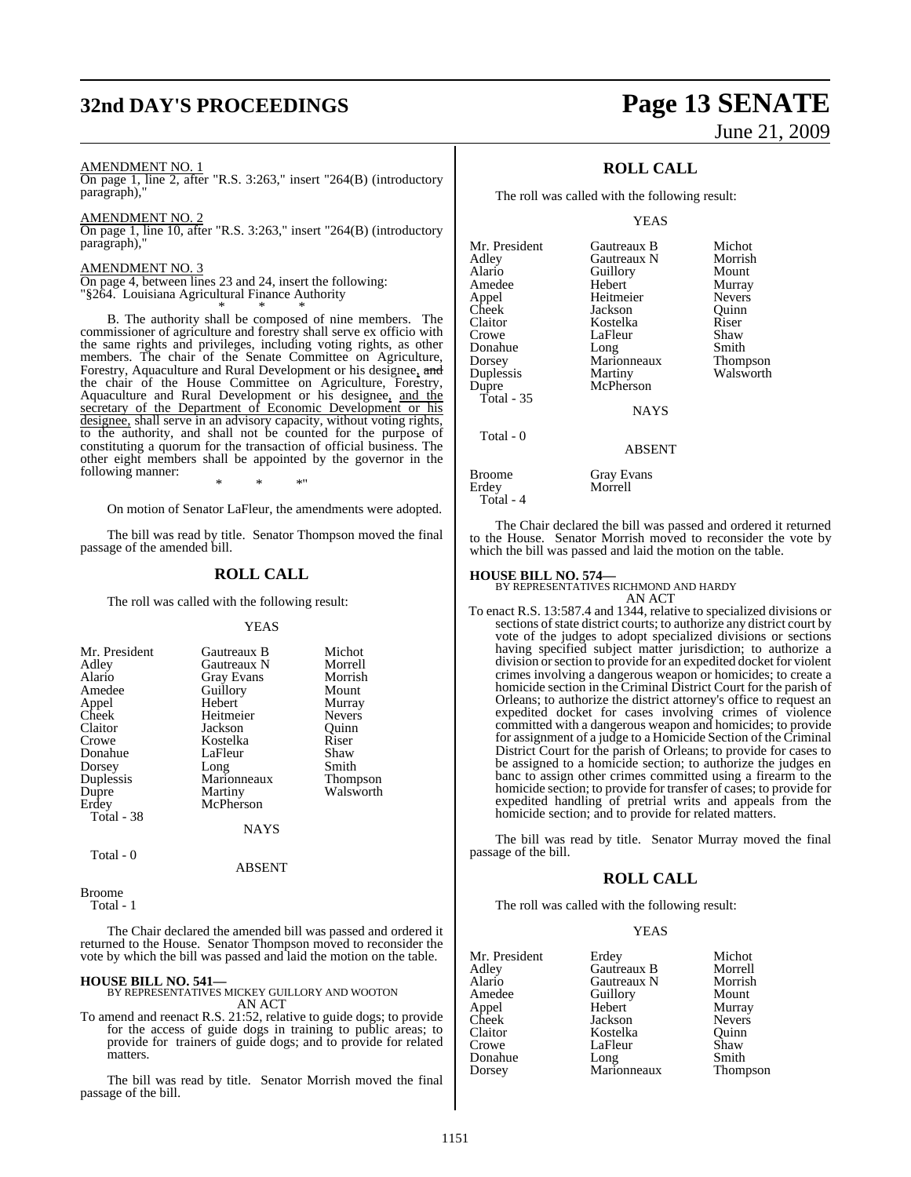AMENDMENT NO. 1

On page 1, line 2, after "R.S. 3:263," insert "264(B) (introductory paragraph),"

AMENDMENT NO. 2

On page 1, line 10, after "R.S. 3:263," insert "264(B) (introductory paragraph),"

AMENDMENT NO. 3

On page 4, between lines 23 and 24, insert the following:
"§264. Louisiana Agricultural Finance Authority

\* \* \*

B. The authority shall be composed of nine members. The commissioner of agriculture and forestry shall serve ex officio with the same rights and privileges, including voting rights, as other members. The chair of the Senate Committee on Agriculture, Forestry, Aquaculture and Rural Development or his designee, ~~and~~ the chair of the House Committee on Agriculture, Forestry, Aquaculture and Rural Development or his designee, and the secretary of the Department of Economic Development or his designee, shall serve in an advisory capacity, without voting rights, to the authority, and shall not be counted for the purpose of constituting a quorum for the transaction of official business. The other eight members shall be appointed by the governor in the following manner:

\* \* \*"

On motion of Senator LaFleur, the amendments were adopted.

The bill was read by title. Senator Thompson moved the final passage of the amended bill.

## ROLL CALL

The roll was called with the following result:

YEAS

| | | |
|---|---|---|
| Mr. President | Gautreaux B | Michot |
| Adley | Gautreaux N | Morrell |
| Alario | Gray Evans | Morrish |
| Amedee | Guillory | Mount |
| Appel | Hebert | Murray |
| Cheek | Heitmeier | Nevers |
| Claitor | Jackson | Quinn |
| Crowe | Kostelka | Riser |
| Donahue | LaFleur | Shaw |
| Dorsey | Long | Smith |
| Duplessis | Marionneaux | Thompson |
| Dupre | Martiny | Walsworth |
| Erdey | McPherson | |
| Total - 38 | | |

NAYS

Total - 0

ABSENT

Broome
Total - 1

The Chair declared the amended bill was passed and ordered it returned to the House. Senator Thompson moved to reconsider the vote by which the bill was passed and laid the motion on the table.

**HOUSE BILL NO. 541—**
BY REPRESENTATIVES MICKEY GUILLORY AND WOOTON
AN ACT

To amend and reenact R.S. 21:52, relative to guide dogs; to provide for the access of guide dogs in training to public areas; to provide for trainers of guide dogs; and to provide for related matters.

The bill was read by title. Senator Morrish moved the final passage of the bill.

## ROLL CALL

The roll was called with the following result:

YEAS

| | | |
|---|---|---|
| Mr. President | Gautreaux B | Michot |
| Adley | Gautreaux N | Morrish |
| Alario | Guillory | Mount |
| Amedee | Hebert | Murray |
| Appel | Heitmeier | Nevers |
| Cheek | Jackson | Quinn |
| Claitor | Kostelka | Riser |
| Crowe | LaFleur | Shaw |
| Donahue | Long | Smith |
| Dorsey | Marionneaux | Thompson |
| Duplessis | Martiny | Walsworth |
| Dupre | McPherson | |
| Total - 35 | | |

NAYS

Total - 0

ABSENT

| | |
|---|---|
| Broome | Gray Evans |
| Erdey | Morrell |
| Total - 4 | |

The Chair declared the bill was passed and ordered it returned to the House. Senator Morrish moved to reconsider the vote by which the bill was passed and laid the motion on the table.

**HOUSE BILL NO. 574—**
BY REPRESENTATIVES RICHMOND AND HARDY
AN ACT

To enact R.S. 13:587.4 and 1344, relative to specialized divisions or sections of state district courts; to authorize any district court by vote of the judges to adopt specialized divisions or sections having specified subject matter jurisdiction; to authorize a division or section to provide for an expedited docket for violent crimes involving a dangerous weapon or homicides; to create a homicide section in the Criminal District Court for the parish of Orleans; to authorize the district attorney's office to request an expedited docket for cases involving crimes of violence committed with a dangerous weapon and homicides; to provide for assignment of a judge to a Homicide Section of the Criminal District Court for the parish of Orleans; to provide for cases to be assigned to a homicide section; to authorize the judges en banc to assign other crimes committed using a firearm to the homicide section; to provide for transfer of cases; to provide for expedited handling of pretrial writs and appeals from the homicide section; and to provide for related matters.

The bill was read by title. Senator Murray moved the final passage of the bill.

## ROLL CALL

The roll was called with the following result:

YEAS

| | | |
|---|---|---|
| Mr. President | Erdey | Michot |
| Adley | Gautreaux B | Morrell |
| Alario | Gautreaux N | Morrish |
| Amedee | Guillory | Mount |
| Appel | Hebert | Murray |
| Cheek | Jackson | Nevers |
| Claitor | Kostelka | Quinn |
| Crowe | LaFleur | Shaw |
| Donahue | Long | Smith |
| Dorsey | Marionneaux | Thompson |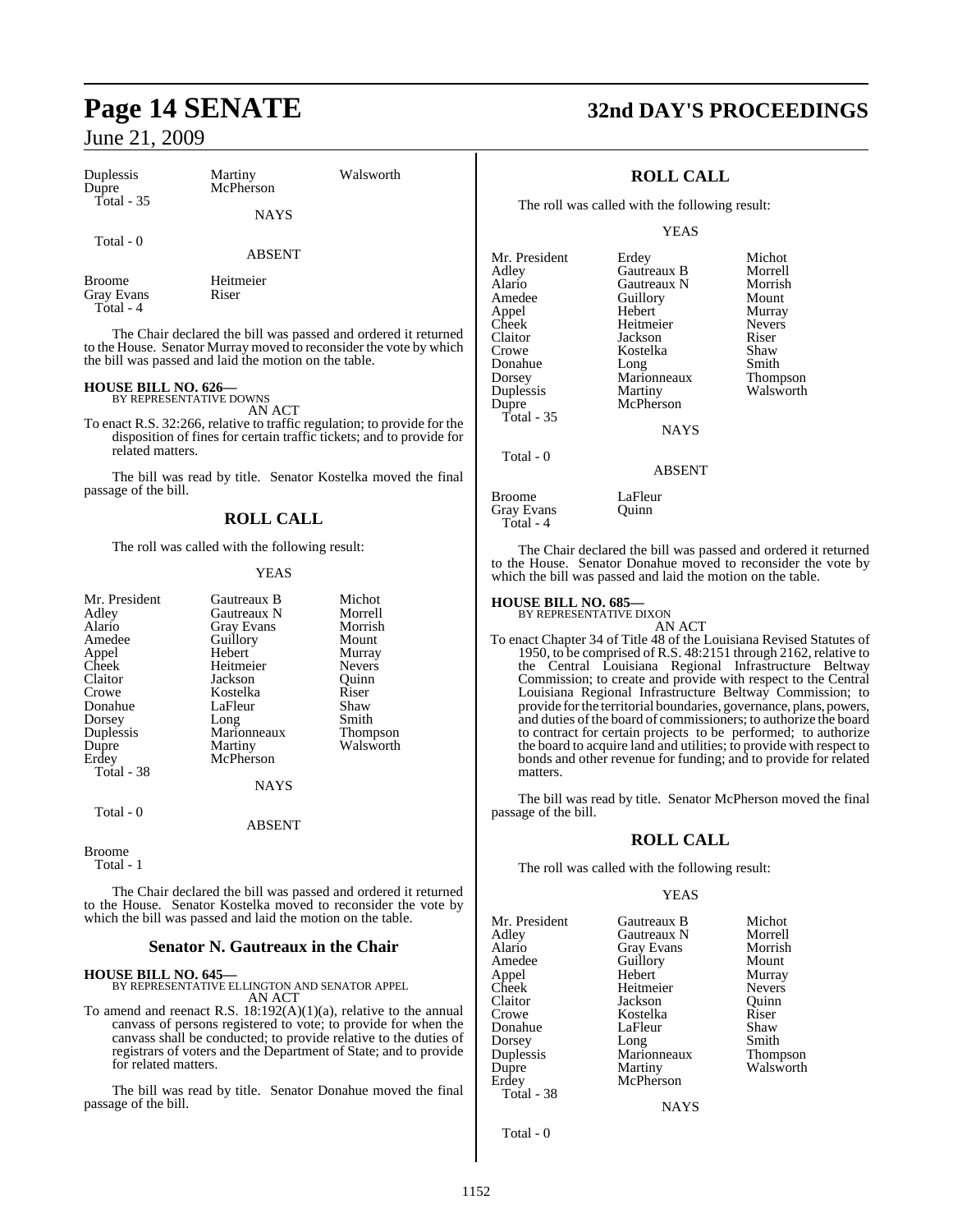| Duplessis | Martiny | Walsworth |
|---|---|---|
| Dupre | McPherson | |
| Total - 35 | | |

NAYS

Total - 0

ABSENT

| Broome | Heitmeier |
|---|---|
| Gray Evans | Riser |
| Total - 4 | |

The Chair declared the bill was passed and ordered it returned to the House. Senator Murray moved to reconsider the vote by which the bill was passed and laid the motion on the table.

**HOUSE BILL NO. 626—**
BY REPRESENTATIVE DOWNS

AN ACT

To enact R.S. 32:266, relative to traffic regulation; to provide for the disposition of fines for certain traffic tickets; and to provide for related matters.

The bill was read by title. Senator Kostelka moved the final passage of the bill.

## ROLL CALL

The roll was called with the following result:

YEAS

| Mr. President | Gautreaux B | Michot |
|---|---|---|
| Adley | Gautreaux N | Morrell |
| Alario | Gray Evans | Morrish |
| Amedee | Guillory | Mount |
| Appel | Hebert | Murray |
| Cheek | Heitmeier | Nevers |
| Claitor | Jackson | Quinn |
| Crowe | Kostelka | Riser |
| Donahue | LaFleur | Shaw |
| Dorsey | Long | Smith |
| Duplessis | Marionneaux | Thompson |
| Dupre | Martiny | Walsworth |
| Erdey | McPherson | |
| Total - 38 | | |

NAYS

Total - 0

ABSENT

Broome
Total - 1

The Chair declared the bill was passed and ordered it returned to the House. Senator Kostelka moved to reconsider the vote by which the bill was passed and laid the motion on the table.

### Senator N. Gautreaux in the Chair

**HOUSE BILL NO. 645—**
BY REPRESENTATIVE ELLINGTON AND SENATOR APPEL

AN ACT

To amend and reenact R.S. 18:192(A)(1)(a), relative to the annual canvass of persons registered to vote; to provide for when the canvass shall be conducted; to provide relative to the duties of registrars of voters and the Department of State; and to provide for related matters.

The bill was read by title. Senator Donahue moved the final passage of the bill.

## ROLL CALL

The roll was called with the following result:

YEAS

| Mr. President | Erdey | Michot |
|---|---|---|
| Adley | Gautreaux B | Morrell |
| Alario | Gautreaux N | Morrish |
| Amedee | Guillory | Mount |
| Appel | Hebert | Murray |
| Cheek | Heitmeier | Nevers |
| Claitor | Jackson | Riser |
| Crowe | Kostelka | Shaw |
| Donahue | Long | Smith |
| Dorsey | Marionneaux | Thompson |
| Duplessis | Martiny | Walsworth |
| Dupre | McPherson | |
| Total - 35 | | |

NAYS

Total - 0

ABSENT

| Broome | LaFleur |
|---|---|
| Gray Evans | Quinn |
| Total - 4 | |

The Chair declared the bill was passed and ordered it returned to the House. Senator Donahue moved to reconsider the vote by which the bill was passed and laid the motion on the table.

**HOUSE BILL NO. 685—**
BY REPRESENTATIVE DIXON

AN ACT

To enact Chapter 34 of Title 48 of the Louisiana Revised Statutes of 1950, to be comprised of R.S. 48:2151 through 2162, relative to the Central Louisiana Regional Infrastructure Beltway Commission; to create and provide with respect to the Central Louisiana Regional Infrastructure Beltway Commission; to provide for the territorial boundaries, governance, plans, powers, and duties of the board of commissioners; to authorize the board to contract for certain projects to be performed; to authorize the board to acquire land and utilities; to provide with respect to bonds and other revenue for funding; and to provide for related matters.

The bill was read by title. Senator McPherson moved the final passage of the bill.

## ROLL CALL

The roll was called with the following result:

YEAS

| Mr. President | Gautreaux B | Michot |
|---|---|---|
| Adley | Gautreaux N | Morrell |
| Alario | Gray Evans | Morrish |
| Amedee | Guillory | Mount |
| Appel | Hebert | Murray |
| Cheek | Heitmeier | Nevers |
| Claitor | Jackson | Quinn |
| Crowe | Kostelka | Riser |
| Donahue | LaFleur | Shaw |
| Dorsey | Long | Smith |
| Duplessis | Marionneaux | Thompson |
| Dupre | Martiny | Walsworth |
| Erdey | McPherson | |
| Total - 38 | | |

NAYS

Total - 0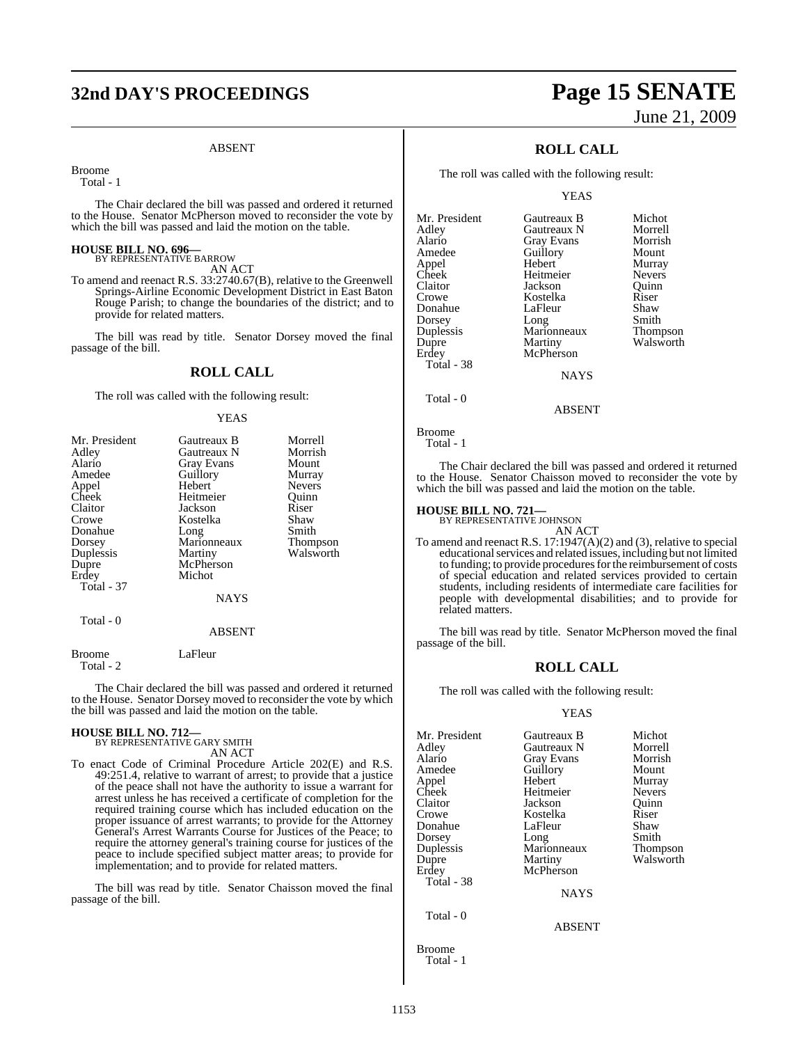ABSENT

Broome
Total - 1

The Chair declared the bill was passed and ordered it returned to the House. Senator McPherson moved to reconsider the vote by which the bill was passed and laid the motion on the table.

**HOUSE BILL NO. 696—**
BY REPRESENTATIVE BARROW
AN ACT

To amend and reenact R.S. 33:2740.67(B), relative to the Greenwell Springs-Airline Economic Development District in East Baton Rouge Parish; to change the boundaries of the district; and to provide for related matters.

The bill was read by title. Senator Dorsey moved the final passage of the bill.

## ROLL CALL

The roll was called with the following result:

YEAS

| | | |
|---|---|---|
| Mr. President | Gautreaux B | Morrell |
| Adley | Gautreaux N | Morrish |
| Alario | Gray Evans | Mount |
| Amedee | Guillory | Murray |
| Appel | Hebert | Nevers |
| Cheek | Heitmeier | Quinn |
| Claitor | Jackson | Riser |
| Crowe | Kostelka | Shaw |
| Donahue | Long | Smith |
| Dorsey | Marionneaux | Thompson |
| Duplessis | Martiny | Walsworth |
| Dupre | McPherson | |
| Erdey | Michot | |

Total - 37

NAYS

Total - 0

ABSENT

Broome LaFleur
Total - 2

The Chair declared the bill was passed and ordered it returned to the House. Senator Dorsey moved to reconsider the vote by which the bill was passed and laid the motion on the table.

**HOUSE BILL NO. 712—**
BY REPRESENTATIVE GARY SMITH
AN ACT

To enact Code of Criminal Procedure Article 202(E) and R.S. 49:251.4, relative to warrant of arrest; to provide that a justice of the peace shall not have the authority to issue a warrant for arrest unless he has received a certificate of completion for the required training course which has included education on the proper issuance of arrest warrants; to provide for the Attorney General's Arrest Warrants Course for Justices of the Peace; to require the attorney general's training course for justices of the peace to include specified subject matter areas; to provide for implementation; and to provide for related matters.

The bill was read by title. Senator Chaisson moved the final passage of the bill.

## ROLL CALL

The roll was called with the following result:

YEAS

| | | |
|---|---|---|
| Mr. President | Gautreaux B | Michot |
| Adley | Gautreaux N | Morrell |
| Alario | Gray Evans | Morrish |
| Amedee | Guillory | Mount |
| Appel | Hebert | Murray |
| Cheek | Heitmeier | Nevers |
| Claitor | Jackson | Quinn |
| Crowe | Kostelka | Riser |
| Donahue | LaFleur | Shaw |
| Dorsey | Long | Smith |
| Duplessis | Marionneaux | Thompson |
| Dupre | Martiny | Walsworth |
| Erdey | McPherson | |

Total - 38

NAYS

Total - 0

ABSENT

Broome
Total - 1

The Chair declared the bill was passed and ordered it returned to the House. Senator Chaisson moved to reconsider the vote by which the bill was passed and laid the motion on the table.

**HOUSE BILL NO. 721—**
BY REPRESENTATIVE JOHNSON
AN ACT

To amend and reenact R.S. 17:1947(A)(2) and (3), relative to special educational services and related issues, including but not limited to funding; to provide procedures for the reimbursement of costs of special education and related services provided to certain students, including residents of intermediate care facilities for people with developmental disabilities; and to provide for related matters.

The bill was read by title. Senator McPherson moved the final passage of the bill.

## ROLL CALL

The roll was called with the following result:

YEAS

| | | |
|---|---|---|
| Mr. President | Gautreaux B | Michot |
| Adley | Gautreaux N | Morrell |
| Alario | Gray Evans | Morrish |
| Amedee | Guillory | Mount |
| Appel | Hebert | Murray |
| Cheek | Heitmeier | Nevers |
| Claitor | Jackson | Quinn |
| Crowe | Kostelka | Riser |
| Donahue | LaFleur | Shaw |
| Dorsey | Long | Smith |
| Duplessis | Marionneaux | Thompson |
| Dupre | Martiny | Walsworth |
| Erdey | McPherson | |

Total - 38

NAYS

Total - 0

ABSENT

Broome
Total - 1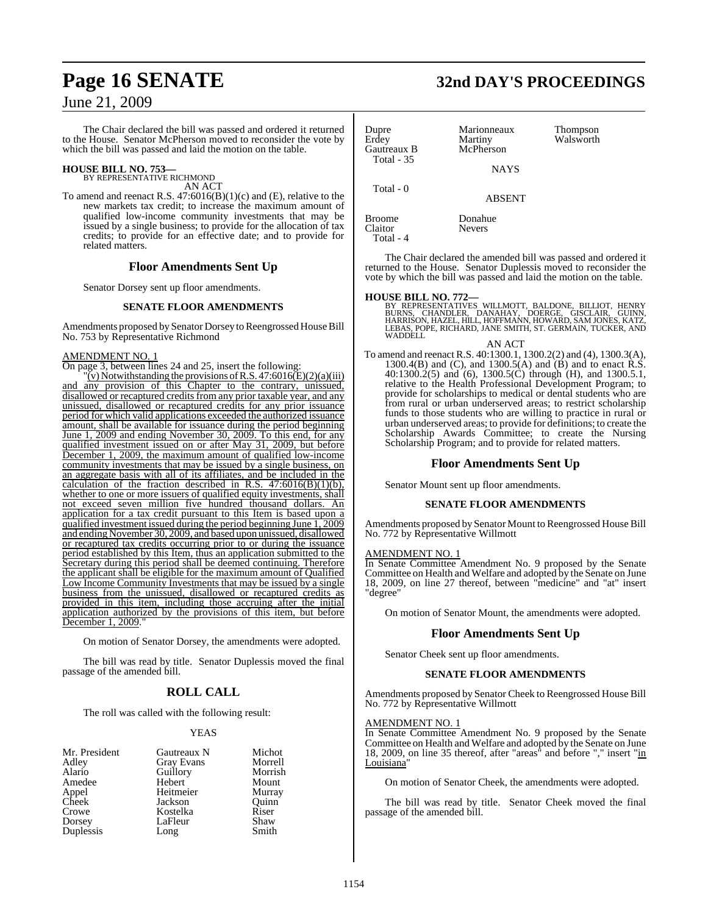The Chair declared the bill was passed and ordered it returned to the House. Senator McPherson moved to reconsider the vote by which the bill was passed and laid the motion on the table.

**HOUSE BILL NO. 753—**
BY REPRESENTATIVE RICHMOND
AN ACT

To amend and reenact R.S. 47:6016(B)(1)(c) and (E), relative to the new markets tax credit; to increase the maximum amount of qualified low-income community investments that may be issued by a single business; to provide for the allocation of tax credits; to provide for an effective date; and to provide for related matters.

## Floor Amendments Sent Up

Senator Dorsey sent up floor amendments.

### SENATE FLOOR AMENDMENTS

Amendments proposed by Senator Dorsey to Reengrossed House Bill No. 753 by Representative Richmond

AMENDMENT NO. 1

On page 3, between lines 24 and 25, insert the following:

"(v) Notwithstanding the provisions of R.S. 47:6016(E)(2)(a)(iii) and any provision of this Chapter to the contrary, unissued, disallowed or recaptured credits from any prior taxable year, and any unissued, disallowed or recaptured credits for any prior issuance period for which valid applications exceeded the authorized issuance amount, shall be available for issuance during the period beginning June 1, 2009 and ending November 30, 2009. To this end, for any qualified investment issued on or after May 31, 2009, but before December 1, 2009, the maximum amount of qualified low-income community investments that may be issued by a single business, on an aggregate basis with all of its affiliates, and be included in the calculation of the fraction described in R.S. 47:6016(B)(1)(b), whether to one or more issuers of qualified equity investments, shall not exceed seven million five hundred thousand dollars. An application for a tax credit pursuant to this Item is based upon a qualified investment issued during the period beginning June 1, 2009 and ending November 30, 2009, and based upon unissued, disallowed or recaptured tax credits occurring prior to or during the issuance period established by this Item, thus an application submitted to the Secretary during this period shall be deemed continuing. Therefore the applicant shall be eligible for the maximum amount of Qualified Low Income Community Investments that may be issued by a single business from the unissued, disallowed or recaptured credits as provided in this item, including those accruing after the initial application authorized by the provisions of this item, but before December 1, 2009."

On motion of Senator Dorsey, the amendments were adopted.

The bill was read by title. Senator Duplessis moved the final passage of the amended bill.

## ROLL CALL

The roll was called with the following result:

YEAS

| | | |
|---|---|---|
| Mr. President | Gautreaux N | Michot |
| Adley | Gray Evans | Morrell |
| Alario | Guillory | Morrish |
| Amedee | Hebert | Mount |
| Appel | Heitmeier | Murray |
| Cheek | Jackson | Quinn |
| Crowe | Kostelka | Riser |
| Dorsey | LaFleur | Shaw |
| Duplessis | Long | Smith |
| Dupre | Marionneaux | Thompson |
| Erdey | Martiny | Walsworth |
| Gautreaux B | McPherson | |

Total - 35

NAYS

Total - 0

ABSENT

| | |
|---|---|
| Broome | Donahue |
| Claitor | Nevers |

Total - 4

The Chair declared the amended bill was passed and ordered it returned to the House. Senator Duplessis moved to reconsider the vote by which the bill was passed and laid the motion on the table.

**HOUSE BILL NO. 772—**
BY REPRESENTATIVES WILLMOTT, BALDONE, BILLIOT, HENRY BURNS, CHANDLER, DANAHAY, DOERGE, GISCLAIR, GUINN, HARRISON, HAZEL, HILL, HOFFMANN, HOWARD, SAM JONES, KATZ, LEBAS, POPE, RICHARD, JANE SMITH, ST. GERMAIN, TUCKER, AND WADDELL
AN ACT

To amend and reenact R.S. 40:1300.1, 1300.2(2) and (4), 1300.3(A), 1300.4(B) and (C), and 1300.5(A) and (B) and to enact R.S. 40:1300.2(5) and (6), 1300.5(C) through (H), and 1300.5.1, relative to the Health Professional Development Program; to provide for scholarships to medical or dental students who are from rural or urban underserved areas; to restrict scholarship funds to those students who are willing to practice in rural or urban underserved areas; to provide for definitions; to create the Scholarship Awards Committee; to create the Nursing Scholarship Program; and to provide for related matters.

## Floor Amendments Sent Up

Senator Mount sent up floor amendments.

### SENATE FLOOR AMENDMENTS

Amendments proposed by Senator Mount to Reengrossed House Bill No. 772 by Representative Willmott

AMENDMENT NO. 1

In Senate Committee Amendment No. 9 proposed by the Senate Committee on Health and Welfare and adopted by the Senate on June 18, 2009, on line 27 thereof, between "medicine" and "at" insert "degree"

On motion of Senator Mount, the amendments were adopted.

## Floor Amendments Sent Up

Senator Cheek sent up floor amendments.

### SENATE FLOOR AMENDMENTS

Amendments proposed by Senator Cheek to Reengrossed House Bill No. 772 by Representative Willmott

AMENDMENT NO. 1

In Senate Committee Amendment No. 9 proposed by the Senate Committee on Health and Welfare and adopted by the Senate on June 18, 2009, on line 35 thereof, after "areas" and before "," insert "in Louisiana"

On motion of Senator Cheek, the amendments were adopted.

The bill was read by title. Senator Cheek moved the final passage of the amended bill.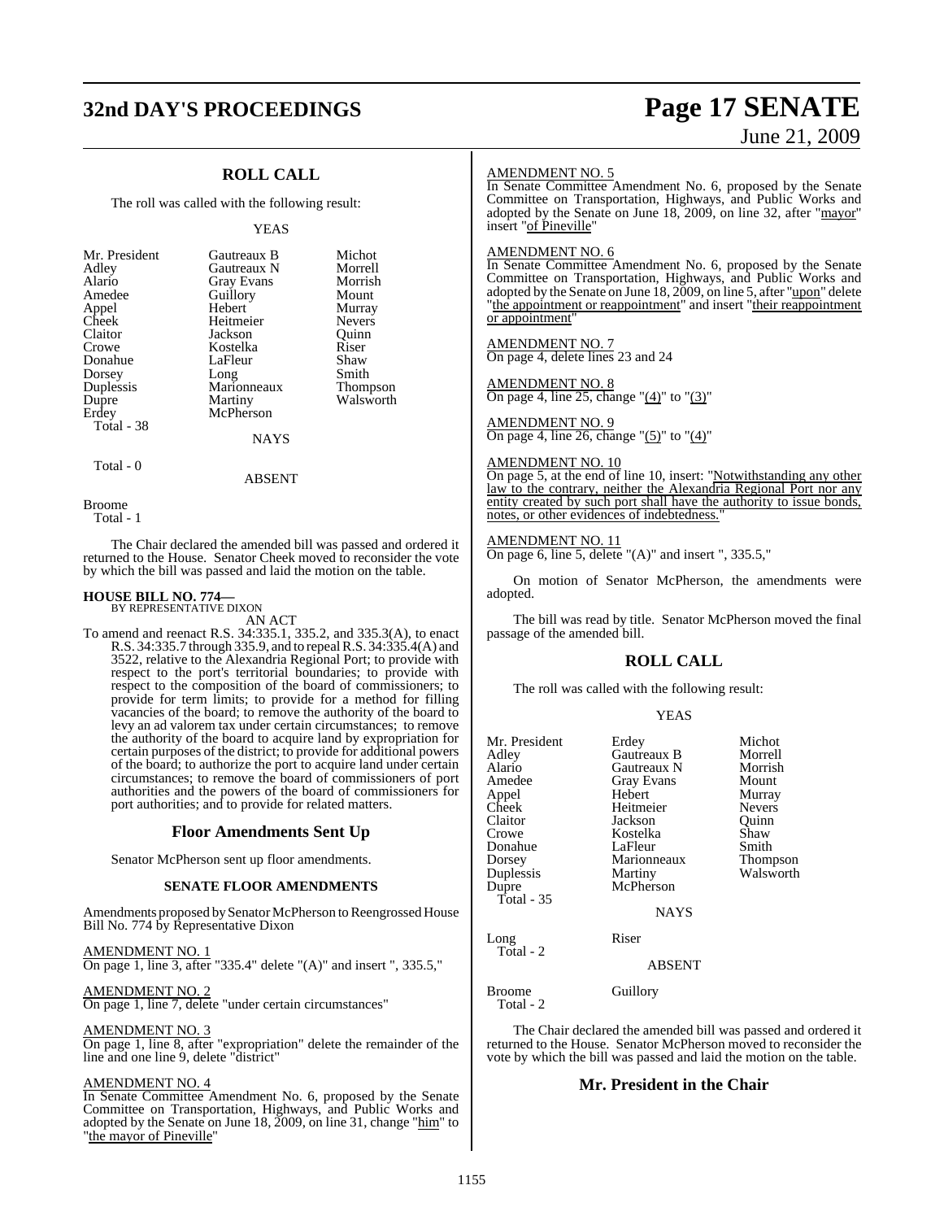## ROLL CALL

The roll was called with the following result:

YEAS

| | | |
|---|---|---|
| Mr. President | Gautreaux B | Michot |
| Adley | Gautreaux N | Morrell |
| Alario | Gray Evans | Morrish |
| Amedee | Guillory | Mount |
| Appel | Hebert | Murray |
| Cheek | Heitmeier | Nevers |
| Claitor | Jackson | Quinn |
| Crowe | Kostelka | Riser |
| Donahue | LaFleur | Shaw |
| Dorsey | Long | Smith |
| Duplessis | Marionneaux | Thompson |
| Dupre | Martiny | Walsworth |
| Erdey | McPherson | |

Total - 38

NAYS

Total - 0

ABSENT

Broome

Total - 1

The Chair declared the amended bill was passed and ordered it returned to the House. Senator Cheek moved to reconsider the vote by which the bill was passed and laid the motion on the table.

**HOUSE BILL NO. 774—**
BY REPRESENTATIVE DIXON

AN ACT

To amend and reenact R.S. 34:335.1, 335.2, and 335.3(A), to enact R.S. 34:335.7 through 335.9, and to repeal R.S. 34:335.4(A) and 3522, relative to the Alexandria Regional Port; to provide with respect to the port's territorial boundaries; to provide with respect to the composition of the board of commissioners; to provide for term limits; to provide for a method for filling vacancies of the board; to remove the authority of the board to levy an ad valorem tax under certain circumstances; to remove the authority of the board to acquire land by expropriation for certain purposes of the district; to provide for additional powers of the board; to authorize the port to acquire land under certain circumstances; to remove the board of commissioners of port authorities and the powers of the board of commissioners for port authorities; and to provide for related matters.

## Floor Amendments Sent Up

Senator McPherson sent up floor amendments.

### SENATE FLOOR AMENDMENTS

Amendments proposed by Senator McPherson to Reengrossed House Bill No. 774 by Representative Dixon

AMENDMENT NO. 1
On page 1, line 3, after "335.4" delete "(A)" and insert ", 335.5,"

AMENDMENT NO. 2
On page 1, line 7, delete "under certain circumstances"

AMENDMENT NO. 3
On page 1, line 8, after "expropriation" delete the remainder of the line and one line 9, delete "district"

AMENDMENT NO. 4
In Senate Committee Amendment No. 6, proposed by the Senate Committee on Transportation, Highways, and Public Works and adopted by the Senate on June 18, 2009, on line 31, change "him" to "the mayor of Pineville"

AMENDMENT NO. 5
In Senate Committee Amendment No. 6, proposed by the Senate Committee on Transportation, Highways, and Public Works and adopted by the Senate on June 18, 2009, on line 32, after "mayor" insert "of Pineville"

AMENDMENT NO. 6
In Senate Committee Amendment No. 6, proposed by the Senate Committee on Transportation, Highways, and Public Works and adopted by the Senate on June 18, 2009, on line 5, after "upon" delete "the appointment or reappointment" and insert "their reappointment or appointment"

AMENDMENT NO. 7
On page 4, delete lines 23 and 24

AMENDMENT NO. 8
On page 4, line 25, change "(4)" to "(3)"

AMENDMENT NO. 9
On page 4, line 26, change "(5)" to "(4)"

AMENDMENT NO. 10
On page 5, at the end of line 10, insert: "Notwithstanding any other law to the contrary, neither the Alexandria Regional Port nor any entity created by such port shall have the authority to issue bonds, notes, or other evidences of indebtedness."

AMENDMENT NO. 11
On page 6, line 5, delete "(A)" and insert ", 335.5,"

On motion of Senator McPherson, the amendments were adopted.

The bill was read by title. Senator McPherson moved the final passage of the amended bill.

## ROLL CALL

The roll was called with the following result:

YEAS

| | | |
|---|---|---|
| Mr. President | Erdey | Michot |
| Adley | Gautreaux B | Morrell |
| Alario | Gautreaux N | Morrish |
| Amedee | Gray Evans | Mount |
| Appel | Hebert | Murray |
| Cheek | Heitmeier | Nevers |
| Claitor | Jackson | Quinn |
| Crowe | Kostelka | Shaw |
| Donahue | LaFleur | Smith |
| Dorsey | Marionneaux | Thompson |
| Duplessis | Martiny | Walsworth |
| Dupre | McPherson | |

Total - 35

NAYS

Long Riser

Total - 2

ABSENT

Broome Guillory

Total - 2

The Chair declared the amended bill was passed and ordered it returned to the House. Senator McPherson moved to reconsider the vote by which the bill was passed and laid the motion on the table.

## Mr. President in the Chair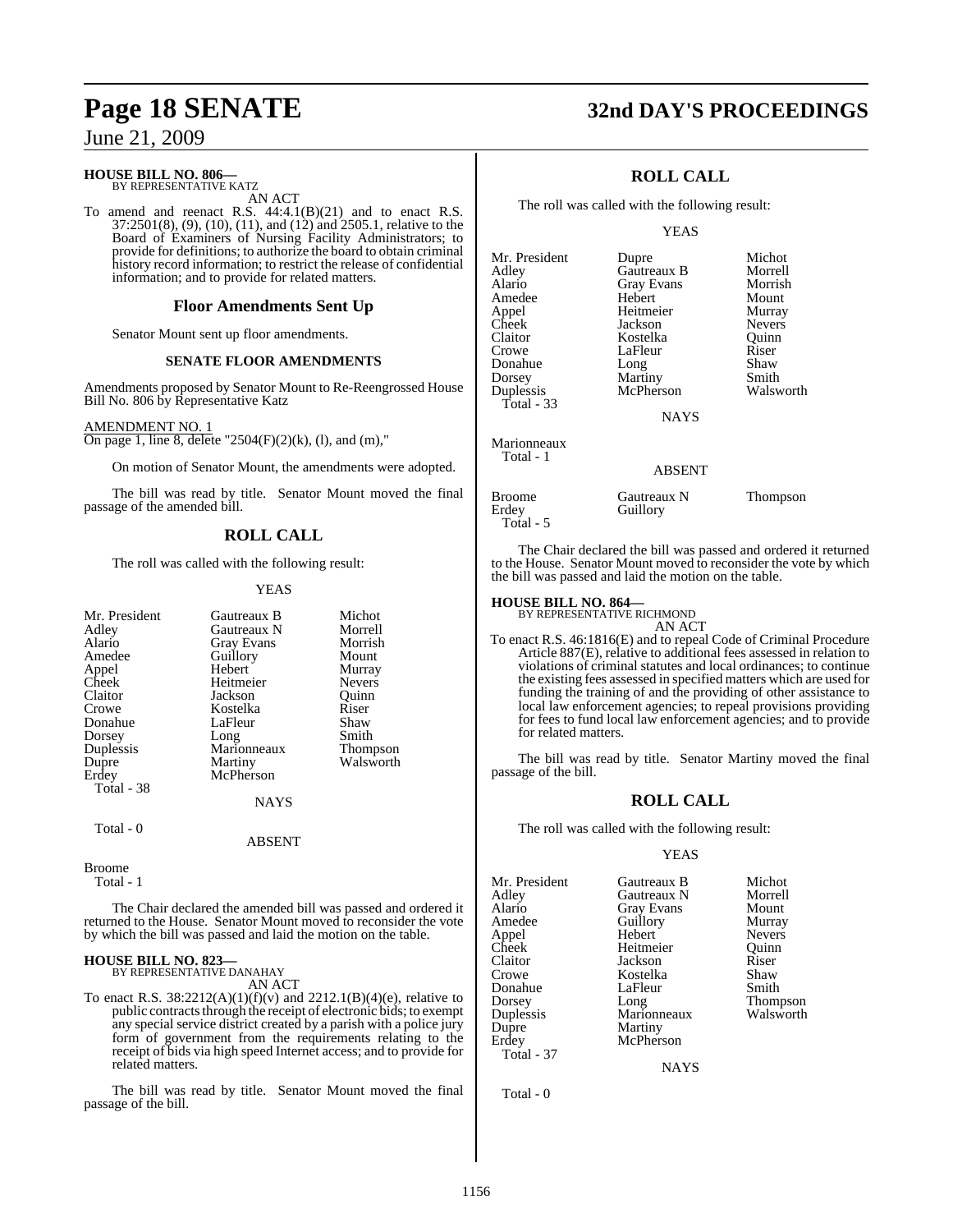**HOUSE BILL NO. 806—**
BY REPRESENTATIVE KATZ

AN ACT

To amend and reenact R.S. 44:4.1(B)(21) and to enact R.S. 37:2501(8), (9), (10), (11), and (12) and 2505.1, relative to the Board of Examiners of Nursing Facility Administrators; to provide for definitions; to authorize the board to obtain criminal history record information; to restrict the release of confidential information; and to provide for related matters.

## Floor Amendments Sent Up

Senator Mount sent up floor amendments.

### SENATE FLOOR AMENDMENTS

Amendments proposed by Senator Mount to Re-Reengrossed House Bill No. 806 by Representative Katz

AMENDMENT NO. 1
On page 1, line 8, delete "2504(F)(2)(k), (l), and (m),"

On motion of Senator Mount, the amendments were adopted.

The bill was read by title. Senator Mount moved the final passage of the amended bill.

## ROLL CALL

The roll was called with the following result:

YEAS

| | | |
|---|---|---|
| Mr. President | Gautreaux B | Michot |
| Adley | Gautreaux N | Morrell |
| Alario | Gray Evans | Morrish |
| Amedee | Guillory | Mount |
| Appel | Hebert | Murray |
| Cheek | Heitmeier | Nevers |
| Claitor | Jackson | Quinn |
| Crowe | Kostelka | Riser |
| Donahue | LaFleur | Shaw |
| Dorsey | Long | Smith |
| Duplessis | Marionneaux | Thompson |
| Dupre | Martiny | Walsworth |
| Erdey | McPherson | |

Total - 38

NAYS

Total - 0

ABSENT

Broome

Total - 1

The Chair declared the amended bill was passed and ordered it returned to the House. Senator Mount moved to reconsider the vote by which the bill was passed and laid the motion on the table.

**HOUSE BILL NO. 823—**
BY REPRESENTATIVE DANAHAY

AN ACT

To enact R.S. 38:2212(A)(1)(f)(v) and 2212.1(B)(4)(e), relative to public contracts through the receipt of electronic bids; to exempt any special service district created by a parish with a police jury form of government from the requirements relating to the receipt of bids via high speed Internet access; and to provide for related matters.

The bill was read by title. Senator Mount moved the final passage of the bill.

## ROLL CALL

The roll was called with the following result:

YEAS

| | | |
|---|---|---|
| Mr. President | Dupre | Michot |
| Adley | Gautreaux B | Morrell |
| Alario | Gray Evans | Morrish |
| Amedee | Hebert | Mount |
| Appel | Heitmeier | Murray |
| Cheek | Jackson | Nevers |
| Claitor | Kostelka | Quinn |
| Crowe | LaFleur | Riser |
| Donahue | Long | Shaw |
| Dorsey | Martiny | Smith |
| Duplessis | McPherson | Walsworth |

Total - 33

NAYS

Marionneaux

Total - 1

ABSENT

| | | |
|---|---|---|
| Broome | Gautreaux N | Thompson |
| Erdey | Guillory | |

Total - 5

The Chair declared the bill was passed and ordered it returned to the House. Senator Mount moved to reconsider the vote by which the bill was passed and laid the motion on the table.

**HOUSE BILL NO. 864—**
BY REPRESENTATIVE RICHMOND

AN ACT

To enact R.S. 46:1816(E) and to repeal Code of Criminal Procedure Article 887(E), relative to additional fees assessed in relation to violations of criminal statutes and local ordinances; to continue the existing fees assessed in specified matters which are used for funding the training of and the providing of other assistance to local law enforcement agencies; to repeal provisions providing for fees to fund local law enforcement agencies; and to provide for related matters.

The bill was read by title. Senator Martiny moved the final passage of the bill.

## ROLL CALL

The roll was called with the following result:

YEAS

| | | |
|---|---|---|
| Mr. President | Gautreaux B | Michot |
| Adley | Gautreaux N | Morrell |
| Alario | Gray Evans | Mount |
| Amedee | Guillory | Murray |
| Appel | Hebert | Nevers |
| Cheek | Heitmeier | Quinn |
| Claitor | Jackson | Riser |
| Crowe | Kostelka | Shaw |
| Donahue | LaFleur | Smith |
| Dorsey | Long | Thompson |
| Duplessis | Marionneaux | Walsworth |
| Dupre | Martiny | |
| Erdey | McPherson | |

Total - 37

NAYS

Total - 0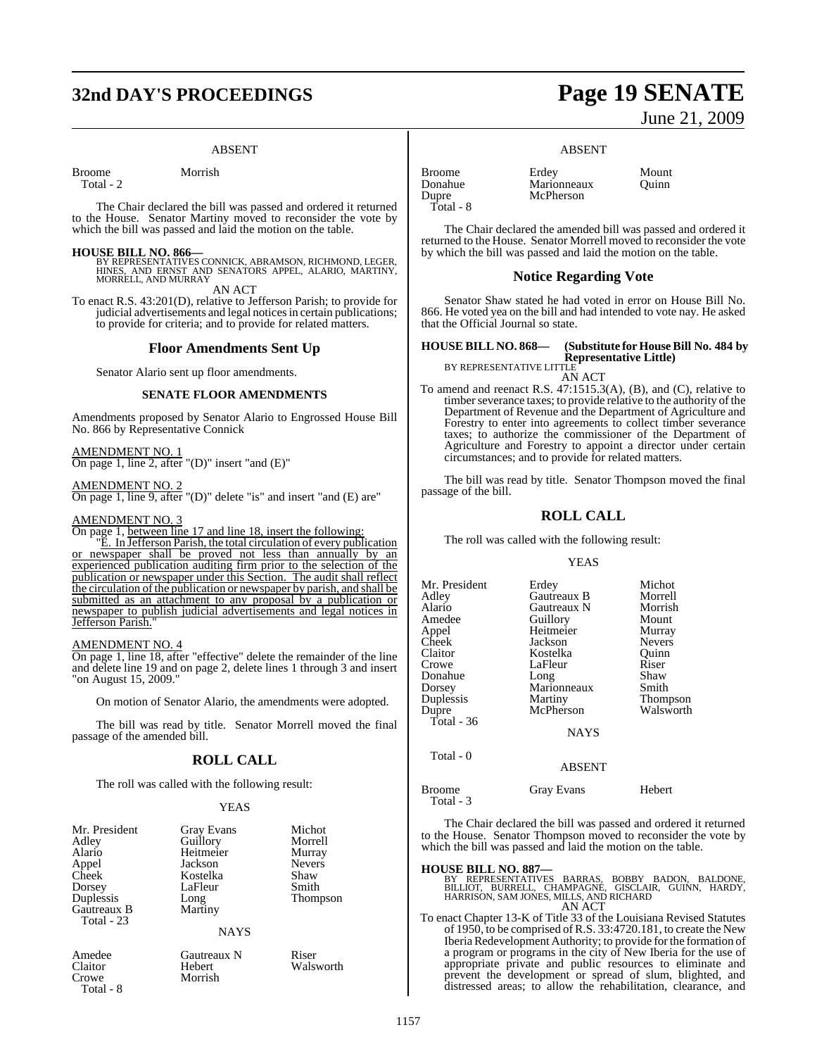ABSENT

| | |
|---|---|
| Broome | Morrish |
| Total - 2 | |

The Chair declared the bill was passed and ordered it returned to the House. Senator Martiny moved to reconsider the vote by which the bill was passed and laid the motion on the table.

**HOUSE BILL NO. 866—**
BY REPRESENTATIVES CONNICK, ABRAMSON, RICHMOND, LEGER, HINES, AND ERNST AND SENATORS APPEL, ALARIO, MARTINY, MORRELL, AND MURRAY

AN ACT

To enact R.S. 43:201(D), relative to Jefferson Parish; to provide for judicial advertisements and legal notices in certain publications; to provide for criteria; and to provide for related matters.

## Floor Amendments Sent Up

Senator Alario sent up floor amendments.

### SENATE FLOOR AMENDMENTS

Amendments proposed by Senator Alario to Engrossed House Bill No. 866 by Representative Connick

AMENDMENT NO. 1
On page 1, line 2, after "(D)" insert "and (E)"

AMENDMENT NO. 2
On page 1, line 9, after "(D)" delete "is" and insert "and (E) are"

AMENDMENT NO. 3
On page 1, between line 17 and line 18, insert the following:

"E. In Jefferson Parish, the total circulation of every publication or newspaper shall be proved not less than annually by an experienced publication auditing firm prior to the selection of the publication or newspaper under this Section. The audit shall reflect the circulation of the publication or newspaper by parish, and shall be submitted as an attachment to any proposal by a publication or newspaper to publish judicial advertisements and legal notices in Jefferson Parish."

AMENDMENT NO. 4
On page 1, line 18, after "effective" delete the remainder of the line and delete line 19 and on page 2, delete lines 1 through 3 and insert "on August 15, 2009."

On motion of Senator Alario, the amendments were adopted.

The bill was read by title. Senator Morrell moved the final passage of the amended bill.

## ROLL CALL

The roll was called with the following result:

YEAS

| | | |
|---|---|---|
| Mr. President | Gray Evans | Michot |
| Adley | Guillory | Morrell |
| Alario | Heitmeier | Murray |
| Appel | Jackson | Nevers |
| Cheek | Kostelka | Shaw |
| Dorsey | LaFleur | Smith |
| Duplessis | Long | Thompson |
| Gautreaux B | Martiny | |
| Total - 23 | | |

NAYS

| | | |
|---|---|---|
| Amedee | Gautreaux N | Riser |
| Claitor | Hebert | Walsworth |
| Crowe | Morrish | |
| Total - 8 | | |

ABSENT

| | | |
|---|---|---|
| Broome | Erdey | Mount |
| Donahue | Marionneaux | Quinn |
| Dupre | McPherson | |
| Total - 8 | | |

The Chair declared the amended bill was passed and ordered it returned to the House. Senator Morrell moved to reconsider the vote by which the bill was passed and laid the motion on the table.

## Notice Regarding Vote

Senator Shaw stated he had voted in error on House Bill No. 866. He voted yea on the bill and had intended to vote nay. He asked that the Official Journal so state.

**HOUSE BILL NO. 868— (Substitute for House Bill No. 484 by Representative Little)**
BY REPRESENTATIVE LITTLE

AN ACT

To amend and reenact R.S. 47:1515.3(A), (B), and (C), relative to timber severance taxes; to provide relative to the authority of the Department of Revenue and the Department of Agriculture and Forestry to enter into agreements to collect timber severance taxes; to authorize the commissioner of the Department of Agriculture and Forestry to appoint a director under certain circumstances; and to provide for related matters.

The bill was read by title. Senator Thompson moved the final passage of the bill.

## ROLL CALL

The roll was called with the following result:

YEAS

| | | |
|---|---|---|
| Mr. President | Erdey | Michot |
| Adley | Gautreaux B | Morrell |
| Alario | Gautreaux N | Morrish |
| Amedee | Guillory | Mount |
| Appel | Heitmeier | Murray |
| Cheek | Jackson | Nevers |
| Claitor | Kostelka | Quinn |
| Crowe | LaFleur | Riser |
| Donahue | Long | Shaw |
| Dorsey | Marionneaux | Smith |
| Duplessis | Martiny | Thompson |
| Dupre | McPherson | Walsworth |
| Total - 36 | | |

NAYS

Total - 0

ABSENT

| | | |
|---|---|---|
| Broome | Gray Evans | Hebert |
| Total - 3 | | |

The Chair declared the bill was passed and ordered it returned to the House. Senator Thompson moved to reconsider the vote by which the bill was passed and laid the motion on the table.

**HOUSE BILL NO. 887—**
BY REPRESENTATIVES BARRAS, BOBBY BADON, BALDONE, BILLIOT, BURRELL, CHAMPAGNE, GISCLAIR, GUINN, HARDY, HARRISON, SAM JONES, MILLS, AND RICHARD

AN ACT

To enact Chapter 13-K of Title 33 of the Louisiana Revised Statutes of 1950, to be comprised of R.S. 33:4720.181, to create the New Iberia Redevelopment Authority; to provide for the formation of a program or programs in the city of New Iberia for the use of appropriate private and public resources to eliminate and prevent the development or spread of slum, blighted, and distressed areas; to allow the rehabilitation, clearance, and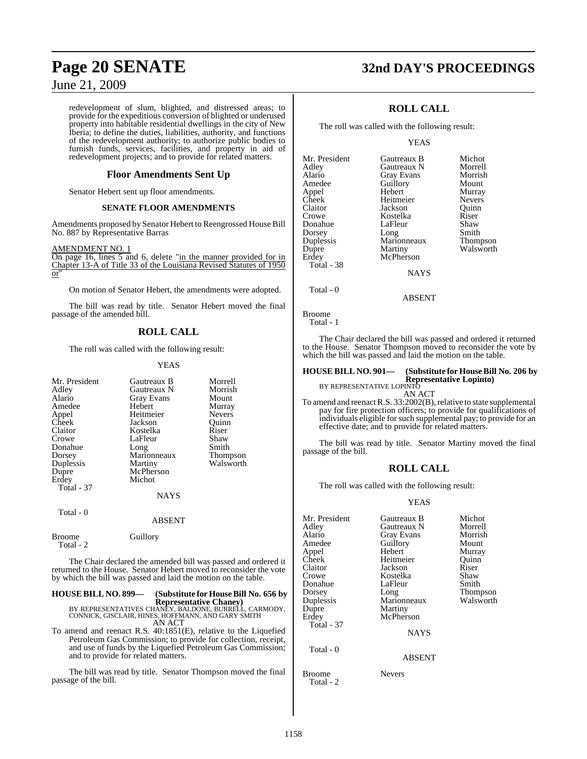redevelopment of slum, blighted, and distressed areas; to provide for the expeditious conversion of blighted or underused property into habitable residential dwellings in the city of New Iberia; to define the duties, liabilities, authority, and functions of the redevelopment authority; to authorize public bodies to furnish funds, services, facilities, and property in aid of redevelopment projects; and to provide for related matters.

## Floor Amendments Sent Up

Senator Hebert sent up floor amendments.

### SENATE FLOOR AMENDMENTS

Amendments proposed by Senator Hebert to Reengrossed House Bill No. 887 by Representative Barras

AMENDMENT NO. 1

On page 16, lines 5 and 6, delete "in the manner provided for in Chapter 13-A of Title 33 of the Louisiana Revised Statutes of 1950 or"

On motion of Senator Hebert, the amendments were adopted.

The bill was read by title. Senator Hebert moved the final passage of the amended bill.

## ROLL CALL

The roll was called with the following result:

YEAS

| | | |
|---|---|---|
| Mr. President | Gautreaux B | Morrell |
| Adley | Gautreaux N | Morrish |
| Alario | Gray Evans | Mount |
| Amedee | Hebert | Murray |
| Appel | Heitmeier | Nevers |
| Cheek | Jackson | Quinn |
| Claitor | Kostelka | Riser |
| Crowe | LaFleur | Shaw |
| Donahue | Long | Smith |
| Dorsey | Marionneaux | Thompson |
| Duplessis | Martiny | Walsworth |
| Dupre | McPherson | |
| Erdey | Michot | |

Total - 37

NAYS

Total - 0

ABSENT

Broome Guillory

Total - 2

The Chair declared the amended bill was passed and ordered it returned to the House. Senator Hebert moved to reconsider the vote by which the bill was passed and laid the motion on the table.

**HOUSE BILL NO. 899— (Substitute for House Bill No. 656 by Representative Chaney)**

BY REPRESENTATIVES CHANEY, BALDONE, BURRELL, CARMODY, CONNICK, GISCLAIR, HINES, HOFFMANN, AND GARY SMITH

AN ACT

To amend and reenact R.S. 40:1851(E), relative to the Liquefied Petroleum Gas Commission; to provide for collection, receipt, and use of funds by the Liquefied Petroleum Gas Commission; and to provide for related matters.

The bill was read by title. Senator Thompson moved the final passage of the bill.

## ROLL CALL

The roll was called with the following result:

YEAS

| | | |
|---|---|---|
| Mr. President | Gautreaux B | Michot |
| Adley | Gautreaux N | Morrell |
| Alario | Gray Evans | Morrish |
| Amedee | Guillory | Mount |
| Appel | Hebert | Murray |
| Cheek | Heitmeier | Nevers |
| Claitor | Jackson | Quinn |
| Crowe | Kostelka | Riser |
| Donahue | LaFleur | Shaw |
| Dorsey | Long | Smith |
| Duplessis | Marionneaux | Thompson |
| Dupre | Martiny | Walsworth |
| Erdey | McPherson | |

Total - 38

NAYS

Total - 0

ABSENT

Broome

Total - 1

The Chair declared the bill was passed and ordered it returned to the House. Senator Thompson moved to reconsider the vote by which the bill was passed and laid the motion on the table.

**HOUSE BILL NO. 901— (Substitute for House Bill No. 206 by Representative Lopinto)**

BY REPRESENTATIVE LOPINTO

AN ACT

To amend and reenact R.S. 33:2002(B), relative to state supplemental pay for fire protection officers; to provide for qualifications of individuals eligible for such supplemental pay; to provide for an effective date; and to provide for related matters.

The bill was read by title. Senator Martiny moved the final passage of the bill.

## ROLL CALL

The roll was called with the following result:

YEAS

| | | |
|---|---|---|
| Mr. President | Gautreaux B | Michot |
| Adley | Gautreaux N | Morrell |
| Alario | Gray Evans | Morrish |
| Amedee | Guillory | Mount |
| Appel | Hebert | Murray |
| Cheek | Heitmeier | Quinn |
| Claitor | Jackson | Riser |
| Crowe | Kostelka | Shaw |
| Donahue | LaFleur | Smith |
| Dorsey | Long | Thompson |
| Duplessis | Marionneaux | Walsworth |
| Dupre | Martiny | |
| Erdey | McPherson | |

Total - 37

NAYS

Total - 0

ABSENT

Broome Nevers

Total - 2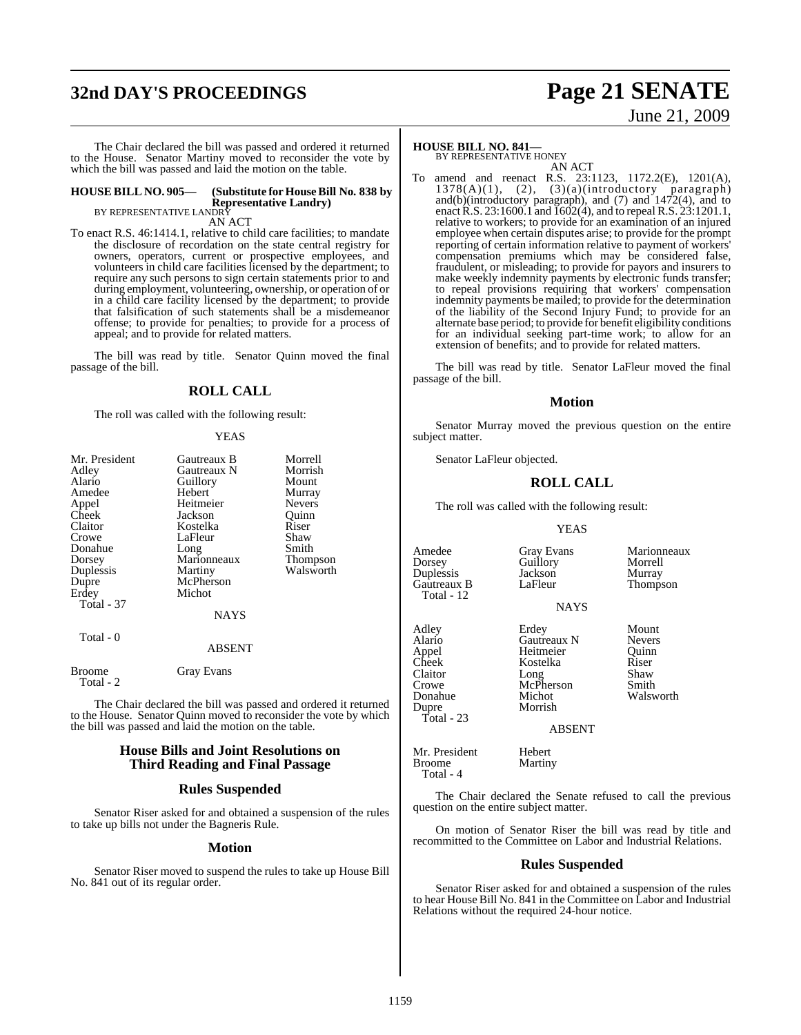The Chair declared the bill was passed and ordered it returned to the House. Senator Martiny moved to reconsider the vote by which the bill was passed and laid the motion on the table.

**HOUSE BILL NO. 905— (Substitute for House Bill No. 838 by Representative Landry)**
BY REPRESENTATIVE LANDRY

AN ACT

To enact R.S. 46:1414.1, relative to child care facilities; to mandate the disclosure of recordation on the state central registry for owners, operators, current or prospective employees, and volunteers in child care facilities licensed by the department; to require any such persons to sign certain statements prior to and during employment, volunteering, ownership, or operation of or in a child care facility licensed by the department; to provide that falsification of such statements shall be a misdemeanor offense; to provide for penalties; to provide for a process of appeal; and to provide for related matters.

The bill was read by title. Senator Quinn moved the final passage of the bill.

## ROLL CALL

The roll was called with the following result:

YEAS

| | | |
|---|---|---|
| Mr. President | Gautreaux B | Morrell |
| Adley | Gautreaux N | Morrish |
| Alario | Guillory | Mount |
| Amedee | Hebert | Murray |
| Appel | Heitmeier | Nevers |
| Cheek | Jackson | Quinn |
| Claitor | Kostelka | Riser |
| Crowe | LaFleur | Shaw |
| Donahue | Long | Smith |
| Dorsey | Marionneaux | Thompson |
| Duplessis | Martiny | Walsworth |
| Dupre | McPherson | |
| Erdey | Michot | |

Total - 37

NAYS

Total - 0

ABSENT

| | |
|---|---|
| Broome | Gray Evans |

Total - 2

The Chair declared the bill was passed and ordered it returned to the House. Senator Quinn moved to reconsider the vote by which the bill was passed and laid the motion on the table.

## House Bills and Joint Resolutions on Third Reading and Final Passage

## Rules Suspended

Senator Riser asked for and obtained a suspension of the rules to take up bills not under the Bagneris Rule.

## Motion

Senator Riser moved to suspend the rules to take up House Bill No. 841 out of its regular order.

**HOUSE BILL NO. 841—**
BY REPRESENTATIVE HONEY

AN ACT

To amend and reenact R.S. 23:1123, 1172.2(E), 1201(A), 1378(A)(1), (2), (3)(a)(introductory paragraph) and(b)(introductory paragraph), and (7) and 1472(4), and to enact R.S. 23:1600.1 and 1602(4), and to repeal R.S. 23:1201.1, relative to workers; to provide for an examination of an injured employee when certain disputes arise; to provide for the prompt reporting of certain information relative to payment of workers' compensation premiums which may be considered false, fraudulent, or misleading; to provide for payors and insurers to make weekly indemnity payments by electronic funds transfer; to repeal provisions requiring that workers' compensation indemnity payments be mailed; to provide for the determination of the liability of the Second Injury Fund; to provide for an alternate base period; to provide for benefit eligibility conditions for an individual seeking part-time work; to allow for an extension of benefits; and to provide for related matters.

The bill was read by title. Senator LaFleur moved the final passage of the bill.

## Motion

Senator Murray moved the previous question on the entire subject matter.

Senator LaFleur objected.

## ROLL CALL

The roll was called with the following result:

YEAS

| | | |
|---|---|---|
| Amedee | Gray Evans | Marionneaux |
| Dorsey | Guillory | Morrell |
| Duplessis | Jackson | Murray |
| Gautreaux B | LaFleur | Thompson |

Total - 12

NAYS

| | | |
|---|---|---|
| Adley | Erdey | Mount |
| Alario | Gautreaux N | Nevers |
| Appel | Heitmeier | Quinn |
| Cheek | Kostelka | Riser |
| Claitor | Long | Shaw |
| Crowe | McPherson | Smith |
| Donahue | Michot | Walsworth |
| Dupre | Morrish | |

Total - 23

ABSENT

| | |
|---|---|
| Mr. President | Hebert |
| Broome | Martiny |

Total - 4

The Chair declared the Senate refused to call the previous question on the entire subject matter.

On motion of Senator Riser the bill was read by title and recommitted to the Committee on Labor and Industrial Relations.

## Rules Suspended

Senator Riser asked for and obtained a suspension of the rules to hear House Bill No. 841 in the Committee on Labor and Industrial Relations without the required 24-hour notice.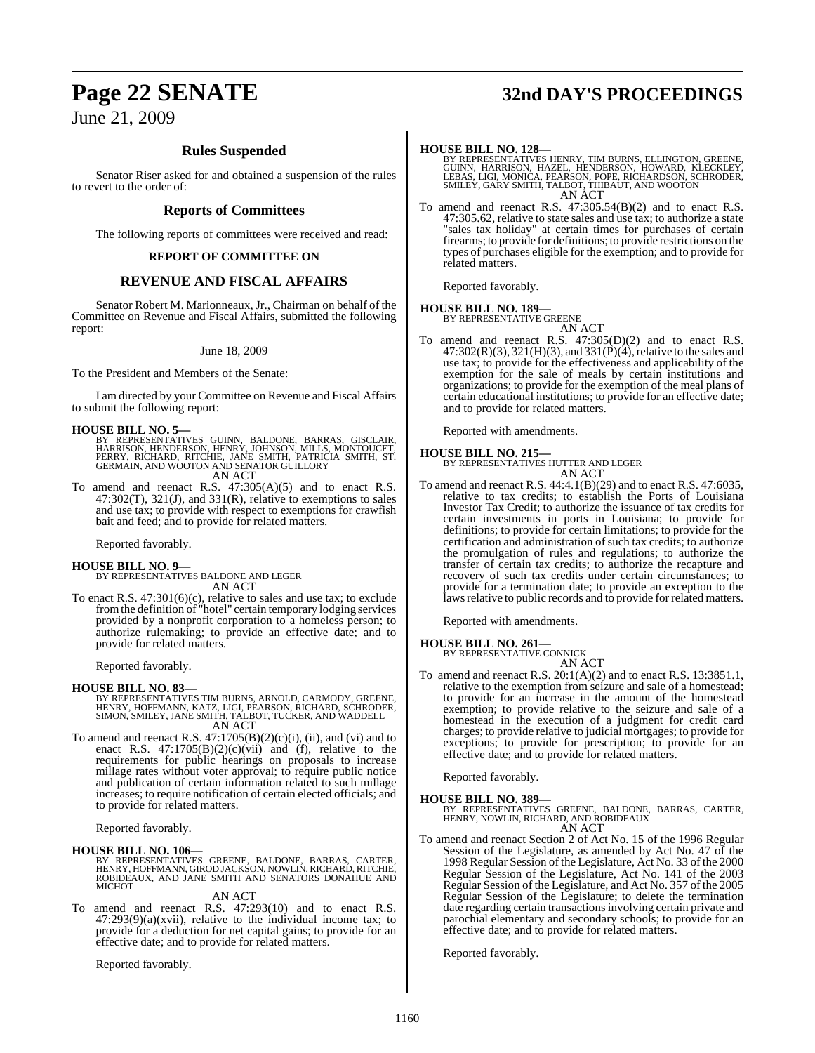## Rules Suspended

Senator Riser asked for and obtained a suspension of the rules to revert to the order of:

## Reports of Committees

The following reports of committees were received and read:

### REPORT OF COMMITTEE ON

## REVENUE AND FISCAL AFFAIRS

Senator Robert M. Marionneaux, Jr., Chairman on behalf of the Committee on Revenue and Fiscal Affairs, submitted the following report:

June 18, 2009

To the President and Members of the Senate:

I am directed by your Committee on Revenue and Fiscal Affairs to submit the following report:

**HOUSE BILL NO. 5—**
BY REPRESENTATIVES GUINN, BALDONE, BARRAS, GISCLAIR, HARRISON, HENDERSON, HENRY, JOHNSON, MILLS, MONTOUCET, PERRY, RICHARD, RITCHIE, JANE SMITH, PATRICIA SMITH, ST. GERMAIN, AND WOOTON AND SENATOR GUILLORY
AN ACT

To amend and reenact R.S. 47:305(A)(5) and to enact R.S. 47:302(T), 321(J), and 331(R), relative to exemptions to sales and use tax; to provide with respect to exemptions for crawfish bait and feed; and to provide for related matters.

Reported favorably.

**HOUSE BILL NO. 9—**
BY REPRESENTATIVES BALDONE AND LEGER
AN ACT

To enact R.S. 47:301(6)(c), relative to sales and use tax; to exclude from the definition of "hotel" certain temporary lodging services provided by a nonprofit corporation to a homeless person; to authorize rulemaking; to provide an effective date; and to provide for related matters.

Reported favorably.

**HOUSE BILL NO. 83—**
BY REPRESENTATIVES TIM BURNS, ARNOLD, CARMODY, GREENE, HENRY, HOFFMANN, KATZ, LIGI, PEARSON, RICHARD, SCHRODER, SIMON, SMILEY, JANE SMITH, TALBOT, TUCKER, AND WADDELL
AN ACT

To amend and reenact R.S. 47:1705(B)(2)(c)(i), (ii), and (vi) and to enact R.S. 47:1705(B)(2)(c)(vii) and (f), relative to the requirements for public hearings on proposals to increase millage rates without voter approval; to require public notice and publication of certain information related to such millage increases; to require notification of certain elected officials; and to provide for related matters.

Reported favorably.

**HOUSE BILL NO. 106—**
BY REPRESENTATIVES GREENE, BALDONE, BARRAS, CARTER, HENRY, HOFFMANN, GIROD JACKSON, NOWLIN, RICHARD, RITCHIE, ROBIDEAUX, AND JANE SMITH AND SENATORS DONAHUE AND MICHOT
AN ACT

To amend and reenact R.S. 47:293(10) and to enact R.S. 47:293(9)(a)(xvii), relative to the individual income tax; to provide for a deduction for net capital gains; to provide for an effective date; and to provide for related matters.

Reported favorably.

**HOUSE BILL NO. 128—**
BY REPRESENTATIVES HENRY, TIM BURNS, ELLINGTON, GREENE, GUINN, HARRISON, HAZEL, HENDERSON, HOWARD, KLECKLEY, LEBAS, LIGI, MONICA, PEARSON, POPE, RICHARDSON, SCHRODER, SMILEY, GARY SMITH, TALBOT, THIBAUT, AND WOOTON
AN ACT

To amend and reenact R.S. 47:305.54(B)(2) and to enact R.S. 47:305.62, relative to state sales and use tax; to authorize a state "sales tax holiday" at certain times for purchases of certain firearms; to provide for definitions; to provide restrictions on the types of purchases eligible for the exemption; and to provide for related matters.

Reported favorably.

**HOUSE BILL NO. 189—**
BY REPRESENTATIVE GREENE
AN ACT

To amend and reenact R.S. 47:305(D)(2) and to enact R.S. 47:302(R)(3), 321(H)(3), and 331(P)(4), relative to the sales and use tax; to provide for the effectiveness and applicability of the exemption for the sale of meals by certain institutions and organizations; to provide for the exemption of the meal plans of certain educational institutions; to provide for an effective date; and to provide for related matters.

Reported with amendments.

**HOUSE BILL NO. 215—**
BY REPRESENTATIVES HUTTER AND LEGER
AN ACT

To amend and reenact R.S. 44:4.1(B)(29) and to enact R.S. 47:6035, relative to tax credits; to establish the Ports of Louisiana Investor Tax Credit; to authorize the issuance of tax credits for certain investments in ports in Louisiana; to provide for definitions; to provide for certain limitations; to provide for the certification and administration of such tax credits; to authorize the promulgation of rules and regulations; to authorize the transfer of certain tax credits; to authorize the recapture and recovery of such tax credits under certain circumstances; to provide for a termination date; to provide an exception to the laws relative to public records and to provide for related matters.

Reported with amendments.

**HOUSE BILL NO. 261—**
BY REPRESENTATIVE CONNICK
AN ACT

To amend and reenact R.S. 20:1(A)(2) and to enact R.S. 13:3851.1, relative to the exemption from seizure and sale of a homestead; to provide for an increase in the amount of the homestead exemption; to provide relative to the seizure and sale of a homestead in the execution of a judgment for credit card charges; to provide relative to judicial mortgages; to provide for exceptions; to provide for prescription; to provide for an effective date; and to provide for related matters.

Reported favorably.

**HOUSE BILL NO. 389—**
BY REPRESENTATIVES GREENE, BALDONE, BARRAS, CARTER, HENRY, NOWLIN, RICHARD, AND ROBIDEAUX
AN ACT

To amend and reenact Section 2 of Act No. 15 of the 1996 Regular Session of the Legislature, as amended by Act No. 47 of the 1998 Regular Session of the Legislature, Act No. 33 of the 2000 Regular Session of the Legislature, Act No. 141 of the 2003 Regular Session of the Legislature, and Act No. 357 of the 2005 Regular Session of the Legislature; to delete the termination date regarding certain transactions involving certain private and parochial elementary and secondary schools; to provide for an effective date; and to provide for related matters.

Reported favorably.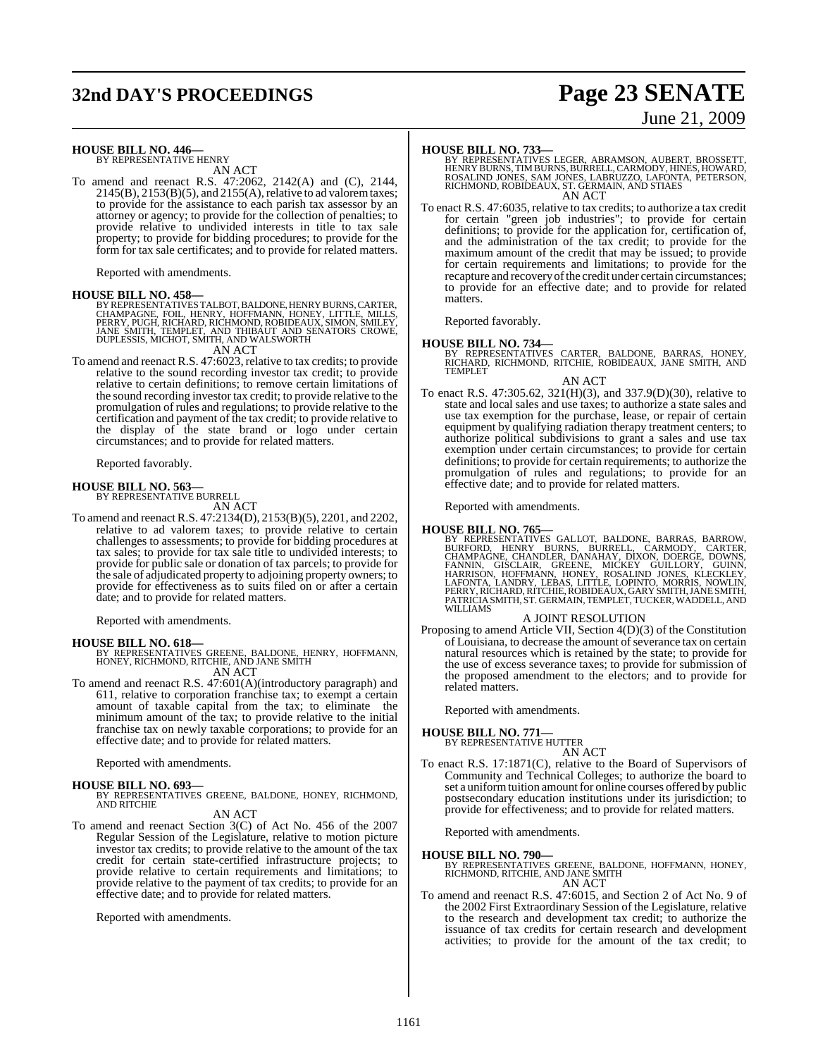**HOUSE BILL NO. 446—**
BY REPRESENTATIVE HENRY

AN ACT

To amend and reenact R.S. 47:2062, 2142(A) and (C), 2144, 2145(B), 2153(B)(5), and 2155(A), relative to ad valorem taxes; to provide for the assistance to each parish tax assessor by an attorney or agency; to provide for the collection of penalties; to provide relative to undivided interests in title to tax sale property; to provide for bidding procedures; to provide for the form for tax sale certificates; and to provide for related matters.

Reported with amendments.

**HOUSE BILL NO. 458—**
BY REPRESENTATIVES TALBOT, BALDONE, HENRY BURNS, CARTER, CHAMPAGNE, FOIL, HENRY, HOFFMANN, HONEY, LITTLE, MILLS, PERRY, PUGH, RICHARD, RICHMOND, ROBIDEAUX, SIMON, SMILEY, JANE SMITH, TEMPLET, AND THIBAUT AND SENATORS CROWE, DUPLESSIS, MICHOT, SMITH, AND WALSWORTH

AN ACT

To amend and reenact R.S. 47:6023, relative to tax credits; to provide relative to the sound recording investor tax credit; to provide relative to certain definitions; to remove certain limitations of the sound recording investor tax credit; to provide relative to the promulgation of rules and regulations; to provide relative to the certification and payment of the tax credit; to provide relative to the display of the state brand or logo under certain circumstances; and to provide for related matters.

Reported favorably.

**HOUSE BILL NO. 563—**
BY REPRESENTATIVE BURRELL

AN ACT

To amend and reenact R.S. 47:2134(D), 2153(B)(5), 2201, and 2202, relative to ad valorem taxes; to provide relative to certain challenges to assessments; to provide for bidding procedures at tax sales; to provide for tax sale title to undivided interests; to provide for public sale or donation of tax parcels; to provide for the sale of adjudicated property to adjoining property owners; to provide for effectiveness as to suits filed on or after a certain date; and to provide for related matters.

Reported with amendments.

**HOUSE BILL NO. 618—**
BY REPRESENTATIVES GREENE, BALDONE, HENRY, HOFFMANN, HONEY, RICHMOND, RITCHIE, AND JANE SMITH

AN ACT

To amend and reenact R.S. 47:601(A)(introductory paragraph) and 611, relative to corporation franchise tax; to exempt a certain amount of taxable capital from the tax; to eliminate the minimum amount of the tax; to provide relative to the initial franchise tax on newly taxable corporations; to provide for an effective date; and to provide for related matters.

Reported with amendments.

**HOUSE BILL NO. 693—**
BY REPRESENTATIVES GREENE, BALDONE, HONEY, RICHMOND, AND RITCHIE

AN ACT

To amend and reenact Section 3(C) of Act No. 456 of the 2007 Regular Session of the Legislature, relative to motion picture investor tax credits; to provide relative to the amount of the tax credit for certain state-certified infrastructure projects; to provide relative to certain requirements and limitations; to provide relative to the payment of tax credits; to provide for an effective date; and to provide for related matters.

Reported with amendments.

**HOUSE BILL NO. 733—**
BY REPRESENTATIVES LEGER, ABRAMSON, AUBERT, BROSSETT, HENRY BURNS, TIM BURNS, BURRELL, CARMODY, HINES, HOWARD, ROSALIND JONES, SAM JONES, LABRUZZO, LAFONTA, PETERSON, RICHMOND, ROBIDEAUX, ST. GERMAIN, AND STIAES

AN ACT

To enact R.S. 47:6035, relative to tax credits; to authorize a tax credit for certain "green job industries"; to provide for certain definitions; to provide for the application for, certification of, and the administration of the tax credit; to provide for the maximum amount of the credit that may be issued; to provide for certain requirements and limitations; to provide for the recapture and recovery of the credit under certain circumstances; to provide for an effective date; and to provide for related matters.

Reported favorably.

**HOUSE BILL NO. 734—**
BY REPRESENTATIVES CARTER, BALDONE, BARRAS, HONEY, RICHARD, RICHMOND, RITCHIE, ROBIDEAUX, JANE SMITH, AND TEMPLET

AN ACT

To enact R.S. 47:305.62, 321(H)(3), and 337.9(D)(30), relative to state and local sales and use taxes; to authorize a state sales and use tax exemption for the purchase, lease, or repair of certain equipment by qualifying radiation therapy treatment centers; to authorize political subdivisions to grant a sales and use tax exemption under certain circumstances; to provide for certain definitions; to provide for certain requirements; to authorize the promulgation of rules and regulations; to provide for an effective date; and to provide for related matters.

Reported with amendments.

**HOUSE BILL NO. 765—**
BY REPRESENTATIVES GALLOT, BALDONE, BARRAS, BARROW, BURFORD, HENRY BURNS, BURRELL, CARMODY, CARTER, CHAMPAGNE, CHANDLER, DANAHAY, DIXON, DOERGE, DOWNS, FANNIN, GISCLAIR, GREENE, MICKEY GUILLORY, GUINN, HARRISON, HOFFMANN, HONEY, ROSALIND JONES, KLECKLEY, LAFONTA, LANDRY, LEBAS, LITTLE, LOPINTO, MORRIS, NOWLIN, PERRY, RICHARD, RITCHIE, ROBIDEAUX, GARY SMITH, JANE SMITH, PATRICIA SMITH, ST. GERMAIN, TEMPLET, TUCKER, WADDELL, AND WILLIAMS

A JOINT RESOLUTION

Proposing to amend Article VII, Section 4(D)(3) of the Constitution of Louisiana, to decrease the amount of severance tax on certain natural resources which is retained by the state; to provide for the use of excess severance taxes; to provide for submission of the proposed amendment to the electors; and to provide for related matters.

Reported with amendments.

**HOUSE BILL NO. 771—**
BY REPRESENTATIVE HUTTER

AN ACT

To enact R.S. 17:1871(C), relative to the Board of Supervisors of Community and Technical Colleges; to authorize the board to set a uniform tuition amount for online courses offered by public postsecondary education institutions under its jurisdiction; to provide for effectiveness; and to provide for related matters.

Reported with amendments.

**HOUSE BILL NO. 790—**
BY REPRESENTATIVES GREENE, BALDONE, HOFFMANN, HONEY, RICHMOND, RITCHIE, AND JANE SMITH

AN ACT

To amend and reenact R.S. 47:6015, and Section 2 of Act No. 9 of the 2002 First Extraordinary Session of the Legislature, relative to the research and development tax credit; to authorize the issuance of tax credits for certain research and development activities; to provide for the amount of the tax credit; to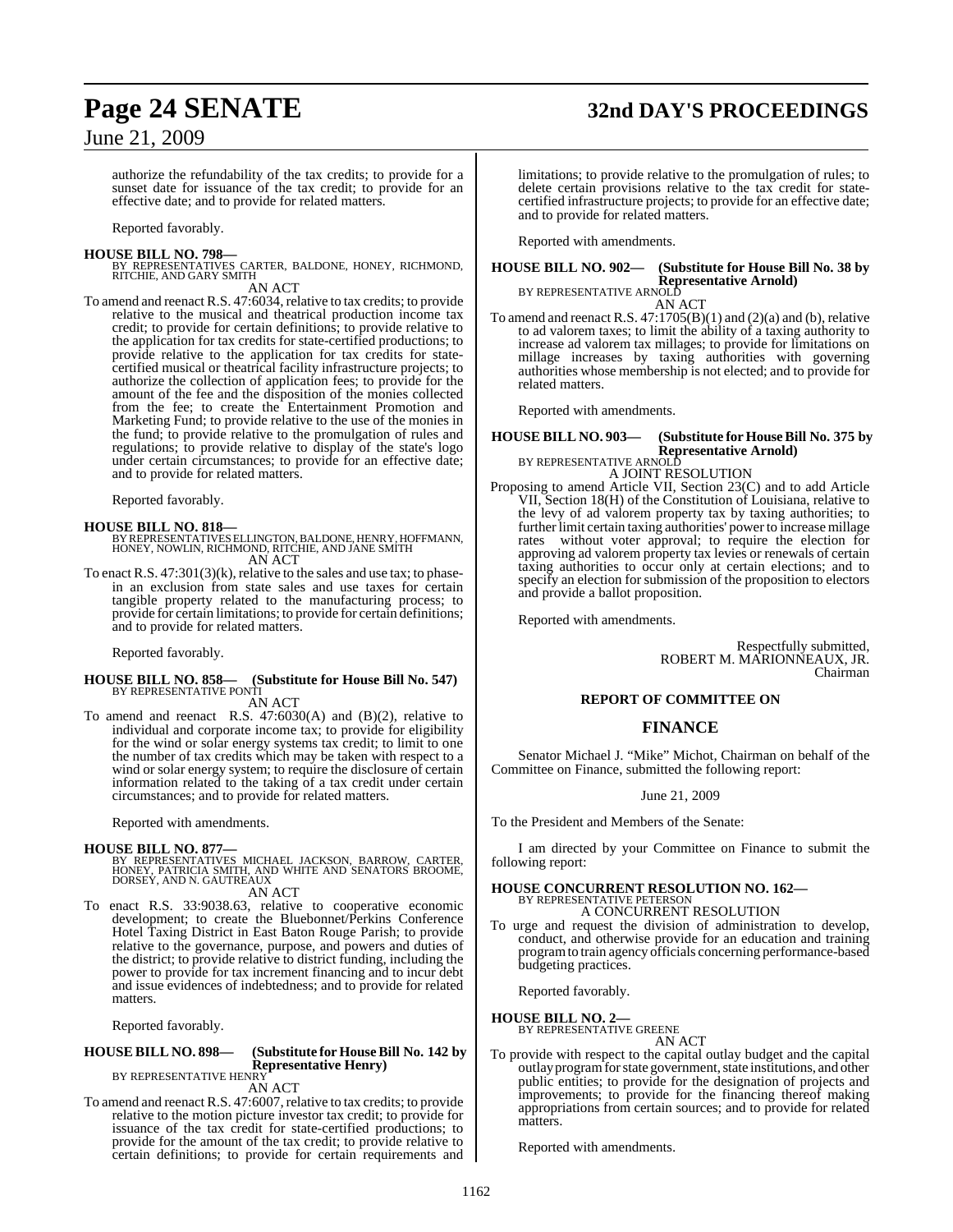authorize the refundability of the tax credits; to provide for a sunset date for issuance of the tax credit; to provide for an effective date; and to provide for related matters.

Reported favorably.

**HOUSE BILL NO. 798—**
BY REPRESENTATIVES CARTER, BALDONE, HONEY, RICHMOND, RITCHIE, AND GARY SMITH
AN ACT

To amend and reenact R.S. 47:6034, relative to tax credits; to provide relative to the musical and theatrical production income tax credit; to provide for certain definitions; to provide relative to the application for tax credits for state-certified productions; to provide relative to the application for tax credits for state-certified musical or theatrical facility infrastructure projects; to authorize the collection of application fees; to provide for the amount of the fee and the disposition of the monies collected from the fee; to create the Entertainment Promotion and Marketing Fund; to provide relative to the use of the monies in the fund; to provide relative to the promulgation of rules and regulations; to provide relative to display of the state's logo under certain circumstances; to provide for an effective date; and to provide for related matters.

Reported favorably.

**HOUSE BILL NO. 818—**
BY REPRESENTATIVES ELLINGTON, BALDONE, HENRY, HOFFMANN, HONEY, NOWLIN, RICHMOND, RITCHIE, AND JANE SMITH
AN ACT

To enact R.S. 47:301(3)(k), relative to the sales and use tax; to phase-in an exclusion from state sales and use taxes for certain tangible property related to the manufacturing process; to provide for certain limitations; to provide for certain definitions; and to provide for related matters.

Reported favorably.

**HOUSE BILL NO. 858— (Substitute for House Bill No. 547)**
BY REPRESENTATIVE PONTI
AN ACT

To amend and reenact R.S. 47:6030(A) and (B)(2), relative to individual and corporate income tax; to provide for eligibility for the wind or solar energy systems tax credit; to limit to one the number of tax credits which may be taken with respect to a wind or solar energy system; to require the disclosure of certain information related to the taking of a tax credit under certain circumstances; and to provide for related matters.

Reported with amendments.

**HOUSE BILL NO. 877—**
BY REPRESENTATIVES MICHAEL JACKSON, BARROW, CARTER, HONEY, PATRICIA SMITH, AND WHITE AND SENATORS BROOME, DORSEY, AND N. GAUTREAUX
AN ACT

To enact R.S. 33:9038.63, relative to cooperative economic development; to create the Bluebonnet/Perkins Conference Hotel Taxing District in East Baton Rouge Parish; to provide relative to the governance, purpose, and powers and duties of the district; to provide relative to district funding, including the power to provide for tax increment financing and to incur debt and issue evidences of indebtedness; and to provide for related matters.

Reported favorably.

**HOUSE BILL NO. 898— (Substitute for House Bill No. 142 by Representative Henry)**
BY REPRESENTATIVE HENRY
AN ACT

To amend and reenact R.S. 47:6007, relative to tax credits; to provide relative to the motion picture investor tax credit; to provide for issuance of the tax credit for state-certified productions; to provide for the amount of the tax credit; to provide relative to certain definitions; to provide for certain requirements and limitations; to provide relative to the promulgation of rules; to delete certain provisions relative to the tax credit for state-certified infrastructure projects; to provide for an effective date; and to provide for related matters.

Reported with amendments.

**HOUSE BILL NO. 902— (Substitute for House Bill No. 38 by Representative Arnold)**
BY REPRESENTATIVE ARNOLD
AN ACT

To amend and reenact R.S. 47:1705(B)(1) and (2)(a) and (b), relative to ad valorem taxes; to limit the ability of a taxing authority to increase ad valorem tax millages; to provide for limitations on millage increases by taxing authorities with governing authorities whose membership is not elected; and to provide for related matters.

Reported with amendments.

**HOUSE BILL NO. 903— (Substitute for House Bill No. 375 by Representative Arnold)**
BY REPRESENTATIVE ARNOLD
A JOINT RESOLUTION

Proposing to amend Article VII, Section 23(C) and to add Article VII, Section 18(H) of the Constitution of Louisiana, relative to the levy of ad valorem property tax by taxing authorities; to further limit certain taxing authorities' power to increase millage rates without voter approval; to require the election for approving ad valorem property tax levies or renewals of certain taxing authorities to occur only at certain elections; and to specify an election for submission of the proposition to electors and provide a ballot proposition.

Reported with amendments.

Respectfully submitted,
ROBERT M. MARIONNEAUX, JR.
Chairman

## REPORT OF COMMITTEE ON

## FINANCE

Senator Michael J. "Mike" Michot, Chairman on behalf of the Committee on Finance, submitted the following report:

June 21, 2009

To the President and Members of the Senate:

I am directed by your Committee on Finance to submit the following report:

**HOUSE CONCURRENT RESOLUTION NO. 162—**
BY REPRESENTATIVE PETERSON
A CONCURRENT RESOLUTION

To urge and request the division of administration to develop, conduct, and otherwise provide for an education and training program to train agency officials concerning performance-based budgeting practices.

Reported favorably.

**HOUSE BILL NO. 2—**
BY REPRESENTATIVE GREENE
AN ACT

To provide with respect to the capital outlay budget and the capital outlay program for state government, state institutions, and other public entities; to provide for the designation of projects and improvements; to provide for the financing thereof making appropriations from certain sources; and to provide for related matters.

Reported with amendments.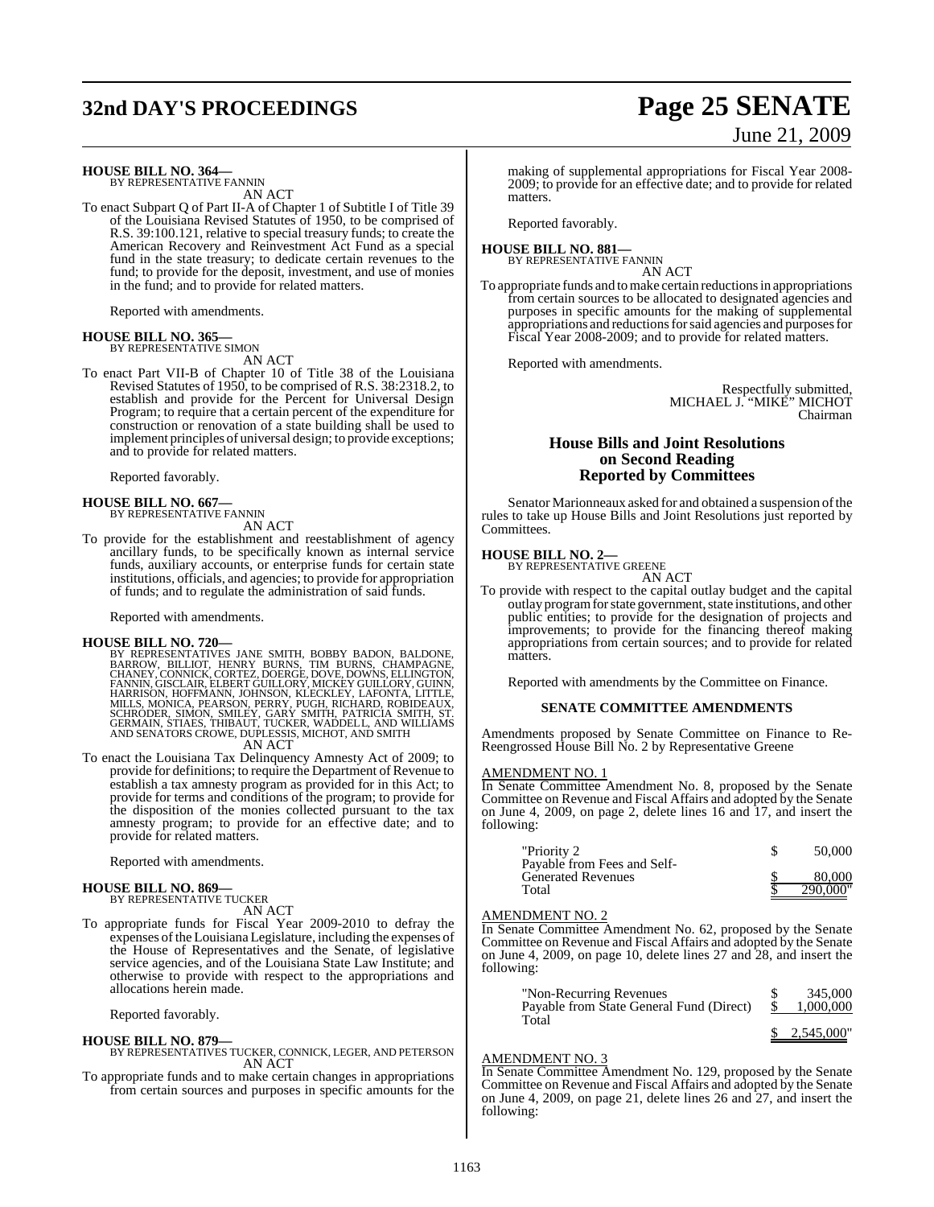**HOUSE BILL NO. 364—**
BY REPRESENTATIVE FANNIN
AN ACT

To enact Subpart Q of Part II-A of Chapter 1 of Subtitle I of Title 39 of the Louisiana Revised Statutes of 1950, to be comprised of R.S. 39:100.121, relative to special treasury funds; to create the American Recovery and Reinvestment Act Fund as a special fund in the state treasury; to dedicate certain revenues to the fund; to provide for the deposit, investment, and use of monies in the fund; and to provide for related matters.

Reported with amendments.

**HOUSE BILL NO. 365—**
BY REPRESENTATIVE SIMON
AN ACT

To enact Part VII-B of Chapter 10 of Title 38 of the Louisiana Revised Statutes of 1950, to be comprised of R.S. 38:2318.2, to establish and provide for the Percent for Universal Design Program; to require that a certain percent of the expenditure for construction or renovation of a state building shall be used to implement principles of universal design; to provide exceptions; and to provide for related matters.

Reported favorably.

**HOUSE BILL NO. 667—**
BY REPRESENTATIVE FANNIN
AN ACT

To provide for the establishment and reestablishment of agency ancillary funds, to be specifically known as internal service funds, auxiliary accounts, or enterprise funds for certain state institutions, officials, and agencies; to provide for appropriation of funds; and to regulate the administration of said funds.

Reported with amendments.

**HOUSE BILL NO. 720—**
BY REPRESENTATIVES JANE SMITH, BOBBY BADON, BALDONE, BARROW, BILLIOT, HENRY BURNS, TIM BURNS, CHAMPAGNE, CHANEY, CONNICK, CORTEZ, DOERGE, DOVE, DOWNS, ELLINGTON, FANNIN, GISCLAIR, ELBERT GUILLORY, MICKEY GUILLORY, GUINN, HARRISON, HOFFMANN, JOHNSON, KLECKLEY, LAFONTA, LITTLE, MILLS, MONICA, PEARSON, PERRY, PUGH, RICHARD, ROBIDEAUX, SCHRODER, SIMON, SMILEY, GARY SMITH, PATRICIA SMITH, ST. GERMAIN, STIAES, THIBAUT, TUCKER, WADDELL, AND WILLIAMS AND SENATORS CROWE, DUPLESSIS, MICHOT, AND SMITH
AN ACT

To enact the Louisiana Tax Delinquency Amnesty Act of 2009; to provide for definitions; to require the Department of Revenue to establish a tax amnesty program as provided for in this Act; to provide for terms and conditions of the program; to provide for the disposition of the monies collected pursuant to the tax amnesty program; to provide for an effective date; and to provide for related matters.

Reported with amendments.

**HOUSE BILL NO. 869—**
BY REPRESENTATIVE TUCKER
AN ACT

To appropriate funds for Fiscal Year 2009-2010 to defray the expenses of the Louisiana Legislature, including the expenses of the House of Representatives and the Senate, of legislative service agencies, and of the Louisiana State Law Institute; and otherwise to provide with respect to the appropriations and allocations herein made.

Reported favorably.

**HOUSE BILL NO. 879—**
BY REPRESENTATIVES TUCKER, CONNICK, LEGER, AND PETERSON
AN ACT

To appropriate funds and to make certain changes in appropriations from certain sources and purposes in specific amounts for the making of supplemental appropriations for Fiscal Year 2008-2009; to provide for an effective date; and to provide for related matters.

Reported favorably.

**HOUSE BILL NO. 881—**
BY REPRESENTATIVE FANNIN
AN ACT

To appropriate funds and to make certain reductions in appropriations from certain sources to be allocated to designated agencies and purposes in specific amounts for the making of supplemental appropriations and reductions for said agencies and purposes for Fiscal Year 2008-2009; and to provide for related matters.

Reported with amendments.

Respectfully submitted,
MICHAEL J. "MIKE" MICHOT
Chairman

## House Bills and Joint Resolutions on Second Reading Reported by Committees

Senator Marionneaux asked for and obtained a suspension of the rules to take up House Bills and Joint Resolutions just reported by Committees.

**HOUSE BILL NO. 2—**
BY REPRESENTATIVE GREENE
AN ACT

To provide with respect to the capital outlay budget and the capital outlay program for state government, state institutions, and other public entities; to provide for the designation of projects and improvements; to provide for the financing thereof making appropriations from certain sources; and to provide for related matters.

Reported with amendments by the Committee on Finance.

### SENATE COMMITTEE AMENDMENTS

Amendments proposed by Senate Committee on Finance to Re-Reengrossed House Bill No. 2 by Representative Greene

AMENDMENT NO. 1
In Senate Committee Amendment No. 8, proposed by the Senate Committee on Revenue and Fiscal Affairs and adopted by the Senate on June 4, 2009, on page 2, delete lines 16 and 17, and insert the following:

| | | |
|---|---|---|
| "Priority 2 | $ | 50,000 |
| Payable from Fees and Self-Generated Revenues | $ | 80,000 |
| Total | $ | 290,000" |

AMENDMENT NO. 2
In Senate Committee Amendment No. 62, proposed by the Senate Committee on Revenue and Fiscal Affairs and adopted by the Senate on June 4, 2009, on page 10, delete lines 27 and 28, and insert the following:

| | | |
|---|---|---|
| "Non-Recurring Revenues | $ | 345,000 |
| Payable from State General Fund (Direct) | $ | 1,000,000 |
| Total | $ | 2,545,000" |

AMENDMENT NO. 3
In Senate Committee Amendment No. 129, proposed by the Senate Committee on Revenue and Fiscal Affairs and adopted by the Senate on June 4, 2009, on page 21, delete lines 26 and 27, and insert the following: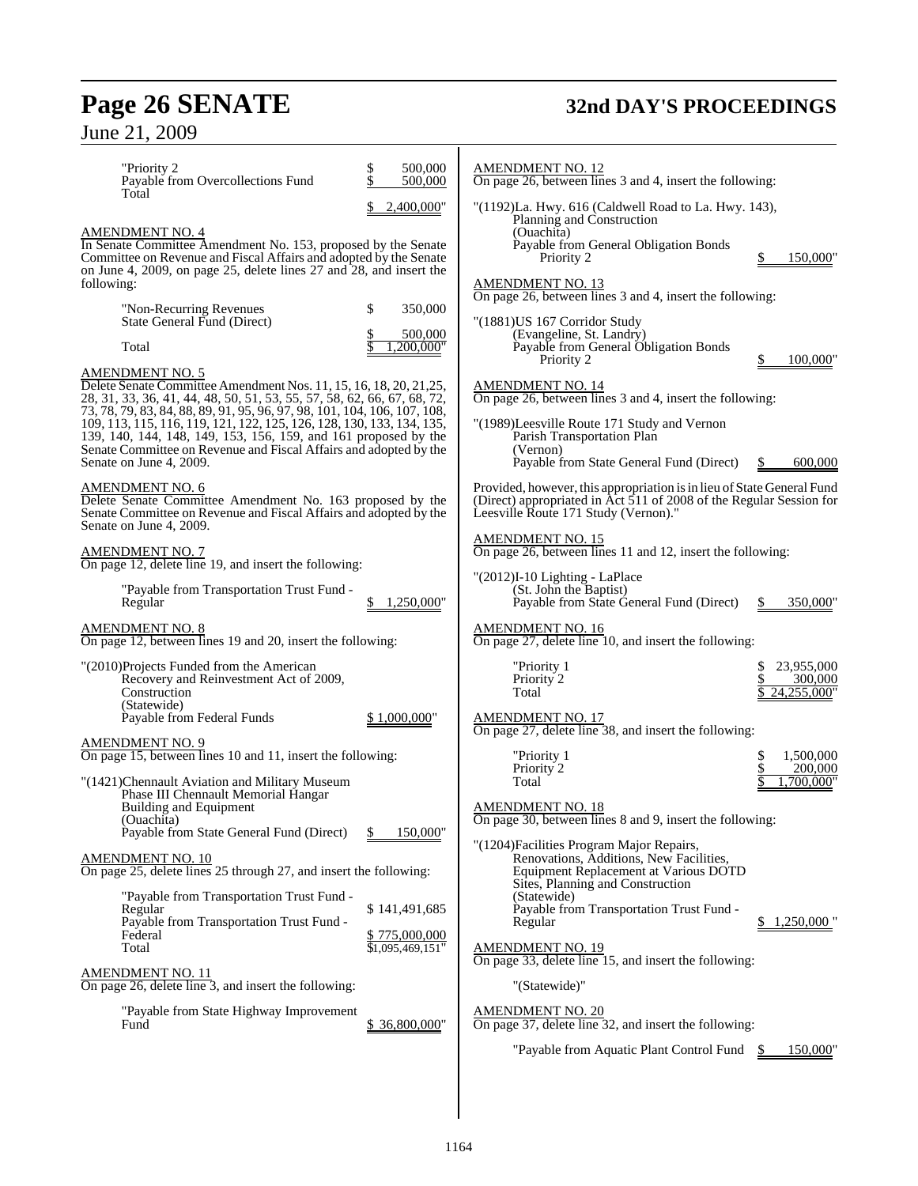"Priority 2 $ 500,000
Payable from Overcollections Fund $ 500,000
Total $ 2,400,000"

AMENDMENT NO. 4
In Senate Committee Amendment No. 153, proposed by the Senate Committee on Revenue and Fiscal Affairs and adopted by the Senate on June 4, 2009, on page 25, delete lines 27 and 28, and insert the following:

"Non-Recurring Revenues $ 350,000
State General Fund (Direct) $ 500,000
Total $ 1,200,000"

AMENDMENT NO. 5
Delete Senate Committee Amendment Nos. 11, 15, 16, 18, 20, 21,25, 28, 31, 33, 36, 41, 44, 48, 50, 51, 53, 55, 57, 58, 62, 66, 67, 68, 72, 73, 78, 79, 83, 84, 88, 89, 91, 95, 96, 97, 98, 101, 104, 106, 107, 108, 109, 113, 115, 116, 119, 121, 122, 125, 126, 128, 130, 133, 134, 135, 139, 140, 144, 148, 149, 153, 156, 159, and 161 proposed by the Senate Committee on Revenue and Fiscal Affairs and adopted by the Senate on June 4, 2009.

AMENDMENT NO. 6
Delete Senate Committee Amendment No. 163 proposed by the Senate Committee on Revenue and Fiscal Affairs and adopted by the Senate on June 4, 2009.

AMENDMENT NO. 7
On page 12, delete line 19, and insert the following:

"Payable from Transportation Trust Fund - Regular $ 1,250,000"

AMENDMENT NO. 8
On page 12, between lines 19 and 20, insert the following:

"(2010)Projects Funded from the American Recovery and Reinvestment Act of 2009, Construction
(Statewide)
Payable from Federal Funds $ 1,000,000"

AMENDMENT NO. 9
On page 15, between lines 10 and 11, insert the following:

"(1421)Chennault Aviation and Military Museum Phase III Chennault Memorial Hangar Building and Equipment
(Ouachita)
Payable from State General Fund (Direct) $ 150,000"

AMENDMENT NO. 10
On page 25, delete lines 25 through 27, and insert the following:

"Payable from Transportation Trust Fund - Regular $ 141,491,685
Payable from Transportation Trust Fund - Federal $ 775,000,000
Total $1,095,469,151"

AMENDMENT NO. 11
On page 26, delete line 3, and insert the following:

"Payable from State Highway Improvement Fund $ 36,800,000"

AMENDMENT NO. 12
On page 26, between lines 3 and 4, insert the following:

"(1192)La. Hwy. 616 (Caldwell Road to La. Hwy. 143), Planning and Construction
(Ouachita)
Payable from General Obligation Bonds
Priority 2 $ 150,000"

AMENDMENT NO. 13
On page 26, between lines 3 and 4, insert the following:

"(1881)US 167 Corridor Study
(Evangeline, St. Landry)
Payable from General Obligation Bonds
Priority 2 $ 100,000"

AMENDMENT NO. 14
On page 26, between lines 3 and 4, insert the following:

"(1989)Leesville Route 171 Study and Vernon Parish Transportation Plan
(Vernon)
Payable from State General Fund (Direct) $ 600,000

Provided, however, this appropriation is in lieu of State General Fund (Direct) appropriated in Act 511 of 2008 of the Regular Session for Leesville Route 171 Study (Vernon)."

AMENDMENT NO. 15
On page 26, between lines 11 and 12, insert the following:

"(2012)I-10 Lighting - LaPlace
(St. John the Baptist)
Payable from State General Fund (Direct) $ 350,000"

AMENDMENT NO. 16
On page 27, delete line 10, and insert the following:

"Priority 1 $ 23,955,000
Priority 2 $ 300,000
Total $ 24,255,000"

AMENDMENT NO. 17
On page 27, delete line 38, and insert the following:

"Priority 1 $ 1,500,000
Priority 2 $ 200,000
Total $ 1,700,000"

AMENDMENT NO. 18
On page 30, between lines 8 and 9, insert the following:

"(1204)Facilities Program Major Repairs, Renovations, Additions, New Facilities, Equipment Replacement at Various DOTD Sites, Planning and Construction
(Statewide)
Payable from Transportation Trust Fund - Regular $ 1,250,000 "

AMENDMENT NO. 19
On page 33, delete line 15, and insert the following:

"(Statewide)"

AMENDMENT NO. 20
On page 37, delete line 32, and insert the following:

"Payable from Aquatic Plant Control Fund $ 150,000"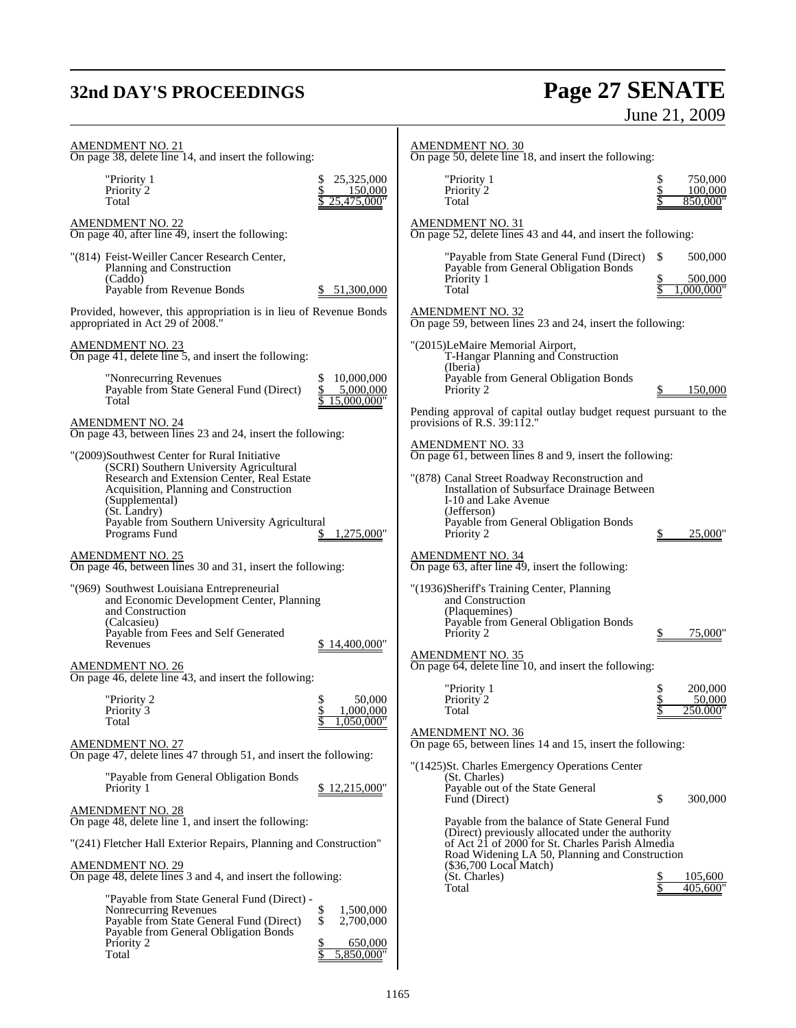AMENDMENT NO. 21
On page 38, delete line 14, and insert the following:

| | |
|---|---|
| "Priority 1 | $ 25,325,000 |
| Priority 2 | $ 150,000 |
| Total | $ 25,475,000" |

AMENDMENT NO. 22
On page 40, after line 49, insert the following:

"(814) Feist-Weiller Cancer Research Center,
Planning and Construction
(Caddo)
Payable from Revenue Bonds $ 51,300,000

Provided, however, this appropriation is in lieu of Revenue Bonds appropriated in Act 29 of 2008."

AMENDMENT NO. 23
On page 41, delete line 5, and insert the following:

| | |
|---|---|
| "Nonrecurring Revenues | $ 10,000,000 |
| Payable from State General Fund (Direct) | $ 5,000,000 |
| Total | $ 15,000,000" |

AMENDMENT NO. 24
On page 43, between lines 23 and 24, insert the following:

"(2009)Southwest Center for Rural Initiative
(SCRI) Southern University Agricultural
Research and Extension Center, Real Estate
Acquisition, Planning and Construction
(Supplemental)
(St. Landry)
Payable from Southern University Agricultural
Programs Fund $ 1,275,000"

AMENDMENT NO. 25
On page 46, between lines 30 and 31, insert the following:

"(969) Southwest Louisiana Entrepreneurial
and Economic Development Center, Planning
and Construction
(Calcasieu)
Payable from Fees and Self Generated
Revenues $ 14,400,000"

AMENDMENT NO. 26
On page 46, delete line 43, and insert the following:

| | |
|---|---|
| "Priority 2 | $ 50,000 |
| Priority 3 | $ 1,000,000 |
| Total | $ 1,050,000" |

AMENDMENT NO. 27
On page 47, delete lines 47 through 51, and insert the following:

"Payable from General Obligation Bonds
Priority 1 $ 12,215,000"

AMENDMENT NO. 28
On page 48, delete line 1, and insert the following:

"(241) Fletcher Hall Exterior Repairs, Planning and Construction"

AMENDMENT NO. 29
On page 48, delete lines 3 and 4, and insert the following:

| | |
|---|---|
| "Payable from State General Fund (Direct) - Nonrecurring Revenues | $ 1,500,000 |
| Payable from State General Fund (Direct) | $ 2,700,000 |
| Payable from General Obligation Bonds Priority 2 | $ 650,000 |
| Total | $ 5,850,000" |

AMENDMENT NO. 30
On page 50, delete line 18, and insert the following:

| | |
|---|---|
| "Priority 1 | $ 750,000 |
| Priority 2 | $ 100,000 |
| Total | $ 850,000" |

AMENDMENT NO. 31
On page 52, delete lines 43 and 44, and insert the following:

| | |
|---|---|
| "Payable from State General Fund (Direct) | $ 500,000 |
| Payable from General Obligation Bonds Priority 1 | $ 500,000 |
| Total | $ 1,000,000" |

AMENDMENT NO. 32
On page 59, between lines 23 and 24, insert the following:

"(2015)LeMaire Memorial Airport,
T-Hangar Planning and Construction
(Iberia)
Payable from General Obligation Bonds
Priority 2 $ 150,000

Pending approval of capital outlay budget request pursuant to the provisions of R.S. 39:112."

AMENDMENT NO. 33
On page 61, between lines 8 and 9, insert the following:

"(878) Canal Street Roadway Reconstruction and
Installation of Subsurface Drainage Between
I-10 and Lake Avenue
(Jefferson)
Payable from General Obligation Bonds
Priority 2 $ 25,000"

AMENDMENT NO. 34
On page 63, after line 49, insert the following:

"(1936)Sheriff's Training Center, Planning
and Construction
(Plaquemines)
Payable from General Obligation Bonds
Priority 2 $ 75,000"

AMENDMENT NO. 35
On page 64, delete line 10, and insert the following:

| | |
|---|---|
| "Priority 1 | $ 200,000 |
| Priority 2 | $ 50,000 |
| Total | $ 250.000" |

AMENDMENT NO. 36
On page 65, between lines 14 and 15, insert the following:

"(1425)St. Charles Emergency Operations Center
(St. Charles)

| | |
|---|---|
| Payable out of the State General Fund (Direct) | $ 300,000 |
| Payable from the balance of State General Fund (Direct) previously allocated under the authority of Act 21 of 2000 for St. Charles Parish Almedia Road Widening LA 50, Planning and Construction ($36,700 Local Match) (St. Charles) | $ 105,600 |
| Total | $ 405,600" |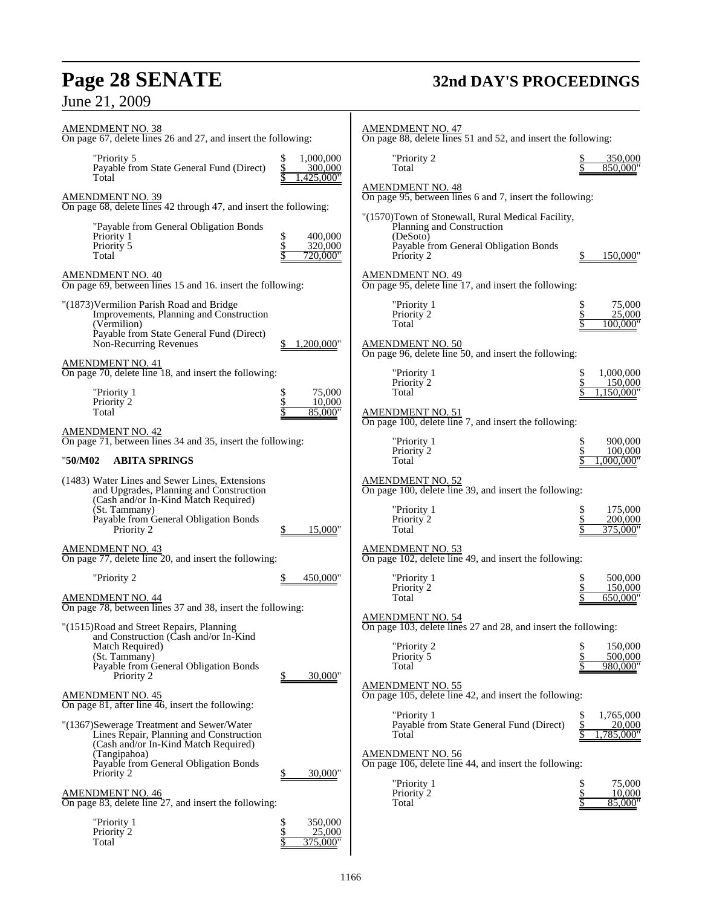AMENDMENT NO. 38
On page 67, delete lines 26 and 27, and insert the following:

| | |
|---|---|
| "Priority 5 | $ 1,000,000 |
| Payable from State General Fund (Direct) | $ 300,000 |
| Total | $ 1,425,000" |

AMENDMENT NO. 39
On page 68, delete lines 42 through 47, and insert the following:

| | |
|---|---|
| "Payable from General Obligation Bonds | |
| Priority 1 | $ 400,000 |
| Priority 5 | $ 320,000 |
| Total | $ 720,000" |

AMENDMENT NO. 40
On page 69, between lines 15 and 16. insert the following:

"(1873)Vermilion Parish Road and Bridge Improvements, Planning and Construction (Vermilion)
Payable from State General Fund (Direct)
Non-Recurring Revenues $ 1,200,000"

AMENDMENT NO. 41
On page 70, delete line 18, and insert the following:

| | |
|---|---|
| "Priority 1 | $ 75,000 |
| Priority 2 | $ 10,000 |
| Total | $ 85,000" |

AMENDMENT NO. 42
On page 71, between lines 34 and 35, insert the following:

"**50/M02 ABITA SPRINGS**

(1483) Water Lines and Sewer Lines, Extensions and Upgrades, Planning and Construction (Cash and/or In-Kind Match Required)
(St. Tammany)
Payable from General Obligation Bonds
Priority 2 $ 15,000"

AMENDMENT NO. 43
On page 77, delete line 20, and insert the following:

"Priority 2 $ 450,000"

AMENDMENT NO. 44
On page 78, between lines 37 and 38, insert the following:

"(1515)Road and Street Repairs, Planning and Construction (Cash and/or In-Kind Match Required)
(St. Tammany)
Payable from General Obligation Bonds
Priority 2 $ 30,000"

AMENDMENT NO. 45
On page 81, after line 46, insert the following:

"(1367)Sewerage Treatment and Sewer/Water Lines Repair, Planning and Construction (Cash and/or In-Kind Match Required)
(Tangipahoa)
Payable from General Obligation Bonds
Priority 2 $ 30,000"

AMENDMENT NO. 46
On page 83, delete line 27, and insert the following:

| | |
|---|---|
| "Priority 1 | $ 350,000 |
| Priority 2 | $ 25,000 |
| Total | $ 375,000" |

AMENDMENT NO. 47
On page 88, delete lines 51 and 52, and insert the following:

| | |
|---|---|
| "Priority 2 | $ 350,000 |
| Total | $ 850,000" |

AMENDMENT NO. 48
On page 95, between lines 6 and 7, insert the following:

"(1570)Town of Stonewall, Rural Medical Facility, Planning and Construction
(DeSoto)
Payable from General Obligation Bonds
Priority 2 $ 150,000"

AMENDMENT NO. 49
On page 95, delete line 17, and insert the following:

| | |
|---|---|
| "Priority 1 | $ 75,000 |
| Priority 2 | $ 25,000 |
| Total | $ 100,000" |

AMENDMENT NO. 50
On page 96, delete line 50, and insert the following:

| | |
|---|---|
| "Priority 1 | $ 1,000,000 |
| Priority 2 | $ 150,000 |
| Total | $ 1,150,000" |

AMENDMENT NO. 51
On page 100, delete line 7, and insert the following:

| | |
|---|---|
| "Priority 1 | $ 900,000 |
| Priority 2 | $ 100,000 |
| Total | $ 1,000,000" |

AMENDMENT NO. 52
On page 100, delete line 39, and insert the following:

| | |
|---|---|
| "Priority 1 | $ 175,000 |
| Priority 2 | $ 200,000 |
| Total | $ 375,000" |

AMENDMENT NO. 53
On page 102, delete line 49, and insert the following:

| | |
|---|---|
| "Priority 1 | $ 500,000 |
| Priority 2 | $ 150,000 |
| Total | $ 650,000" |

AMENDMENT NO. 54
On page 103, delete lines 27 and 28, and insert the following:

| | |
|---|---|
| "Priority 2 | $ 150,000 |
| Priority 5 | $ 500,000 |
| Total | $ 980,000" |

AMENDMENT NO. 55
On page 105, delete line 42, and insert the following:

| | |
|---|---|
| "Priority 1 | $ 1,765,000 |
| Payable from State General Fund (Direct) | $ 20,000 |
| Total | $ 1,785,000" |

AMENDMENT NO. 56
On page 106, delete line 44, and insert the following:

| | |
|---|---|
| "Priority 1 | $ 75,000 |
| Priority 2 | $ 10,000 |
| Total | $ 85,000" |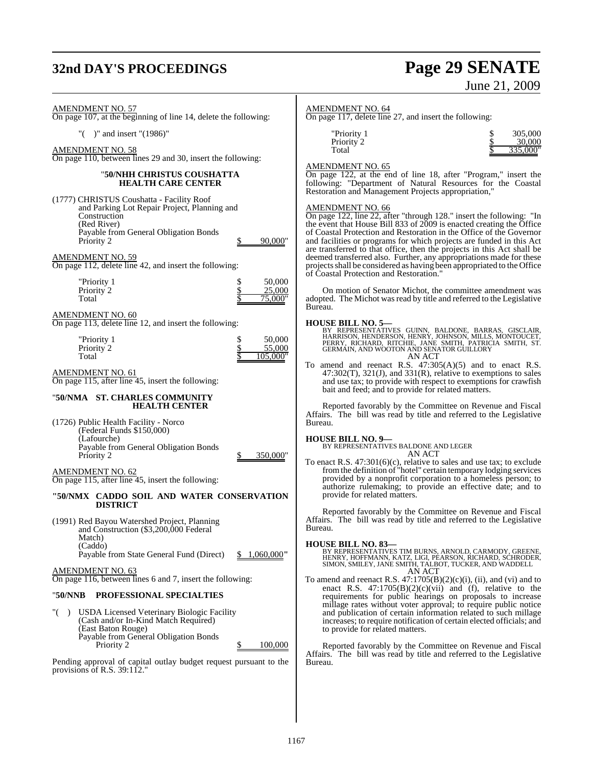AMENDMENT NO. 57
On page 107, at the beginning of line 14, delete the following:

"( )" and insert "(1986)"

AMENDMENT NO. 58
On page 110, between lines 29 and 30, insert the following:

"**50/NHH CHRISTUS COUSHATTA HEALTH CARE CENTER**

(1777) CHRISTUS Coushatta - Facility Roof and Parking Lot Repair Project, Planning and Construction
(Red River)
Payable from General Obligation Bonds
Priority 2 $ 90,000"

AMENDMENT NO. 59
On page 112, delete line 42, and insert the following:

| | | |
|---|---|---|
| "Priority 1 | $ | 50,000 |
| Priority 2 | $ | 25,000 |
| Total | $ | 75,000" |

AMENDMENT NO. 60
On page 113, delete line 12, and insert the following:

| | | |
|---|---|---|
| "Priority 1 | $ | 50,000 |
| Priority 2 | $ | 55,000 |
| Total | $ | 105,000" |

AMENDMENT NO. 61
On page 115, after line 45, insert the following:

"**50/NMA ST. CHARLES COMMUNITY HEALTH CENTER**

(1726) Public Health Facility - Norco
(Federal Funds $150,000)
(Lafourche)
Payable from General Obligation Bonds
Priority 2 $ 350,000"

AMENDMENT NO. 62
On page 115, after line 45, insert the following:

"**50/NMX CADDO SOIL AND WATER CONSERVATION DISTRICT**

(1991) Red Bayou Watershed Project, Planning and Construction ($3,200,000 Federal Match)
(Caddo)
Payable from State General Fund (Direct) $ 1,060,000"

AMENDMENT NO. 63
On page 116, between lines 6 and 7, insert the following:

"**50/NNB PROFESSIONAL SPECIALTIES**

"( ) USDA Licensed Veterinary Biologic Facility
(Cash and/or In-Kind Match Required)
(East Baton Rouge)
Payable from General Obligation Bonds
Priority 2 $ 100,000

Pending approval of capital outlay budget request pursuant to the provisions of R.S. 39:112."

AMENDMENT NO. 64
On page 117, delete line 27, and insert the following:

| | | |
|---|---|---|
| "Priority 1 | $ | 305,000 |
| Priority 2 | $ | 30,000 |
| Total | $ | 335,000" |

AMENDMENT NO. 65
On page 122, at the end of line 18, after "Program," insert the following: "Department of Natural Resources for the Coastal Restoration and Management Projects appropriation,"

AMENDMENT NO. 66
On page 122, line 22, after "through 128." insert the following: "In the event that House Bill 833 of 2009 is enacted creating the Office of Coastal Protection and Restoration in the Office of the Governor and facilities or programs for which projects are funded in this Act are transferred to that office, then the projects in this Act shall be deemed transferred also. Further, any appropriations made for these projects shall be considered as having been appropriated to the Office of Coastal Protection and Restoration."

On motion of Senator Michot, the committee amendment was adopted. The Michot was read by title and referred to the Legislative Bureau.

**HOUSE BILL NO. 5—**
BY REPRESENTATIVES GUINN, BALDONE, BARRAS, GISCLAIR, HARRISON, HENDERSON, HENRY, JOHNSON, MILLS, MONTOUCET, PERRY, RICHARD, RITCHIE, JANE SMITH, PATRICIA SMITH, ST. GERMAIN, AND WOOTON AND SENATOR GUILLORY
AN ACT
To amend and reenact R.S. 47:305(A)(5) and to enact R.S. 47:302(T), 321(J), and 331(R), relative to exemptions to sales and use tax; to provide with respect to exemptions for crawfish bait and feed; and to provide for related matters.

Reported favorably by the Committee on Revenue and Fiscal Affairs. The bill was read by title and referred to the Legislative Bureau.

**HOUSE BILL NO. 9—**
BY REPRESENTATIVES BALDONE AND LEGER
AN ACT
To enact R.S. 47:301(6)(c), relative to sales and use tax; to exclude from the definition of "hotel" certain temporary lodging services provided by a nonprofit corporation to a homeless person; to authorize rulemaking; to provide an effective date; and to provide for related matters.

Reported favorably by the Committee on Revenue and Fiscal Affairs. The bill was read by title and referred to the Legislative Bureau.

**HOUSE BILL NO. 83—**
BY REPRESENTATIVES TIM BURNS, ARNOLD, CARMODY, GREENE, HENRY, HOFFMANN, KATZ, LIGI, PEARSON, RICHARD, SCHRODER, SIMON, SMILEY, JANE SMITH, TALBOT, TUCKER, AND WADDELL
AN ACT
To amend and reenact R.S. 47:1705(B)(2)(c)(i), (ii), and (vi) and to enact R.S. 47:1705(B)(2)(c)(vii) and (f), relative to the requirements for public hearings on proposals to increase millage rates without voter approval; to require public notice and publication of certain information related to such millage increases; to require notification of certain elected officials; and to provide for related matters.

Reported favorably by the Committee on Revenue and Fiscal Affairs. The bill was read by title and referred to the Legislative Bureau.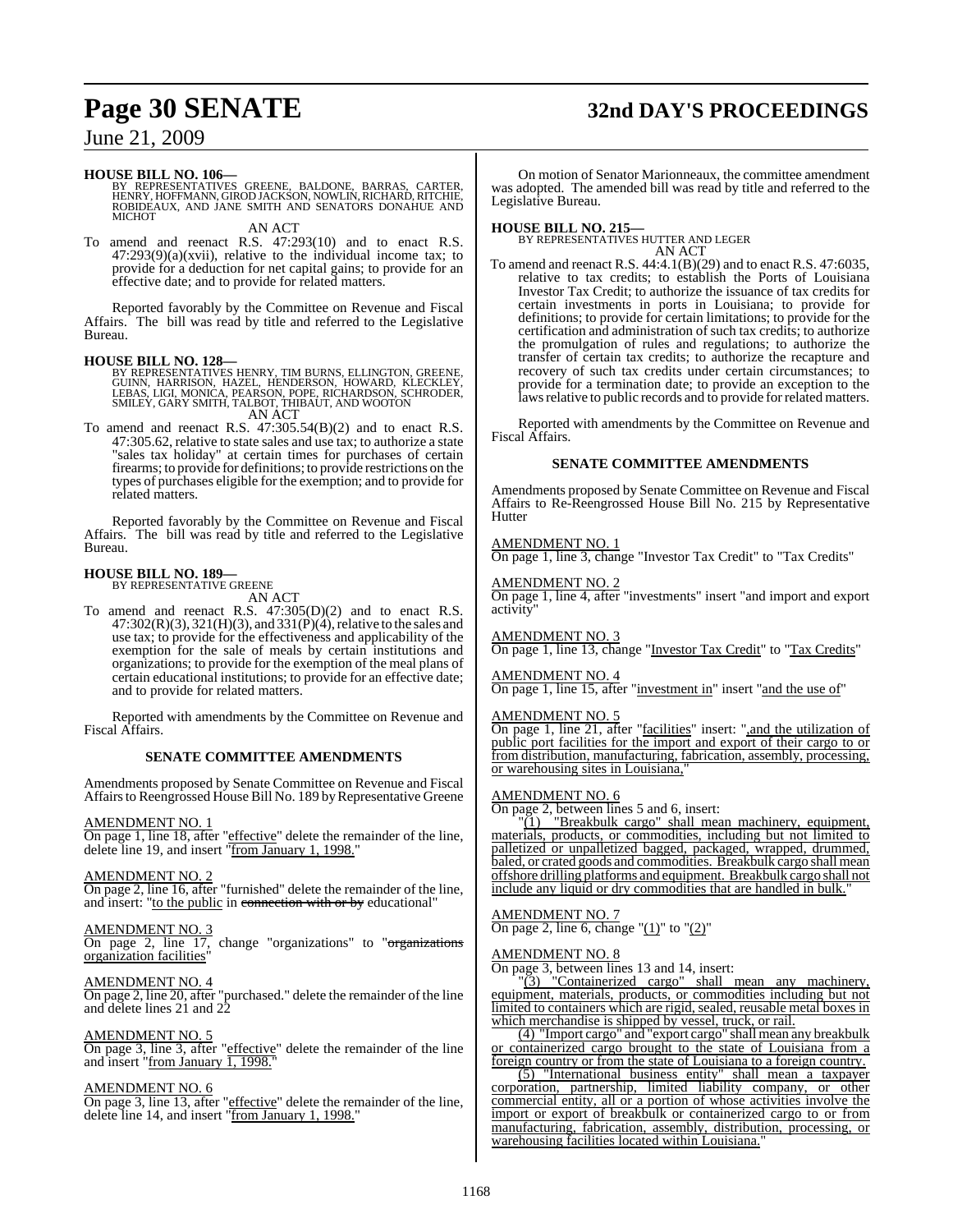**HOUSE BILL NO. 106—**
BY REPRESENTATIVES GREENE, BALDONE, BARRAS, CARTER, HENRY, HOFFMANN, GIROD JACKSON, NOWLIN, RICHARD, RITCHIE, ROBIDEAUX, AND JANE SMITH AND SENATORS DONAHUE AND MICHOT

AN ACT

To amend and reenact R.S. 47:293(10) and to enact R.S. 47:293(9)(a)(xvii), relative to the individual income tax; to provide for a deduction for net capital gains; to provide for an effective date; and to provide for related matters.

Reported favorably by the Committee on Revenue and Fiscal Affairs. The bill was read by title and referred to the Legislative Bureau.

**HOUSE BILL NO. 128—**
BY REPRESENTATIVES HENRY, TIM BURNS, ELLINGTON, GREENE, GUINN, HARRISON, HAZEL, HENDERSON, HOWARD, KLECKLEY, LEBAS, LIGI, MONICA, PEARSON, POPE, RICHARDSON, SCHRODER, SMILEY, GARY SMITH, TALBOT, THIBAUT, AND WOOTON

AN ACT

To amend and reenact R.S. 47:305.54(B)(2) and to enact R.S. 47:305.62, relative to state sales and use tax; to authorize a state "sales tax holiday" at certain times for purchases of certain firearms; to provide for definitions; to provide restrictions on the types of purchases eligible for the exemption; and to provide for related matters.

Reported favorably by the Committee on Revenue and Fiscal Affairs. The bill was read by title and referred to the Legislative Bureau.

**HOUSE BILL NO. 189—**
BY REPRESENTATIVE GREENE

AN ACT

To amend and reenact R.S. 47:305(D)(2) and to enact R.S. 47:302(R)(3), 321(H)(3), and 331(P)(4), relative to the sales and use tax; to provide for the effectiveness and applicability of the exemption for the sale of meals by certain institutions and organizations; to provide for the exemption of the meal plans of certain educational institutions; to provide for an effective date; and to provide for related matters.

Reported with amendments by the Committee on Revenue and Fiscal Affairs.

**SENATE COMMITTEE AMENDMENTS**

Amendments proposed by Senate Committee on Revenue and Fiscal Affairs to Reengrossed House Bill No. 189 by Representative Greene

AMENDMENT NO. 1
On page 1, line 18, after "effective" delete the remainder of the line, delete line 19, and insert "from January 1, 1998."

AMENDMENT NO. 2
On page 2, line 16, after "furnished" delete the remainder of the line, and insert: "to the public in ~~connection with or by~~ educational"

AMENDMENT NO. 3
On page 2, line 17, change "organizations" to "~~organizations~~ organization facilities"

AMENDMENT NO. 4
On page 2, line 20, after "purchased." delete the remainder of the line and delete lines 21 and 22

AMENDMENT NO. 5
On page 3, line 3, after "effective" delete the remainder of the line and insert "from January 1, 1998."

AMENDMENT NO. 6
On page 3, line 13, after "effective" delete the remainder of the line, delete line 14, and insert "from January 1, 1998."

On motion of Senator Marionneaux, the committee amendment was adopted. The amended bill was read by title and referred to the Legislative Bureau.

**HOUSE BILL NO. 215—**
BY REPRESENTATIVES HUTTER AND LEGER

AN ACT

To amend and reenact R.S. 44:4.1(B)(29) and to enact R.S. 47:6035, relative to tax credits; to establish the Ports of Louisiana Investor Tax Credit; to authorize the issuance of tax credits for certain investments in ports in Louisiana; to provide for definitions; to provide for certain limitations; to provide for the certification and administration of such tax credits; to authorize the promulgation of rules and regulations; to authorize the transfer of certain tax credits; to authorize the recapture and recovery of such tax credits under certain circumstances; to provide for a termination date; to provide an exception to the laws relative to public records and to provide for related matters.

Reported with amendments by the Committee on Revenue and Fiscal Affairs.

**SENATE COMMITTEE AMENDMENTS**

Amendments proposed by Senate Committee on Revenue and Fiscal Affairs to Re-Reengrossed House Bill No. 215 by Representative Hutter

AMENDMENT NO. 1
On page 1, line 3, change "Investor Tax Credit" to "Tax Credits"

AMENDMENT NO. 2
On page 1, line 4, after "investments" insert "and import and export activity"

AMENDMENT NO. 3
On page 1, line 13, change "Investor Tax Credit" to "Tax Credits"

AMENDMENT NO. 4
On page 1, line 15, after "investment in" insert "and the use of"

AMENDMENT NO. 5
On page 1, line 21, after "facilities" insert: ",and the utilization of public port facilities for the import and export of their cargo to or from distribution, manufacturing, fabrication, assembly, processing, or warehousing sites in Louisiana,"

AMENDMENT NO. 6
On page 2, between lines 5 and 6, insert:

"(1) "Breakbulk cargo" shall mean machinery, equipment, materials, products, or commodities, including but not limited to palletized or unpalletized bagged, packaged, wrapped, drummed, baled, or crated goods and commodities. Breakbulk cargo shall mean offshore drilling platforms and equipment. Breakbulk cargo shall not include any liquid or dry commodities that are handled in bulk."

AMENDMENT NO. 7
On page 2, line 6, change "(1)" to "(2)"

AMENDMENT NO. 8
On page 3, between lines 13 and 14, insert:

"(3) "Containerized cargo" shall mean any machinery, equipment, materials, products, or commodities including but not limited to containers which are rigid, sealed, reusable metal boxes in which merchandise is shipped by vessel, truck, or rail.

(4) "Import cargo" and "export cargo" shall mean any breakbulk or containerized cargo brought to the state of Louisiana from a foreign country or from the state of Louisiana to a foreign country.

(5) "International business entity" shall mean a taxpayer corporation, partnership, limited liability company, or other commercial entity, all or a portion of whose activities involve the import or export of breakbulk or containerized cargo to or from manufacturing, fabrication, assembly, distribution, processing, or warehousing facilities located within Louisiana."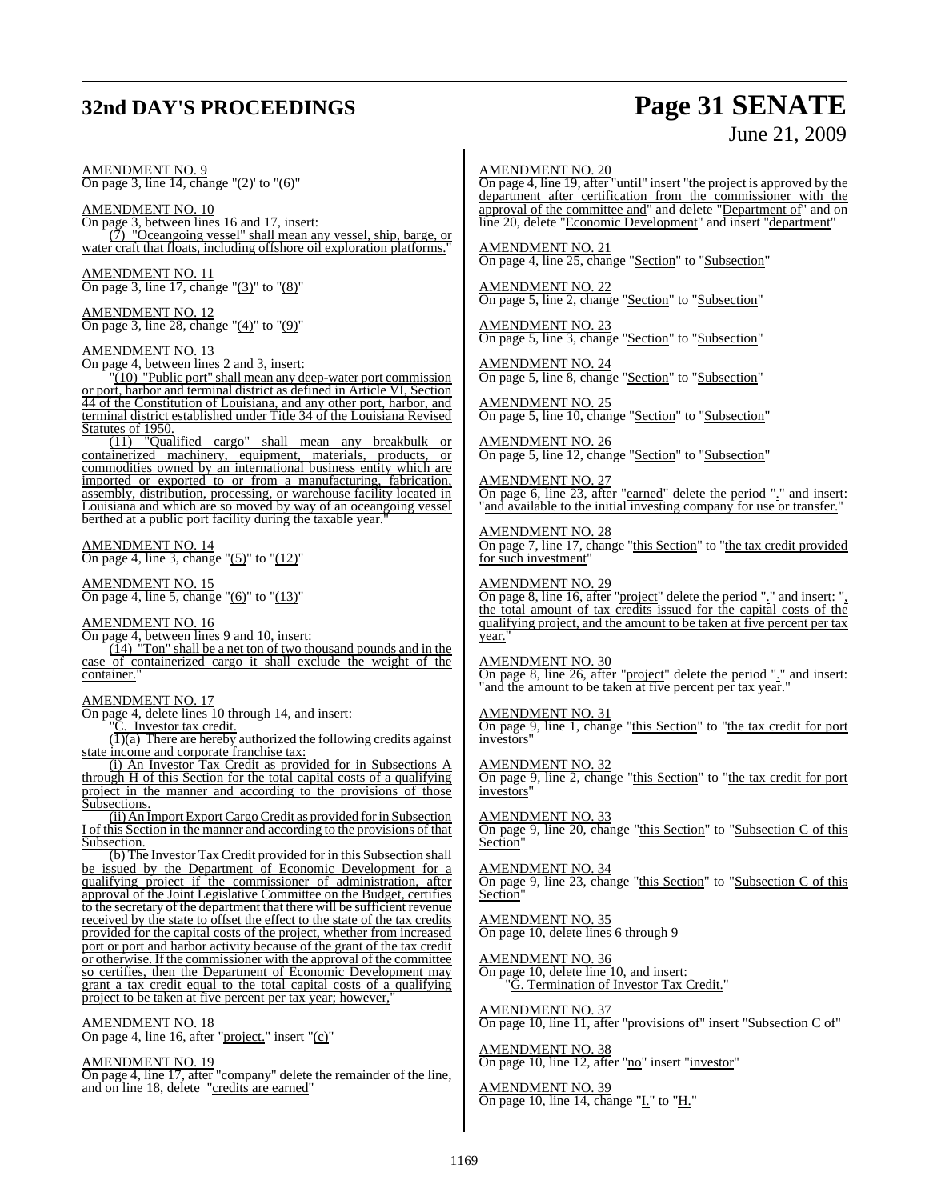AMENDMENT NO. 9
On page 3, line 14, change "(2)' to "(6)"

AMENDMENT NO. 10
On page 3, between lines 16 and 17, insert:
"(7) "Oceangoing vessel" shall mean any vessel, ship, barge, or water craft that floats, including offshore oil exploration platforms."

AMENDMENT NO. 11
On page 3, line 17, change "(3)" to "(8)"

AMENDMENT NO. 12
On page 3, line 28, change "(4)" to "(9)"

AMENDMENT NO. 13
On page 4, between lines 2 and 3, insert:
"(10) "Public port" shall mean any deep-water port commission or port, harbor and terminal district as defined in Article VI, Section 44 of the Constitution of Louisiana, and any other port, harbor, and terminal district established under Title 34 of the Louisiana Revised Statutes of 1950.

(11) "Qualified cargo" shall mean any breakbulk or containerized machinery, equipment, materials, products, or commodities owned by an international business entity which are imported or exported to or from a manufacturing, fabrication, assembly, distribution, processing, or warehouse facility located in Louisiana and which are so moved by way of an oceangoing vessel berthed at a public port facility during the taxable year."

AMENDMENT NO. 14
On page 4, line 3, change "(5)" to "(12)"

AMENDMENT NO. 15
On page 4, line 5, change "(6)" to "(13)"

AMENDMENT NO. 16
On page 4, between lines 9 and 10, insert:
"(14) "Ton" shall be a net ton of two thousand pounds and in the case of containerized cargo it shall exclude the weight of the container."

AMENDMENT NO. 17
On page 4, delete lines 10 through 14, and insert:
"C. Investor tax credit.

(1)(a) There are hereby authorized the following credits against state income and corporate franchise tax:

(i) An Investor Tax Credit as provided for in Subsections A through H of this Section for the total capital costs of a qualifying project in the manner and according to the provisions of those Subsections.

(ii) An Import Export Cargo Credit as provided for in Subsection I of this Section in the manner and according to the provisions of that Subsection.

(b) The Investor Tax Credit provided for in this Subsection shall be issued by the Department of Economic Development for a qualifying project if the commissioner of administration, after approval of the Joint Legislative Committee on the Budget, certifies to the secretary of the department that there will be sufficient revenue received by the state to offset the effect to the state of the tax credits provided for the capital costs of the project, whether from increased port or port and harbor activity because of the grant of the tax credit or otherwise. If the commissioner with the approval of the committee so certifies, then the Department of Economic Development may grant a tax credit equal to the total capital costs of a qualifying project to be taken at five percent per tax year; however,"

AMENDMENT NO. 18
On page 4, line 16, after "project." insert "(c)"

AMENDMENT NO. 19
On page 4, line 17, after "company" delete the remainder of the line, and on line 18, delete "credits are earned"

AMENDMENT NO. 20
On page 4, line 19, after "until" insert "the project is approved by the department after certification from the commissioner with the approval of the committee and" and delete "Department of" and on line 20, delete "Economic Development" and insert "department"

AMENDMENT NO. 21
On page 4, line 25, change "Section" to "Subsection"

AMENDMENT NO. 22
On page 5, line 2, change "Section" to "Subsection"

AMENDMENT NO. 23
On page 5, line 3, change "Section" to "Subsection"

AMENDMENT NO. 24
On page 5, line 8, change "Section" to "Subsection"

AMENDMENT NO. 25
On page 5, line 10, change "Section" to "Subsection"

AMENDMENT NO. 26
On page 5, line 12, change "Section" to "Subsection"

AMENDMENT NO. 27
On page 6, line 23, after "earned" delete the period "." and insert: "and available to the initial investing company for use or transfer."

AMENDMENT NO. 28
On page 7, line 17, change "this Section" to "the tax credit provided for such investment"

AMENDMENT NO. 29
On page 8, line 16, after "project" delete the period "." and insert: ", the total amount of tax credits issued for the capital costs of the qualifying project, and the amount to be taken at five percent per tax year."

AMENDMENT NO. 30
On page 8, line 26, after "project" delete the period "." and insert: "and the amount to be taken at five percent per tax year."

AMENDMENT NO. 31
On page 9, line 1, change "this Section" to "the tax credit for port investors"

AMENDMENT NO. 32
On page 9, line 2, change "this Section" to "the tax credit for port investors"

AMENDMENT NO. 33
On page 9, line 20, change "this Section" to "Subsection C of this Section"

AMENDMENT NO. 34
On page 9, line 23, change "this Section" to "Subsection C of this Section"

AMENDMENT NO. 35
On page 10, delete lines 6 through 9

AMENDMENT NO. 36
On page 10, delete line 10, and insert:
"G. Termination of Investor Tax Credit."

AMENDMENT NO. 37
On page 10, line 11, after "provisions of" insert "Subsection C of"

AMENDMENT NO. 38
On page 10, line 12, after "no" insert "investor"

AMENDMENT NO. 39
On page 10, line 14, change "I." to "H."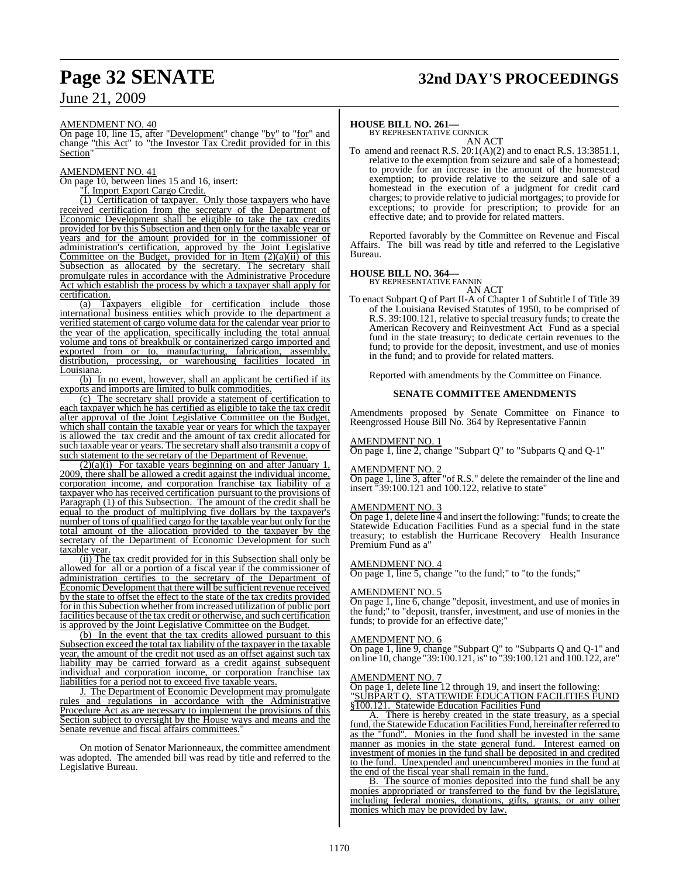AMENDMENT NO. 40

On page 10, line 15, after "Development" change "by" to "for" and change "this Act" to "the Investor Tax Credit provided for in this Section"

AMENDMENT NO. 41

On page 10, between lines 15 and 16, insert:

"I. Import Export Cargo Credit.

(1) Certification of taxpayer. Only those taxpayers who have received certification from the secretary of the Department of Economic Development shall be eligible to take the tax credits provided for by this Subsection and then only for the taxable year or years and for the amount provided for in the commissioner of administration's certification, approved by the Joint Legislative Committee on the Budget, provided for in Item (2)(a)(ii) of this Subsection as allocated by the secretary. The secretary shall promulgate rules in accordance with the Administrative Procedure Act which establish the process by which a taxpayer shall apply for certification.

(a) Taxpayers eligible for certification include those international business entities which provide to the department a verified statement of cargo volume data for the calendar year prior to the year of the application, specifically including the total annual volume and tons of breakbulk or containerized cargo imported and exported from or to, manufacturing, fabrication, assembly, distribution, processing, or warehousing facilities located in Louisiana.

(b) In no event, however, shall an applicant be certified if its exports and imports are limited to bulk commodities.

(c) The secretary shall provide a statement of certification to each taxpayer which he has certified as eligible to take the tax credit after approval of the Joint Legislative Committee on the Budget, which shall contain the taxable year or years for which the taxpayer is allowed the tax credit and the amount of tax credit allocated for such taxable year or years. The secretary shall also transmit a copy of such statement to the secretary of the Department of Revenue.

(2)(a)(i) For taxable years beginning on and after January 1, 2009, there shall be allowed a credit against the individual income, corporation income, and corporation franchise tax liability of a taxpayer who has received certification pursuant to the provisions of Paragraph (1) of this Subsection. The amount of the credit shall be equal to the product of multiplying five dollars by the taxpayer's number of tons of qualified cargo for the taxable year but only for the total amount of the allocation provided to the taxpayer by the secretary of the Department of Economic Development for such taxable year.

(ii) The tax credit provided for in this Subsection shall only be allowed for all or a portion of a fiscal year if the commissioner of administration certifies to the secretary of the Department of Economic Development that there will be sufficient revenue received by the state to offset the effect to the state of the tax credits provided for in this Subsection whether from increased utilization of public port facilities because of the tax credit or otherwise, and such certification is approved by the Joint Legislative Committee on the Budget.

(b) In the event that the tax credits allowed pursuant to this Subsection exceed the total tax liability of the taxpayer in the taxable year, the amount of the credit not used as an offset against such tax liability may be carried forward as a credit against subsequent individual and corporation income, or corporation franchise tax liabilities for a period not to exceed five taxable years.

J. The Department of Economic Development may promulgate rules and regulations in accordance with the Administrative Procedure Act as are necessary to implement the provisions of this Section subject to oversight by the House ways and means and the Senate revenue and fiscal affairs committees."

On motion of Senator Marionneaux, the committee amendment was adopted. The amended bill was read by title and referred to the Legislative Bureau.

**HOUSE BILL NO. 261—**
BY REPRESENTATIVE CONNICK
AN ACT

To amend and reenact R.S. 20:1(A)(2) and to enact R.S. 13:3851.1, relative to the exemption from seizure and sale of a homestead; to provide for an increase in the amount of the homestead exemption; to provide relative to the seizure and sale of a homestead in the execution of a judgment for credit card charges; to provide relative to judicial mortgages; to provide for exceptions; to provide for prescription; to provide for an effective date; and to provide for related matters.

Reported favorably by the Committee on Revenue and Fiscal Affairs. The bill was read by title and referred to the Legislative Bureau.

**HOUSE BILL NO. 364—**
BY REPRESENTATIVE FANNIN
AN ACT

To enact Subpart Q of Part II-A of Chapter 1 of Subtitle I of Title 39 of the Louisiana Revised Statutes of 1950, to be comprised of R.S. 39:100.121, relative to special treasury funds; to create the American Recovery and Reinvestment Act Fund as a special fund in the state treasury; to dedicate certain revenues to the fund; to provide for the deposit, investment, and use of monies in the fund; and to provide for related matters.

Reported with amendments by the Committee on Finance.

**SENATE COMMITTEE AMENDMENTS**

Amendments proposed by Senate Committee on Finance to Reengrossed House Bill No. 364 by Representative Fannin

AMENDMENT NO. 1

On page 1, line 2, change "Subpart Q" to "Subparts Q and Q-1"

AMENDMENT NO. 2

On page 1, line 3, after "of R.S." delete the remainder of the line and insert "39:100.121 and 100.122, relative to state"

AMENDMENT NO. 3

On page 1, delete line 4 and insert the following: "funds; to create the Statewide Education Facilities Fund as a special fund in the state treasury; to establish the Hurricane Recovery Health Insurance Premium Fund as a"

AMENDMENT NO. 4

On page 1, line 5, change "to the fund;" to "to the funds;"

AMENDMENT NO. 5

On page 1, line 6, change "deposit, investment, and use of monies in the fund;" to "deposit, transfer, investment, and use of monies in the funds; to provide for an effective date;"

AMENDMENT NO. 6

On page 1, line 9, change "Subpart Q" to "Subparts Q and Q-1" and on line 10, change "39:100.121, is" to "39:100.121 and 100.122, are"

AMENDMENT NO. 7

On page 1, delete line 12 through 19, and insert the following:

"SUBPART Q. STATEWIDE EDUCATION FACILITIES FUND

§100.121. Statewide Education Facilities Fund

A. There is hereby created in the state treasury, as a special fund, the Statewide Education Facilities Fund, hereinafter referred to as the "fund". Monies in the fund shall be invested in the same manner as monies in the state general fund. Interest earned on investment of monies in the fund shall be deposited in and credited to the fund. Unexpended and unencumbered monies in the fund at the end of the fiscal year shall remain in the fund.

B. The source of monies deposited into the fund shall be any monies appropriated or transferred to the fund by the legislature, including federal monies, donations, gifts, grants, or any other monies which may be provided by law.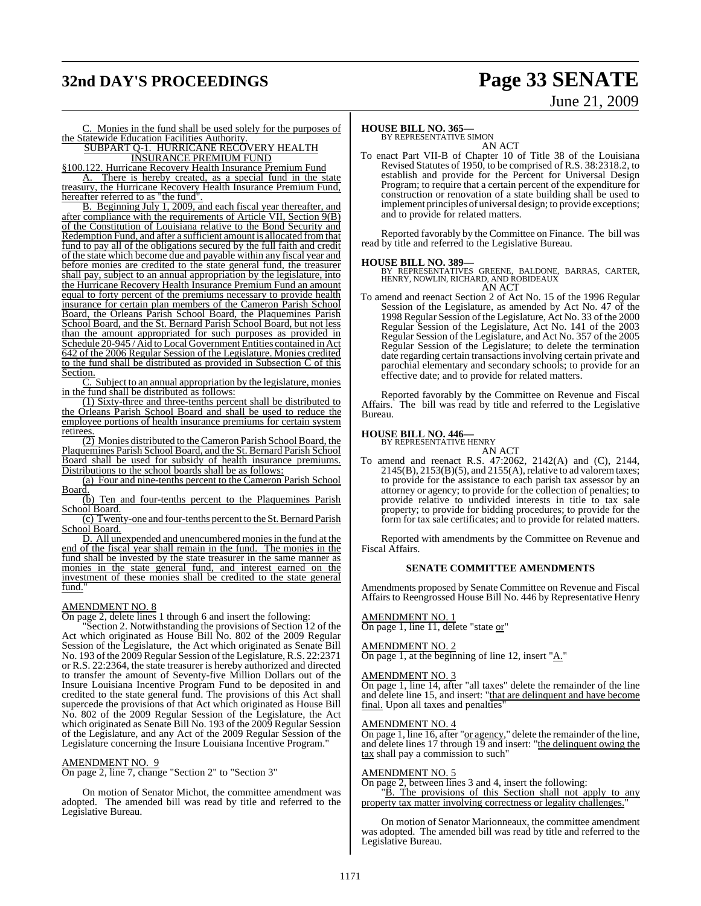C. Monies in the fund shall be used solely for the purposes of the Statewide Education Facilities Authority.

SUBPART Q-1. HURRICANE RECOVERY HEALTH INSURANCE PREMIUM FUND

§100.122. Hurricane Recovery Health Insurance Premium Fund

A. There is hereby created, as a special fund in the state treasury, the Hurricane Recovery Health Insurance Premium Fund, hereafter referred to as "the fund".

B. Beginning July 1, 2009, and each fiscal year thereafter, and after compliance with the requirements of Article VII, Section 9(B) of the Constitution of Louisiana relative to the Bond Security and Redemption Fund, and after a sufficient amount is allocated from that fund to pay all of the obligations secured by the full faith and credit of the state which become due and payable within any fiscal year and before monies are credited to the state general fund, the treasurer shall pay, subject to an annual appropriation by the legislature, into the Hurricane Recovery Health Insurance Premium Fund an amount equal to forty percent of the premiums necessary to provide health insurance for certain plan members of the Cameron Parish School Board, the Orleans Parish School Board, the Plaquemines Parish School Board, and the St. Bernard Parish School Board, but not less than the amount appropriated for such purposes as provided in Schedule 20-945 / Aid to Local Government Entities contained in Act 642 of the 2006 Regular Session of the Legislature. Monies credited to the fund shall be distributed as provided in Subsection C of this Section.

C. Subject to an annual appropriation by the legislature, monies in the fund shall be distributed as follows:

(1) Sixty-three and three-tenths percent shall be distributed to the Orleans Parish School Board and shall be used to reduce the employee portions of health insurance premiums for certain system retirees.

(2) Monies distributed to the Cameron Parish School Board, the Plaquemines Parish School Board, and the St. Bernard Parish School Board shall be used for subsidy of health insurance premiums. Distributions to the school boards shall be as follows:

(a) Four and nine-tenths percent to the Cameron Parish School Board.

(b) Ten and four-tenths percent to the Plaquemines Parish School Board.

(c) Twenty-one and four-tenths percent to the St. Bernard Parish School Board.

D. All unexpended and unencumbered monies in the fund at the end of the fiscal year shall remain in the fund. The monies in the fund shall be invested by the state treasurer in the same manner as monies in the state general fund, and interest earned on the investment of these monies shall be credited to the state general fund."

AMENDMENT NO. 8

On page 2, delete lines 1 through 6 and insert the following:

"Section 2. Notwithstanding the provisions of Section 12 of the Act which originated as House Bill No. 802 of the 2009 Regular Session of the Legislature, the Act which originated as Senate Bill No. 193 of the 2009 Regular Session of the Legislature, R.S. 22:2371 or R.S. 22:2364, the state treasurer is hereby authorized and directed to transfer the amount of Seventy-five Million Dollars out of the Insure Louisiana Incentive Program Fund to be deposited in and credited to the state general fund. The provisions of this Act shall supercede the provisions of that Act which originated as House Bill No. 802 of the 2009 Regular Session of the Legislature, the Act which originated as Senate Bill No. 193 of the 2009 Regular Session of the Legislature, and any Act of the 2009 Regular Session of the Legislature concerning the Insure Louisiana Incentive Program."

AMENDMENT NO. 9

On page 2, line 7, change "Section 2" to "Section 3"

On motion of Senator Michot, the committee amendment was adopted. The amended bill was read by title and referred to the Legislative Bureau.

**HOUSE BILL NO. 365—**
BY REPRESENTATIVE SIMON
AN ACT

To enact Part VII-B of Chapter 10 of Title 38 of the Louisiana Revised Statutes of 1950, to be comprised of R.S. 38:2318.2, to establish and provide for the Percent for Universal Design Program; to require that a certain percent of the expenditure for construction or renovation of a state building shall be used to implement principles of universal design; to provide exceptions; and to provide for related matters.

Reported favorably by the Committee on Finance. The bill was read by title and referred to the Legislative Bureau.

**HOUSE BILL NO. 389—**
BY REPRESENTATIVES GREENE, BALDONE, BARRAS, CARTER, HENRY, NOWLIN, RICHARD, AND ROBIDEAUX
AN ACT

To amend and reenact Section 2 of Act No. 15 of the 1996 Regular Session of the Legislature, as amended by Act No. 47 of the 1998 Regular Session of the Legislature, Act No. 33 of the 2000 Regular Session of the Legislature, Act No. 141 of the 2003 Regular Session of the Legislature, and Act No. 357 of the 2005 Regular Session of the Legislature; to delete the termination date regarding certain transactions involving certain private and parochial elementary and secondary schools; to provide for an effective date; and to provide for related matters.

Reported favorably by the Committee on Revenue and Fiscal Affairs. The bill was read by title and referred to the Legislative Bureau.

**HOUSE BILL NO. 446—**
BY REPRESENTATIVE HENRY
AN ACT

To amend and reenact R.S. 47:2062, 2142(A) and (C), 2144, 2145(B), 2153(B)(5), and 2155(A), relative to ad valorem taxes; to provide for the assistance to each parish tax assessor by an attorney or agency; to provide for the collection of penalties; to provide relative to undivided interests in title to tax sale property; to provide for bidding procedures; to provide for the form for tax sale certificates; and to provide for related matters.

Reported with amendments by the Committee on Revenue and Fiscal Affairs.

**SENATE COMMITTEE AMENDMENTS**

Amendments proposed by Senate Committee on Revenue and Fiscal Affairs to Reengrossed House Bill No. 446 by Representative Henry

AMENDMENT NO. 1

On page 1, line 11, delete "state or"

AMENDMENT NO. 2

On page 1, at the beginning of line 12, insert "A."

AMENDMENT NO. 3

On page 1, line 14, after "all taxes" delete the remainder of the line and delete line 15, and insert: "that are delinquent and have become final. Upon all taxes and penalties"

AMENDMENT NO. 4

On page 1, line 16, after "or agency," delete the remainder of the line, and delete lines 17 through 19 and insert: "the delinquent owing the tax shall pay a commission to such"

AMENDMENT NO. 5

On page 2, between lines 3 and 4, insert the following:

"B. The provisions of this Section shall not apply to any property tax matter involving correctness or legality challenges."

On motion of Senator Marionneaux, the committee amendment was adopted. The amended bill was read by title and referred to the Legislative Bureau.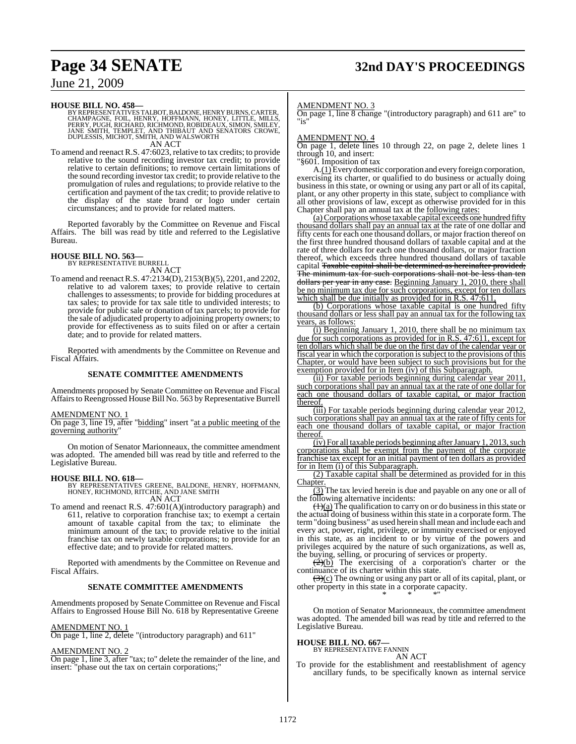**HOUSE BILL NO. 458—**
BY REPRESENTATIVES TALBOT, BALDONE, HENRY BURNS, CARTER, CHAMPAGNE, FOIL, HENRY, HOFFMANN, HONEY, LITTLE, MILLS, PERRY, PUGH, RICHARD, RICHMOND, ROBIDEAUX, SIMON, SMILEY, JANE SMITH, TEMPLET, AND THIBAUT AND SENATORS CROWE, DUPLESSIS, MICHOT, SMITH, AND WALSWORTH

AN ACT

To amend and reenact R.S. 47:6023, relative to tax credits; to provide relative to the sound recording investor tax credit; to provide relative to certain definitions; to remove certain limitations of the sound recording investor tax credit; to provide relative to the promulgation of rules and regulations; to provide relative to the certification and payment of the tax credit; to provide relative to the display of the state brand or logo under certain circumstances; and to provide for related matters.

Reported favorably by the Committee on Revenue and Fiscal Affairs. The bill was read by title and referred to the Legislative Bureau.

**HOUSE BILL NO. 563—**
BY REPRESENTATIVE BURRELL

AN ACT

To amend and reenact R.S. 47:2134(D), 2153(B)(5), 2201, and 2202, relative to ad valorem taxes; to provide relative to certain challenges to assessments; to provide for bidding procedures at tax sales; to provide for tax sale title to undivided interests; to provide for public sale or donation of tax parcels; to provide for the sale of adjudicated property to adjoining property owners; to provide for effectiveness as to suits filed on or after a certain date; and to provide for related matters.

Reported with amendments by the Committee on Revenue and Fiscal Affairs.

**SENATE COMMITTEE AMENDMENTS**

Amendments proposed by Senate Committee on Revenue and Fiscal Affairs to Reengrossed House Bill No. 563 by Representative Burrell

AMENDMENT NO. 1
On page 3, line 19, after "bidding" insert "at a public meeting of the governing authority"

On motion of Senator Marionneaux, the committee amendment was adopted. The amended bill was read by title and referred to the Legislative Bureau.

**HOUSE BILL NO. 618—**
BY REPRESENTATIVES GREENE, BALDONE, HENRY, HOFFMANN, HONEY, RICHMOND, RITCHIE, AND JANE SMITH

AN ACT

To amend and reenact R.S. 47:601(A)(introductory paragraph) and 611, relative to corporation franchise tax; to exempt a certain amount of taxable capital from the tax; to eliminate the minimum amount of the tax; to provide relative to the initial franchise tax on newly taxable corporations; to provide for an effective date; and to provide for related matters.

Reported with amendments by the Committee on Revenue and Fiscal Affairs.

**SENATE COMMITTEE AMENDMENTS**

Amendments proposed by Senate Committee on Revenue and Fiscal Affairs to Engrossed House Bill No. 618 by Representative Greene

AMENDMENT NO. 1
On page 1, line 2, delete "(introductory paragraph) and 611"

AMENDMENT NO. 2
On page 1, line 3, after "tax; to" delete the remainder of the line, and insert: "phase out the tax on certain corporations;"

AMENDMENT NO. 3
On page 1, line 8 change "(introductory paragraph) and 611 are" to "is"

AMENDMENT NO. 4
On page 1, delete lines 10 through 22, on page 2, delete lines 1 through 10, and insert:

"§601. Imposition of tax

A.(1) Every domestic corporation and every foreign corporation, exercising its charter, or qualified to do business or actually doing business in this state, or owning or using any part or all of its capital, plant, or any other property in this state, subject to compliance with all other provisions of law, except as otherwise provided for in this Chapter shall pay an annual tax at the following rates:

(a) Corporations whose taxable capital exceeds one hundred fifty thousand dollars shall pay an annual tax at the rate of one dollar and fifty cents for each one thousand dollars, or major fraction thereof on the first three hundred thousand dollars of taxable capital and at the rate of three dollars for each one thousand dollars, or major fraction thereof, which exceeds three hundred thousand dollars of taxable capital ~~Taxable capital shall be determined as hereinafter provided; The minimum tax for such corporations shall not be less than ten dollars per year in any case.~~ Beginning January 1, 2010, there shall be no minimum tax due for such corporations, except for ten dollars which shall be due initially as provided for in R.S. 47:611.

(b) Corporations whose taxable capital is one hundred fifty thousand dollars or less shall pay an annual tax for the following tax years, as follows:

(i) Beginning January 1, 2010, there shall be no minimum tax due for such corporations as provided for in R.S. 47:611, except for ten dollars which shall be due on the first day of the calendar year or fiscal year in which the corporation is subject to the provisions of this Chapter, or would have been subject to such provisions but for the exemption provided for in Item (iv) of this Subparagraph.

(ii) For taxable periods beginning during calendar year 2011, such corporations shall pay an annual tax at the rate of one dollar for each one thousand dollars of taxable capital, or major fraction thereof.

(iii) For taxable periods beginning during calendar year 2012, such corporations shall pay an annual tax at the rate of fifty cents for each one thousand dollars of taxable capital, or major fraction thereof.

(iv) For all taxable periods beginning after January 1, 2013, such corporations shall be exempt from the payment of the corporate franchise tax except for an initial payment of ten dollars as provided for in Item (i) of this Subparagraph.

(2) Taxable capital shall be determined as provided for in this Chapter.

(3) The tax levied herein is due and payable on any one or all of the following alternative incidents:

~~(1)~~(a) The qualification to carry on or do business in this state or the actual doing of business within this state in a corporate form. The term "doing business" as used herein shall mean and include each and every act, power, right, privilege, or immunity exercised or enjoyed in this state, as an incident to or by virtue of the powers and privileges acquired by the nature of such organizations, as well as, the buying, selling, or procuring of services or property.

~~(2)~~(b) The exercising of a corporation's charter or the continuance of its charter within this state.

~~(3)~~(c) The owning or using any part or all of its capital, plant, or other property in this state in a corporate capacity.

\* \* \*"

On motion of Senator Marionneaux, the committee amendment was adopted. The amended bill was read by title and referred to the Legislative Bureau.

**HOUSE BILL NO. 667—**
BY REPRESENTATIVE FANNIN

AN ACT

To provide for the establishment and reestablishment of agency ancillary funds, to be specifically known as internal service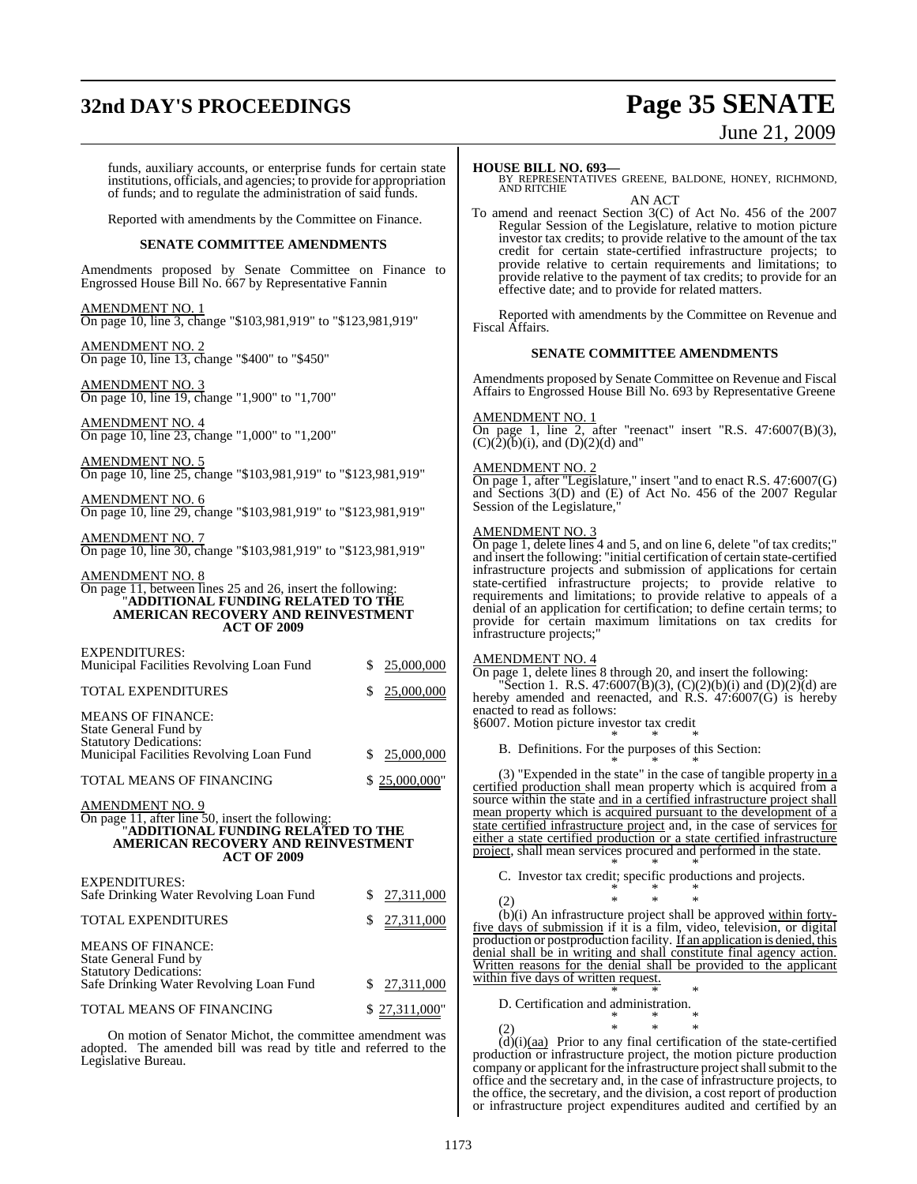funds, auxiliary accounts, or enterprise funds for certain state institutions, officials, and agencies; to provide for appropriation of funds; and to regulate the administration of said funds.

Reported with amendments by the Committee on Finance.

**SENATE COMMITTEE AMENDMENTS**

Amendments proposed by Senate Committee on Finance to Engrossed House Bill No. 667 by Representative Fannin

AMENDMENT NO. 1
On page 10, line 3, change "$103,981,919" to "$123,981,919"

AMENDMENT NO. 2
On page 10, line 13, change "$400" to "$450"

AMENDMENT NO. 3
On page 10, line 19, change "1,900" to "1,700"

AMENDMENT NO. 4
On page 10, line 23, change "1,000" to "1,200"

AMENDMENT NO. 5
On page 10, line 25, change "$103,981,919" to "$123,981,919"

AMENDMENT NO. 6
On page 10, line 29, change "$103,981,919" to "$123,981,919"

AMENDMENT NO. 7
On page 10, line 30, change "$103,981,919" to "$123,981,919"

AMENDMENT NO. 8
On page 11, between lines 25 and 26, insert the following:
"**ADDITIONAL FUNDING RELATED TO THE AMERICAN RECOVERY AND REINVESTMENT ACT OF 2009**

| | |
|---|---|
| EXPENDITURES: | |
| Municipal Facilities Revolving Loan Fund | $ 25,000,000 |
| TOTAL EXPENDITURES | $ 25,000,000 |
| MEANS OF FINANCE: | |
| State General Fund by | |
| Statutory Dedications: | |
| Municipal Facilities Revolving Loan Fund | $ 25,000,000 |
| TOTAL MEANS OF FINANCING | $ 25,000,000" |

AMENDMENT NO. 9
On page 11, after line 50, insert the following:
"**ADDITIONAL FUNDING RELATED TO THE AMERICAN RECOVERY AND REINVESTMENT ACT OF 2009**

| | |
|---|---|
| EXPENDITURES: | |
| Safe Drinking Water Revolving Loan Fund | $ 27,311,000 |
| TOTAL EXPENDITURES | $ 27,311,000 |
| MEANS OF FINANCE: | |
| State General Fund by | |
| Statutory Dedications: | |
| Safe Drinking Water Revolving Loan Fund | $ 27,311,000 |
| TOTAL MEANS OF FINANCING | $ 27,311,000" |

On motion of Senator Michot, the committee amendment was adopted. The amended bill was read by title and referred to the Legislative Bureau.

**HOUSE BILL NO. 693—**
BY REPRESENTATIVES GREENE, BALDONE, HONEY, RICHMOND, AND RITCHIE

AN ACT

To amend and reenact Section 3(C) of Act No. 456 of the 2007 Regular Session of the Legislature, relative to motion picture investor tax credits; to provide relative to the amount of the tax credit for certain state-certified infrastructure projects; to provide relative to certain requirements and limitations; to provide relative to the payment of tax credits; to provide for an effective date; and to provide for related matters.

Reported with amendments by the Committee on Revenue and Fiscal Affairs.

**SENATE COMMITTEE AMENDMENTS**

Amendments proposed by Senate Committee on Revenue and Fiscal Affairs to Engrossed House Bill No. 693 by Representative Greene

AMENDMENT NO. 1
On page 1, line 2, after "reenact" insert "R.S. 47:6007(B)(3), (C)(2)(b)(i), and (D)(2)(d) and"

AMENDMENT NO. 2
On page 1, after "Legislature," insert "and to enact R.S. 47:6007(G) and Sections 3(D) and (E) of Act No. 456 of the 2007 Regular Session of the Legislature,"

AMENDMENT NO. 3
On page 1, delete lines 4 and 5, and on line 6, delete "of tax credits;" and insert the following: "initial certification of certain state-certified infrastructure projects and submission of applications for certain state-certified infrastructure projects; to provide relative to requirements and limitations; to provide relative to appeals of a denial of an application for certification; to define certain terms; to provide for certain maximum limitations on tax credits for infrastructure projects;"

AMENDMENT NO. 4
On page 1, delete lines 8 through 20, and insert the following:

"Section 1. R.S. 47:6007(B)(3), (C)(2)(b)(i) and (D)(2)(d) are hereby amended and reenacted, and R.S. 47:6007(G) is hereby enacted to read as follows:

§6007. Motion picture investor tax credit

\* \* \*

B. Definitions. For the purposes of this Section:

\* \* \*

(3) "Expended in the state" in the case of tangible property in a certified production shall mean property which is acquired from a source within the state and in a certified infrastructure project shall mean property which is acquired pursuant to the development of a state certified infrastructure project and, in the case of services for either a state certified production or a state certified infrastructure project, shall mean services procured and performed in the state.

\* \* \*

C. Investor tax credit; specific productions and projects.

\* \* \*

(2) \* \* \*

(b)(i) An infrastructure project shall be approved within forty-five days of submission if it is a film, video, television, or digital production or postproduction facility. If an application is denied, this denial shall be in writing and shall constitute final agency action. Written reasons for the denial shall be provided to the applicant within five days of written request.

\* \* \*

D. Certification and administration.

\* \* \*

(2) \* \* \*

(d)(i)(aa) Prior to any final certification of the state-certified production or infrastructure project, the motion picture production company or applicant for the infrastructure project shall submit to the office and the secretary and, in the case of infrastructure projects, to the office, the secretary, and the division, a cost report of production or infrastructure project expenditures audited and certified by an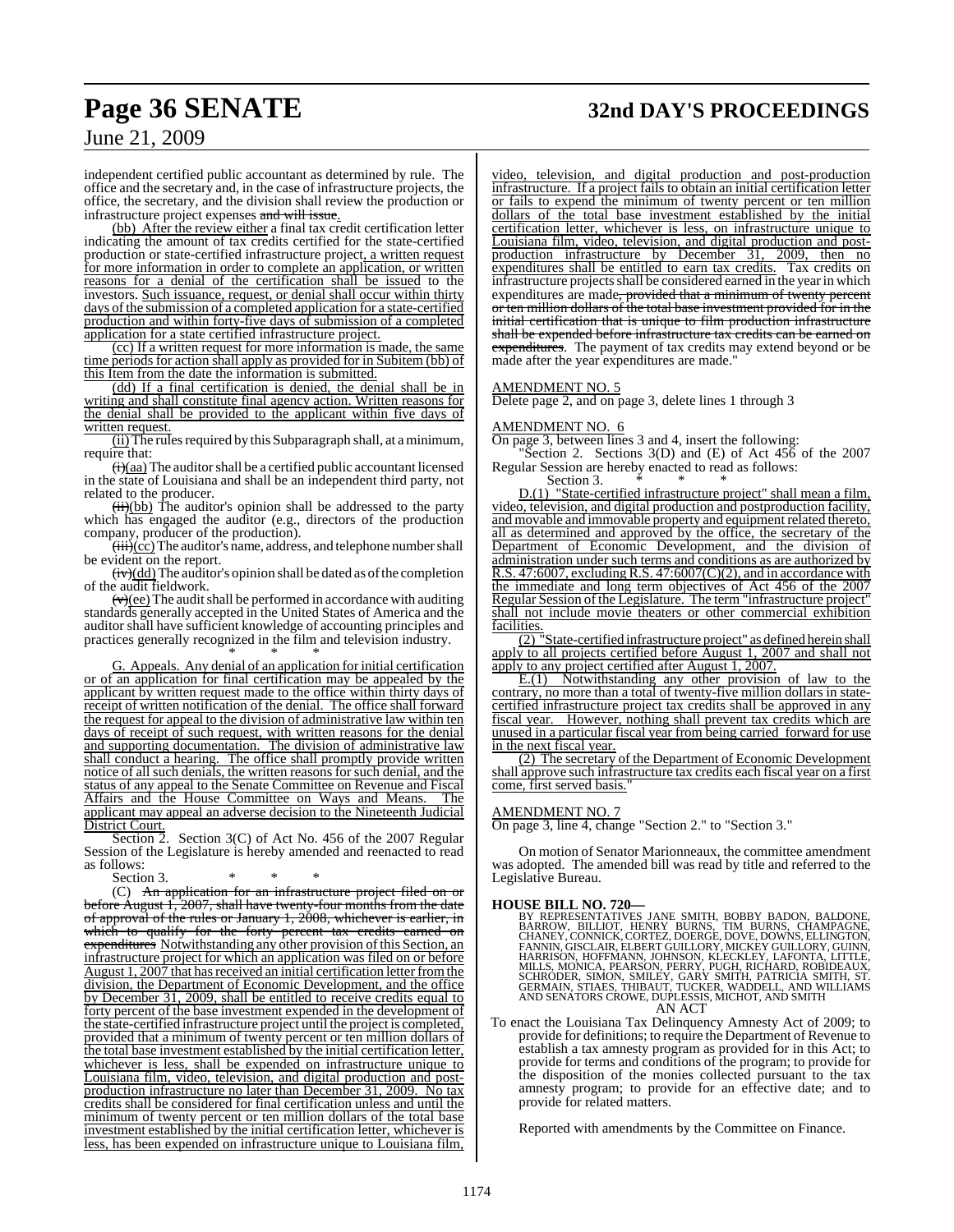independent certified public accountant as determined by rule. The office and the secretary and, in the case of infrastructure projects, the office, the secretary, and the division shall review the production or infrastructure project expenses ~~and will issue~~.

(bb) After the review either a final tax credit certification letter indicating the amount of tax credits certified for the state-certified production or state-certified infrastructure project, a written request for more information in order to complete an application, or written reasons for a denial of the certification shall be issued to the investors. Such issuance, request, or denial shall occur within thirty days of the submission of a completed application for a state-certified production and within forty-five days of submission of a completed application for a state certified infrastructure project.

(cc) If a written request for more information is made, the same time periods for action shall apply as provided for in Subitem (bb) of this Item from the date the information is submitted.

(dd) If a final certification is denied, the denial shall be in writing and shall constitute final agency action. Written reasons for the denial shall be provided to the applicant within five days of written request.

(ii) The rules required by this Subparagraph shall, at a minimum, require that:

~~(i)~~(aa) The auditor shall be a certified public accountant licensed in the state of Louisiana and shall be an independent third party, not related to the producer.

~~(ii)~~(bb) The auditor's opinion shall be addressed to the party which has engaged the auditor (e.g., directors of the production company, producer of the production).

~~(iii)~~(cc) The auditor's name, address, and telephone number shall be evident on the report.

~~(iv)~~(dd) The auditor's opinion shall be dated as of the completion of the audit fieldwork.

~~(v)~~(ee) The audit shall be performed in accordance with auditing standards generally accepted in the United States of America and the auditor shall have sufficient knowledge of accounting principles and practices generally recognized in the film and television industry.

\* \* \*

G. Appeals. Any denial of an application for initial certification or of an application for final certification may be appealed by the applicant by written request made to the office within thirty days of receipt of written notification of the denial. The office shall forward the request for appeal to the division of administrative law within ten days of receipt of such request, with written reasons for the denial and supporting documentation. The division of administrative law shall conduct a hearing. The office shall promptly provide written notice of all such denials, the written reasons for such denial, and the status of any appeal to the Senate Committee on Revenue and Fiscal Affairs and the House Committee on Ways and Means. The applicant may appeal an adverse decision to the Nineteenth Judicial District Court.

Section 2. Section 3(C) of Act No. 456 of the 2007 Regular Session of the Legislature is hereby amended and reenacted to read as follows:

Section 3. \* \* \*

(C) ~~An application for an infrastructure project filed on or before August 1, 2007, shall have twenty-four months from the date of approval of the rules or January 1, 2008, whichever is earlier, in which to qualify for the forty percent tax credits earned on expenditures~~ Notwithstanding any other provision of this Section, an infrastructure project for which an application was filed on or before August 1, 2007 that has received an initial certification letter from the division, the Department of Economic Development, and the office by December 31, 2009, shall be entitled to receive credits equal to forty percent of the base investment expended in the development of the state-certified infrastructure project until the project is completed, provided that a minimum of twenty percent or ten million dollars of the total base investment established by the initial certification letter, whichever is less, shall be expended on infrastructure unique to Louisiana film, video, television, and digital production and post-production infrastructure no later than December 31, 2009. No tax credits shall be considered for final certification unless and until the minimum of twenty percent or ten million dollars of the total base investment established by the initial certification letter, whichever is less, has been expended on infrastructure unique to Louisiana film, video, television, and digital production and post-production infrastructure. If a project fails to obtain an initial certification letter or fails to expend the minimum of twenty percent or ten million dollars of the total base investment established by the initial certification letter, whichever is less, on infrastructure unique to Louisiana film, video, television, and digital production and post-production infrastructure by December 31, 2009, then no expenditures shall be entitled to earn tax credits. Tax credits on infrastructure projects shall be considered earned in the year in which expenditures are made~~, provided that a minimum of twenty percent or ten million dollars of the total base investment provided for in the initial certification that is unique to film production infrastructure shall be expended before infrastructure tax credits can be earned on expenditures~~. The payment of tax credits may extend beyond or be made after the year expenditures are made."

AMENDMENT NO. 5

Delete page 2, and on page 3, delete lines 1 through 3

AMENDMENT NO. 6

On page 3, between lines 3 and 4, insert the following:

"Section 2. Sections 3(D) and (E) of Act 456 of the 2007 Regular Session are hereby enacted to read as follows:

Section 3. \* \* \*

D.(1) "State-certified infrastructure project" shall mean a film, video, television, and digital production and postproduction facility, and movable and immovable property and equipment related thereto, all as determined and approved by the office, the secretary of the Department of Economic Development, and the division of administration under such terms and conditions as are authorized by R.S. 47:6007, excluding R.S. 47:6007(C)(2), and in accordance with the immediate and long term objectives of Act 456 of the 2007 Regular Session of the Legislature. The term "infrastructure project" shall not include movie theaters or other commercial exhibition facilities.

(2) "State-certified infrastructure project" as defined herein shall apply to all projects certified before August 1, 2007 and shall not apply to any project certified after August 1, 2007.

E.(1) Notwithstanding any other provision of law to the contrary, no more than a total of twenty-five million dollars in state-certified infrastructure project tax credits shall be approved in any fiscal year. However, nothing shall prevent tax credits which are unused in a particular fiscal year from being carried forward for use in the next fiscal year.

(2) The secretary of the Department of Economic Development shall approve such infrastructure tax credits each fiscal year on a first come, first served basis."

AMENDMENT NO. 7

On page 3, line 4, change "Section 2." to "Section 3."

On motion of Senator Marionneaux, the committee amendment was adopted. The amended bill was read by title and referred to the Legislative Bureau.

**HOUSE BILL NO. 720—**

BY REPRESENTATIVES JANE SMITH, BOBBY BADON, BALDONE, BARROW, BILLIOT, HENRY BURNS, TIM BURNS, CHAMPAGNE, CHANEY, CONNICK, CORTEZ, DOERGE, DOVE, DOWNS, ELLINGTON, FANNIN, GISCLAIR, ELBERT GUILLORY, MICKEY GUILLORY, GUINN, HARRISON, HOFFMANN, JOHNSON, KLECKLEY, LAFONTA, LITTLE, MILLS, MONICA, PEARSON, PERRY, PUGH, RICHARD, ROBIDEAUX, SCHRODER, SIMON, SMILEY, GARY SMITH, PATRICIA SMITH, ST. GERMAIN, STIAES, THIBAUT, TUCKER, WADDELL, AND WILLIAMS AND SENATORS CROWE, DUPLESSIS, MICHOT, AND SMITH

AN ACT

To enact the Louisiana Tax Delinquency Amnesty Act of 2009; to provide for definitions; to require the Department of Revenue to establish a tax amnesty program as provided for in this Act; to provide for terms and conditions of the program; to provide for the disposition of the monies collected pursuant to the tax amnesty program; to provide for an effective date; and to provide for related matters.

Reported with amendments by the Committee on Finance.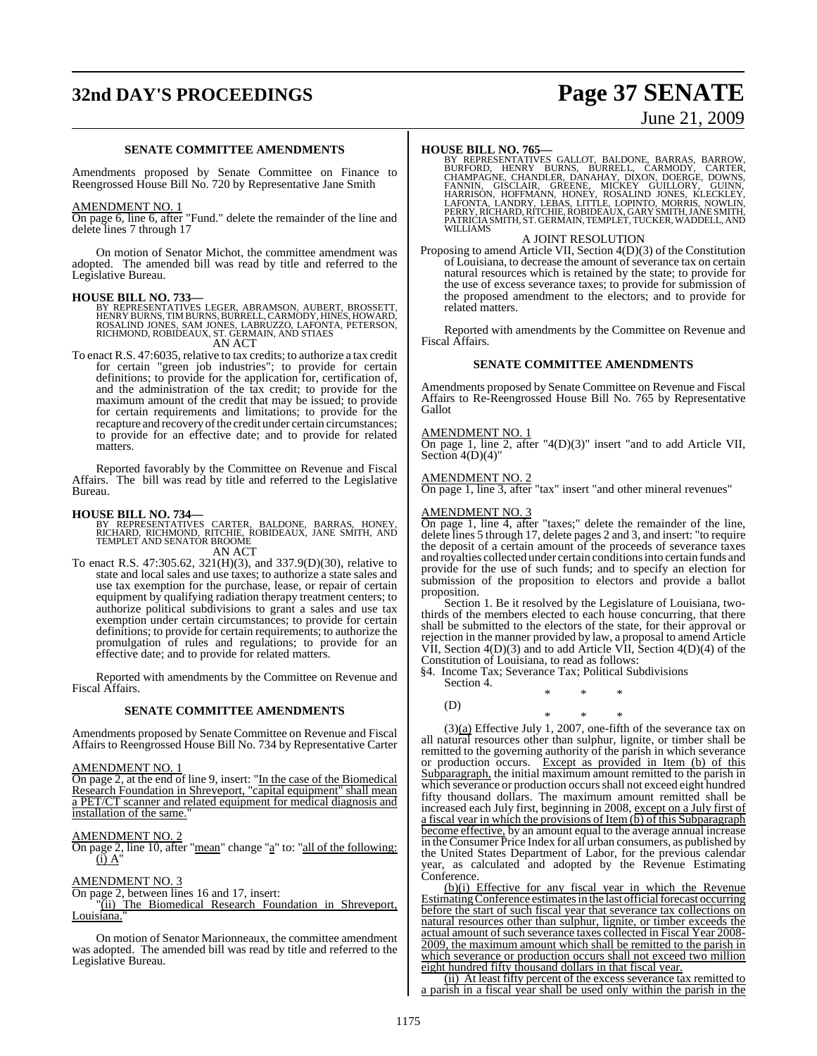**SENATE COMMITTEE AMENDMENTS**

Amendments proposed by Senate Committee on Finance to Reengrossed House Bill No. 720 by Representative Jane Smith

AMENDMENT NO. 1

On page 6, line 6, after "Fund." delete the remainder of the line and delete lines 7 through 17

On motion of Senator Michot, the committee amendment was adopted. The amended bill was read by title and referred to the Legislative Bureau.

**HOUSE BILL NO. 733—**

BY REPRESENTATIVES LEGER, ABRAMSON, AUBERT, BROSSETT, HENRY BURNS, TIM BURNS, BURRELL, CARMODY, HINES, HOWARD, ROSALIND JONES, SAM JONES, LABRUZZO, LAFONTA, PETERSON, RICHMOND, ROBIDEAUX, ST. GERMAIN, AND STIAES

AN ACT

To enact R.S. 47:6035, relative to tax credits; to authorize a tax credit for certain "green job industries"; to provide for certain definitions; to provide for the application for, certification of, and the administration of the tax credit; to provide for the maximum amount of the credit that may be issued; to provide for certain requirements and limitations; to provide for the recapture and recovery of the credit under certain circumstances; to provide for an effective date; and to provide for related matters.

Reported favorably by the Committee on Revenue and Fiscal Affairs. The bill was read by title and referred to the Legislative Bureau.

**HOUSE BILL NO. 734—**

BY REPRESENTATIVES CARTER, BALDONE, BARRAS, HONEY, RICHARD, RICHMOND, RITCHIE, ROBIDEAUX, JANE SMITH, AND TEMPLET AND SENATOR BROOME

AN ACT

To enact R.S. 47:305.62, 321(H)(3), and 337.9(D)(30), relative to state and local sales and use taxes; to authorize a state sales and use tax exemption for the purchase, lease, or repair of certain equipment by qualifying radiation therapy treatment centers; to authorize political subdivisions to grant a sales and use tax exemption under certain circumstances; to provide for certain definitions; to provide for certain requirements; to authorize the promulgation of rules and regulations; to provide for an effective date; and to provide for related matters.

Reported with amendments by the Committee on Revenue and Fiscal Affairs.

**SENATE COMMITTEE AMENDMENTS**

Amendments proposed by Senate Committee on Revenue and Fiscal Affairs to Reengrossed House Bill No. 734 by Representative Carter

AMENDMENT NO. 1

On page 2, at the end of line 9, insert: "In the case of the Biomedical Research Foundation in Shreveport, "capital equipment" shall mean a PET/CT scanner and related equipment for medical diagnosis and installation of the same."

AMENDMENT NO. 2

On page 2, line 10, after "mean" change "a" to: "all of the following: (i) A"

AMENDMENT NO. 3

On page 2, between lines 16 and 17, insert:

"(ii) The Biomedical Research Foundation in Shreveport, Louisiana."

On motion of Senator Marionneaux, the committee amendment was adopted. The amended bill was read by title and referred to the Legislative Bureau.

**HOUSE BILL NO. 765—**

BY REPRESENTATIVES GALLOT, BALDONE, BARRAS, BARROW, BURFORD, HENRY BURNS, BURRELL, CARMODY, CARTER, CHAMPAGNE, CHANDLER, DANAHAY, DIXON, DOERGE, DOWNS, FANNIN, GISCLAIR, GREENE, MICKEY GUILLORY, GUINN, HARRISON, HOFFMANN, HONEY, ROSALIND JONES, KLECKLEY, LAFONTA, LANDRY, LEBAS, LITTLE, LOPINTO, MORRIS, NOWLIN, PERRY, RICHARD, RITCHIE, ROBIDEAUX, GARY SMITH, JANE SMITH, PATRICIA SMITH, ST. GERMAIN, TEMPLET, TUCKER, WADDELL, AND WILLIAMS

A JOINT RESOLUTION

Proposing to amend Article VII, Section 4(D)(3) of the Constitution of Louisiana, to decrease the amount of severance tax on certain natural resources which is retained by the state; to provide for the use of excess severance taxes; to provide for submission of the proposed amendment to the electors; and to provide for related matters.

Reported with amendments by the Committee on Revenue and Fiscal Affairs.

**SENATE COMMITTEE AMENDMENTS**

Amendments proposed by Senate Committee on Revenue and Fiscal Affairs to Re-Reengrossed House Bill No. 765 by Representative Gallot

AMENDMENT NO. 1

On page 1, line 2, after "4(D)(3)" insert "and to add Article VII, Section 4(D)(4)"

AMENDMENT NO. 2

On page 1, line 3, after "tax" insert "and other mineral revenues"

AMENDMENT NO. 3

On page 1, line 4, after "taxes;" delete the remainder of the line, delete lines 5 through 17, delete pages 2 and 3, and insert: "to require the deposit of a certain amount of the proceeds of severance taxes and royalties collected under certain conditions into certain funds and provide for the use of such funds; and to specify an election for submission of the proposition to electors and provide a ballot proposition.

Section 1. Be it resolved by the Legislature of Louisiana, two-thirds of the members elected to each house concurring, that there shall be submitted to the electors of the state, for their approval or rejection in the manner provided by law, a proposal to amend Article VII, Section 4(D)(3) and to add Article VII, Section 4(D)(4) of the Constitution of Louisiana, to read as follows:

§4. Income Tax; Severance Tax; Political Subdivisions

Section 4.

\* \* \*

(D)

\* \* \*

(3)(a) Effective July 1, 2007, one-fifth of the severance tax on all natural resources other than sulphur, lignite, or timber shall be remitted to the governing authority of the parish in which severance or production occurs. Except as provided in Item (b) of this Subparagraph, the initial maximum amount remitted to the parish in which severance or production occurs shall not exceed eight hundred fifty thousand dollars. The maximum amount remitted shall be increased each July first, beginning in 2008, except on a July first of a fiscal year in which the provisions of Item (b) of this Subparagraph become effective, by an amount equal to the average annual increase in the Consumer Price Index for all urban consumers, as published by the United States Department of Labor, for the previous calendar year, as calculated and adopted by the Revenue Estimating Conference.

(b)(i) Effective for any fiscal year in which the Revenue Estimating Conference estimates in the last official forecast occurring before the start of such fiscal year that severance tax collections on natural resources other than sulphur, lignite, or timber exceeds the actual amount of such severance taxes collected in Fiscal Year 2008-2009, the maximum amount which shall be remitted to the parish in which severance or production occurs shall not exceed two million eight hundred fifty thousand dollars in that fiscal year.

(ii) At least fifty percent of the excess severance tax remitted to a parish in a fiscal year shall be used only within the parish in the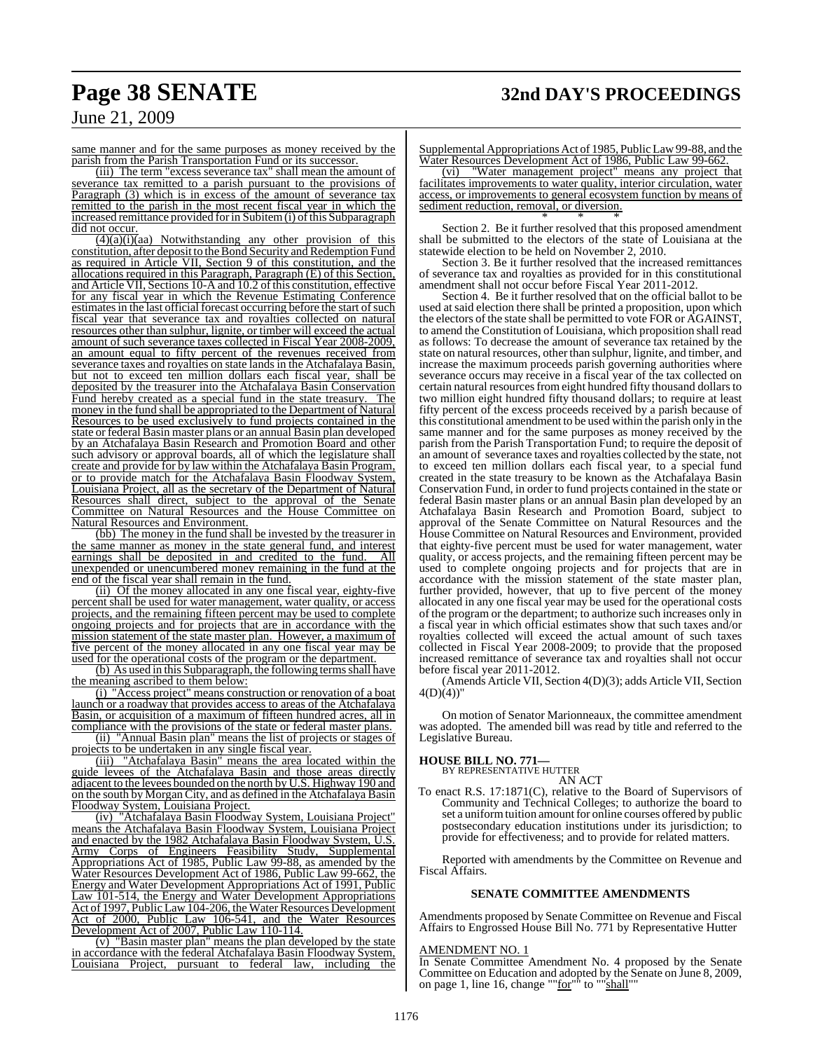same manner and for the same purposes as money received by the parish from the Parish Transportation Fund or its successor.

(iii) The term "excess severance tax" shall mean the amount of severance tax remitted to a parish pursuant to the provisions of Paragraph (3) which is in excess of the amount of severance tax remitted to the parish in the most recent fiscal year in which the increased remittance provided for in Subitem (i) of this Subparagraph did not occur.

(4)(a)(i)(aa) Notwithstanding any other provision of this constitution, after deposit to the Bond Security and Redemption Fund as required in Article VII, Section 9 of this constitution, and the allocations required in this Paragraph, Paragraph (E) of this Section, and Article VII, Sections 10-A and 10.2 of this constitution, effective for any fiscal year in which the Revenue Estimating Conference estimates in the last official forecast occurring before the start of such fiscal year that severance tax and royalties collected on natural resources other than sulphur, lignite, or timber will exceed the actual amount of such severance taxes collected in Fiscal Year 2008-2009, an amount equal to fifty percent of the revenues received from severance taxes and royalties on state lands in the Atchafalaya Basin, but not to exceed ten million dollars each fiscal year, shall be deposited by the treasurer into the Atchafalaya Basin Conservation Fund hereby created as a special fund in the state treasury. The money in the fund shall be appropriated to the Department of Natural Resources to be used exclusively to fund projects contained in the state or federal Basin master plans or an annual Basin plan developed by an Atchafalaya Basin Research and Promotion Board and other such advisory or approval boards, all of which the legislature shall create and provide for by law within the Atchafalaya Basin Program, or to provide match for the Atchafalaya Basin Floodway System, Louisiana Project, all as the secretary of the Department of Natural Resources shall direct, subject to the approval of the Senate Committee on Natural Resources and the House Committee on Natural Resources and Environment.

(bb) The money in the fund shall be invested by the treasurer in the same manner as money in the state general fund, and interest earnings shall be deposited in and credited to the fund. All unexpended or unencumbered money remaining in the fund at the end of the fiscal year shall remain in the fund.

(ii) Of the money allocated in any one fiscal year, eighty-five percent shall be used for water management, water quality, or access projects, and the remaining fifteen percent may be used to complete ongoing projects and for projects that are in accordance with the mission statement of the state master plan. However, a maximum of five percent of the money allocated in any one fiscal year may be used for the operational costs of the program or the department.

(b) As used in this Subparagraph, the following terms shall have the meaning ascribed to them below:

(i) "Access project" means construction or renovation of a boat launch or a roadway that provides access to areas of the Atchafalaya Basin, or acquisition of a maximum of fifteen hundred acres, all in compliance with the provisions of the state or federal master plans.

(ii) "Annual Basin plan" means the list of projects or stages of projects to be undertaken in any single fiscal year.

(iii) "Atchafalaya Basin" means the area located within the guide levees of the Atchafalaya Basin and those areas directly adjacent to the levees bounded on the north by U.S. Highway 190 and on the south by Morgan City, and as defined in the Atchafalaya Basin Floodway System, Louisiana Project.

(iv) "Atchafalaya Basin Floodway System, Louisiana Project" means the Atchafalaya Basin Floodway System, Louisiana Project and enacted by the 1982 Atchafalaya Basin Floodway System, U.S. Army Corps of Engineers Feasibility Study, Supplemental Appropriations Act of 1985, Public Law 99-88, as amended by the Water Resources Development Act of 1986, Public Law 99-662, the Energy and Water Development Appropriations Act of 1991, Public Law 101-514, the Energy and Water Development Appropriations Act of 1997, Public Law 104-206, the Water Resources Development Act of 2000, Public Law 106-541, and the Water Resources Development Act of 2007, Public Law 110-114.

(v) "Basin master plan" means the plan developed by the state in accordance with the federal Atchafalaya Basin Floodway System, Louisiana Project, pursuant to federal law, including the Supplemental Appropriations Act of 1985, Public Law 99-88, and the Water Resources Development Act of 1986, Public Law 99-662.

(vi) "Water management project" means any project that facilitates improvements to water quality, interior circulation, water access, or improvements to general ecosystem function by means of sediment reduction, removal, or diversion.

\* \* \*

Section 2. Be it further resolved that this proposed amendment shall be submitted to the electors of the state of Louisiana at the statewide election to be held on November 2, 2010.

Section 3. Be it further resolved that the increased remittances of severance tax and royalties as provided for in this constitutional amendment shall not occur before Fiscal Year 2011-2012.

Section 4. Be it further resolved that on the official ballot to be used at said election there shall be printed a proposition, upon which the electors of the state shall be permitted to vote FOR or AGAINST, to amend the Constitution of Louisiana, which proposition shall read as follows: To decrease the amount of severance tax retained by the state on natural resources, other than sulphur, lignite, and timber, and increase the maximum proceeds parish governing authorities where severance occurs may receive in a fiscal year of the tax collected on certain natural resources from eight hundred fifty thousand dollars to two million eight hundred fifty thousand dollars; to require at least fifty percent of the excess proceeds received by a parish because of this constitutional amendment to be used within the parish only in the same manner and for the same purposes as money received by the parish from the Parish Transportation Fund; to require the deposit of an amount of severance taxes and royalties collected by the state, not to exceed ten million dollars each fiscal year, to a special fund created in the state treasury to be known as the Atchafalaya Basin Conservation Fund, in order to fund projects contained in the state or federal Basin master plans or an annual Basin plan developed by an Atchafalaya Basin Research and Promotion Board, subject to approval of the Senate Committee on Natural Resources and the House Committee on Natural Resources and Environment, provided that eighty-five percent must be used for water management, water quality, or access projects, and the remaining fifteen percent may be used to complete ongoing projects and for projects that are in accordance with the mission statement of the state master plan, further provided, however, that up to five percent of the money allocated in any one fiscal year may be used for the operational costs of the program or the department; to authorize such increases only in a fiscal year in which official estimates show that such taxes and/or royalties collected will exceed the actual amount of such taxes collected in Fiscal Year 2008-2009; to provide that the proposed increased remittance of severance tax and royalties shall not occur before fiscal year 2011-2012.

(Amends Article VII, Section 4(D)(3); adds Article VII, Section 4(D)(4))"

On motion of Senator Marionneaux, the committee amendment was adopted. The amended bill was read by title and referred to the Legislative Bureau.

**HOUSE BILL NO. 771—**
BY REPRESENTATIVE HUTTER

AN ACT

To enact R.S. 17:1871(C), relative to the Board of Supervisors of Community and Technical Colleges; to authorize the board to set a uniform tuition amount for online courses offered by public postsecondary education institutions under its jurisdiction; to provide for effectiveness; and to provide for related matters.

Reported with amendments by the Committee on Revenue and Fiscal Affairs.

### SENATE COMMITTEE AMENDMENTS

Amendments proposed by Senate Committee on Revenue and Fiscal Affairs to Engrossed House Bill No. 771 by Representative Hutter

AMENDMENT NO. 1

In Senate Committee Amendment No. 4 proposed by the Senate Committee on Education and adopted by the Senate on June 8, 2009, on page 1, line 16, change ""for"" to ""shall""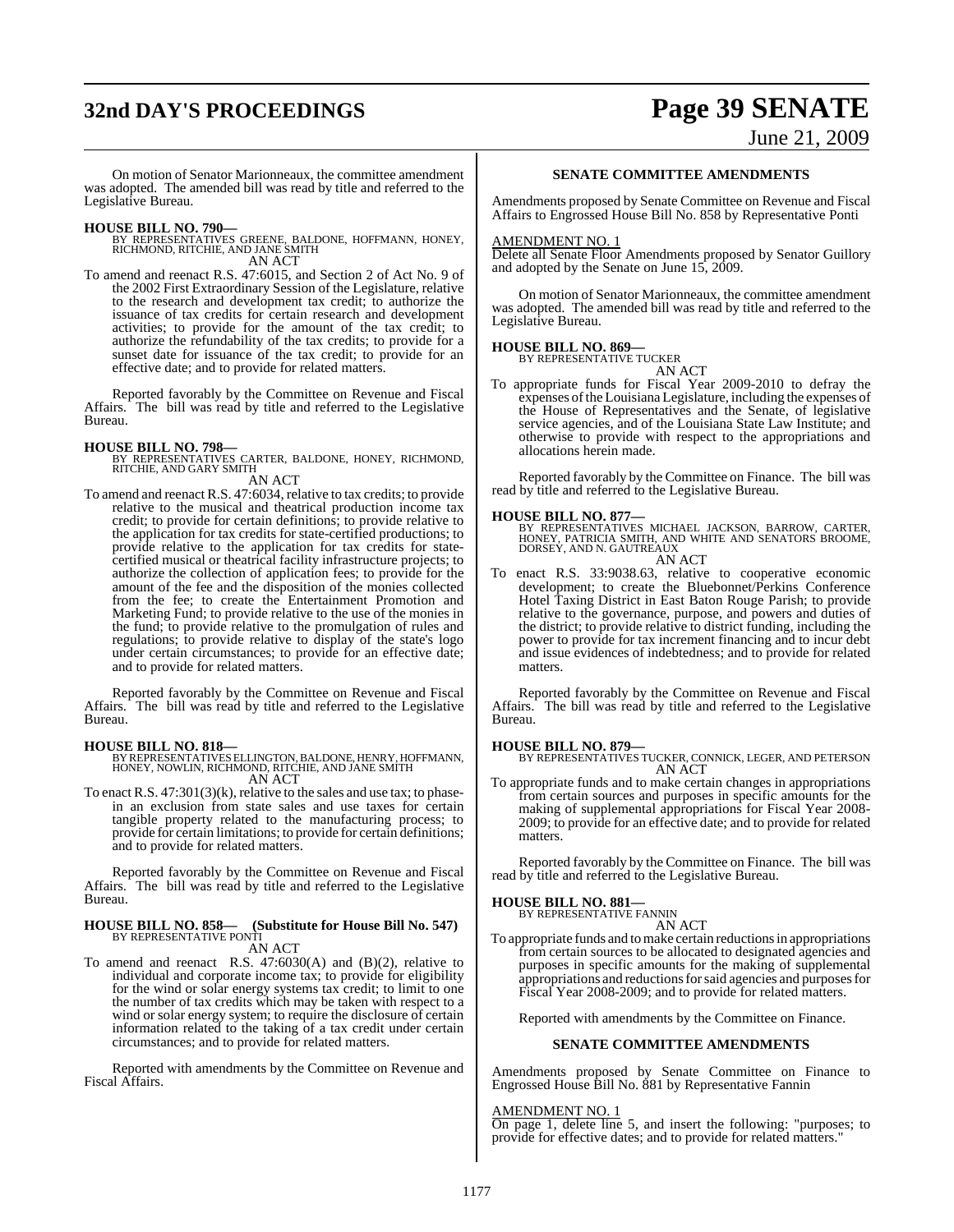On motion of Senator Marionneaux, the committee amendment was adopted. The amended bill was read by title and referred to the Legislative Bureau.

**HOUSE BILL NO. 790—**
BY REPRESENTATIVES GREENE, BALDONE, HOFFMANN, HONEY, RICHMOND, RITCHIE, AND JANE SMITH
AN ACT

To amend and reenact R.S. 47:6015, and Section 2 of Act No. 9 of the 2002 First Extraordinary Session of the Legislature, relative to the research and development tax credit; to authorize the issuance of tax credits for certain research and development activities; to provide for the amount of the tax credit; to authorize the refundability of the tax credits; to provide for a sunset date for issuance of the tax credit; to provide for an effective date; and to provide for related matters.

Reported favorably by the Committee on Revenue and Fiscal Affairs. The bill was read by title and referred to the Legislative Bureau.

**HOUSE BILL NO. 798—**
BY REPRESENTATIVES CARTER, BALDONE, HONEY, RICHMOND, RITCHIE, AND GARY SMITH
AN ACT

To amend and reenact R.S. 47:6034, relative to tax credits; to provide relative to the musical and theatrical production income tax credit; to provide for certain definitions; to provide relative to the application for tax credits for state-certified productions; to provide relative to the application for tax credits for state-certified musical or theatrical facility infrastructure projects; to authorize the collection of application fees; to provide for the amount of the fee and the disposition of the monies collected from the fee; to create the Entertainment Promotion and Marketing Fund; to provide relative to the use of the monies in the fund; to provide relative to the promulgation of rules and regulations; to provide relative to display of the state's logo under certain circumstances; to provide for an effective date; and to provide for related matters.

Reported favorably by the Committee on Revenue and Fiscal Affairs. The bill was read by title and referred to the Legislative Bureau.

**HOUSE BILL NO. 818—**
BY REPRESENTATIVES ELLINGTON, BALDONE, HENRY, HOFFMANN, HONEY, NOWLIN, RICHMOND, RITCHIE, AND JANE SMITH
AN ACT

To enact R.S. 47:301(3)(k), relative to the sales and use tax; to phase-in an exclusion from state sales and use taxes for certain tangible property related to the manufacturing process; to provide for certain limitations; to provide for certain definitions; and to provide for related matters.

Reported favorably by the Committee on Revenue and Fiscal Affairs. The bill was read by title and referred to the Legislative Bureau.

**HOUSE BILL NO. 858— (Substitute for House Bill No. 547)**
BY REPRESENTATIVE PONTI
AN ACT

To amend and reenact R.S. 47:6030(A) and (B)(2), relative to individual and corporate income tax; to provide for eligibility for the wind or solar energy systems tax credit; to limit to one the number of tax credits which may be taken with respect to a wind or solar energy system; to require the disclosure of certain information related to the taking of a tax credit under certain circumstances; and to provide for related matters.

Reported with amendments by the Committee on Revenue and Fiscal Affairs.

**SENATE COMMITTEE AMENDMENTS**

Amendments proposed by Senate Committee on Revenue and Fiscal Affairs to Engrossed House Bill No. 858 by Representative Ponti

AMENDMENT NO. 1
Delete all Senate Floor Amendments proposed by Senator Guillory and adopted by the Senate on June 15, 2009.

On motion of Senator Marionneaux, the committee amendment was adopted. The amended bill was read by title and referred to the Legislative Bureau.

**HOUSE BILL NO. 869—**
BY REPRESENTATIVE TUCKER
AN ACT

To appropriate funds for Fiscal Year 2009-2010 to defray the expenses of the Louisiana Legislature, including the expenses of the House of Representatives and the Senate, of legislative service agencies, and of the Louisiana State Law Institute; and otherwise to provide with respect to the appropriations and allocations herein made.

Reported favorably by the Committee on Finance. The bill was read by title and referred to the Legislative Bureau.

**HOUSE BILL NO. 877—**
BY REPRESENTATIVES MICHAEL JACKSON, BARROW, CARTER, HONEY, PATRICIA SMITH, AND WHITE AND SENATORS BROOME, DORSEY, AND N. GAUTREAUX
AN ACT

To enact R.S. 33:9038.63, relative to cooperative economic development; to create the Bluebonnet/Perkins Conference Hotel Taxing District in East Baton Rouge Parish; to provide relative to the governance, purpose, and powers and duties of the district; to provide relative to district funding, including the power to provide for tax increment financing and to incur debt and issue evidences of indebtedness; and to provide for related matters.

Reported favorably by the Committee on Revenue and Fiscal Affairs. The bill was read by title and referred to the Legislative Bureau.

**HOUSE BILL NO. 879—**
BY REPRESENTATIVES TUCKER, CONNICK, LEGER, AND PETERSON
AN ACT

To appropriate funds and to make certain changes in appropriations from certain sources and purposes in specific amounts for the making of supplemental appropriations for Fiscal Year 2008-2009; to provide for an effective date; and to provide for related matters.

Reported favorably by the Committee on Finance. The bill was read by title and referred to the Legislative Bureau.

**HOUSE BILL NO. 881—**
BY REPRESENTATIVE FANNIN
AN ACT

To appropriate funds and to make certain reductions in appropriations from certain sources to be allocated to designated agencies and purposes in specific amounts for the making of supplemental appropriations and reductions for said agencies and purposes for Fiscal Year 2008-2009; and to provide for related matters.

Reported with amendments by the Committee on Finance.

**SENATE COMMITTEE AMENDMENTS**

Amendments proposed by Senate Committee on Finance to Engrossed House Bill No. 881 by Representative Fannin

AMENDMENT NO. 1
On page 1, delete line 5, and insert the following: "purposes; to provide for effective dates; and to provide for related matters."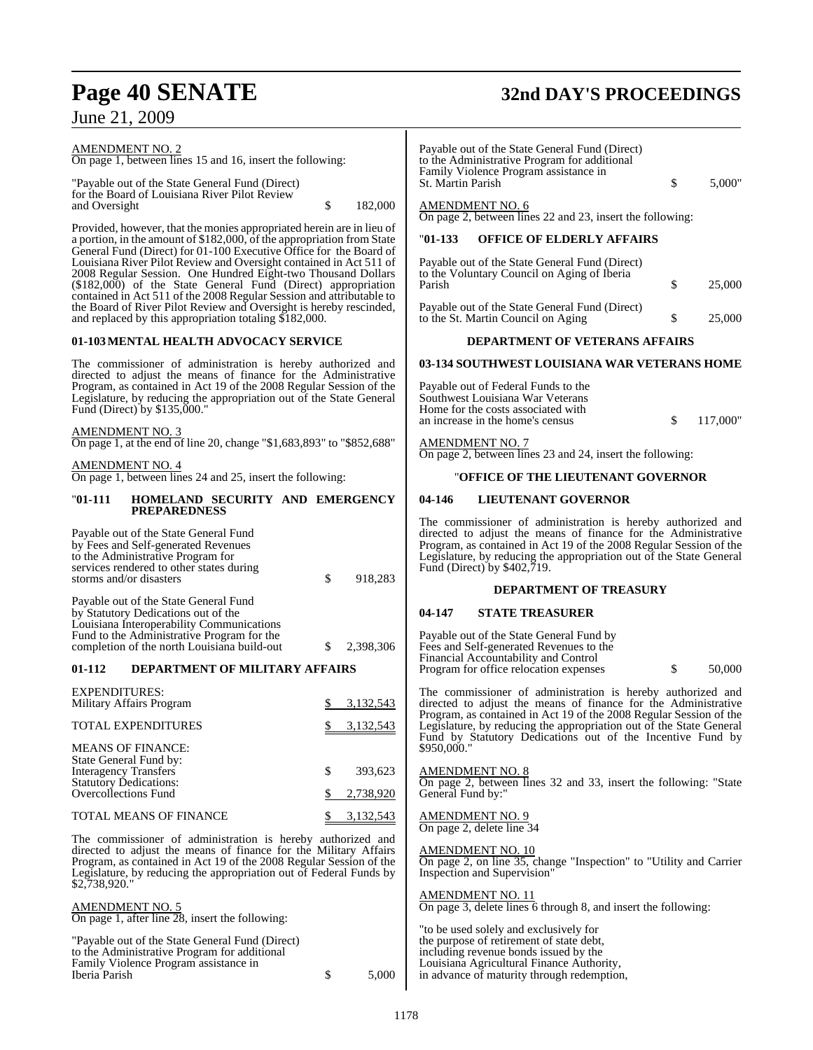AMENDMENT NO. 2
On page 1, between lines 15 and 16, insert the following:

"Payable out of the State General Fund (Direct) for the Board of Louisiana River Pilot Review and Oversight $ 182,000

Provided, however, that the monies appropriated herein are in lieu of a portion, in the amount of $182,000, of the appropriation from State General Fund (Direct) for 01-100 Executive Office for the Board of Louisiana River Pilot Review and Oversight contained in Act 511 of 2008 Regular Session. One Hundred Eight-two Thousand Dollars ($182,000) of the State General Fund (Direct) appropriation contained in Act 511 of the 2008 Regular Session and attributable to the Board of River Pilot Review and Oversight is hereby rescinded, and replaced by this appropriation totaling $182,000.

**01-103 MENTAL HEALTH ADVOCACY SERVICE**

The commissioner of administration is hereby authorized and directed to adjust the means of finance for the Administrative Program, as contained in Act 19 of the 2008 Regular Session of the Legislature, by reducing the appropriation out of the State General Fund (Direct) by $135,000."

AMENDMENT NO. 3
On page 1, at the end of line 20, change "$1,683,893" to "$852,688"

AMENDMENT NO. 4
On page 1, between lines 24 and 25, insert the following:

"**01-111 HOMELAND SECURITY AND EMERGENCY PREPAREDNESS**

Payable out of the State General Fund by Fees and Self-generated Revenues to the Administrative Program for services rendered to other states during storms and/or disasters $ 918,283

Payable out of the State General Fund by Statutory Dedications out of the Louisiana Interoperability Communications Fund to the Administrative Program for the completion of the north Louisiana build-out $ 2,398,306

**01-112 DEPARTMENT OF MILITARY AFFAIRS**

| | |
|---|---|
| EXPENDITURES: | |
| Military Affairs Program | $ 3,132,543 |
| TOTAL EXPENDITURES | $ 3,132,543 |
| MEANS OF FINANCE: | |
| State General Fund by: | |
| Interagency Transfers | $ 393,623 |
| Statutory Dedications: | |
| Overcollections Fund | $ 2,738,920 |
| TOTAL MEANS OF FINANCE | $ 3,132,543 |

The commissioner of administration is hereby authorized and directed to adjust the means of finance for the Military Affairs Program, as contained in Act 19 of the 2008 Regular Session of the Legislature, by reducing the appropriation out of Federal Funds by $2,738,920."

AMENDMENT NO. 5
On page 1, after line 28, insert the following:

"Payable out of the State General Fund (Direct) to the Administrative Program for additional Family Violence Program assistance in Iberia Parish $ 5,000

Payable out of the State General Fund (Direct) to the Administrative Program for additional Family Violence Program assistance in St. Martin Parish $ 5,000"

AMENDMENT NO. 6
On page 2, between lines 22 and 23, insert the following:

"**01-133 OFFICE OF ELDERLY AFFAIRS**

Payable out of the State General Fund (Direct) to the Voluntary Council on Aging of Iberia Parish $ 25,000

Payable out of the State General Fund (Direct) to the St. Martin Council on Aging $ 25,000

**DEPARTMENT OF VETERANS AFFAIRS**

**03-134 SOUTHWEST LOUISIANA WAR VETERANS HOME**

Payable out of Federal Funds to the Southwest Louisiana War Veterans Home for the costs associated with an increase in the home's census $ 117,000"

AMENDMENT NO. 7
On page 2, between lines 23 and 24, insert the following:

"**OFFICE OF THE LIEUTENANT GOVERNOR**

**04-146 LIEUTENANT GOVERNOR**

The commissioner of administration is hereby authorized and directed to adjust the means of finance for the Administrative Program, as contained in Act 19 of the 2008 Regular Session of the Legislature, by reducing the appropriation out of the State General Fund (Direct) by $402,719.

**DEPARTMENT OF TREASURY**

**04-147 STATE TREASURER**

Payable out of the State General Fund by Fees and Self-generated Revenues to the Financial Accountability and Control Program for office relocation expenses $ 50,000

The commissioner of administration is hereby authorized and directed to adjust the means of finance for the Administrative Program, as contained in Act 19 of the 2008 Regular Session of the Legislature, by reducing the appropriation out of the State General Fund by Statutory Dedications out of the Incentive Fund by $950,000."

AMENDMENT NO. 8
On page 2, between lines 32 and 33, insert the following: "State General Fund by:"

AMENDMENT NO. 9
On page 2, delete line 34

AMENDMENT NO. 10
On page 2, on line 35, change "Inspection" to "Utility and Carrier Inspection and Supervision"

AMENDMENT NO. 11
On page 3, delete lines 6 through 8, and insert the following:

"to be used solely and exclusively for the purpose of retirement of state debt, including revenue bonds issued by the Louisiana Agricultural Finance Authority, in advance of maturity through redemption,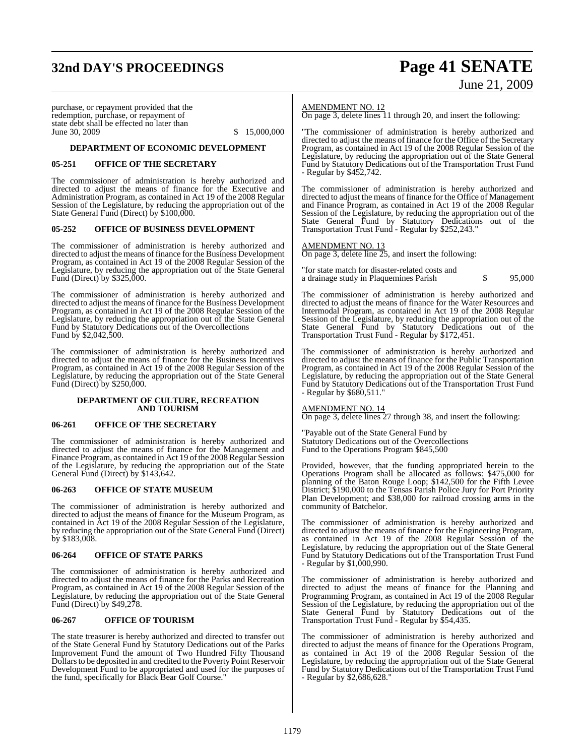purchase, or repayment provided that the redemption, purchase, or repayment of state debt shall be effected no later than June 30, 2009 $ 15,000,000

**DEPARTMENT OF ECONOMIC DEVELOPMENT**

**05-251 OFFICE OF THE SECRETARY**

The commissioner of administration is hereby authorized and directed to adjust the means of finance for the Executive and Administration Program, as contained in Act 19 of the 2008 Regular Session of the Legislature, by reducing the appropriation out of the State General Fund (Direct) by $100,000.

**05-252 OFFICE OF BUSINESS DEVELOPMENT**

The commissioner of administration is hereby authorized and directed to adjust the means of finance for the Business Development Program, as contained in Act 19 of the 2008 Regular Session of the Legislature, by reducing the appropriation out of the State General Fund (Direct) by $325,000.

The commissioner of administration is hereby authorized and directed to adjust the means of finance for the Business Development Program, as contained in Act 19 of the 2008 Regular Session of the Legislature, by reducing the appropriation out of the State General Fund by Statutory Dedications out of the Overcollections Fund by $2,042,500.

The commissioner of administration is hereby authorized and directed to adjust the means of finance for the Business Incentives Program, as contained in Act 19 of the 2008 Regular Session of the Legislature, by reducing the appropriation out of the State General Fund (Direct) by $250,000.

**DEPARTMENT OF CULTURE, RECREATION AND TOURISM**

**06-261 OFFICE OF THE SECRETARY**

The commissioner of administration is hereby authorized and directed to adjust the means of finance for the Management and Finance Program, as contained in Act 19 of the 2008 Regular Session of the Legislature, by reducing the appropriation out of the State General Fund (Direct) by $143,642.

**06-263 OFFICE OF STATE MUSEUM**

The commissioner of administration is hereby authorized and directed to adjust the means of finance for the Museum Program, as contained in Act 19 of the 2008 Regular Session of the Legislature, by reducing the appropriation out of the State General Fund (Direct) by $183,008.

**06-264 OFFICE OF STATE PARKS**

The commissioner of administration is hereby authorized and directed to adjust the means of finance for the Parks and Recreation Program, as contained in Act 19 of the 2008 Regular Session of the Legislature, by reducing the appropriation out of the State General Fund (Direct) by $49,278.

**06-267 OFFICE OF TOURISM**

The state treasurer is hereby authorized and directed to transfer out of the State General Fund by Statutory Dedications out of the Parks Improvement Fund the amount of Two Hundred Fifty Thousand Dollars to be deposited in and credited to the Poverty Point Reservoir Development Fund to be appropriated and used for the purposes of the fund, specifically for Black Bear Golf Course."

AMENDMENT NO. 12
On page 3, delete lines 11 through 20, and insert the following:

"The commissioner of administration is hereby authorized and directed to adjust the means of finance for the Office of the Secretary Program, as contained in Act 19 of the 2008 Regular Session of the Legislature, by reducing the appropriation out of the State General Fund by Statutory Dedications out of the Transportation Trust Fund - Regular by $452,742.

The commissioner of administration is hereby authorized and directed to adjust the means of finance for the Office of Management and Finance Program, as contained in Act 19 of the 2008 Regular Session of the Legislature, by reducing the appropriation out of the State General Fund by Statutory Dedications out of the Transportation Trust Fund - Regular by $252,243."

AMENDMENT NO. 13
On page 3, delete line 25, and insert the following:

"for state match for disaster-related costs and a drainage study in Plaquemines Parish $ 95,000

The commissioner of administration is hereby authorized and directed to adjust the means of finance for the Water Resources and Intermodal Program, as contained in Act 19 of the 2008 Regular Session of the Legislature, by reducing the appropriation out of the State General Fund by Statutory Dedications out of the Transportation Trust Fund - Regular by $172,451.

The commissioner of administration is hereby authorized and directed to adjust the means of finance for the Public Transportation Program, as contained in Act 19 of the 2008 Regular Session of the Legislature, by reducing the appropriation out of the State General Fund by Statutory Dedications out of the Transportation Trust Fund - Regular by $680,511."

AMENDMENT NO. 14
On page 3, delete lines 27 through 38, and insert the following:

"Payable out of the State General Fund by Statutory Dedications out of the Overcollections Fund to the Operations Program $845,500

Provided, however, that the funding appropriated herein to the Operations Program shall be allocated as follows: $475,000 for planning of the Baton Rouge Loop; $142,500 for the Fifth Levee District; $190,000 to the Tensas Parish Police Jury for Port Priority Plan Development; and $38,000 for railroad crossing arms in the community of Batchelor.

The commissioner of administration is hereby authorized and directed to adjust the means of finance for the Engineering Program, as contained in Act 19 of the 2008 Regular Session of the Legislature, by reducing the appropriation out of the State General Fund by Statutory Dedications out of the Transportation Trust Fund - Regular by $1,000,990.

The commissioner of administration is hereby authorized and directed to adjust the means of finance for the Planning and Programming Program, as contained in Act 19 of the 2008 Regular Session of the Legislature, by reducing the appropriation out of the State General Fund by Statutory Dedications out of the Transportation Trust Fund - Regular by $54,435.

The commissioner of administration is hereby authorized and directed to adjust the means of finance for the Operations Program, as contained in Act 19 of the 2008 Regular Session of the Legislature, by reducing the appropriation out of the State General Fund by Statutory Dedications out of the Transportation Trust Fund - Regular by $2,686,628."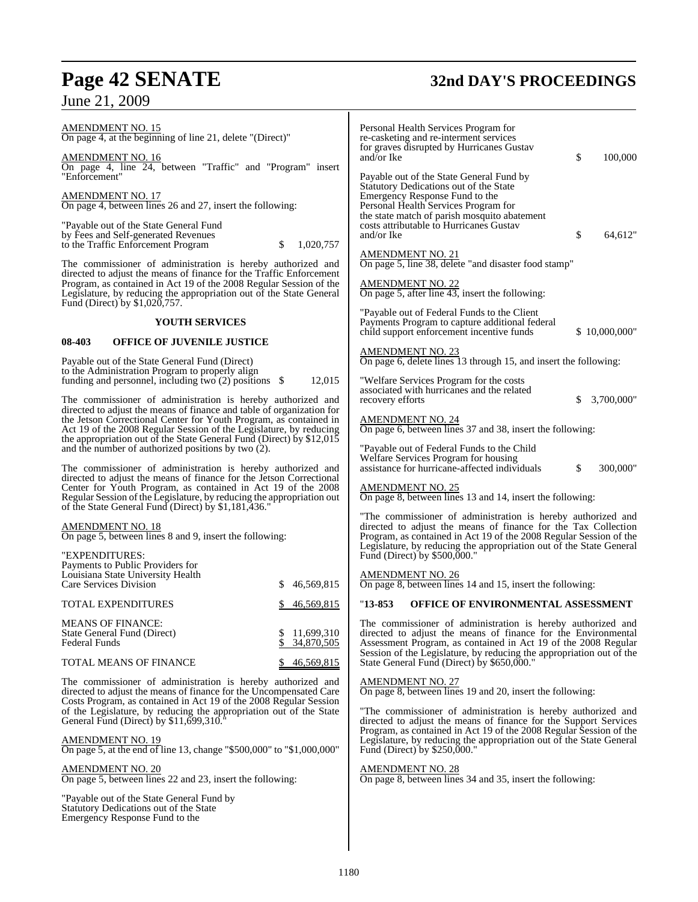AMENDMENT NO. 15
On page 4, at the beginning of line 21, delete "(Direct)"

AMENDMENT NO. 16
On page 4, line 24, between "Traffic" and "Program" insert "Enforcement"

AMENDMENT NO. 17
On page 4, between lines 26 and 27, insert the following:

"Payable out of the State General Fund by Fees and Self-generated Revenues to the Traffic Enforcement Program $ 1,020,757

The commissioner of administration is hereby authorized and directed to adjust the means of finance for the Traffic Enforcement Program, as contained in Act 19 of the 2008 Regular Session of the Legislature, by reducing the appropriation out of the State General Fund (Direct) by $1,020,757.

**YOUTH SERVICES**

**08-403 OFFICE OF JUVENILE JUSTICE**

Payable out of the State General Fund (Direct) to the Administration Program to properly align funding and personnel, including two (2) positions $ 12,015

The commissioner of administration is hereby authorized and directed to adjust the means of finance and table of organization for the Jetson Correctional Center for Youth Program, as contained in Act 19 of the 2008 Regular Session of the Legislature, by reducing the appropriation out of the State General Fund (Direct) by $12,015 and the number of authorized positions by two (2).

The commissioner of administration is hereby authorized and directed to adjust the means of finance for the Jetson Correctional Center for Youth Program, as contained in Act 19 of the 2008 Regular Session of the Legislature, by reducing the appropriation out of the State General Fund (Direct) by $1,181,436."

AMENDMENT NO. 18
On page 5, between lines 8 and 9, insert the following:

| | |
|---|---|
| "EXPENDITURES: | |
| Payments to Public Providers for Louisiana State University Health Care Services Division | $ 46,569,815 |
| TOTAL EXPENDITURES | $ 46,569,815 |
| MEANS OF FINANCE: | |
| State General Fund (Direct) | $ 11,699,310 |
| Federal Funds | $ 34,870,505 |
| TOTAL MEANS OF FINANCE | $ 46,569,815 |

The commissioner of administration is hereby authorized and directed to adjust the means of finance for the Uncompensated Care Costs Program, as contained in Act 19 of the 2008 Regular Session of the Legislature, by reducing the appropriation out of the State General Fund (Direct) by $11,699,310."

AMENDMENT NO. 19
On page 5, at the end of line 13, change "$500,000" to "$1,000,000"

AMENDMENT NO. 20
On page 5, between lines 22 and 23, insert the following:

"Payable out of the State General Fund by Statutory Dedications out of the State Emergency Response Fund to the Personal Health Services Program for re-casketing and re-interment services for graves disrupted by Hurricanes Gustav and/or Ike $ 100,000

Payable out of the State General Fund by Statutory Dedications out of the State Emergency Response Fund to the Personal Health Services Program for the state match of parish mosquito abatement costs attributable to Hurricanes Gustav and/or Ike $ 64,612"

AMENDMENT NO. 21
On page 5, line 38, delete "and disaster food stamp"

AMENDMENT NO. 22
On page 5, after line 43, insert the following:

"Payable out of Federal Funds to the Client Payments Program to capture additional federal child support enforcement incentive funds $ 10,000,000"

AMENDMENT NO. 23
On page 6, delete lines 13 through 15, and insert the following:

"Welfare Services Program for the costs associated with hurricanes and the related recovery efforts $ 3,700,000"

AMENDMENT NO. 24
On page 6, between lines 37 and 38, insert the following:

"Payable out of Federal Funds to the Child Welfare Services Program for housing assistance for hurricane-affected individuals $ 300,000"

AMENDMENT NO. 25
On page 8, between lines 13 and 14, insert the following:

"The commissioner of administration is hereby authorized and directed to adjust the means of finance for the Tax Collection Program, as contained in Act 19 of the 2008 Regular Session of the Legislature, by reducing the appropriation out of the State General Fund (Direct) by $500,000."

AMENDMENT NO. 26
On page 8, between lines 14 and 15, insert the following:

"**13-853 OFFICE OF ENVIRONMENTAL ASSESSMENT**

The commissioner of administration is hereby authorized and directed to adjust the means of finance for the Environmental Assessment Program, as contained in Act 19 of the 2008 Regular Session of the Legislature, by reducing the appropriation out of the State General Fund (Direct) by $650,000."

AMENDMENT NO. 27
On page 8, between lines 19 and 20, insert the following:

"The commissioner of administration is hereby authorized and directed to adjust the means of finance for the Support Services Program, as contained in Act 19 of the 2008 Regular Session of the Legislature, by reducing the appropriation out of the State General Fund (Direct) by $250,000."

AMENDMENT NO. 28
On page 8, between lines 34 and 35, insert the following: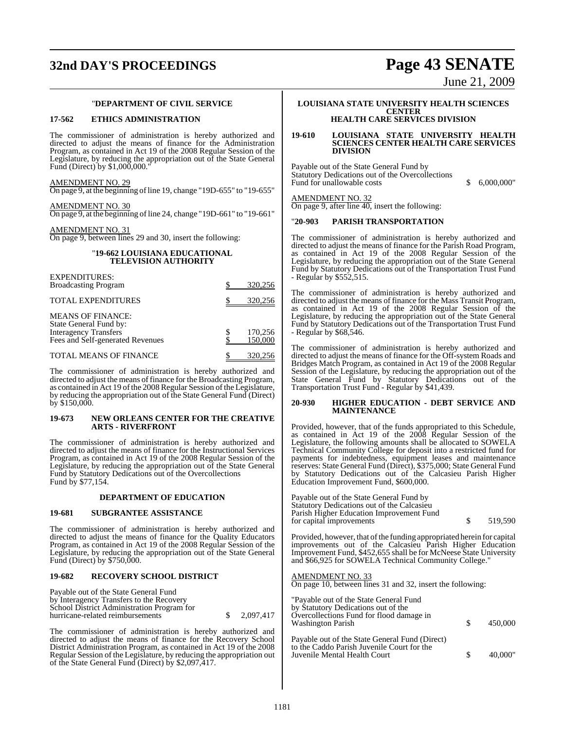"**DEPARTMENT OF CIVIL SERVICE**

**17-562 ETHICS ADMINISTRATION**

The commissioner of administration is hereby authorized and directed to adjust the means of finance for the Administration Program, as contained in Act 19 of the 2008 Regular Session of the Legislature, by reducing the appropriation out of the State General Fund (Direct) by $1,000,000."

AMENDMENT NO. 29
On page 9, at the beginning of line 19, change "19D-655" to "19-655"

AMENDMENT NO. 30
On page 9, at the beginning of line 24, change "19D-661" to "19-661"

AMENDMENT NO. 31
On page 9, between lines 29 and 30, insert the following:

"**19-662 LOUISIANA EDUCATIONAL TELEVISION AUTHORITY**

| | | |
|---|---|---|
| EXPENDITURES: | | |
| Broadcasting Program | $ | 320,256 |
| TOTAL EXPENDITURES | $ | 320,256 |
| MEANS OF FINANCE: | | |
| State General Fund by: | | |
| Interagency Transfers | $ | 170,256 |
| Fees and Self-generated Revenues | $ | 150,000 |
| TOTAL MEANS OF FINANCE | $ | 320,256 |

The commissioner of administration is hereby authorized and directed to adjust the means of finance for the Broadcasting Program, as contained in Act 19 of the 2008 Regular Session of the Legislature, by reducing the appropriation out of the State General Fund (Direct) by $150,000.

**19-673 NEW ORLEANS CENTER FOR THE CREATIVE ARTS - RIVERFRONT**

The commissioner of administration is hereby authorized and directed to adjust the means of finance for the Instructional Services Program, as contained in Act 19 of the 2008 Regular Session of the Legislature, by reducing the appropriation out of the State General Fund by Statutory Dedications out of the Overcollections Fund by $77,154.

**DEPARTMENT OF EDUCATION**

**19-681 SUBGRANTEE ASSISTANCE**

The commissioner of administration is hereby authorized and directed to adjust the means of finance for the Quality Educators Program, as contained in Act 19 of the 2008 Regular Session of the Legislature, by reducing the appropriation out of the State General Fund (Direct) by $750,000.

**19-682 RECOVERY SCHOOL DISTRICT**

Payable out of the State General Fund by Interagency Transfers to the Recovery School District Administration Program for hurricane-related reimbursements $ 2,097,417

The commissioner of administration is hereby authorized and directed to adjust the means of finance for the Recovery School District Administration Program, as contained in Act 19 of the 2008 Regular Session of the Legislature, by reducing the appropriation out of the State General Fund (Direct) by $2,097,417.

**LOUISIANA STATE UNIVERSITY HEALTH SCIENCES CENTER HEALTH CARE SERVICES DIVISION**

**19-610 LOUISIANA STATE UNIVERSITY HEALTH SCIENCES CENTER HEALTH CARE SERVICES DIVISION**

Payable out of the State General Fund by Statutory Dedications out of the Overcollections Fund for unallowable costs $ 6,000,000"

AMENDMENT NO. 32
On page 9, after line 40, insert the following:

"**20-903 PARISH TRANSPORTATION**

The commissioner of administration is hereby authorized and directed to adjust the means of finance for the Parish Road Program, as contained in Act 19 of the 2008 Regular Session of the Legislature, by reducing the appropriation out of the State General Fund by Statutory Dedications out of the Transportation Trust Fund - Regular by $552,515.

The commissioner of administration is hereby authorized and directed to adjust the means of finance for the Mass Transit Program, as contained in Act 19 of the 2008 Regular Session of the Legislature, by reducing the appropriation out of the State General Fund by Statutory Dedications out of the Transportation Trust Fund - Regular by $68,546.

The commissioner of administration is hereby authorized and directed to adjust the means of finance for the Off-system Roads and Bridges Match Program, as contained in Act 19 of the 2008 Regular Session of the Legislature, by reducing the appropriation out of the State General Fund by Statutory Dedications out of the Transportation Trust Fund - Regular by $41,439.

**20-930 HIGHER EDUCATION - DEBT SERVICE AND MAINTENANCE**

Provided, however, that of the funds appropriated to this Schedule, as contained in Act 19 of the 2008 Regular Session of the Legislature, the following amounts shall be allocated to SOWELA Technical Community College for deposit into a restricted fund for payments for indebtedness, equipment leases and maintenance reserves: State General Fund (Direct), $375,000; State General Fund by Statutory Dedications out of the Calcasieu Parish Higher Education Improvement Fund, $600,000.

Payable out of the State General Fund by Statutory Dedications out of the Calcasieu Parish Higher Education Improvement Fund for capital improvements $ 519,590

Provided, however, that of the funding appropriated herein for capital improvements out of the Calcasieu Parish Higher Education Improvement Fund, $452,655 shall be for McNeese State University and $66,925 for SOWELA Technical Community College."

AMENDMENT NO. 33
On page 10, between lines 31 and 32, insert the following:

"Payable out of the State General Fund by Statutory Dedications out of the Overcollections Fund for flood damage in Washington Parish $ 450,000

Payable out of the State General Fund (Direct) to the Caddo Parish Juvenile Court for the Juvenile Mental Health Court $ 40,000"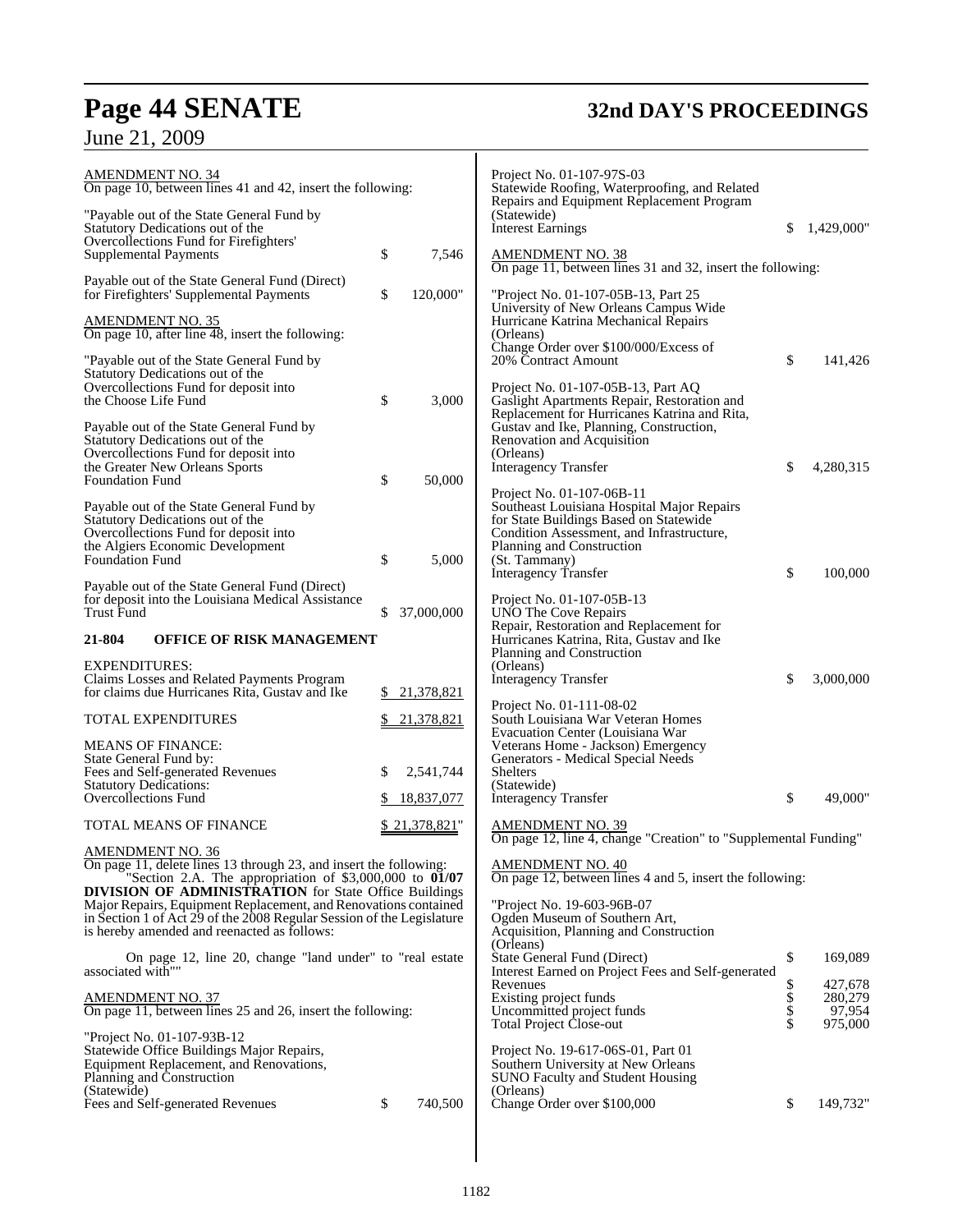AMENDMENT NO. 34
On page 10, between lines 41 and 42, insert the following:

"Payable out of the State General Fund by Statutory Dedications out of the Overcollections Fund for Firefighters' Supplemental Payments $ 7,546

Payable out of the State General Fund (Direct) for Firefighters' Supplemental Payments $ 120,000"

AMENDMENT NO. 35
On page 10, after line 48, insert the following:

"Payable out of the State General Fund by Statutory Dedications out of the Overcollections Fund for deposit into the Choose Life Fund $ 3,000

Payable out of the State General Fund by Statutory Dedications out of the Overcollections Fund for deposit into the Greater New Orleans Sports Foundation Fund $ 50,000

Payable out of the State General Fund by Statutory Dedications out of the Overcollections Fund for deposit into the Algiers Economic Development Foundation Fund $ 5,000

Payable out of the State General Fund (Direct) for deposit into the Louisiana Medical Assistance Trust Fund $ 37,000,000

**21-804 OFFICE OF RISK MANAGEMENT**

| | |
|---|---|
| EXPENDITURES: | |
| Claims Losses and Related Payments Program for claims due Hurricanes Rita, Gustav and Ike | $ 21,378,821 |
| TOTAL EXPENDITURES | $ 21,378,821 |
| MEANS OF FINANCE: | |
| State General Fund by: | |
| Fees and Self-generated Revenues | $ 2,541,744 |
| Statutory Dedications: | |
| Overcollections Fund | $ 18,837,077 |
| TOTAL MEANS OF FINANCE | $ 21,378,821" |

AMENDMENT NO. 36
On page 11, delete lines 13 through 23, and insert the following:

"Section 2.A. The appropriation of $3,000,000 to **01/07 DIVISION OF ADMINISTRATION** for State Office Buildings Major Repairs, Equipment Replacement, and Renovations contained in Section 1 of Act 29 of the 2008 Regular Session of the Legislature is hereby amended and reenacted as follows:

On page 12, line 20, change "land under" to "real estate associated with""

AMENDMENT NO. 37
On page 11, between lines 25 and 26, insert the following:

"Project No. 01-107-93B-12
Statewide Office Buildings Major Repairs, Equipment Replacement, and Renovations, Planning and Construction
(Statewide)
Fees and Self-generated Revenues $ 740,500

Project No. 01-107-97S-03
Statewide Roofing, Waterproofing, and Related Repairs and Equipment Replacement Program
(Statewide)
Interest Earnings $ 1,429,000"

AMENDMENT NO. 38
On page 11, between lines 31 and 32, insert the following:

"Project No. 01-107-05B-13, Part 25
University of New Orleans Campus Wide Hurricane Katrina Mechanical Repairs
(Orleans)
Change Order over $100/000/Excess of 20% Contract Amount $ 141,426

Project No. 01-107-05B-13, Part AQ
Gaslight Apartments Repair, Restoration and Replacement for Hurricanes Katrina and Rita, Gustav and Ike, Planning, Construction, Renovation and Acquisition
(Orleans)
Interagency Transfer $ 4,280,315

Project No. 01-107-06B-11
Southeast Louisiana Hospital Major Repairs for State Buildings Based on Statewide Condition Assessment, and Infrastructure, Planning and Construction
(St. Tammany)
Interagency Transfer $ 100,000

Project No. 01-107-05B-13
UNO The Cove Repairs
Repair, Restoration and Replacement for Hurricanes Katrina, Rita, Gustav and Ike Planning and Construction
(Orleans)
Interagency Transfer $ 3,000,000

Project No. 01-111-08-02
South Louisiana War Veteran Homes Evacuation Center (Louisiana War Veterans Home - Jackson) Emergency Generators - Medical Special Needs Shelters
(Statewide)
Interagency Transfer $ 49,000"

AMENDMENT NO. 39
On page 12, line 4, change "Creation" to "Supplemental Funding"

AMENDMENT NO. 40
On page 12, between lines 4 and 5, insert the following:

"Project No. 19-603-96B-07
Ogden Museum of Southern Art, Acquisition, Planning and Construction
(Orleans)

| | |
|---|---|
| State General Fund (Direct) | $ 169,089 |
| Interest Earned on Project Fees and Self-generated Revenues | $ 427,678 |
| Existing project funds | $ 280,279 |
| Uncommitted project funds | $ 97,954 |
| Total Project Close-out | $ 975,000 |

Project No. 19-617-06S-01, Part 01
Southern University at New Orleans
SUNO Faculty and Student Housing
(Orleans)
Change Order over $100,000 $ 149,732"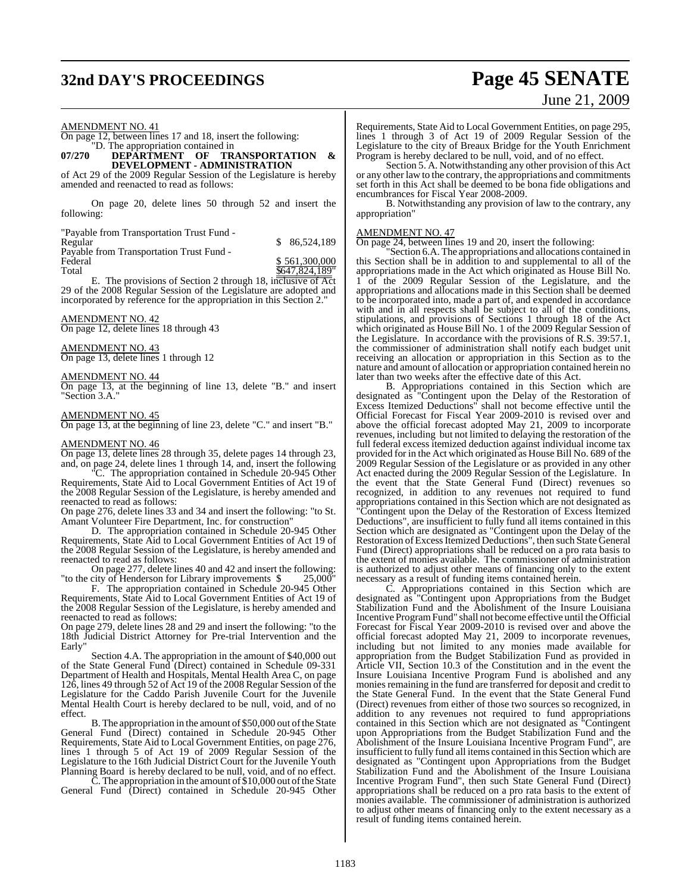AMENDMENT NO. 41

On page 12, between lines 17 and 18, insert the following:

"D. The appropriation contained in

**07/270 DEPARTMENT OF TRANSPORTATION & DEVELOPMENT - ADMINISTRATION**

of Act 29 of the 2009 Regular Session of the Legislature is hereby amended and reenacted to read as follows:

On page 20, delete lines 50 through 52 and insert the following:

| | |
|---|---|
| "Payable from Transportation Trust Fund - Regular | $ 86,524,189 |
| Payable from Transportation Trust Fund - Federal | $ 561,300,000 |
| Total | $647,824,189" |

E. The provisions of Section 2 through 18, inclusive of Act 29 of the 2008 Regular Session of the Legislature are adopted and incorporated by reference for the appropriation in this Section 2."

AMENDMENT NO. 42

On page 12, delete lines 18 through 43

AMENDMENT NO. 43

On page 13, delete lines 1 through 12

AMENDMENT NO. 44

On page 13, at the beginning of line 13, delete "B." and insert "Section 3.A."

AMENDMENT NO. 45

On page 13, at the beginning of line 23, delete "C." and insert "B."

AMENDMENT NO. 46

On page 13, delete lines 28 through 35, delete pages 14 through 23, and, on page 24, delete lines 1 through 14, and, insert the following

"C. The appropriation contained in Schedule 20-945 Other Requirements, State Aid to Local Government Entities of Act 19 of the 2008 Regular Session of the Legislature, is hereby amended and reenacted to read as follows:

On page 276, delete lines 33 and 34 and insert the following: "to St. Amant Volunteer Fire Department, Inc. for construction"

D. The appropriation contained in Schedule 20-945 Other Requirements, State Aid to Local Government Entities of Act 19 of the 2008 Regular Session of the Legislature, is hereby amended and reenacted to read as follows:

On page 277, delete lines 40 and 42 and insert the following: "to the city of Henderson for Library improvements $ 25,000"

F. The appropriation contained in Schedule 20-945 Other Requirements, State Aid to Local Government Entities of Act 19 of the 2008 Regular Session of the Legislature, is hereby amended and reenacted to read as follows:

On page 279, delete lines 28 and 29 and insert the following: "to the 18th Judicial District Attorney for Pre-trial Intervention and the Early"

Section 4.A. The appropriation in the amount of $40,000 out of the State General Fund (Direct) contained in Schedule 09-331 Department of Health and Hospitals, Mental Health Area C, on page 126, lines 49 through 52 of Act 19 of the 2008 Regular Session of the Legislature for the Caddo Parish Juvenile Court for the Juvenile Mental Health Court is hereby declared to be null, void, and of no effect.

B. The appropriation in the amount of $50,000 out of the State General Fund (Direct) contained in Schedule 20-945 Other Requirements, State Aid to Local Government Entities, on page 276, lines 1 through 5 of Act 19 of 2009 Regular Session of the Legislature to the 16th Judicial District Court for the Juvenile Youth Planning Board is hereby declared to be null, void, and of no effect.

C. The appropriation in the amount of $10,000 out of the State General Fund (Direct) contained in Schedule 20-945 Other Requirements, State Aid to Local Government Entities, on page 295, lines 1 through 3 of Act 19 of 2009 Regular Session of the Legislature to the city of Breaux Bridge for the Youth Enrichment Program is hereby declared to be null, void, and of no effect.

Section 5. A. Notwithstanding any other provision of this Act or any other law to the contrary, the appropriations and commitments set forth in this Act shall be deemed to be bona fide obligations and encumbrances for Fiscal Year 2008-2009.

B. Notwithstanding any provision of law to the contrary, any appropriation"

AMENDMENT NO. 47

On page 24, between lines 19 and 20, insert the following:

"Section 6.A. The appropriations and allocations contained in this Section shall be in addition to and supplemental to all of the appropriations made in the Act which originated as House Bill No. 1 of the 2009 Regular Session of the Legislature, and the appropriations and allocations made in this Section shall be deemed to be incorporated into, made a part of, and expended in accordance with and in all respects shall be subject to all of the conditions, stipulations, and provisions of Sections 1 through 18 of the Act which originated as House Bill No. 1 of the 2009 Regular Session of the Legislature. In accordance with the provisions of R.S. 39:57.1, the commissioner of administration shall notify each budget unit receiving an allocation or appropriation in this Section as to the nature and amount of allocation or appropriation contained herein no later than two weeks after the effective date of this Act.

B. Appropriations contained in this Section which are designated as "Contingent upon the Delay of the Restoration of Excess Itemized Deductions" shall not become effective until the Official Forecast for Fiscal Year 2009-2010 is revised over and above the official forecast adopted May 21, 2009 to incorporate revenues, including but not limited to delaying the restoration of the full federal excess itemized deduction against individual income tax provided for in the Act which originated as House Bill No. 689 of the 2009 Regular Session of the Legislature or as provided in any other Act enacted during the 2009 Regular Session of the Legislature. In the event that the State General Fund (Direct) revenues so recognized, in addition to any revenues not required to fund appropriations contained in this Section which are not designated as "Contingent upon the Delay of the Restoration of Excess Itemized Deductions", are insufficient to fully fund all items contained in this Section which are designated as "Contingent upon the Delay of the Restoration of Excess Itemized Deductions", then such State General Fund (Direct) appropriations shall be reduced on a pro rata basis to the extent of monies available. The commissioner of administration is authorized to adjust other means of financing only to the extent necessary as a result of funding items contained herein.

C. Appropriations contained in this Section which are designated as "Contingent upon Appropriations from the Budget Stabilization Fund and the Abolishment of the Insure Louisiana Incentive Program Fund" shall not become effective until the Official Forecast for Fiscal Year 2009-2010 is revised over and above the official forecast adopted May 21, 2009 to incorporate revenues, including but not limited to any monies made available for appropriation from the Budget Stabilization Fund as provided in Article VII, Section 10.3 of the Constitution and in the event the Insure Louisiana Incentive Program Fund is abolished and any monies remaining in the fund are transferred for deposit and credit to the State General Fund. In the event that the State General Fund (Direct) revenues from either of those two sources so recognized, in addition to any revenues not required to fund appropriations contained in this Section which are not designated as "Contingent upon Appropriations from the Budget Stabilization Fund and the Abolishment of the Insure Louisiana Incentive Program Fund", are insufficient to fully fund all items contained in this Section which are designated as "Contingent upon Appropriations from the Budget Stabilization Fund and the Abolishment of the Insure Louisiana Incentive Program Fund", then such State General Fund (Direct) appropriations shall be reduced on a pro rata basis to the extent of monies available. The commissioner of administration is authorized to adjust other means of financing only to the extent necessary as a result of funding items contained herein.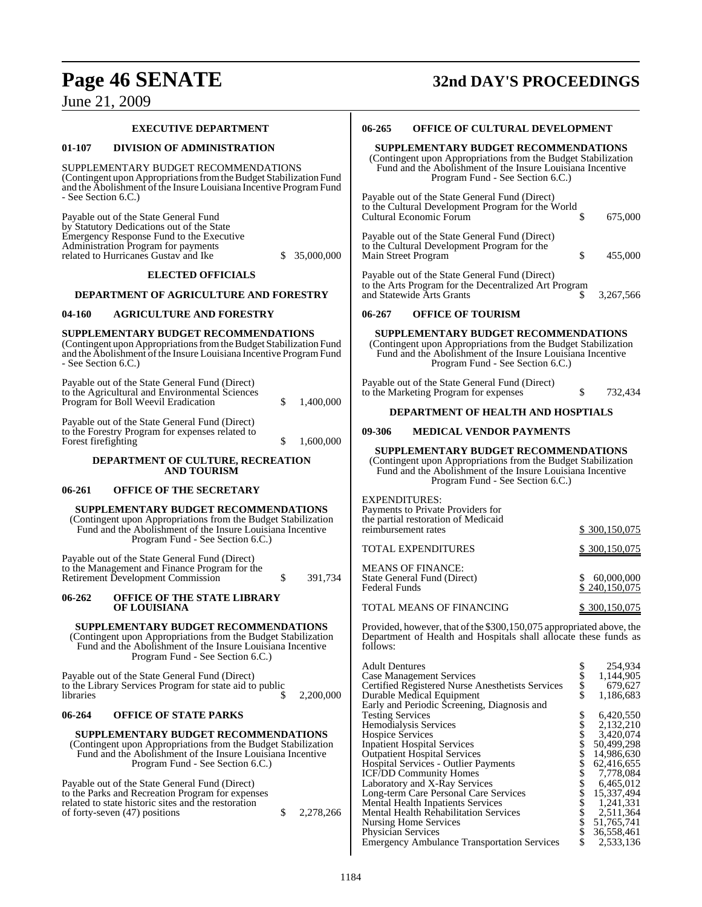## EXECUTIVE DEPARTMENT

### 01-107 DIVISION OF ADMINISTRATION

SUPPLEMENTARY BUDGET RECOMMENDATIONS
(Contingent upon Appropriations from the Budget Stabilization Fund and the Abolishment of the Insure Louisiana Incentive Program Fund - See Section 6.C.)

Payable out of the State General Fund by Statutory Dedications out of the State Emergency Response Fund to the Executive Administration Program for payments related to Hurricanes Gustav and Ike $ 35,000,000

## ELECTED OFFICIALS

## DEPARTMENT OF AGRICULTURE AND FORESTRY

### 04-160 AGRICULTURE AND FORESTRY

**SUPPLEMENTARY BUDGET RECOMMENDATIONS**
(Contingent upon Appropriations from the Budget Stabilization Fund and the Abolishment of the Insure Louisiana Incentive Program Fund - See Section 6.C.)

Payable out of the State General Fund (Direct) to the Agricultural and Environmental Sciences Program for Boll Weevil Eradication $ 1,400,000

Payable out of the State General Fund (Direct) to the Forestry Program for expenses related to Forest firefighting $ 1,600,000

## DEPARTMENT OF CULTURE, RECREATION AND TOURISM

### 06-261 OFFICE OF THE SECRETARY

**SUPPLEMENTARY BUDGET RECOMMENDATIONS**
(Contingent upon Appropriations from the Budget Stabilization Fund and the Abolishment of the Insure Louisiana Incentive Program Fund - See Section 6.C.)

Payable out of the State General Fund (Direct) to the Management and Finance Program for the Retirement Development Commission $ 391,734

### 06-262 OFFICE OF THE STATE LIBRARY OF LOUISIANA

**SUPPLEMENTARY BUDGET RECOMMENDATIONS**
(Contingent upon Appropriations from the Budget Stabilization Fund and the Abolishment of the Insure Louisiana Incentive Program Fund - See Section 6.C.)

Payable out of the State General Fund (Direct) to the Library Services Program for state aid to public libraries $ 2,200,000

### 06-264 OFFICE OF STATE PARKS

**SUPPLEMENTARY BUDGET RECOMMENDATIONS**
(Contingent upon Appropriations from the Budget Stabilization Fund and the Abolishment of the Insure Louisiana Incentive Program Fund - See Section 6.C.)

Payable out of the State General Fund (Direct) to the Parks and Recreation Program for expenses related to state historic sites and the restoration of forty-seven (47) positions $ 2,278,266

### 06-265 OFFICE OF CULTURAL DEVELOPMENT

**SUPPLEMENTARY BUDGET RECOMMENDATIONS**
(Contingent upon Appropriations from the Budget Stabilization Fund and the Abolishment of the Insure Louisiana Incentive Program Fund - See Section 6.C.)

Payable out of the State General Fund (Direct) to the Cultural Development Program for the World Cultural Economic Forum $ 675,000

Payable out of the State General Fund (Direct) to the Cultural Development Program for the Main Street Program $ 455,000

Payable out of the State General Fund (Direct) to the Arts Program for the Decentralized Art Program and Statewide Arts Grants $ 3,267,566

### 06-267 OFFICE OF TOURISM

**SUPPLEMENTARY BUDGET RECOMMENDATIONS**
(Contingent upon Appropriations from the Budget Stabilization Fund and the Abolishment of the Insure Louisiana Incentive Program Fund - See Section 6.C.)

Payable out of the State General Fund (Direct) to the Marketing Program for expenses $ 732,434

## DEPARTMENT OF HEALTH AND HOSPTIALS

### 09-306 MEDICAL VENDOR PAYMENTS

**SUPPLEMENTARY BUDGET RECOMMENDATIONS**
(Contingent upon Appropriations from the Budget Stabilization Fund and the Abolishment of the Insure Louisiana Incentive Program Fund - See Section 6.C.)

| | |
|---|---|
| EXPENDITURES: | |
| Payments to Private Providers for the partial restoration of Medicaid reimbursement rates | $ 300,150,075 |
| TOTAL EXPENDITURES | $ 300,150,075 |
| MEANS OF FINANCE: | |
| State General Fund (Direct) | $ 60,000,000 |
| Federal Funds | $ 240,150,075 |
| TOTAL MEANS OF FINANCING | $ 300,150,075 |

Provided, however, that of the $300,150,075 appropriated above, the Department of Health and Hospitals shall allocate these funds as follows:

| | |
|---|---|
| Adult Dentures | $ 254,934 |
| Case Management Services | $ 1,144,905 |
| Certified Registered Nurse Anesthetists Services | $ 679,627 |
| Durable Medical Equipment | $ 1,186,683 |
| Early and Periodic Screening, Diagnosis and Testing Services | $ 6,420,550 |
| Hemodialysis Services | $ 2,132,210 |
| Hospice Services | $ 3,420,074 |
| Inpatient Hospital Services | $ 50,499,298 |
| Outpatient Hospital Services | $ 14,986,630 |
| Hospital Services - Outlier Payments | $ 62,416,655 |
| ICF/DD Community Homes | $ 7,778,084 |
| Laboratory and X-Ray Services | $ 6,465,012 |
| Long-term Care Personal Care Services | $ 15,337,494 |
| Mental Health Inpatients Services | $ 1,241,331 |
| Mental Health Rehabilitation Services | $ 2,511,364 |
| Nursing Home Services | $ 51,765,741 |
| Physician Services | $ 36,558,461 |
| Emergency Ambulance Transportation Services | $ 2,533,136 |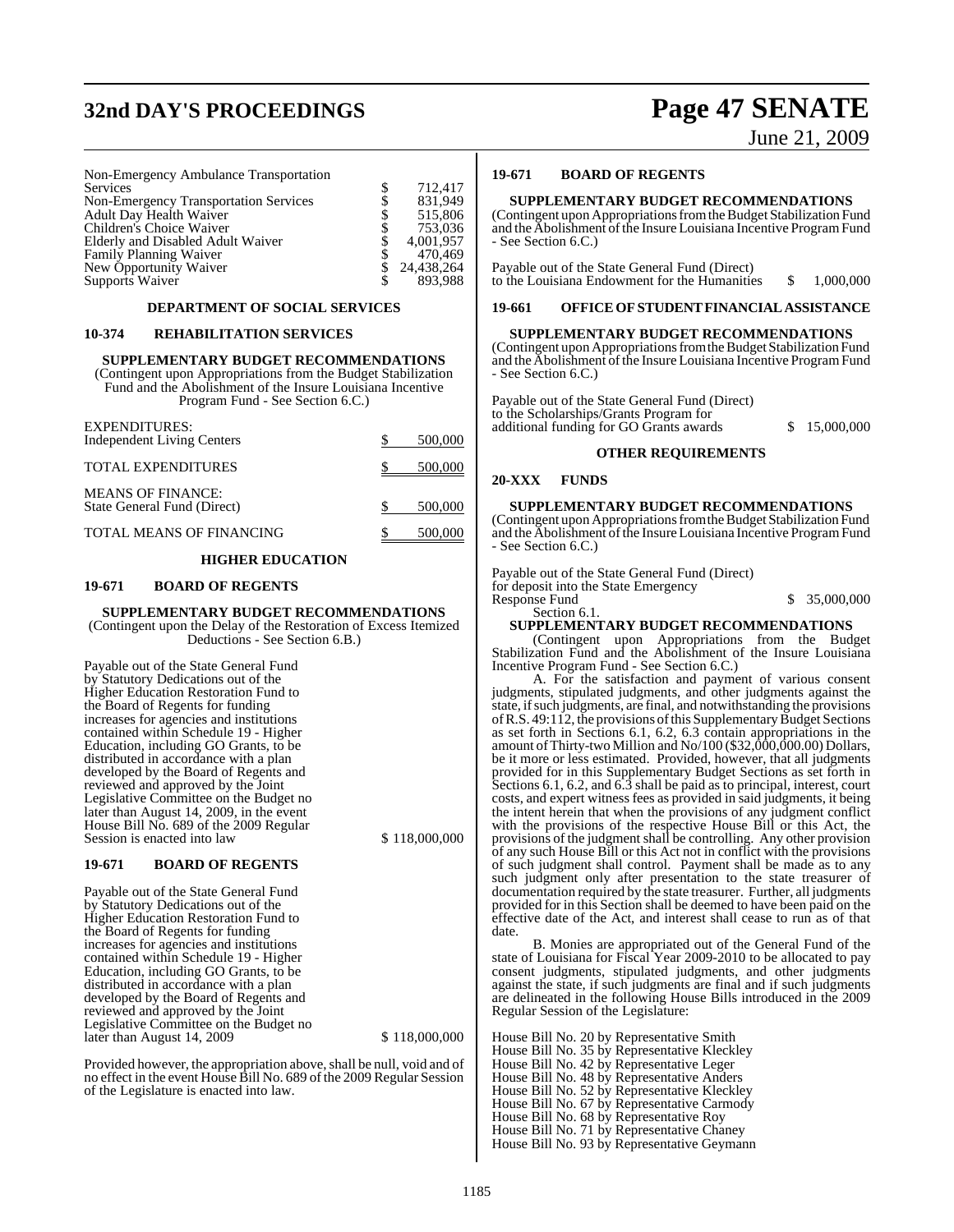| | |
|---|---|
| Non-Emergency Ambulance Transportation Services | $ 712,417 |
| Non-Emergency Transportation Services | $ 831,949 |
| Adult Day Health Waiver | $ 515,806 |
| Children's Choice Waiver | $ 753,036 |
| Elderly and Disabled Adult Waiver | $ 4,001,957 |
| Family Planning Waiver | $ 470,469 |
| New Opportunity Waiver | $ 24,438,264 |
| Supports Waiver | $ 893,988 |

**DEPARTMENT OF SOCIAL SERVICES**

**10-374 REHABILITATION SERVICES**

**SUPPLEMENTARY BUDGET RECOMMENDATIONS**
(Contingent upon Appropriations from the Budget Stabilization Fund and the Abolishment of the Insure Louisiana Incentive Program Fund - See Section 6.C.)

| | |
|---|---|
| EXPENDITURES: | |
| Independent Living Centers | $ 500,000 |
| TOTAL EXPENDITURES | $ 500,000 |
| MEANS OF FINANCE: | |
| State General Fund (Direct) | $ 500,000 |
| TOTAL MEANS OF FINANCING | $ 500,000 |

**HIGHER EDUCATION**

**19-671 BOARD OF REGENTS**

**SUPPLEMENTARY BUDGET RECOMMENDATIONS**
(Contingent upon the Delay of the Restoration of Excess Itemized Deductions - See Section 6.B.)

Payable out of the State General Fund by Statutory Dedications out of the Higher Education Restoration Fund to the Board of Regents for funding increases for agencies and institutions contained within Schedule 19 - Higher Education, including GO Grants, to be distributed in accordance with a plan developed by the Board of Regents and reviewed and approved by the Joint Legislative Committee on the Budget no later than August 14, 2009, in the event House Bill No. 689 of the 2009 Regular Session is enacted into law $ 118,000,000

**19-671 BOARD OF REGENTS**

Payable out of the State General Fund by Statutory Dedications out of the Higher Education Restoration Fund to the Board of Regents for funding increases for agencies and institutions contained within Schedule 19 - Higher Education, including GO Grants, to be distributed in accordance with a plan developed by the Board of Regents and reviewed and approved by the Joint Legislative Committee on the Budget no later than August 14, 2009 $ 118,000,000

Provided however, the appropriation above, shall be null, void and of no effect in the event House Bill No. 689 of the 2009 Regular Session of the Legislature is enacted into law.

**19-671 BOARD OF REGENTS**

**SUPPLEMENTARY BUDGET RECOMMENDATIONS**
(Contingent upon Appropriations from the Budget Stabilization Fund and the Abolishment of the Insure Louisiana Incentive Program Fund - See Section 6.C.)

Payable out of the State General Fund (Direct) to the Louisiana Endowment for the Humanities $ 1,000,000

**19-661 OFFICE OF STUDENT FINANCIAL ASSISTANCE**

**SUPPLEMENTARY BUDGET RECOMMENDATIONS**
(Contingent upon Appropriations from the Budget Stabilization Fund and the Abolishment of the Insure Louisiana Incentive Program Fund - See Section 6.C.)

Payable out of the State General Fund (Direct) to the Scholarships/Grants Program for additional funding for GO Grants awards $ 15,000,000

**OTHER REQUIREMENTS**

**20-XXX FUNDS**

**SUPPLEMENTARY BUDGET RECOMMENDATIONS**
(Contingent upon Appropriations from the Budget Stabilization Fund and the Abolishment of the Insure Louisiana Incentive Program Fund - See Section 6.C.)

Payable out of the State General Fund (Direct) for deposit into the State Emergency Response Fund $ 35,000,000

Section 6.1.

**SUPPLEMENTARY BUDGET RECOMMENDATIONS**

(Contingent upon Appropriations from the Budget Stabilization Fund and the Abolishment of the Insure Louisiana Incentive Program Fund - See Section 6.C.)

A. For the satisfaction and payment of various consent judgments, stipulated judgments, and other judgments against the state, if such judgments, are final, and notwithstanding the provisions of R.S. 49:112, the provisions of this Supplementary Budget Sections as set forth in Sections 6.1, 6.2, 6.3 contain appropriations in the amount of Thirty-two Million and No/100 ($32,000,000.00) Dollars, be it more or less estimated. Provided, however, that all judgments provided for in this Supplementary Budget Sections as set forth in Sections 6.1, 6.2, and 6.3 shall be paid as to principal, interest, court costs, and expert witness fees as provided in said judgments, it being the intent herein that when the provisions of any judgment conflict with the provisions of the respective House Bill or this Act, the provisions of the judgment shall be controlling. Any other provision of any such House Bill or this Act not in conflict with the provisions of such judgment shall control. Payment shall be made as to any such judgment only after presentation to the state treasurer of documentation required by the state treasurer. Further, all judgments provided for in this Section shall be deemed to have been paid on the effective date of the Act, and interest shall cease to run as of that date.

B. Monies are appropriated out of the General Fund of the state of Louisiana for Fiscal Year 2009-2010 to be allocated to pay consent judgments, stipulated judgments, and other judgments against the state, if such judgments are final and if such judgments are delineated in the following House Bills introduced in the 2009 Regular Session of the Legislature:

House Bill No. 20 by Representative Smith
House Bill No. 35 by Representative Kleckley
House Bill No. 42 by Representative Leger
House Bill No. 48 by Representative Anders
House Bill No. 52 by Representative Kleckley
House Bill No. 67 by Representative Carmody
House Bill No. 68 by Representative Roy
House Bill No. 71 by Representative Chaney
House Bill No. 93 by Representative Geymann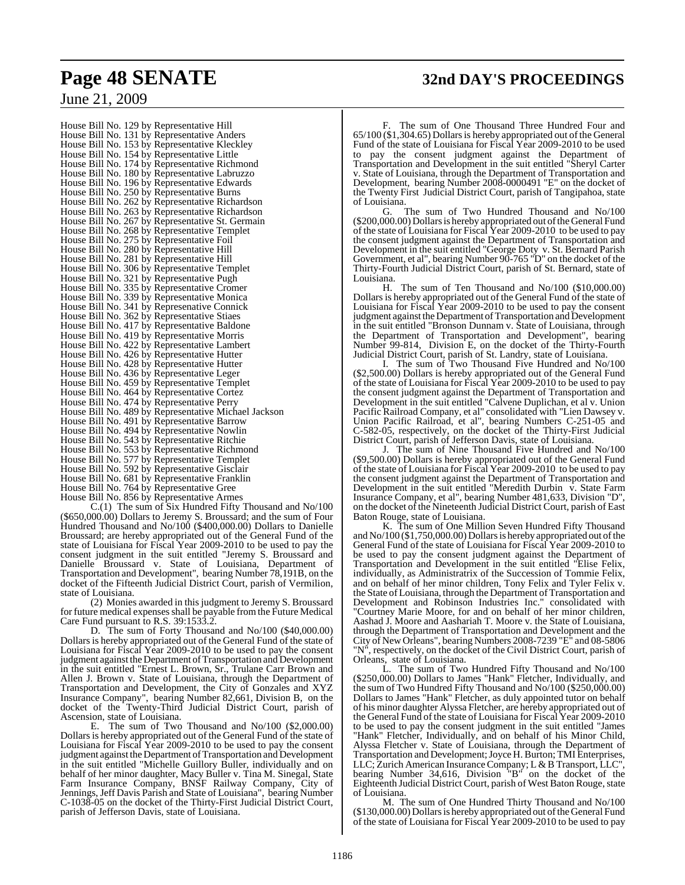House Bill No. 129 by Representative Hill
House Bill No. 131 by Representative Anders
House Bill No. 153 by Representative Kleckley
House Bill No. 154 by Representative Little
House Bill No. 174 by Representative Richmond
House Bill No. 180 by Representative Labruzzo
House Bill No. 196 by Representative Edwards
House Bill No. 250 by Representative Burns
House Bill No. 262 by Representative Richardson
House Bill No. 263 by Representative Richardson
House Bill No. 267 by Representative St. Germain
House Bill No. 268 by Representative Templet
House Bill No. 275 by Representative Foil
House Bill No. 280 by Representative Hill
House Bill No. 281 by Representative Hill
House Bill No. 306 by Representative Templet
House Bill No. 321 by Representative Pugh
House Bill No. 335 by Representative Cromer
House Bill No. 339 by Representative Monica
House Bill No. 341 by Represenative Connick
House Bill No. 362 by Representative Stiaes
House Bill No. 417 by Representative Baldone
House Bill No. 419 by Representative Morris
House Bill No. 422 by Representative Lambert
House Bill No. 426 by Representative Hutter
House Bill No. 428 by Representative Hutter
House Bill No. 436 by Representative Leger
House Bill No. 459 by Representative Templet
House Bill No. 464 by Representative Cortez
House Bill No. 474 by Representative Perry
House Bill No. 489 by Representative Michael Jackson
House Bill No. 491 by Representative Barrow
House Bill No. 494 by Representative Nowlin
House Bill No. 543 by Representative Ritchie
House Bill No. 553 by Representative Richmond
House Bill No. 577 by Representative Templet
House Bill No. 592 by Representative Gisclair
House Bill No. 681 by Representative Franklin
House Bill No. 764 by Representative Gree
House Bill No. 856 by Representative Armes

C.(1) The sum of Six Hundred Fifty Thousand and No/100 ($650,000.00) Dollars to Jeremy S. Broussard; and the sum of Four Hundred Thousand and No/100 ($400,000.00) Dollars to Danielle Broussard; are hereby appropriated out of the General Fund of the state of Louisiana for Fiscal Year 2009-2010 to be used to pay the consent judgment in the suit entitled "Jeremy S. Broussard and Danielle Broussard v. State of Louisiana, Department of Transportation and Development", bearing Number 78,191B, on the docket of the Fifteenth Judicial District Court, parish of Vermilion, state of Louisiana.

(2) Monies awarded in this judgment to Jeremy S. Broussard for future medical expenses shall be payable from the Future Medical Care Fund pursuant to R.S. 39:1533.2.

D. The sum of Forty Thousand and No/100 ($40,000.00) Dollars is hereby appropriated out of the General Fund of the state of Louisiana for Fiscal Year 2009-2010 to be used to pay the consent judgment against the Department of Transportation and Development in the suit entitled "Ernest L. Brown, Sr., Trulane Carr Brown and Allen J. Brown v. State of Louisiana, through the Department of Transportation and Development, the City of Gonzales and XYZ Insurance Company", bearing Number 82,661, Division B, on the docket of the Twenty-Third Judicial District Court, parish of Ascension, state of Louisiana.

E. The sum of Two Thousand and No/100 ($2,000.00) Dollars is hereby appropriated out of the General Fund of the state of Louisiana for Fiscal Year 2009-2010 to be used to pay the consent judgment against the Department of Transportation and Development in the suit entitled "Michelle Guillory Buller, individually and on behalf of her minor daughter, Macy Buller v. Tina M. Sinegal, State Farm Insurance Company, BNSF Railway Company, City of Jennings, Jeff Davis Parish and State of Louisiana", bearing Number C-1038-05 on the docket of the Thirty-First Judicial District Court, parish of Jefferson Davis, state of Louisiana.

F. The sum of One Thousand Three Hundred Four and 65/100 ($1,304.65) Dollars is hereby appropriated out of the General Fund of the state of Louisiana for Fiscal Year 2009-2010 to be used to pay the consent judgment against the Department of Transportation and Development in the suit entitled "Sheryl Carter v. State of Louisiana, through the Department of Transportation and Development, bearing Number 2008-0000491 "E" on the docket of the Twenty First Judicial District Court, parish of Tangipahoa, state of Louisiana.

G. The sum of Two Hundred Thousand and No/100 ($200,000.00) Dollars is hereby appropriated out of the General Fund of the state of Louisiana for Fiscal Year 2009-2010 to be used to pay the consent judgment against the Department of Transportation and Development in the suit entitled "George Doty v. St. Bernard Parish Government, et al", bearing Number 90-765 "D" on the docket of the Thirty-Fourth Judicial District Court, parish of St. Bernard, state of Louisiana.

H. The sum of Ten Thousand and No/100 ($10,000.00) Dollars is hereby appropriated out of the General Fund of the state of Louisiana for Fiscal Year 2009-2010 to be used to pay the consent judgment against the Department of Transportation and Development in the suit entitled "Bronson Dunnam v. State of Louisiana, through the Department of Transportation and Development", bearing Number 99-814, Division E, on the docket of the Thirty-Fourth Judicial District Court, parish of St. Landry, state of Louisiana.

I. The sum of Two Thousand Five Hundred and No/100 ($2,500.00) Dollars is hereby appropriated out of the General Fund of the state of Louisiana for Fiscal Year 2009-2010 to be used to pay the consent judgment against the Department of Transportation and Development in the suit entitled "Calvene Duplichan, et al v. Union Pacific Railroad Company, et al" consolidated with "Lien Dawsey v. Union Pacific Railroad, et al", bearing Numbers C-251-05 and C-582-05, respectively, on the docket of the Thirty-First Judicial District Court, parish of Jefferson Davis, state of Louisiana.

J. The sum of Nine Thousand Five Hundred and No/100 ($9,500.00) Dollars is hereby appropriated out of the General Fund of the state of Louisiana for Fiscal Year 2009-2010 to be used to pay the consent judgment against the Department of Transportation and Development in the suit entitled "Meredith Durbin v. State Farm Insurance Company, et al", bearing Number 481,633, Division "D", on the docket of the Nineteenth Judicial District Court, parish of East Baton Rouge, state of Louisiana.

K. The sum of One Million Seven Hundred Fifty Thousand and No/100 ($1,750,000.00) Dollars is hereby appropriated out of the General Fund of the state of Louisiana for Fiscal Year 2009-2010 to be used to pay the consent judgment against the Department of Transportation and Development in the suit entitled "Elise Felix, individually, as Administratrix of the Succession of Tommie Felix, and on behalf of her minor children, Tony Felix and Tyler Felix v. the State of Louisiana, through the Department of Transportation and Development and Robinson Industries Inc." consolidated with "Courtney Marie Moore, for and on behalf of her minor children, Aashad J. Moore and Aashariah T. Moore v. the State of Louisiana, through the Department of Transportation and Development and the City of New Orleans", bearing Numbers 2008-7239 "E" and 08-5806 "N", respectively, on the docket of the Civil District Court, parish of Orleans, state of Louisiana.

L. The sum of Two Hundred Fifty Thousand and No/100 ($250,000.00) Dollars to James "Hank" Fletcher, Individually, and the sum of Two Hundred Fifty Thousand and No/100 ($250,000.00) Dollars to James "Hank" Fletcher, as duly appointed tutor on behalf of his minor daughter Alyssa Fletcher, are hereby appropriated out of the General Fund of the state of Louisiana for Fiscal Year 2009-2010 to be used to pay the consent judgment in the suit entitled "James "Hank" Fletcher, Individually, and on behalf of his Minor Child, Alyssa Fletcher v. State of Louisiana, through the Department of Transportation and Development; Joyce H. Burton; TMI Enterprises, LLC; Zurich American Insurance Company; L & B Transport, LLC", bearing Number 34,616, Division "B" on the docket of the Eighteenth Judicial District Court, parish of West Baton Rouge, state of Louisiana.

M. The sum of One Hundred Thirty Thousand and No/100 ($130,000.00) Dollars is hereby appropriated out of the General Fund of the state of Louisiana for Fiscal Year 2009-2010 to be used to pay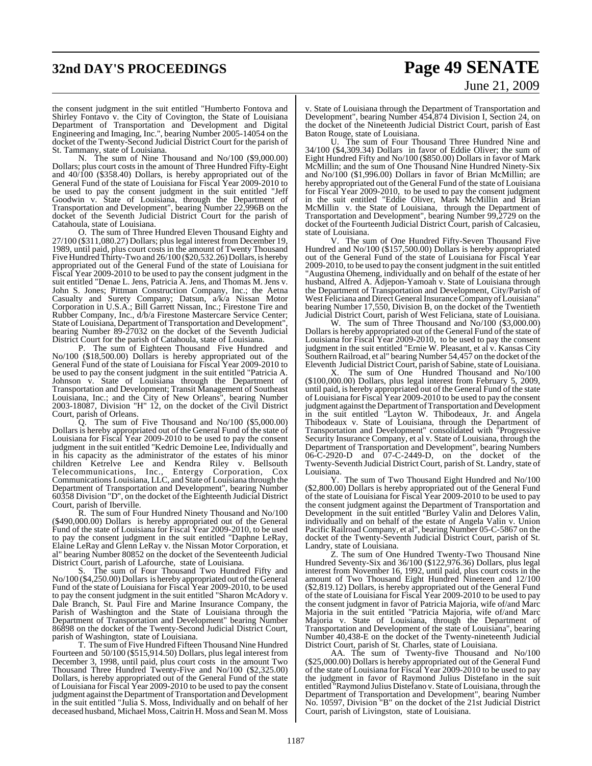the consent judgment in the suit entitled "Humberto Fontova and Shirley Fontavo v. the City of Covington, the State of Louisiana Department of Transportation and Development and Digital Engineering and Imaging, Inc.", bearing Number 2005-14054 on the docket of the Twenty-Second Judicial District Court for the parish of St. Tammany, state of Louisiana.

N. The sum of Nine Thousand and No/100 ($9,000.00) Dollars; plus court costs in the amount of Three Hundred Fifty-Eight and 40/100 ($358.40) Dollars, is hereby appropriated out of the General Fund of the state of Louisiana for Fiscal Year 2009-2010 to be used to pay the consent judgment in the suit entitled "Jeff Goodwin v. State of Louisiana, through the Department of Transportation and Development", bearing Number 22,996B on the docket of the Seventh Judicial District Court for the parish of Catahoula, state of Louisiana.

O. The sum of Three Hundred Eleven Thousand Eighty and 27/100 ($311,080.27) Dollars; plus legal interest from December 19, 1989, until paid, plus court costs in the amount of Twenty Thousand Five Hundred Thirty-Two and 26/100 ($20,532.26) Dollars, is hereby appropriated out of the General Fund of the state of Louisiana for Fiscal Year 2009-2010 to be used to pay the consent judgment in the suit entitled "Denae L. Jens, Patricia A. Jens, and Thomas M. Jens v. John S. Jones; Pittman Construction Company, Inc.; the Aetna Casualty and Surety Company; Datsun, a/k/a Nissan Motor Corporation in U.S.A.; Bill Garrett Nissan, Inc.; Firestone Tire and Rubber Company, Inc., d/b/a Firestone Mastercare Service Center; State of Louisiana, Department of Transportation and Development", bearing Number 89-27032 on the docket of the Seventh Judicial District Court for the parish of Catahoula, state of Louisiana.

P. The sum of Eighteen Thousand Five Hundred and No/100 ($18,500.00) Dollars is hereby appropriated out of the General Fund of the state of Louisiana for Fiscal Year 2009-2010 to be used to pay the consent judgment in the suit entitled "Patricia A. Johnson v. State of Louisiana through the Department of Transportation and Development; Transit Management of Southeast Louisiana, Inc.; and the City of New Orleans", bearing Number 2003-18087, Division "H" 12, on the docket of the Civil District Court, parish of Orleans.

Q. The sum of Five Thousand and No/100 ($5,000.00) Dollars is hereby appropriated out of the General Fund of the state of Louisiana for Fiscal Year 2009-2010 to be used to pay the consent judgment in the suit entitled "Kedric Demoine Lee, Individually and in his capacity as the administrator of the estates of his minor children Ketrelve Lee and Kendra Riley v. Bellsouth Telecommunications, Inc., Entergy Corporation, Cox Communications Louisiana, LLC, and State of Louisiana through the Department of Transportation and Development", bearing Number 60358 Division "D", on the docket of the Eighteenth Judicial District Court, parish of Iberville.

R. The sum of Four Hundred Ninety Thousand and No/100 ($490,000.00) Dollars is hereby appropriated out of the General Fund of the state of Louisiana for Fiscal Year 2009-2010, to be used to pay the consent judgment in the suit entitled "Daphne LeRay, Elaine LeRay and Glenn LeRay v. the Nissan Motor Corporation, et al" bearing Number 80852 on the docket of the Seventeenth Judicial District Court, parish of Lafourche, state of Louisiana.

S. The sum of Four Thousand Two Hundred Fifty and No/100 ($4,250.00) Dollars is hereby appropriated out of the General Fund of the state of Louisiana for Fiscal Year 2009-2010, to be used to pay the consent judgment in the suit entitled "Sharon McAdory v. Dale Branch, St. Paul Fire and Marine Insurance Company, the Parish of Washington and the State of Louisiana through the Department of Transportation and Development" bearing Number 86898 on the docket of the Twenty-Second Judicial District Court, parish of Washington, state of Louisiana.

T. The sum of Five Hundred Fifteen Thousand Nine Hundred Fourteen and 50/100 ($515,914.50) Dollars, plus legal interest from December 3, 1998, until paid, plus court costs in the amount Two Thousand Three Hundred Twenty-Five and No/100 ($2,325.00) Dollars, is hereby appropriated out of the General Fund of the state of Louisiana for Fiscal Year 2009-2010 to be used to pay the consent judgment against the Department of Transportation and Development in the suit entitled "Julia S. Moss, Individually and on behalf of her deceased husband, Michael Moss, Caitrin H. Moss and Sean M. Moss v. State of Louisiana through the Department of Transportation and Development", bearing Number 454,874 Division I, Section 24, on the docket of the Nineteenth Judicial District Court, parish of East Baton Rouge, state of Louisiana.

U. The sum of Four Thousand Three Hundred Nine and 34/100 ($4,309.34) Dollars in favor of Eddie Oliver; the sum of Eight Hundred Fifty and No/100 ($850.00) Dollars in favor of Mark McMillin; and the sum of One Thousand Nine Hundred Ninety-Six and No/100 ($1,996.00) Dollars in favor of Brian McMillin; are hereby appropriated out of the General Fund of the state of Louisiana for Fiscal Year 2009-2010, to be used to pay the consent judgment in the suit entitled "Eddie Oliver, Mark McMillin and Brian McMillin v. the State of Louisiana, through the Department of Transportation and Development", bearing Number 99,2729 on the docket of the Fourteenth Judicial District Court, parish of Calcasieu, state of Louisiana.

V. The sum of One Hundred Fifty-Seven Thousand Five Hundred and No/100 ($157,500.00) Dollars is hereby appropriated out of the General Fund of the state of Louisiana for Fiscal Year 2009-2010, to be used to pay the consent judgment in the suit entitled "Augustina Ohemeng, individually and on behalf of the estate of her husband, Alfred A. Adjepon-Yamoah v. State of Louisiana through the Department of Transportation and Development, City/Parish of West Feliciana and Direct General Insurance Company of Louisiana" bearing Number 17,550, Division B, on the docket of the Twentieth Judicial District Court, parish of West Feliciana, state of Louisiana.

W. The sum of Three Thousand and No/100 ($3,000.00) Dollars is hereby appropriated out of the General Fund of the state of Louisiana for Fiscal Year 2009-2010, to be used to pay the consent judgment in the suit entitled "Ernie W. Pleasant, et al v. Kansas City Southern Railroad, et al" bearing Number 54,457 on the docket of the Eleventh Judicial District Court, parish of Sabine, state of Louisiana.

X. The sum of One Hundred Thousand and No/100 ($100,000.00) Dollars, plus legal interest from February 5, 2009, until paid, is hereby appropriated out of the General Fund of the state of Louisiana for Fiscal Year 2009-2010 to be used to pay the consent judgment against the Department of Transportation and Development in the suit entitled "Layton W. Thibodeaux, Jr. and Angela Thibodeaux v. State of Louisiana, through the Department of Transportation and Development" consolidated with "Progressive Security Insurance Company, et al v. State of Louisiana, through the Department of Transportation and Development", bearing Numbers 06-C-2920-D and 07-C-2449-D, on the docket of the Twenty-Seventh Judicial District Court, parish of St. Landry, state of Louisiana.

Y. The sum of Two Thousand Eight Hundred and No/100 ($2,800.00) Dollars is hereby appropriated out of the General Fund of the state of Louisiana for Fiscal Year 2009-2010 to be used to pay the consent judgment against the Department of Transportation and Development in the suit entitled "Burley Valin and Delores Valin, individually and on behalf of the estate of Angela Valin v. Union Pacific Railroad Company, et al", bearing Number 05-C-5867 on the docket of the Twenty-Seventh Judicial District Court, parish of St. Landry, state of Louisiana.

Z. The sum of One Hundred Twenty-Two Thousand Nine Hundred Seventy-Six and 36/100 ($122,976.36) Dollars, plus legal interest from November 16, 1992, until paid, plus court costs in the amount of Two Thousand Eight Hundred Nineteen and 12/100 ($2,819.12) Dollars, is hereby appropriated out of the General Fund of the state of Louisiana for Fiscal Year 2009-2010 to be used to pay the consent judgment in favor of Patricia Majoria, wife of/and Marc Majoria in the suit entitled "Patricia Majoria, wife of/and Marc Majoria v. State of Louisiana, through the Department of Transportation and Development of the state of Louisiana", bearing Number 40,438-E on the docket of the Twenty-nineteenth Judicial District Court, parish of St. Charles, state of Louisiana.

AA. The sum of Twenty-five Thousand and No/100 ($25,000.00) Dollars is hereby appropriated out of the General Fund of the state of Louisiana for Fiscal Year 2009-2010 to be used to pay the judgment in favor of Raymond Julius Distefano in the suit entitled "Raymond Julius Distefano v. State of Louisiana, through the Department of Transportation and Development", bearing Number No. 10597, Division "B" on the docket of the 21st Judicial District Court, parish of Livingston, state of Louisiana.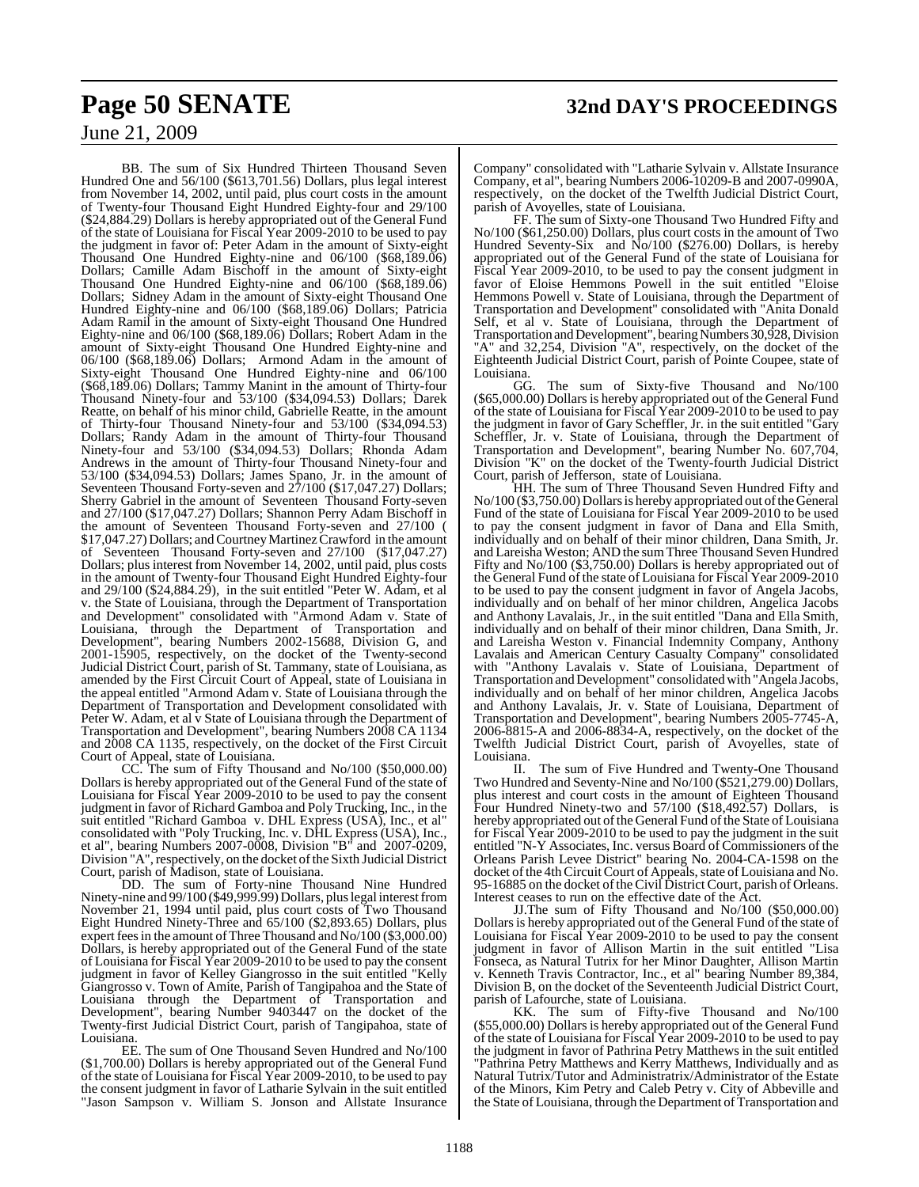BB. The sum of Six Hundred Thirteen Thousand Seven Hundred One and 56/100 ($613,701.56) Dollars, plus legal interest from November 14, 2002, until paid, plus court costs in the amount of Twenty-four Thousand Eight Hundred Eighty-four and 29/100 ($24,884.29) Dollars is hereby appropriated out of the General Fund of the state of Louisiana for Fiscal Year 2009-2010 to be used to pay the judgment in favor of: Peter Adam in the amount of Sixty-eight Thousand One Hundred Eighty-nine and 06/100 ($68,189.06) Dollars; Camille Adam Bischoff in the amount of Sixty-eight Thousand One Hundred Eighty-nine and 06/100 ($68,189.06) Dollars; Sidney Adam in the amount of Sixty-eight Thousand One Hundred Eighty-nine and 06/100 ($68,189.06) Dollars; Patricia Adam Ramil in the amount of Sixty-eight Thousand One Hundred Eighty-nine and 06/100 ($68,189.06) Dollars; Robert Adam in the amount of Sixty-eight Thousand One Hundred Eighty-nine and 06/100 ($68,189.06) Dollars; Armond Adam in the amount of Sixty-eight Thousand One Hundred Eighty-nine and 06/100 ($68,189.06) Dollars; Tammy Manint in the amount of Thirty-four Thousand Ninety-four and 53/100 ($34,094.53) Dollars; Darek Reatte, on behalf of his minor child, Gabrielle Reatte, in the amount of Thirty-four Thousand Ninety-four and 53/100 ($34,094.53) Dollars; Randy Adam in the amount of Thirty-four Thousand Ninety-four and 53/100 ($34,094.53) Dollars; Rhonda Adam Andrews in the amount of Thirty-four Thousand Ninety-four and 53/100 ($34,094.53) Dollars; James Spano, Jr. in the amount of Seventeen Thousand Forty-seven and 27/100 ($17,047.27) Dollars; Sherry Gabriel in the amount of Seventeen Thousand Forty-seven and 27/100 ($17,047.27) Dollars; Shannon Perry Adam Bischoff in the amount of Seventeen Thousand Forty-seven and 27/100 ( $17,047.27) Dollars; and Courtney Martinez Crawford in the amount of Seventeen Thousand Forty-seven and 27/100 ($17,047.27) Dollars; plus interest from November 14, 2002, until paid, plus costs in the amount of Twenty-four Thousand Eight Hundred Eighty-four and 29/100 ($24,884.29), in the suit entitled "Peter W. Adam, et al v. the State of Louisiana, through the Department of Transportation and Development" consolidated with "Armond Adam v. State of Louisiana, through the Department of Transportation and Development", bearing Numbers 2002-15688, Division G, and 2001-15905, respectively, on the docket of the Twenty-second Judicial District Court, parish of St. Tammany, state of Louisiana, as amended by the First Circuit Court of Appeal, state of Louisiana in the appeal entitled "Armond Adam v. State of Louisiana through the Department of Transportation and Development consolidated with Peter W. Adam, et al v State of Louisiana through the Department of Transportation and Development", bearing Numbers 2008 CA 1134 and 2008 CA 1135, respectively, on the docket of the First Circuit Court of Appeal, state of Louisiana.

CC. The sum of Fifty Thousand and No/100 ($50,000.00) Dollars is hereby appropriated out of the General Fund of the state of Louisiana for Fiscal Year 2009-2010 to be used to pay the consent judgment in favor of Richard Gamboa and Poly Trucking, Inc., in the suit entitled "Richard Gamboa v. DHL Express (USA), Inc., et al" consolidated with "Poly Trucking, Inc. v. DHL Express (USA), Inc., et al", bearing Numbers 2007-0008, Division "B" and 2007-0209, Division "A", respectively, on the docket of the Sixth Judicial District Court, parish of Madison, state of Louisiana.

DD. The sum of Forty-nine Thousand Nine Hundred Ninety-nine and 99/100 ($49,999.99) Dollars, plus legal interest from November 21, 1994 until paid, plus court costs of Two Thousand Eight Hundred Ninety-Three and 65/100 ($2,893.65) Dollars, plus expert fees in the amount of Three Thousand and No/100 ($3,000.00) Dollars, is hereby appropriated out of the General Fund of the state of Louisiana for Fiscal Year 2009-2010 to be used to pay the consent judgment in favor of Kelley Giangrosso in the suit entitled "Kelly Giangrosso v. Town of Amite, Parish of Tangipahoa and the State of Louisiana through the Department of Transportation and Development", bearing Number 9403447 on the docket of the Twenty-first Judicial District Court, parish of Tangipahoa, state of Louisiana.

EE. The sum of One Thousand Seven Hundred and No/100 ($1,700.00) Dollars is hereby appropriated out of the General Fund of the state of Louisiana for Fiscal Year 2009-2010, to be used to pay the consent judgment in favor of Latharie Sylvain in the suit entitled "Jason Sampson v. William S. Jonson and Allstate Insurance Company" consolidated with "Latharie Sylvain v. Allstate Insurance Company, et al", bearing Numbers 2006-10209-B and 2007-0990A, respectively, on the docket of the Twelfth Judicial District Court, parish of Avoyelles, state of Louisiana.

FF. The sum of Sixty-one Thousand Two Hundred Fifty and No/100 ($61,250.00) Dollars, plus court costs in the amount of Two Hundred Seventy-Six and No/100 ($276.00) Dollars, is hereby appropriated out of the General Fund of the state of Louisiana for Fiscal Year 2009-2010, to be used to pay the consent judgment in favor of Eloise Hemmons Powell in the suit entitled "Eloise Hemmons Powell v. State of Louisiana, through the Department of Transportation and Development" consolidated with "Anita Donald Self, et al v. State of Louisiana, through the Department of Transportation and Development", bearing Numbers 30,928, Division "A" and 32,254, Division "A", respectively, on the docket of the Eighteenth Judicial District Court, parish of Pointe Coupee, state of Louisiana.

GG. The sum of Sixty-five Thousand and No/100 ($65,000.00) Dollars is hereby appropriated out of the General Fund of the state of Louisiana for Fiscal Year 2009-2010 to be used to pay the judgment in favor of Gary Scheffler, Jr. in the suit entitled "Gary Scheffler, Jr. v. State of Louisiana, through the Department of Transportation and Development", bearing Number No. 607,704, Division "K" on the docket of the Twenty-fourth Judicial District Court, parish of Jefferson, state of Louisiana.

HH. The sum of Three Thousand Seven Hundred Fifty and No/100 ($3,750.00) Dollars is hereby appropriated out of the General Fund of the state of Louisiana for Fiscal Year 2009-2010 to be used to pay the consent judgment in favor of Dana and Ella Smith, individually and on behalf of their minor children, Dana Smith, Jr. and Lareisha Weston; AND the sum Three Thousand Seven Hundred Fifty and No/100 ($3,750.00) Dollars is hereby appropriated out of the General Fund of the state of Louisiana for Fiscal Year 2009-2010 to be used to pay the consent judgment in favor of Angela Jacobs, individually and on behalf of her minor children, Angelica Jacobs and Anthony Lavalais, Jr., in the suit entitled "Dana and Ella Smith, individually and on behalf of their minor children, Dana Smith, Jr. and Lareisha Weston v. Financial Indemnity Company, Anthony Lavalais and American Century Casualty Company" consolidated with "Anthony Lavalais v. State of Louisiana, Department of Transportation and Development" consolidated with "Angela Jacobs, individually and on behalf of her minor children, Angelica Jacobs and Anthony Lavalais, Jr. v. State of Louisiana, Department of Transportation and Development", bearing Numbers 2005-7745-A, 2006-8815-A and 2006-8834-A, respectively, on the docket of the Twelfth Judicial District Court, parish of Avoyelles, state of Louisiana.

II. The sum of Five Hundred and Twenty-One Thousand Two Hundred and Seventy-Nine and No/100 ($521,279.00) Dollars, plus interest and court costs in the amount of Eighteen Thousand Four Hundred Ninety-two and 57/100 ($18,492.57) Dollars, is hereby appropriated out of the General Fund of the State of Louisiana for Fiscal Year 2009-2010 to be used to pay the judgment in the suit entitled "N-Y Associates, Inc. versus Board of Commissioners of the Orleans Parish Levee District" bearing No. 2004-CA-1598 on the docket of the 4th Circuit Court of Appeals, state of Louisiana and No. 95-16885 on the docket of the Civil District Court, parish of Orleans. Interest ceases to run on the effective date of the Act.

JJ.The sum of Fifty Thousand and No/100 ($50,000.00) Dollars is hereby appropriated out of the General Fund of the state of Louisiana for Fiscal Year 2009-2010 to be used to pay the consent judgment in favor of Allison Martin in the suit entitled "Lisa Fonseca, as Natural Tutrix for her Minor Daughter, Allison Martin v. Kenneth Travis Contractor, Inc., et al" bearing Number 89,384, Division B, on the docket of the Seventeenth Judicial District Court, parish of Lafourche, state of Louisiana.

KK. The sum of Fifty-five Thousand and No/100 ($55,000.00) Dollars is hereby appropriated out of the General Fund of the state of Louisiana for Fiscal Year 2009-2010 to be used to pay the judgment in favor of Pathrina Petry Matthews in the suit entitled "Pathrina Petry Matthews and Kerry Matthews, Individually and as Natural Tutrix/Tutor and Administratrix/Administrator of the Estate of the Minors, Kim Petry and Caleb Petry v. City of Abbeville and the State of Louisiana, through the Department of Transportation and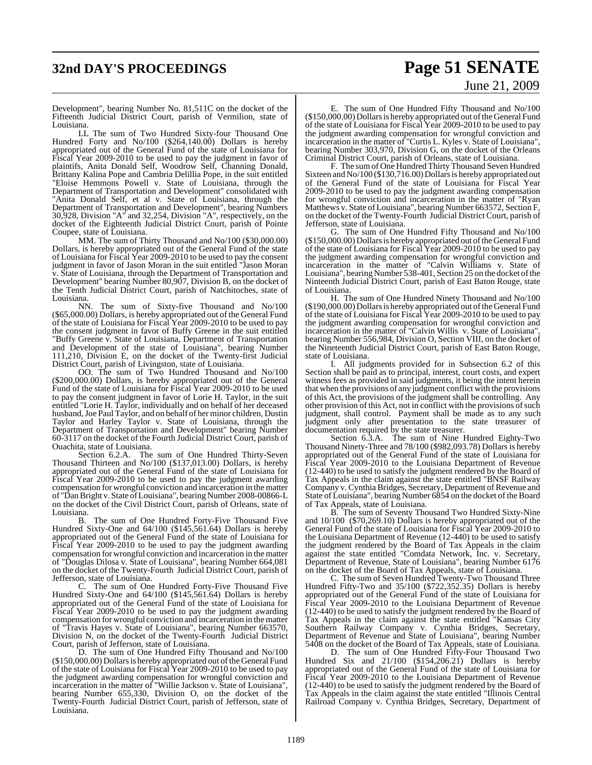Development", bearing Number No. 81,511C on the docket of the Fifteenth Judicial District Court, parish of Vermilion, state of Louisiana.

LL The sum of Two Hundred Sixty-four Thousand One Hundred Forty and No/100 ($264,140.00) Dollars is hereby appropriated out of the General Fund of the state of Louisiana for Fiscal Year 2009-2010 to be used to pay the judgment in favor of plaintifs, Anita Donald Self, Woodrow Self, Channing Donald, Brittany Kalina Pope and Cambria Delillia Pope, in the suit entitled "Eloise Hemmons Powell v. State of Louisiana, through the Department of Transportation and Development" consolidated with "Anita Donald Self, et al v. State of Louisiana, through the Department of Transportation and Development", bearing Numbers 30,928, Division "A" and 32,254, Division "A", respectively, on the docket of the Eighteenth Judicial District Court, parish of Pointe Coupee, state of Louisiana.

MM. The sum of Thirty Thousand and No/100 ($30,000.00) Dollars, is hereby appropriated out of the General Fund of the state of Louisiana for Fiscal Year 2009-2010 to be used to pay the consent judgment in favor of Jason Moran in the suit entitled "Jason Moran v. State of Louisiana, through the Department of Transportation and Development" bearing Number 80,907, Division B, on the docket of the Tenth Judicial District Court, parish of Natchitoches, state of Louisiana.

NN. The sum of Sixty-five Thousand and No/100 ($65,000.00) Dollars, is hereby appropriated out of the General Fund of the state of Louisiana for Fiscal Year 2009-2010 to be used to pay the consent judgment in favor of Buffy Greene in the suit entitled "Buffy Greene v. State of Louisiana, Department of Transportation and Development of the state of Louisiana", bearing Number 111,210, Division E, on the docket of the Twenty-first Judicial District Court, parish of Livingston, state of Louisiana.

OO. The sum of Two Hundred Thousand and No/100 ($200,000.00) Dollars, is hereby appropriated out of the General Fund of the state of Louisiana for Fiscal Year 2009-2010 to be used to pay the consent judgment in favor of Lorie H. Taylor, in the suit entitled "Lorie H. Taylor, individually and on behalf of her deceased husband, Joe Paul Taylor, and on behalf of her minor children, Dustin Taylor and Harley Taylor v. State of Louisiana, through the Department of Transportation and Development" bearing Number 60-3117 on the docket of the Fourth Judicial District Court, parish of Ouachita, state of Louisiana.

Section 6.2.A. The sum of One Hundred Thirty-Seven Thousand Thirteen and No/100 ($137,013.00) Dollars, is hereby appropriated out of the General Fund of the state of Louisiana for Fiscal Year 2009-2010 to be used to pay the judgment awarding compensation for wrongful conviction and incarceration in the matter of "Dan Bright v. State of Louisiana", bearing Number 2008-00866-L on the docket of the Civil District Court, parish of Orleans, state of Louisiana.

B. The sum of One Hundred Forty-Five Thousand Five Hundred Sixty-One and 64/100 ($145,561.64) Dollars is hereby appropriated out of the General Fund of the state of Louisiana for Fiscal Year 2009-2010 to be used to pay the judgment awarding compensation for wrongful conviction and incarceration in the matter of "Douglas Dilosa v. State of Louisiana", bearing Number 664,081 on the docket of the Twenty-Fourth Judicial District Court, parish of Jefferson, state of Louisiana.

C. The sum of One Hundred Forty-Five Thousand Five Hundred Sixty-One and 64/100 ($145,561.64) Dollars is hereby appropriated out of the General Fund of the state of Louisiana for Fiscal Year 2009-2010 to be used to pay the judgment awarding compensation for wrongful conviction and incarceration in the matter of "Travis Hayes v. State of Louisiana", bearing Number 663570, Division N, on the docket of the Twenty-Fourth Judicial District Court, parish of Jefferson, state of Louisiana.

D. The sum of One Hundred Fifty Thousand and No/100 ($150,000.00) Dollars is hereby appropriated out of the General Fund of the state of Louisiana for Fiscal Year 2009-2010 to be used to pay the judgment awarding compensation for wrongful conviction and incarceration in the matter of "Willie Jackson v. State of Louisiana", bearing Number 655,330, Division O, on the docket of the Twenty-Fourth Judicial District Court, parish of Jefferson, state of Louisiana.

E. The sum of One Hundred Fifty Thousand and No/100 ($150,000.00) Dollars is hereby appropriated out of the General Fund of the state of Louisiana for Fiscal Year 2009-2010 to be used to pay the judgment awarding compensation for wrongful conviction and incarceration in the matter of "Curtis L. Kyles v. State of Louisiana", bearing Number 303,970, Division G, on the docket of the Orleans Criminal District Court, parish of Orleans, state of Louisiana.

F. The sum of One Hundred Thirty Thousand Seven Hundred Sixteen and No/100 ($130,716.00) Dollars is hereby appropriated out of the General Fund of the state of Louisiana for Fiscal Year 2009-2010 to be used to pay the judgment awarding compensation for wrongful conviction and incarceration in the matter of "Ryan Matthews v. State of Louisiana", bearing Number 663572, Section F, on the docket of the Twenty-Fourth Judicial District Court, parish of Jefferson, state of Louisiana.

G. The sum of One Hundred Fifty Thousand and No/100 ($150,000.00) Dollars is hereby appropriated out of the General Fund of the state of Louisiana for Fiscal Year 2009-2010 to be used to pay the judgment awarding compensation for wrongful conviction and incarceration in the matter of "Calvin Williams v. State of Louisiana", bearing Number 538-401, Section 25 on the docket of the Ninteenth Judicial District Court, parish of East Baton Rouge, state of Louisiana.

H. The sum of One Hundred Ninety Thousand and No/100 ($190,000.00) Dollars is hereby appropriated out of the General Fund of the state of Louisiana for Fiscal Year 2009-2010 to be used to pay the judgment awarding compensation for wrongful conviction and incarceration in the matter of "Calvin Willis v. State of Louisiana", bearing Number 556,984, Division O, Section VIII, on the docket of the Nineteenth Judicial District Court, parish of East Baton Rouge, state of Louisiana.

I. All judgments provided for in Subsection 6.2 of this Section shall be paid as to principal, interest, court costs, and expert witness fees as provided in said judgments, it being the intent herein that when the provisions of any judgment conflict with the provisions of this Act, the provisions of the judgment shall be controlling. Any other provision of this Act, not in conflict with the provisions of such judgment, shall control. Payment shall be made as to any such judgment only after presentation to the state treasurer of documentation required by the state treasurer.

Section 6.3.A. The sum of Nine Hundred Eighty-Two Thousand Ninety-Three and 78/100 ($982,093.78) Dollars is hereby appropriated out of the General Fund of the state of Louisiana for Fiscal Year 2009-2010 to the Louisiana Department of Revenue (12-440) to be used to satisfy the judgment rendered by the Board of Tax Appeals in the claim against the state entitled "BNSF Railway Company v. Cynthia Bridges, Secretary, Department of Revenue and State of Louisiana", bearing Number 6854 on the docket of the Board of Tax Appeals, state of Louisiana.

B. The sum of Seventy Thousand Two Hundred Sixty-Nine and 10/100 ($70,269.10) Dollars is hereby appropriated out of the General Fund of the state of Louisiana for Fiscal Year 2009-2010 to the Louisiana Department of Revenue (12-440) to be used to satisfy the judgment rendered by the Board of Tax Appeals in the claim against the state entitled "Comdata Network, Inc. v. Secretary, Department of Revenue, State of Louisiana", bearing Number 6176 on the docket of the Board of Tax Appeals, state of Louisiana.

C. The sum of Seven Hundred Twenty-Two Thousand Three Hundred Fifty-Two and 35/100 ($722,352.35) Dollars is hereby appropriated out of the General Fund of the state of Louisiana for Fiscal Year 2009-2010 to the Louisiana Department of Revenue (12-440) to be used to satisfy the judgment rendered by the Board of Tax Appeals in the claim against the state entitled "Kansas City Southern Railway Company v. Cynthia Bridges, Secretary, Department of Revenue and State of Louisiana", bearing Number 5408 on the docket of the Board of Tax Appeals, state of Louisiana.

D. The sum of One Hundred Fifty-Four Thousand Two Hundred Six and 21/100 ($154,206.21) Dollars is hereby appropriated out of the General Fund of the state of Louisiana for Fiscal Year 2009-2010 to the Louisiana Department of Revenue (12-440) to be used to satisfy the judgment rendered by the Board of Tax Appeals in the claim against the state entitled "Illinois Central Railroad Company v. Cynthia Bridges, Secretary, Department of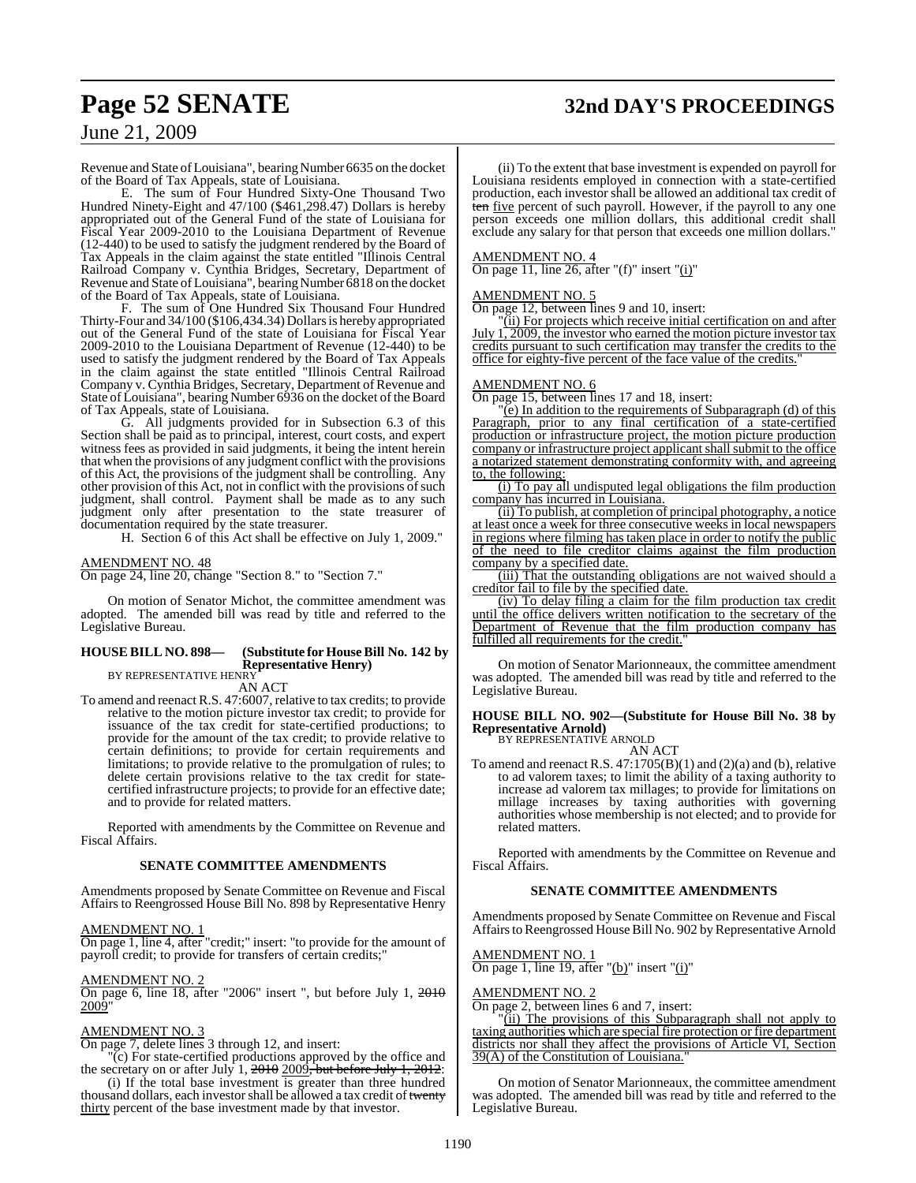Revenue and State of Louisiana", bearing Number 6635 on the docket of the Board of Tax Appeals, state of Louisiana.

E. The sum of Four Hundred Sixty-One Thousand Two Hundred Ninety-Eight and 47/100 ($461,298.47) Dollars is hereby appropriated out of the General Fund of the state of Louisiana for Fiscal Year 2009-2010 to the Louisiana Department of Revenue (12-440) to be used to satisfy the judgment rendered by the Board of Tax Appeals in the claim against the state entitled "Illinois Central Railroad Company v. Cynthia Bridges, Secretary, Department of Revenue and State of Louisiana", bearing Number 6818 on the docket of the Board of Tax Appeals, state of Louisiana.

F. The sum of One Hundred Six Thousand Four Hundred Thirty-Four and 34/100 ($106,434.34) Dollars is hereby appropriated out of the General Fund of the state of Louisiana for Fiscal Year 2009-2010 to the Louisiana Department of Revenue (12-440) to be used to satisfy the judgment rendered by the Board of Tax Appeals in the claim against the state entitled "Illinois Central Railroad Company v. Cynthia Bridges, Secretary, Department of Revenue and State of Louisiana", bearing Number 6936 on the docket of the Board of Tax Appeals, state of Louisiana.

G. All judgments provided for in Subsection 6.3 of this Section shall be paid as to principal, interest, court costs, and expert witness fees as provided in said judgments, it being the intent herein that when the provisions of any judgment conflict with the provisions of this Act, the provisions of the judgment shall be controlling. Any other provision of this Act, not in conflict with the provisions of such judgment, shall control. Payment shall be made as to any such judgment only after presentation to the state treasurer of documentation required by the state treasurer.

H. Section 6 of this Act shall be effective on July 1, 2009."

AMENDMENT NO. 48
On page 24, line 20, change "Section 8." to "Section 7."

On motion of Senator Michot, the committee amendment was adopted. The amended bill was read by title and referred to the Legislative Bureau.

**HOUSE BILL NO. 898— (Substitute for House Bill No. 142 by Representative Henry)**
BY REPRESENTATIVE HENRY
AN ACT

To amend and reenact R.S. 47:6007, relative to tax credits; to provide relative to the motion picture investor tax credit; to provide for issuance of the tax credit for state-certified productions; to provide for the amount of the tax credit; to provide relative to certain definitions; to provide for certain requirements and limitations; to provide relative to the promulgation of rules; to delete certain provisions relative to the tax credit for state-certified infrastructure projects; to provide for an effective date; and to provide for related matters.

Reported with amendments by the Committee on Revenue and Fiscal Affairs.

### SENATE COMMITTEE AMENDMENTS

Amendments proposed by Senate Committee on Revenue and Fiscal Affairs to Reengrossed House Bill No. 898 by Representative Henry

AMENDMENT NO. 1
On page 1, line 4, after "credit;" insert: "to provide for the amount of payroll credit; to provide for transfers of certain credits;"

AMENDMENT NO. 2
On page 6, line 18, after "2006" insert ", but before July 1, ~~2010~~ 2009"

AMENDMENT NO. 3
On page 7, delete lines 3 through 12, and insert:

"(c) For state-certified productions approved by the office and the secretary on or after July 1, ~~2010~~ 2009~~, but before July 1, 2012~~:

(i) If the total base investment is greater than three hundred thousand dollars, each investor shall be allowed a tax credit of ~~twenty~~ thirty percent of the base investment made by that investor.

(ii) To the extent that base investment is expended on payroll for Louisiana residents employed in connection with a state-certified production, each investor shall be allowed an additional tax credit of ~~ten~~ five percent of such payroll. However, if the payroll to any one person exceeds one million dollars, this additional credit shall exclude any salary for that person that exceeds one million dollars."

AMENDMENT NO. 4
On page 11, line 26, after "(f)" insert "(i)"

AMENDMENT NO. 5
On page 12, between lines 9 and 10, insert:

"(ii) For projects which receive initial certification on and after July 1, 2009, the investor who earned the motion picture investor tax credits pursuant to such certification may transfer the credits to the office for eighty-five percent of the face value of the credits."

AMENDMENT NO. 6
On page 15, between lines 17 and 18, insert:

"(e) In addition to the requirements of Subparagraph (d) of this Paragraph, prior to any final certification of a state-certified production or infrastructure project, the motion picture production company or infrastructure project applicant shall submit to the office a notarized statement demonstrating conformity with, and agreeing to, the following:

(i) To pay all undisputed legal obligations the film production company has incurred in Louisiana.

(ii) To publish, at completion of principal photography, a notice at least once a week for three consecutive weeks in local newspapers in regions where filming has taken place in order to notify the public of the need to file creditor claims against the film production company by a specified date.

(iii) That the outstanding obligations are not waived should a creditor fail to file by the specified date.

(iv) To delay filing a claim for the film production tax credit until the office delivers written notification to the secretary of the Department of Revenue that the film production company has fulfilled all requirements for the credit."

On motion of Senator Marionneaux, the committee amendment was adopted. The amended bill was read by title and referred to the Legislative Bureau.

**HOUSE BILL NO. 902—(Substitute for House Bill No. 38 by Representative Arnold)**
BY REPRESENTATIVE ARNOLD
AN ACT

To amend and reenact R.S. 47:1705(B)(1) and (2)(a) and (b), relative to ad valorem taxes; to limit the ability of a taxing authority to increase ad valorem tax millages; to provide for limitations on millage increases by taxing authorities with governing authorities whose membership is not elected; and to provide for related matters.

Reported with amendments by the Committee on Revenue and Fiscal Affairs.

### SENATE COMMITTEE AMENDMENTS

Amendments proposed by Senate Committee on Revenue and Fiscal Affairs to Reengrossed House Bill No. 902 by Representative Arnold

AMENDMENT NO. 1
On page 1, line 19, after "(b)" insert "(i)"

AMENDMENT NO. 2
On page 2, between lines 6 and 7, insert:

"(ii) The provisions of this Subparagraph shall not apply to taxing authorities which are special fire protection or fire department districts nor shall they affect the provisions of Article VI, Section 39(A) of the Constitution of Louisiana."

On motion of Senator Marionneaux, the committee amendment was adopted. The amended bill was read by title and referred to the Legislative Bureau.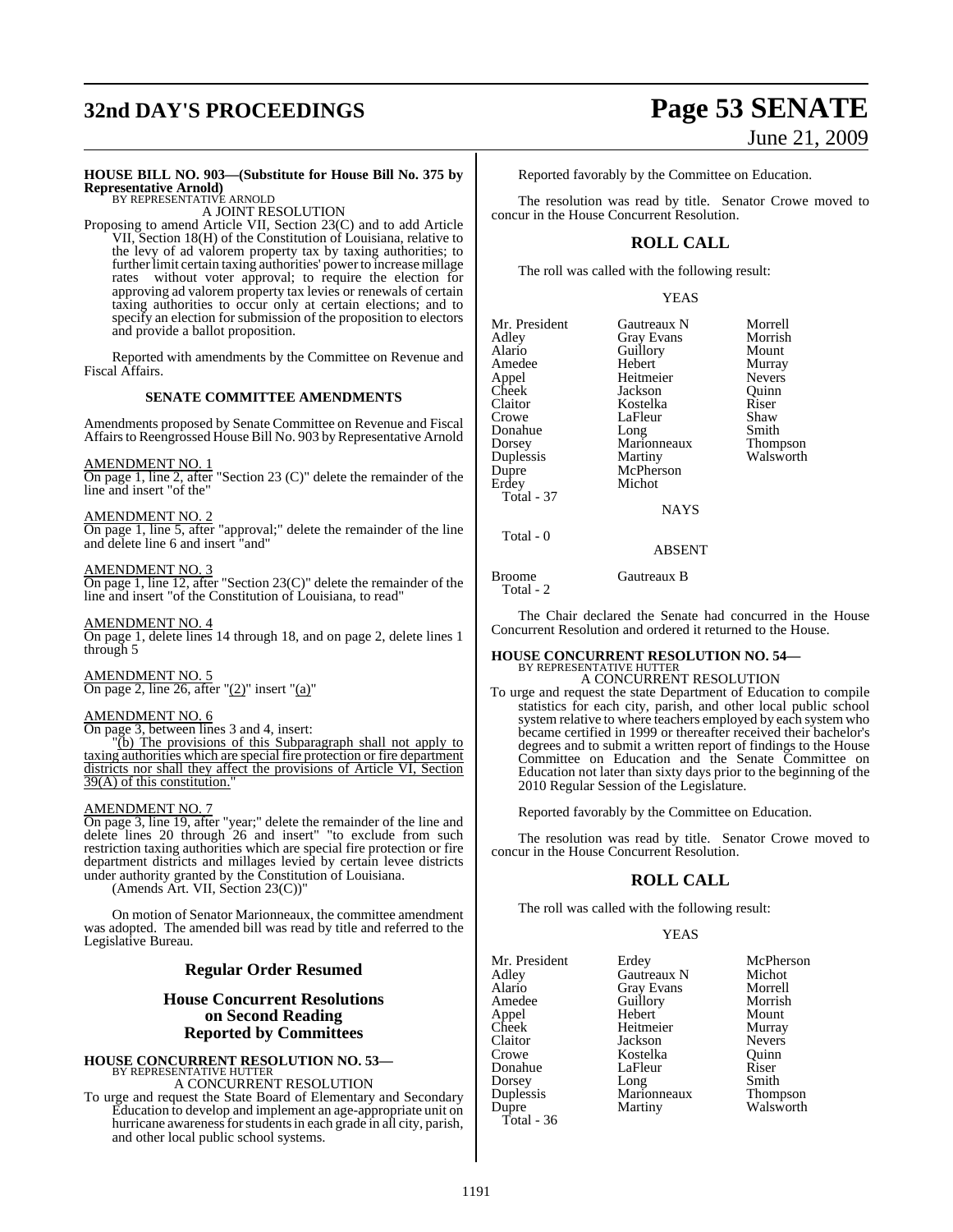**HOUSE BILL NO. 903—(Substitute for House Bill No. 375 by Representative Arnold)**
BY REPRESENTATIVE ARNOLD

A JOINT RESOLUTION

Proposing to amend Article VII, Section 23(C) and to add Article VII, Section 18(H) of the Constitution of Louisiana, relative to the levy of ad valorem property tax by taxing authorities; to further limit certain taxing authorities' power to increase millage rates without voter approval; to require the election for approving ad valorem property tax levies or renewals of certain taxing authorities to occur only at certain elections; and to specify an election for submission of the proposition to electors and provide a ballot proposition.

Reported with amendments by the Committee on Revenue and Fiscal Affairs.

**SENATE COMMITTEE AMENDMENTS**

Amendments proposed by Senate Committee on Revenue and Fiscal Affairs to Reengrossed House Bill No. 903 by Representative Arnold

AMENDMENT NO. 1
On page 1, line 2, after "Section 23 (C)" delete the remainder of the line and insert "of the"

AMENDMENT NO. 2
On page 1, line 5, after "approval;" delete the remainder of the line and delete line 6 and insert "and"

AMENDMENT NO. 3
On page 1, line 12, after "Section 23(C)" delete the remainder of the line and insert "of the Constitution of Louisiana, to read"

AMENDMENT NO. 4
On page 1, delete lines 14 through 18, and on page 2, delete lines 1 through 5

AMENDMENT NO. 5
On page 2, line 26, after "(2)" insert "(a)"

AMENDMENT NO. 6
On page 3, between lines 3 and 4, insert:

"(b) The provisions of this Subparagraph shall not apply to taxing authorities which are special fire protection or fire department districts nor shall they affect the provisions of Article VI, Section 39(A) of this constitution."

AMENDMENT NO. 7
On page 3, line 19, after "year;" delete the remainder of the line and delete lines 20 through 26 and insert" "to exclude from such restriction taxing authorities which are special fire protection or fire department districts and millages levied by certain levee districts under authority granted by the Constitution of Louisiana.

(Amends Art. VII, Section 23(C))"

On motion of Senator Marionneaux, the committee amendment was adopted. The amended bill was read by title and referred to the Legislative Bureau.

## Regular Order Resumed

## House Concurrent Resolutions on Second Reading Reported by Committees

**HOUSE CONCURRENT RESOLUTION NO. 53—**
BY REPRESENTATIVE HUTTER

A CONCURRENT RESOLUTION

To urge and request the State Board of Elementary and Secondary Education to develop and implement an age-appropriate unit on hurricane awareness for students in each grade in all city, parish, and other local public school systems.

Reported favorably by the Committee on Education.

The resolution was read by title. Senator Crowe moved to concur in the House Concurrent Resolution.

## ROLL CALL

The roll was called with the following result:

YEAS

| | | |
|---|---|---|
| Mr. President | Gautreaux N | Morrell |
| Adley | Gray Evans | Morrish |
| Alario | Guillory | Mount |
| Amedee | Hebert | Murray |
| Appel | Heitmeier | Nevers |
| Cheek | Jackson | Quinn |
| Claitor | Kostelka | Riser |
| Crowe | LaFleur | Shaw |
| Donahue | Long | Smith |
| Dorsey | Marionneaux | Thompson |
| Duplessis | Martiny | Walsworth |
| Dupre | McPherson | |
| Erdey | Michot | |

Total - 37

NAYS

Total - 0

ABSENT

| | |
|---|---|
| Broome | Gautreaux B |

Total - 2

The Chair declared the Senate had concurred in the House Concurrent Resolution and ordered it returned to the House.

**HOUSE CONCURRENT RESOLUTION NO. 54—**
BY REPRESENTATIVE HUTTER

A CONCURRENT RESOLUTION

To urge and request the state Department of Education to compile statistics for each city, parish, and other local public school system relative to where teachers employed by each system who became certified in 1999 or thereafter received their bachelor's degrees and to submit a written report of findings to the House Committee on Education and the Senate Committee on Education not later than sixty days prior to the beginning of the 2010 Regular Session of the Legislature.

Reported favorably by the Committee on Education.

The resolution was read by title. Senator Crowe moved to concur in the House Concurrent Resolution.

## ROLL CALL

The roll was called with the following result:

YEAS

| | | |
|---|---|---|
| Mr. President | Erdey | McPherson |
| Adley | Gautreaux N | Michot |
| Alario | Gray Evans | Morrell |
| Amedee | Guillory | Morrish |
| Appel | Hebert | Mount |
| Cheek | Heitmeier | Murray |
| Claitor | Jackson | Nevers |
| Crowe | Kostelka | Quinn |
| Donahue | LaFleur | Riser |
| Dorsey | Long | Smith |
| Duplessis | Marionneaux | Thompson |
| Dupre | Martiny | Walsworth |

Total - 36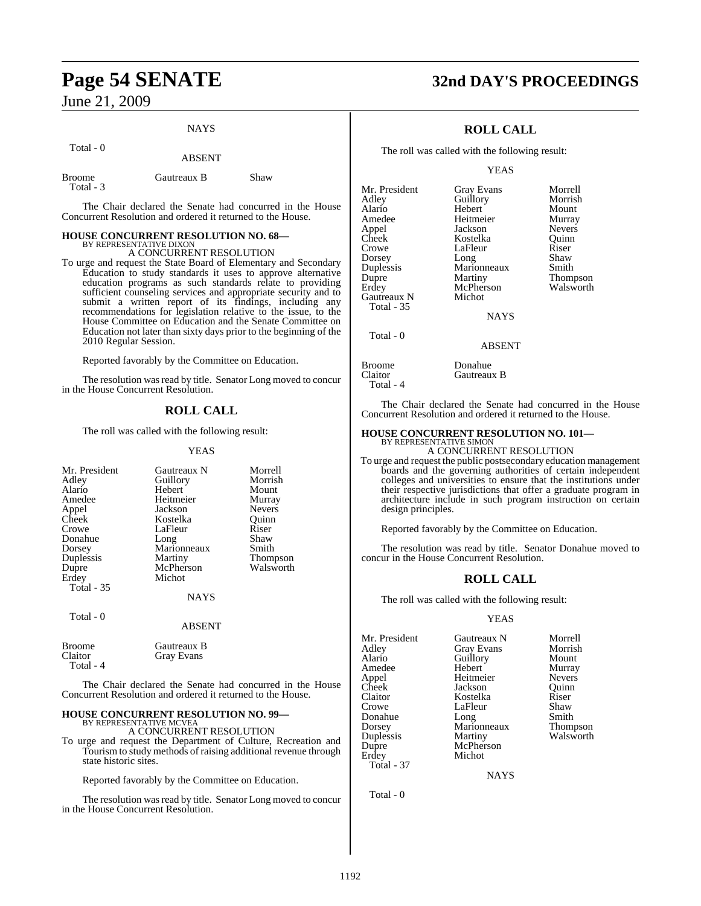NAYS

Total - 0

ABSENT

| | | |
|---|---|---|
| Broome | Gautreaux B | Shaw |
| Total - 3 | | |

The Chair declared the Senate had concurred in the House Concurrent Resolution and ordered it returned to the House.

**HOUSE CONCURRENT RESOLUTION NO. 68—**
BY REPRESENTATIVE DIXON

A CONCURRENT RESOLUTION

To urge and request the State Board of Elementary and Secondary Education to study standards it uses to approve alternative education programs as such standards relate to providing sufficient counseling services and appropriate security and to submit a written report of its findings, including any recommendations for legislation relative to the issue, to the House Committee on Education and the Senate Committee on Education not later than sixty days prior to the beginning of the 2010 Regular Session.

Reported favorably by the Committee on Education.

The resolution was read by title. Senator Long moved to concur in the House Concurrent Resolution.

## ROLL CALL

The roll was called with the following result:

YEAS

| | | |
|---|---|---|
| Mr. President | Gautreaux N | Morrell |
| Adley | Guillory | Morrish |
| Alario | Hebert | Mount |
| Amedee | Heitmeier | Murray |
| Appel | Jackson | Nevers |
| Cheek | Kostelka | Quinn |
| Crowe | LaFleur | Riser |
| Donahue | Long | Shaw |
| Dorsey | Marionneaux | Smith |
| Duplessis | Martiny | Thompson |
| Dupre | McPherson | Walsworth |
| Erdey | Michot | |
| Total - 35 | | |

NAYS

Total - 0

ABSENT

| | |
|---|---|
| Broome | Gautreaux B |
| Claitor | Gray Evans |
| Total - 4 | |

The Chair declared the Senate had concurred in the House Concurrent Resolution and ordered it returned to the House.

**HOUSE CONCURRENT RESOLUTION NO. 99—**
BY REPRESENTATIVE MCVEA

A CONCURRENT RESOLUTION

To urge and request the Department of Culture, Recreation and Tourism to study methods of raising additional revenue through state historic sites.

Reported favorably by the Committee on Education.

The resolution was read by title. Senator Long moved to concur in the House Concurrent Resolution.

## ROLL CALL

The roll was called with the following result:

YEAS

| | | |
|---|---|---|
| Mr. President | Gray Evans | Morrell |
| Adley | Guillory | Morrish |
| Alario | Hebert | Mount |
| Amedee | Heitmeier | Murray |
| Appel | Jackson | Nevers |
| Cheek | Kostelka | Quinn |
| Crowe | LaFleur | Riser |
| Dorsey | Long | Shaw |
| Duplessis | Marionneaux | Smith |
| Dupre | Martiny | Thompson |
| Erdey | McPherson | Walsworth |
| Gautreaux N | Michot | |
| Total - 35 | | |

NAYS

Total - 0

ABSENT

| | |
|---|---|
| Broome | Donahue |
| Claitor | Gautreaux B |
| Total - 4 | |

The Chair declared the Senate had concurred in the House Concurrent Resolution and ordered it returned to the House.

**HOUSE CONCURRENT RESOLUTION NO. 101—**
BY REPRESENTATIVE SIMON

A CONCURRENT RESOLUTION

To urge and request the public postsecondary education management boards and the governing authorities of certain independent colleges and universities to ensure that the institutions under their respective jurisdictions that offer a graduate program in architecture include in such program instruction on certain design principles.

Reported favorably by the Committee on Education.

The resolution was read by title. Senator Donahue moved to concur in the House Concurrent Resolution.

## ROLL CALL

The roll was called with the following result:

YEAS

| | | |
|---|---|---|
| Mr. President | Gautreaux N | Morrell |
| Adley | Gray Evans | Morrish |
| Alario | Guillory | Mount |
| Amedee | Hebert | Murray |
| Appel | Heitmeier | Nevers |
| Cheek | Jackson | Quinn |
| Claitor | Kostelka | Riser |
| Crowe | LaFleur | Shaw |
| Donahue | Long | Smith |
| Dorsey | Marionneaux | Thompson |
| Duplessis | Martiny | Walsworth |
| Dupre | McPherson | |
| Erdey | Michot | |
| Total - 37 | | |

NAYS

Total - 0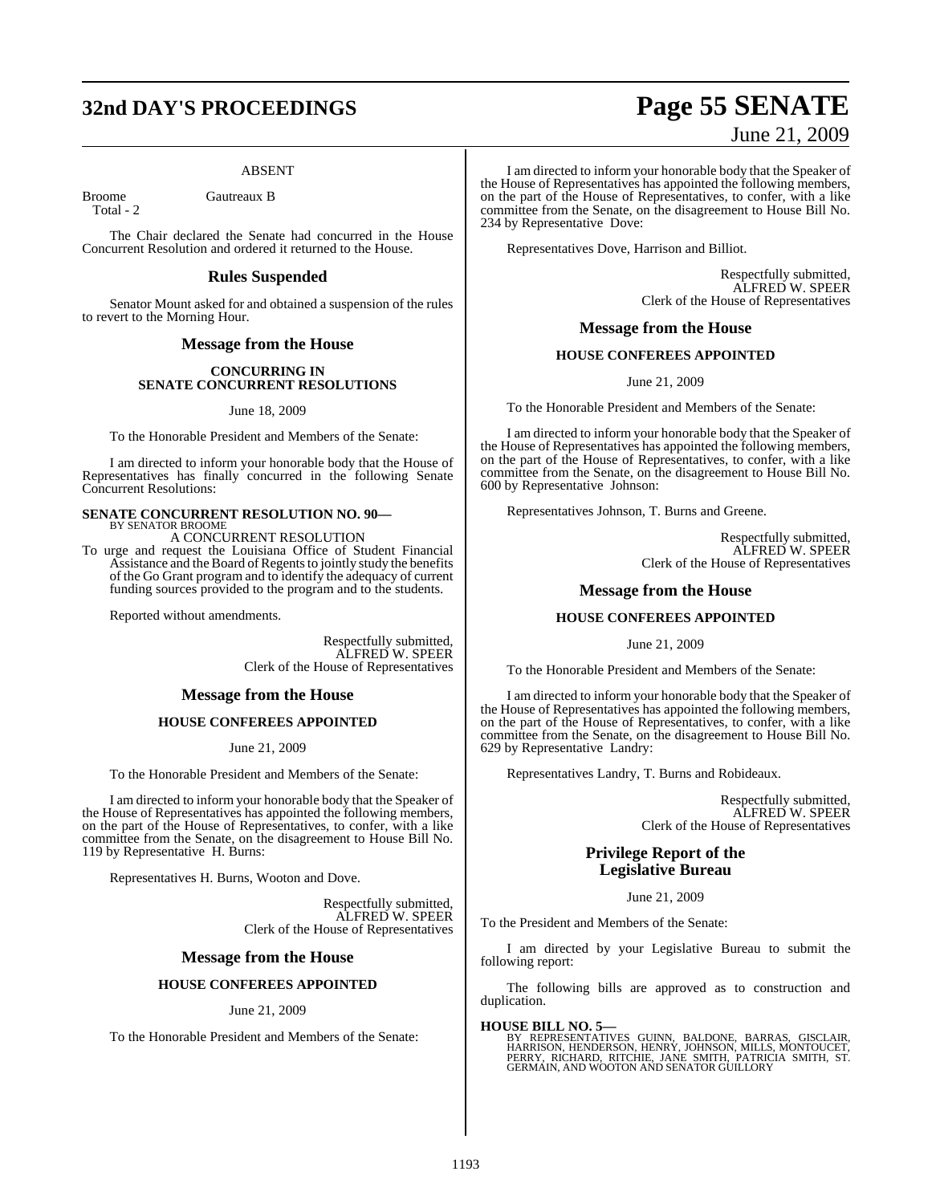ABSENT

Broome Gautreaux B
Total - 2

The Chair declared the Senate had concurred in the House Concurrent Resolution and ordered it returned to the House.

## Rules Suspended

Senator Mount asked for and obtained a suspension of the rules to revert to the Morning Hour.

## Message from the House

**CONCURRING IN SENATE CONCURRENT RESOLUTIONS**

June 18, 2009

To the Honorable President and Members of the Senate:

I am directed to inform your honorable body that the House of Representatives has finally concurred in the following Senate Concurrent Resolutions:

**SENATE CONCURRENT RESOLUTION NO. 90—**
BY SENATOR BROOME
A CONCURRENT RESOLUTION
To urge and request the Louisiana Office of Student Financial Assistance and the Board of Regents to jointly study the benefits of the Go Grant program and to identify the adequacy of current funding sources provided to the program and to the students.

Reported without amendments.

Respectfully submitted,
ALFRED W. SPEER
Clerk of the House of Representatives

## Message from the House

**HOUSE CONFEREES APPOINTED**

June 21, 2009

To the Honorable President and Members of the Senate:

I am directed to inform your honorable body that the Speaker of the House of Representatives has appointed the following members, on the part of the House of Representatives, to confer, with a like committee from the Senate, on the disagreement to House Bill No. 119 by Representative H. Burns:

Representatives H. Burns, Wooton and Dove.

Respectfully submitted,
ALFRED W. SPEER
Clerk of the House of Representatives

## Message from the House

**HOUSE CONFEREES APPOINTED**

June 21, 2009

To the Honorable President and Members of the Senate:

I am directed to inform your honorable body that the Speaker of the House of Representatives has appointed the following members, on the part of the House of Representatives, to confer, with a like committee from the Senate, on the disagreement to House Bill No. 234 by Representative Dove:

Representatives Dove, Harrison and Billiot.

Respectfully submitted,
ALFRED W. SPEER
Clerk of the House of Representatives

## Message from the House

**HOUSE CONFEREES APPOINTED**

June 21, 2009

To the Honorable President and Members of the Senate:

I am directed to inform your honorable body that the Speaker of the House of Representatives has appointed the following members, on the part of the House of Representatives, to confer, with a like committee from the Senate, on the disagreement to House Bill No. 600 by Representative Johnson:

Representatives Johnson, T. Burns and Greene.

Respectfully submitted,
ALFRED W. SPEER
Clerk of the House of Representatives

## Message from the House

**HOUSE CONFEREES APPOINTED**

June 21, 2009

To the Honorable President and Members of the Senate:

I am directed to inform your honorable body that the Speaker of the House of Representatives has appointed the following members, on the part of the House of Representatives, to confer, with a like committee from the Senate, on the disagreement to House Bill No. 629 by Representative Landry:

Representatives Landry, T. Burns and Robideaux.

Respectfully submitted,
ALFRED W. SPEER
Clerk of the House of Representatives

## Privilege Report of the Legislative Bureau

June 21, 2009

To the President and Members of the Senate:

I am directed by your Legislative Bureau to submit the following report:

The following bills are approved as to construction and duplication.

**HOUSE BILL NO. 5—**
BY REPRESENTATIVES GUINN, BALDONE, BARRAS, GISCLAIR, HARRISON, HENDERSON, HENRY, JOHNSON, MILLS, MONTOUCET, PERRY, RICHARD, RITCHIE, JANE SMITH, PATRICIA SMITH, ST. GERMAIN, AND WOOTON AND SENATOR GUILLORY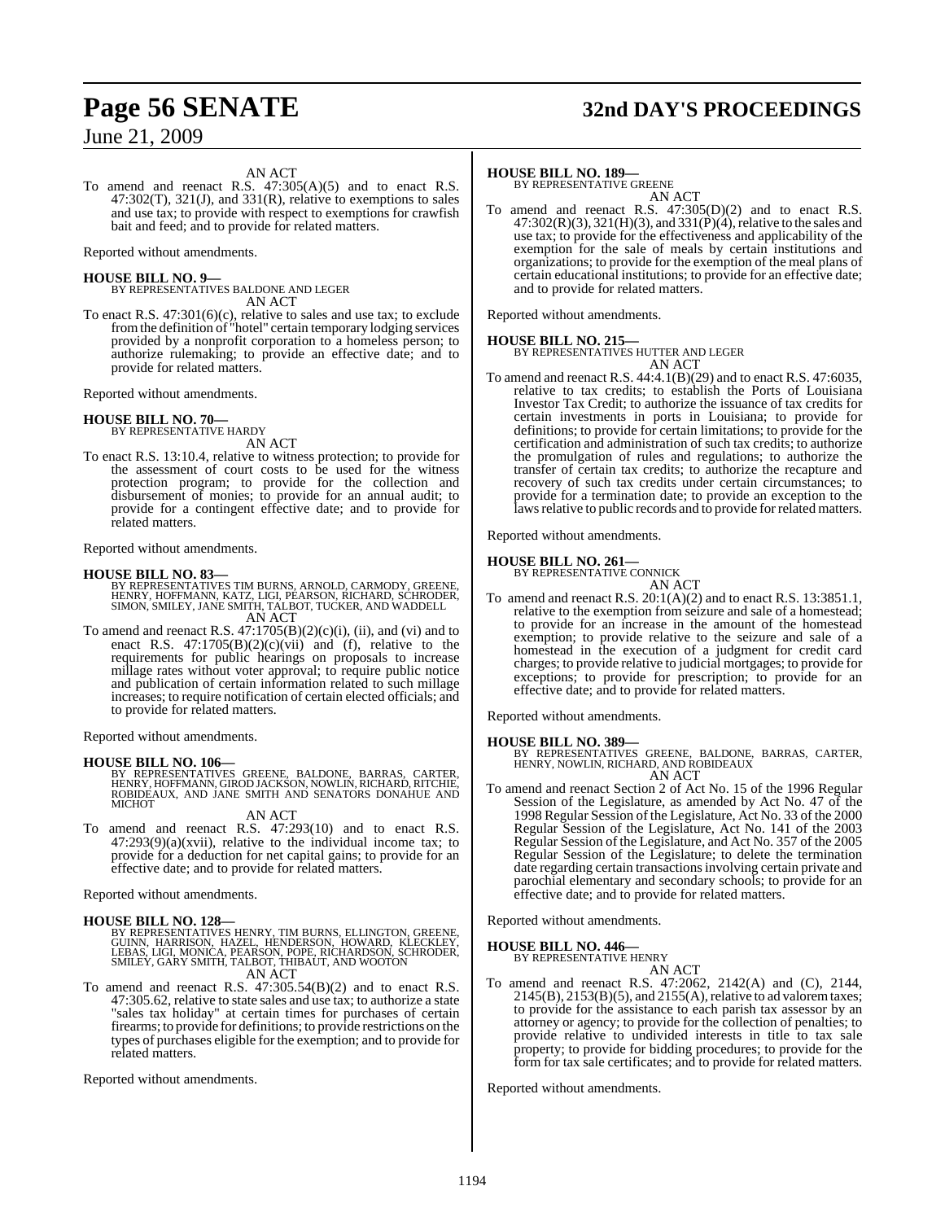AN ACT

To amend and reenact R.S. 47:305(A)(5) and to enact R.S. 47:302(T), 321(J), and 331(R), relative to exemptions to sales and use tax; to provide with respect to exemptions for crawfish bait and feed; and to provide for related matters.

Reported without amendments.

**HOUSE BILL NO. 9—**
BY REPRESENTATIVES BALDONE AND LEGER
AN ACT

To enact R.S. 47:301(6)(c), relative to sales and use tax; to exclude from the definition of "hotel" certain temporary lodging services provided by a nonprofit corporation to a homeless person; to authorize rulemaking; to provide an effective date; and to provide for related matters.

Reported without amendments.

**HOUSE BILL NO. 70—**
BY REPRESENTATIVE HARDY
AN ACT

To enact R.S. 13:10.4, relative to witness protection; to provide for the assessment of court costs to be used for the witness protection program; to provide for the collection and disbursement of monies; to provide for an annual audit; to provide for a contingent effective date; and to provide for related matters.

Reported without amendments.

**HOUSE BILL NO. 83—**
BY REPRESENTATIVES TIM BURNS, ARNOLD, CARMODY, GREENE, HENRY, HOFFMANN, KATZ, LIGI, PEARSON, RICHARD, SCHRODER, SIMON, SMILEY, JANE SMITH, TALBOT, TUCKER, AND WADDELL
AN ACT

To amend and reenact R.S. 47:1705(B)(2)(c)(i), (ii), and (vi) and to enact R.S. 47:1705(B)(2)(c)(vii) and (f), relative to the requirements for public hearings on proposals to increase millage rates without voter approval; to require public notice and publication of certain information related to such millage increases; to require notification of certain elected officials; and to provide for related matters.

Reported without amendments.

**HOUSE BILL NO. 106—**
BY REPRESENTATIVES GREENE, BALDONE, BARRAS, CARTER, HENRY, HOFFMANN, GIROD JACKSON, NOWLIN, RICHARD, RITCHIE, ROBIDEAUX, AND JANE SMITH AND SENATORS DONAHUE AND MICHOT
AN ACT

To amend and reenact R.S. 47:293(10) and to enact R.S. 47:293(9)(a)(xvii), relative to the individual income tax; to provide for a deduction for net capital gains; to provide for an effective date; and to provide for related matters.

Reported without amendments.

**HOUSE BILL NO. 128—**
BY REPRESENTATIVES HENRY, TIM BURNS, ELLINGTON, GREENE, GUINN, HARRISON, HAZEL, HENDERSON, HOWARD, KLECKLEY, LEBAS, LIGI, MONICA, PEARSON, POPE, RICHARDSON, SCHRODER, SMILEY, GARY SMITH, TALBOT, THIBAUT, AND WOOTON
AN ACT

To amend and reenact R.S. 47:305.54(B)(2) and to enact R.S. 47:305.62, relative to state sales and use tax; to authorize a state "sales tax holiday" at certain times for purchases of certain firearms; to provide for definitions; to provide restrictions on the types of purchases eligible for the exemption; and to provide for related matters.

Reported without amendments.

**HOUSE BILL NO. 189—**
BY REPRESENTATIVE GREENE
AN ACT

To amend and reenact R.S. 47:305(D)(2) and to enact R.S. 47:302(R)(3), 321(H)(3), and 331(P)(4), relative to the sales and use tax; to provide for the effectiveness and applicability of the exemption for the sale of meals by certain institutions and organizations; to provide for the exemption of the meal plans of certain educational institutions; to provide for an effective date; and to provide for related matters.

Reported without amendments.

**HOUSE BILL NO. 215—**
BY REPRESENTATIVES HUTTER AND LEGER
AN ACT

To amend and reenact R.S. 44:4.1(B)(29) and to enact R.S. 47:6035, relative to tax credits; to establish the Ports of Louisiana Investor Tax Credit; to authorize the issuance of tax credits for certain investments in ports in Louisiana; to provide for definitions; to provide for certain limitations; to provide for the certification and administration of such tax credits; to authorize the promulgation of rules and regulations; to authorize the transfer of certain tax credits; to authorize the recapture and recovery of such tax credits under certain circumstances; to provide for a termination date; to provide an exception to the laws relative to public records and to provide for related matters.

Reported without amendments.

**HOUSE BILL NO. 261—**
BY REPRESENTATIVE CONNICK
AN ACT

To amend and reenact R.S. 20:1(A)(2) and to enact R.S. 13:3851.1, relative to the exemption from seizure and sale of a homestead; to provide for an increase in the amount of the homestead exemption; to provide relative to the seizure and sale of a homestead in the execution of a judgment for credit card charges; to provide relative to judicial mortgages; to provide for exceptions; to provide for prescription; to provide for an effective date; and to provide for related matters.

Reported without amendments.

**HOUSE BILL NO. 389—**
BY REPRESENTATIVES GREENE, BALDONE, BARRAS, CARTER, HENRY, NOWLIN, RICHARD, AND ROBIDEAUX
AN ACT

To amend and reenact Section 2 of Act No. 15 of the 1996 Regular Session of the Legislature, as amended by Act No. 47 of the 1998 Regular Session of the Legislature, Act No. 33 of the 2000 Regular Session of the Legislature, Act No. 141 of the 2003 Regular Session of the Legislature, and Act No. 357 of the 2005 Regular Session of the Legislature; to delete the termination date regarding certain transactions involving certain private and parochial elementary and secondary schools; to provide for an effective date; and to provide for related matters.

Reported without amendments.

**HOUSE BILL NO. 446—**
BY REPRESENTATIVE HENRY
AN ACT

To amend and reenact R.S. 47:2062, 2142(A) and (C), 2144, 2145(B), 2153(B)(5), and 2155(A), relative to ad valorem taxes; to provide for the assistance to each parish tax assessor by an attorney or agency; to provide for the collection of penalties; to provide relative to undivided interests in title to tax sale property; to provide for bidding procedures; to provide for the form for tax sale certificates; and to provide for related matters.

Reported without amendments.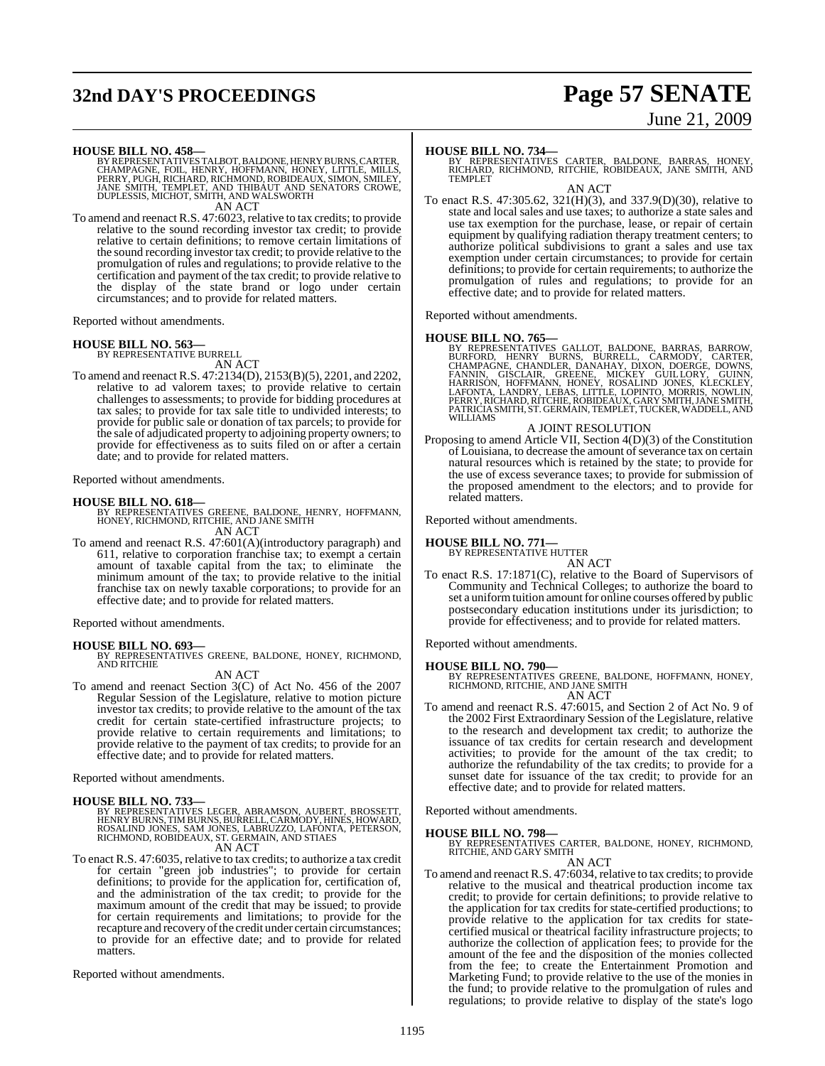**HOUSE BILL NO. 458—**
BY REPRESENTATIVES TALBOT, BALDONE, HENRY BURNS, CARTER, CHAMPAGNE, FOIL, HENRY, HOFFMANN, HONEY, LITTLE, MILLS, PERRY, PUGH, RICHARD, RICHMOND, ROBIDEAUX, SIMON, SMILEY, JANE SMITH, TEMPLET, AND THIBAUT AND SENATORS CROWE, DUPLESSIS, MICHOT, SMITH, AND WALSWORTH

AN ACT

To amend and reenact R.S. 47:6023, relative to tax credits; to provide relative to the sound recording investor tax credit; to provide relative to certain definitions; to remove certain limitations of the sound recording investor tax credit; to provide relative to the promulgation of rules and regulations; to provide relative to the certification and payment of the tax credit; to provide relative to the display of the state brand or logo under certain circumstances; and to provide for related matters.

Reported without amendments.

**HOUSE BILL NO. 563—**
BY REPRESENTATIVE BURRELL

AN ACT

To amend and reenact R.S. 47:2134(D), 2153(B)(5), 2201, and 2202, relative to ad valorem taxes; to provide relative to certain challenges to assessments; to provide for bidding procedures at tax sales; to provide for tax sale title to undivided interests; to provide for public sale or donation of tax parcels; to provide for the sale of adjudicated property to adjoining property owners; to provide for effectiveness as to suits filed on or after a certain date; and to provide for related matters.

Reported without amendments.

**HOUSE BILL NO. 618—**
BY REPRESENTATIVES GREENE, BALDONE, HENRY, HOFFMANN, HONEY, RICHMOND, RITCHIE, AND JANE SMITH

AN ACT

To amend and reenact R.S. 47:601(A)(introductory paragraph) and 611, relative to corporation franchise tax; to exempt a certain amount of taxable capital from the tax; to eliminate the minimum amount of the tax; to provide relative to the initial franchise tax on newly taxable corporations; to provide for an effective date; and to provide for related matters.

Reported without amendments.

**HOUSE BILL NO. 693—**
BY REPRESENTATIVES GREENE, BALDONE, HONEY, RICHMOND, AND RITCHIE

AN ACT

To amend and reenact Section 3(C) of Act No. 456 of the 2007 Regular Session of the Legislature, relative to motion picture investor tax credits; to provide relative to the amount of the tax credit for certain state-certified infrastructure projects; to provide relative to certain requirements and limitations; to provide relative to the payment of tax credits; to provide for an effective date; and to provide for related matters.

Reported without amendments.

**HOUSE BILL NO. 733—**
BY REPRESENTATIVES LEGER, ABRAMSON, AUBERT, BROSSETT, HENRY BURNS, TIM BURNS, BURRELL, CARMODY, HINES, HOWARD, ROSALIND JONES, SAM JONES, LABRUZZO, LAFONTA, PETERSON, RICHMOND, ROBIDEAUX, ST. GERMAIN, AND STIAES

AN ACT

To enact R.S. 47:6035, relative to tax credits; to authorize a tax credit for certain "green job industries"; to provide for certain definitions; to provide for the application for, certification of, and the administration of the tax credit; to provide for the maximum amount of the credit that may be issued; to provide for certain requirements and limitations; to provide for the recapture and recovery of the credit under certain circumstances; to provide for an effective date; and to provide for related matters.

Reported without amendments.

**HOUSE BILL NO. 734—**
BY REPRESENTATIVES CARTER, BALDONE, BARRAS, HONEY, RICHARD, RICHMOND, RITCHIE, ROBIDEAUX, JANE SMITH, AND TEMPLET

AN ACT

To enact R.S. 47:305.62, 321(H)(3), and 337.9(D)(30), relative to state and local sales and use taxes; to authorize a state sales and use tax exemption for the purchase, lease, or repair of certain equipment by qualifying radiation therapy treatment centers; to authorize political subdivisions to grant a sales and use tax exemption under certain circumstances; to provide for certain definitions; to provide for certain requirements; to authorize the promulgation of rules and regulations; to provide for an effective date; and to provide for related matters.

Reported without amendments.

**HOUSE BILL NO. 765—**
BY REPRESENTATIVES GALLOT, BALDONE, BARRAS, BARROW, BURFORD, HENRY BURNS, BURRELL, CARMODY, CARTER, CHAMPAGNE, CHANDLER, DANAHAY, DIXON, DOERGE, DOWNS, FANNIN, GISCLAIR, GREENE, MICKEY GUILLORY, GUINN, HARRISON, HOFFMANN, HONEY, ROSALIND JONES, KLECKLEY, LAFONTA, LANDRY, LEBAS, LITTLE, LOPINTO, MORRIS, NOWLIN, PERRY, RICHARD, RITCHIE, ROBIDEAUX, GARY SMITH, JANE SMITH, PATRICIA SMITH, ST. GERMAIN, TEMPLET, TUCKER, WADDELL, AND WILLIAMS

A JOINT RESOLUTION

Proposing to amend Article VII, Section 4(D)(3) of the Constitution of Louisiana, to decrease the amount of severance tax on certain natural resources which is retained by the state; to provide for the use of excess severance taxes; to provide for submission of the proposed amendment to the electors; and to provide for related matters.

Reported without amendments.

**HOUSE BILL NO. 771—**
BY REPRESENTATIVE HUTTER

AN ACT

To enact R.S. 17:1871(C), relative to the Board of Supervisors of Community and Technical Colleges; to authorize the board to set a uniform tuition amount for online courses offered by public postsecondary education institutions under its jurisdiction; to provide for effectiveness; and to provide for related matters.

Reported without amendments.

**HOUSE BILL NO. 790—**
BY REPRESENTATIVES GREENE, BALDONE, HOFFMANN, HONEY, RICHMOND, RITCHIE, AND JANE SMITH

AN ACT

To amend and reenact R.S. 47:6015, and Section 2 of Act No. 9 of the 2002 First Extraordinary Session of the Legislature, relative to the research and development tax credit; to authorize the issuance of tax credits for certain research and development activities; to provide for the amount of the tax credit; to authorize the refundability of the tax credits; to provide for a sunset date for issuance of the tax credit; to provide for an effective date; and to provide for related matters.

Reported without amendments.

**HOUSE BILL NO. 798—**
BY REPRESENTATIVES CARTER, BALDONE, HONEY, RICHMOND, RITCHIE, AND GARY SMITH

AN ACT

To amend and reenact R.S. 47:6034, relative to tax credits; to provide relative to the musical and theatrical production income tax credit; to provide for certain definitions; to provide relative to the application for tax credits for state-certified productions; to provide relative to the application for tax credits for state-certified musical or theatrical facility infrastructure projects; to authorize the collection of application fees; to provide for the amount of the fee and the disposition of the monies collected from the fee; to create the Entertainment Promotion and Marketing Fund; to provide relative to the use of the monies in the fund; to provide relative to the promulgation of rules and regulations; to provide relative to display of the state's logo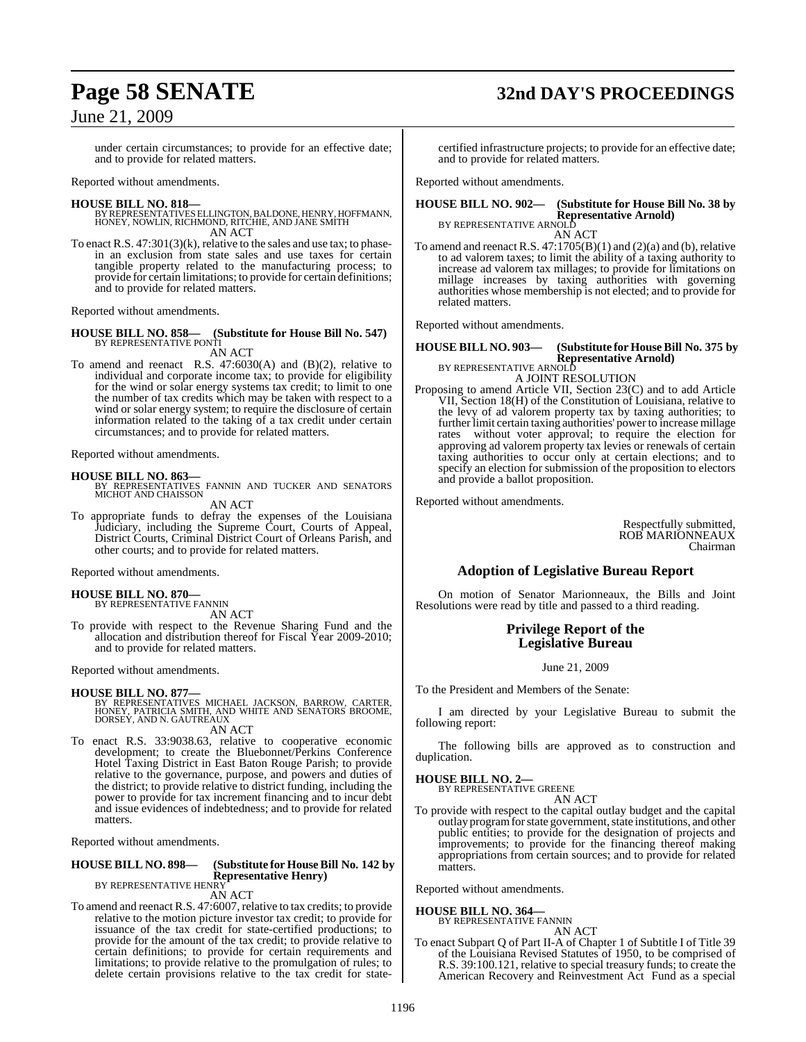under certain circumstances; to provide for an effective date; and to provide for related matters.

Reported without amendments.

**HOUSE BILL NO. 818—**
BY REPRESENTATIVES ELLINGTON, BALDONE, HENRY, HOFFMANN, HONEY, NOWLIN, RICHMOND, RITCHIE, AND JANE SMITH
AN ACT

To enact R.S. 47:301(3)(k), relative to the sales and use tax; to phase-in an exclusion from state sales and use taxes for certain tangible property related to the manufacturing process; to provide for certain limitations; to provide for certain definitions; and to provide for related matters.

Reported without amendments.

**HOUSE BILL NO. 858— (Substitute for House Bill No. 547)**
BY REPRESENTATIVE PONTI
AN ACT

To amend and reenact R.S. 47:6030(A) and (B)(2), relative to individual and corporate income tax; to provide for eligibility for the wind or solar energy systems tax credit; to limit to one the number of tax credits which may be taken with respect to a wind or solar energy system; to require the disclosure of certain information related to the taking of a tax credit under certain circumstances; and to provide for related matters.

Reported without amendments.

**HOUSE BILL NO. 863—**
BY REPRESENTATIVES FANNIN AND TUCKER AND SENATORS MICHOT AND CHAISSON
AN ACT

To appropriate funds to defray the expenses of the Louisiana Judiciary, including the Supreme Court, Courts of Appeal, District Courts, Criminal District Court of Orleans Parish, and other courts; and to provide for related matters.

Reported without amendments.

**HOUSE BILL NO. 870—**
BY REPRESENTATIVE FANNIN
AN ACT

To provide with respect to the Revenue Sharing Fund and the allocation and distribution thereof for Fiscal Year 2009-2010; and to provide for related matters.

Reported without amendments.

**HOUSE BILL NO. 877—**
BY REPRESENTATIVES MICHAEL JACKSON, BARROW, CARTER, HONEY, PATRICIA SMITH, AND WHITE AND SENATORS BROOME, DORSEY, AND N. GAUTREAUX
AN ACT

To enact R.S. 33:9038.63, relative to cooperative economic development; to create the Bluebonnet/Perkins Conference Hotel Taxing District in East Baton Rouge Parish; to provide relative to the governance, purpose, and powers and duties of the district; to provide relative to district funding, including the power to provide for tax increment financing and to incur debt and issue evidences of indebtedness; and to provide for related matters.

Reported without amendments.

**HOUSE BILL NO. 898— (Substitute for House Bill No. 142 by Representative Henry)**
BY REPRESENTATIVE HENRY
AN ACT

To amend and reenact R.S. 47:6007, relative to tax credits; to provide relative to the motion picture investor tax credit; to provide for issuance of the tax credit for state-certified productions; to provide for the amount of the tax credit; to provide relative to certain definitions; to provide for certain requirements and limitations; to provide relative to the promulgation of rules; to delete certain provisions relative to the tax credit for state-certified infrastructure projects; to provide for an effective date; and to provide for related matters.

Reported without amendments.

**HOUSE BILL NO. 902— (Substitute for House Bill No. 38 by Representative Arnold)**
BY REPRESENTATIVE ARNOLD
AN ACT

To amend and reenact R.S. 47:1705(B)(1) and (2)(a) and (b), relative to ad valorem taxes; to limit the ability of a taxing authority to increase ad valorem tax millages; to provide for limitations on millage increases by taxing authorities with governing authorities whose membership is not elected; and to provide for related matters.

Reported without amendments.

**HOUSE BILL NO. 903— (Substitute for House Bill No. 375 by Representative Arnold)**
BY REPRESENTATIVE ARNOLD
A JOINT RESOLUTION

Proposing to amend Article VII, Section 23(C) and to add Article VII, Section 18(H) of the Constitution of Louisiana, relative to the levy of ad valorem property tax by taxing authorities; to further limit certain taxing authorities' power to increase millage rates without voter approval; to require the election for approving ad valorem property tax levies or renewals of certain taxing authorities to occur only at certain elections; and to specify an election for submission of the proposition to electors and provide a ballot proposition.

Reported without amendments.

Respectfully submitted,
ROB MARIONNEAUX
Chairman

## Adoption of Legislative Bureau Report

On motion of Senator Marionneaux, the Bills and Joint Resolutions were read by title and passed to a third reading.

## Privilege Report of the Legislative Bureau

June 21, 2009

To the President and Members of the Senate:

I am directed by your Legislative Bureau to submit the following report:

The following bills are approved as to construction and duplication.

**HOUSE BILL NO. 2—**
BY REPRESENTATIVE GREENE
AN ACT

To provide with respect to the capital outlay budget and the capital outlay program for state government, state institutions, and other public entities; to provide for the designation of projects and improvements; to provide for the financing thereof making appropriations from certain sources; and to provide for related matters.

Reported without amendments.

**HOUSE BILL NO. 364—**
BY REPRESENTATIVE FANNIN
AN ACT

To enact Subpart Q of Part II-A of Chapter 1 of Subtitle I of Title 39 of the Louisiana Revised Statutes of 1950, to be comprised of R.S. 39:100.121, relative to special treasury funds; to create the American Recovery and Reinvestment Act Fund as a special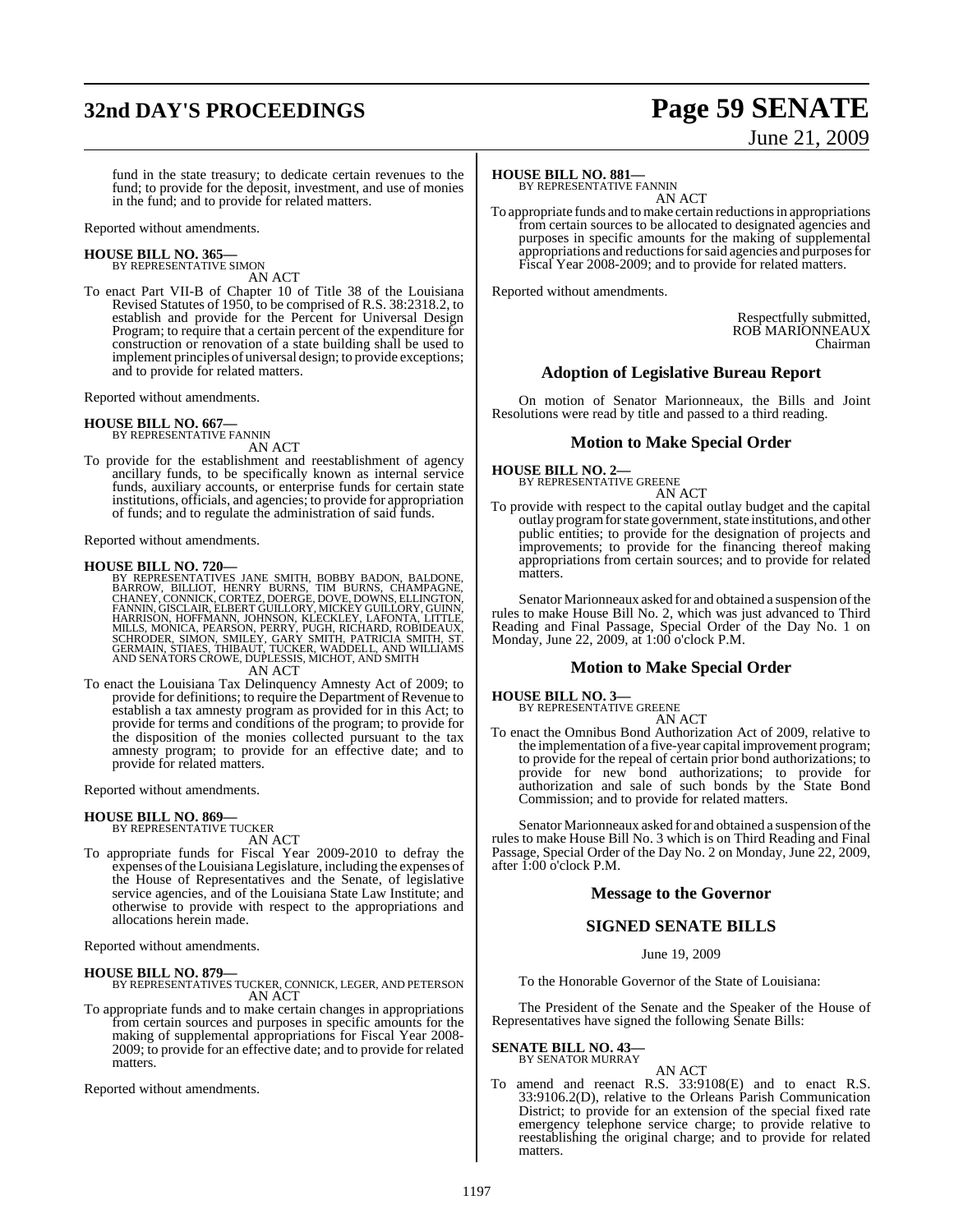fund in the state treasury; to dedicate certain revenues to the fund; to provide for the deposit, investment, and use of monies in the fund; and to provide for related matters.

Reported without amendments.

**HOUSE BILL NO. 365—**
BY REPRESENTATIVE SIMON

AN ACT

To enact Part VII-B of Chapter 10 of Title 38 of the Louisiana Revised Statutes of 1950, to be comprised of R.S. 38:2318.2, to establish and provide for the Percent for Universal Design Program; to require that a certain percent of the expenditure for construction or renovation of a state building shall be used to implement principles of universal design; to provide exceptions; and to provide for related matters.

Reported without amendments.

**HOUSE BILL NO. 667—**
BY REPRESENTATIVE FANNIN

AN ACT

To provide for the establishment and reestablishment of agency ancillary funds, to be specifically known as internal service funds, auxiliary accounts, or enterprise funds for certain state institutions, officials, and agencies; to provide for appropriation of funds; and to regulate the administration of said funds.

Reported without amendments.

**HOUSE BILL NO. 720—**
BY REPRESENTATIVES JANE SMITH, BOBBY BADON, BALDONE, BARROW, BILLIOT, HENRY BURNS, TIM BURNS, CHAMPAGNE, CHANEY, CONNICK, CORTEZ, DOERGE, DOVE, DOWNS, ELLINGTON, FANNIN, GISCLAIR, ELBERT GUILLORY, MICKEY GUILLORY, GUINN, HARRISON, HOFFMANN, JOHNSON, KLECKLEY, LAFONTA, LITTLE, MILLS, MONICA, PEARSON, PERRY, PUGH, RICHARD, ROBIDEAUX, SCHRODER, SIMON, SMILEY, GARY SMITH, PATRICIA SMITH, ST. GERMAIN, STIAES, THIBAUT, TUCKER, WADDELL, AND WILLIAMS AND SENATORS CROWE, DUPLESSIS, MICHOT, AND SMITH

AN ACT

To enact the Louisiana Tax Delinquency Amnesty Act of 2009; to provide for definitions; to require the Department of Revenue to establish a tax amnesty program as provided for in this Act; to provide for terms and conditions of the program; to provide for the disposition of the monies collected pursuant to the tax amnesty program; to provide for an effective date; and to provide for related matters.

Reported without amendments.

**HOUSE BILL NO. 869—**
BY REPRESENTATIVE TUCKER

AN ACT

To appropriate funds for Fiscal Year 2009-2010 to defray the expenses of the Louisiana Legislature, including the expenses of the House of Representatives and the Senate, of legislative service agencies, and of the Louisiana State Law Institute; and otherwise to provide with respect to the appropriations and allocations herein made.

Reported without amendments.

**HOUSE BILL NO. 879—**
BY REPRESENTATIVES TUCKER, CONNICK, LEGER, AND PETERSON

AN ACT

To appropriate funds and to make certain changes in appropriations from certain sources and purposes in specific amounts for the making of supplemental appropriations for Fiscal Year 2008-2009; to provide for an effective date; and to provide for related matters.

Reported without amendments.

**HOUSE BILL NO. 881—**
BY REPRESENTATIVE FANNIN

AN ACT

To appropriate funds and to make certain reductions in appropriations from certain sources to be allocated to designated agencies and purposes in specific amounts for the making of supplemental appropriations and reductions for said agencies and purposes for Fiscal Year 2008-2009; and to provide for related matters.

Reported without amendments.

Respectfully submitted,
ROB MARIONNEAUX
Chairman

## Adoption of Legislative Bureau Report

On motion of Senator Marionneaux, the Bills and Joint Resolutions were read by title and passed to a third reading.

## Motion to Make Special Order

**HOUSE BILL NO. 2—**
BY REPRESENTATIVE GREENE

AN ACT

To provide with respect to the capital outlay budget and the capital outlay program for state government, state institutions, and other public entities; to provide for the designation of projects and improvements; to provide for the financing thereof making appropriations from certain sources; and to provide for related matters.

Senator Marionneaux asked for and obtained a suspension of the rules to make House Bill No. 2, which was just advanced to Third Reading and Final Passage, Special Order of the Day No. 1 on Monday, June 22, 2009, at 1:00 o'clock P.M.

## Motion to Make Special Order

**HOUSE BILL NO. 3—**
BY REPRESENTATIVE GREENE

AN ACT

To enact the Omnibus Bond Authorization Act of 2009, relative to the implementation of a five-year capital improvement program; to provide for the repeal of certain prior bond authorizations; to provide for new bond authorizations; to provide for authorization and sale of such bonds by the State Bond Commission; and to provide for related matters.

Senator Marionneaux asked for and obtained a suspension of the rules to make House Bill No. 3 which is on Third Reading and Final Passage, Special Order of the Day No. 2 on Monday, June 22, 2009, after 1:00 o'clock P.M.

## Message to the Governor

## SIGNED SENATE BILLS

June 19, 2009

To the Honorable Governor of the State of Louisiana:

The President of the Senate and the Speaker of the House of Representatives have signed the following Senate Bills:

**SENATE BILL NO. 43—**
BY SENATOR MURRAY

AN ACT

To amend and reenact R.S. 33:9108(E) and to enact R.S. 33:9106.2(D), relative to the Orleans Parish Communication District; to provide for an extension of the special fixed rate emergency telephone service charge; to provide relative to reestablishing the original charge; and to provide for related matters.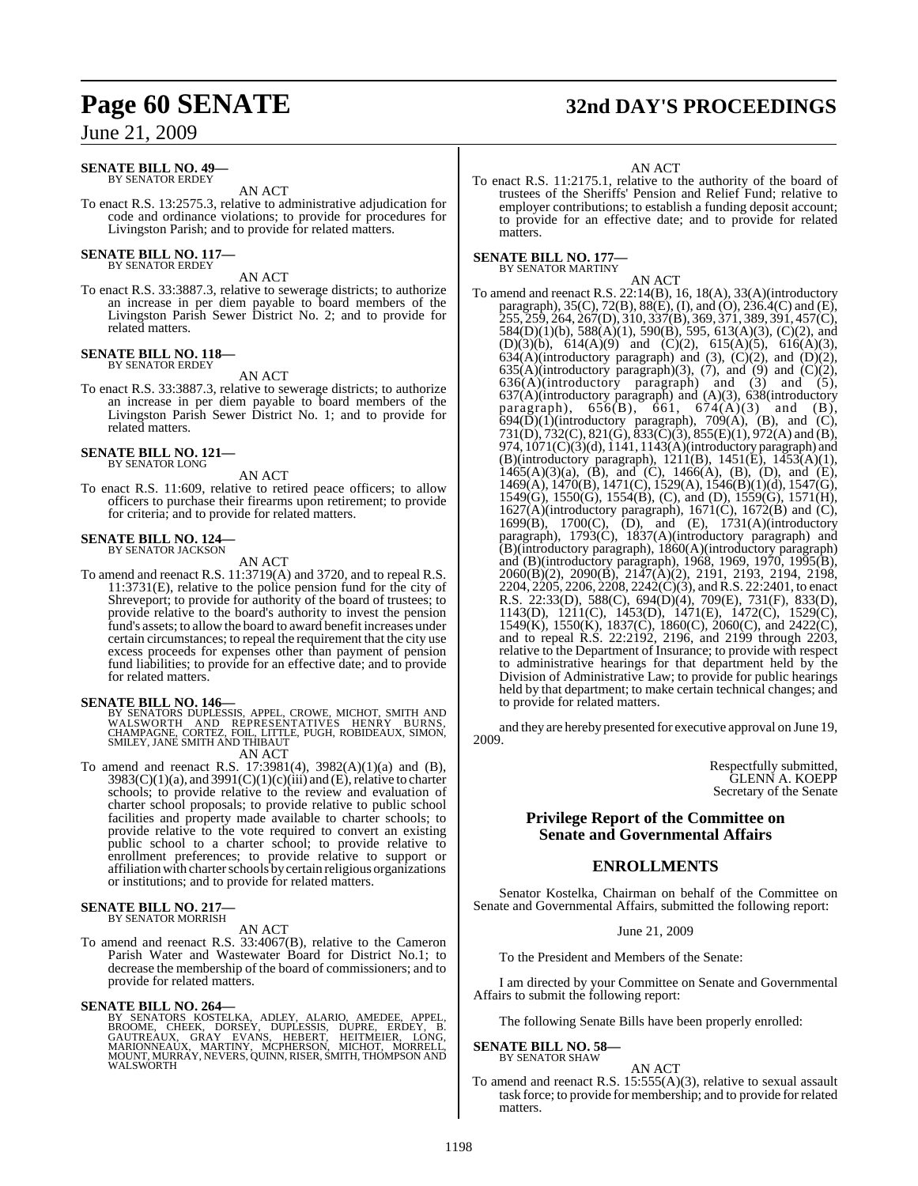**SENATE BILL NO. 49—**
BY SENATOR ERDEY

AN ACT

To enact R.S. 13:2575.3, relative to administrative adjudication for code and ordinance violations; to provide for procedures for Livingston Parish; and to provide for related matters.

**SENATE BILL NO. 117—**
BY SENATOR ERDEY

AN ACT

To enact R.S. 33:3887.3, relative to sewerage districts; to authorize an increase in per diem payable to board members of the Livingston Parish Sewer District No. 2; and to provide for related matters.

**SENATE BILL NO. 118—**
BY SENATOR ERDEY

AN ACT

To enact R.S. 33:3887.3, relative to sewerage districts; to authorize an increase in per diem payable to board members of the Livingston Parish Sewer District No. 1; and to provide for related matters.

**SENATE BILL NO. 121—**
BY SENATOR LONG

AN ACT

To enact R.S. 11:609, relative to retired peace officers; to allow officers to purchase their firearms upon retirement; to provide for criteria; and to provide for related matters.

**SENATE BILL NO. 124—**
BY SENATOR JACKSON

AN ACT

To amend and reenact R.S. 11:3719(A) and 3720, and to repeal R.S. 11:3731(E), relative to the police pension fund for the city of Shreveport; to provide for authority of the board of trustees; to provide relative to the board's authority to invest the pension fund's assets; to allow the board to award benefit increases under certain circumstances; to repeal the requirement that the city use excess proceeds for expenses other than payment of pension fund liabilities; to provide for an effective date; and to provide for related matters.

**SENATE BILL NO. 146—**
BY SENATORS DUPLESSIS, APPEL, CROWE, MICHOT, SMITH AND WALSWORTH AND REPRESENTATIVES HENRY BURNS, CHAMPAGNE, CORTEZ, FOIL, LITTLE, PUGH, ROBIDEAUX, SIMON, SMILEY, JANE SMITH AND THIBAUT

AN ACT

To amend and reenact R.S. 17:3981(4), 3982(A)(1)(a) and (B), 3983(C)(1)(a), and 3991(C)(1)(c)(iii) and (E), relative to charter schools; to provide relative to the review and evaluation of charter school proposals; to provide relative to public school facilities and property made available to charter schools; to provide relative to the vote required to convert an existing public school to a charter school; to provide relative to enrollment preferences; to provide relative to support or affiliation with charter schools by certain religious organizations or institutions; and to provide for related matters.

**SENATE BILL NO. 217—**
BY SENATOR MORRISH

AN ACT

To amend and reenact R.S. 33:4067(B), relative to the Cameron Parish Water and Wastewater Board for District No.1; to decrease the membership of the board of commissioners; and to provide for related matters.

**SENATE BILL NO. 264—**
BY SENATORS KOSTELKA, ADLEY, ALARIO, AMEDEE, APPEL, BROOME, CHEEK, DORSEY, DUPLESSIS, DUPRE, ERDEY, B. GAUTREAUX, GRAY EVANS, HEBERT, HEITMEIER, LONG, MARIONNEAUX, MARTINY, MCPHERSON, MICHOT, MORRELL, MOUNT, MURRAY, NEVERS, QUINN, RISER, SMITH, THOMPSON AND WALSWORTH

AN ACT

To enact R.S. 11:2175.1, relative to the authority of the board of trustees of the Sheriffs' Pension and Relief Fund; relative to employer contributions; to establish a funding deposit account; to provide for an effective date; and to provide for related matters.

**SENATE BILL NO. 177—**
BY SENATOR MARTINY

AN ACT

To amend and reenact R.S. 22:14(B), 16, 18(A), 33(A)(introductory paragraph), 35(C), 72(B), 88(E), (I), and (O), 236.4(C) and (E), 255, 259, 264, 267(D), 310, 337(B), 369, 371, 389, 391, 457(C), 584(D)(1)(b), 588(A)(1), 590(B), 595, 613(A)(3), (C)(2), and (D)(3)(b), 614(A)(9) and (C)(2), 615(A)(5), 616(A)(3), 634(A)(introductory paragraph) and (3), (C)(2), and (D)(2), 635(A)(introductory paragraph)(3), (7), and (9) and (C)(2), 636(A)(introductory paragraph) and (3) and (5), 637(A)(introductory paragraph) and (A)(3), 638(introductory paragraph), 656(B), 661, 674(A)(3) and (B), 694(D)(1)(introductory paragraph), 709(A), (B), and (C), 731(D), 732(C), 821(G), 833(C)(3), 855(E)(1), 972(A) and (B), 974, 1071(C)(3)(d), 1141, 1143(A)(introductory paragraph) and (B)(introductory paragraph), 1211(B), 1451(E), 1453(A)(1), 1465(A)(3)(a), (B), and (C), 1466(A), (B), (D), and (E), 1469(A), 1470(B), 1471(C), 1529(A), 1546(B)(1)(d), 1547(G), 1549(G), 1550(G), 1554(B), (C), and (D), 1559(G), 1571(H), 1627(A)(introductory paragraph), 1671(C), 1672(B) and (C), 1699(B), 1700(C), (D), and (E), 1731(A)(introductory paragraph), 1793(C), 1837(A)(introductory paragraph) and (B)(introductory paragraph), 1860(A)(introductory paragraph) and (B)(introductory paragraph), 1968, 1969, 1970, 1995(B), 2060(B)(2), 2090(B), 2147(A)(2), 2191, 2193, 2194, 2198, 2204, 2205, 2206, 2208, 2242(C)(3), and R.S. 22:2401, to enact R.S. 22:33(D), 588(C), 694(D)(4), 709(E), 731(F), 833(D), 1143(D), 1211(C), 1453(D), 1471(E), 1472(C), 1529(C), 1549(K), 1550(K), 1837(C), 1860(C), 2060(C), and 2422(C), and to repeal R.S. 22:2192, 2196, and 2199 through 2203, relative to the Department of Insurance; to provide with respect to administrative hearings for that department held by the Division of Administrative Law; to provide for public hearings held by that department; to make certain technical changes; and to provide for related matters.

and they are hereby presented for executive approval on June 19, 2009.

Respectfully submitted,
GLENN A. KOEPP
Secretary of the Senate

## Privilege Report of the Committee on Senate and Governmental Affairs

## ENROLLMENTS

Senator Kostelka, Chairman on behalf of the Committee on Senate and Governmental Affairs, submitted the following report:

June 21, 2009

To the President and Members of the Senate:

I am directed by your Committee on Senate and Governmental Affairs to submit the following report:

The following Senate Bills have been properly enrolled:

**SENATE BILL NO. 58—**
BY SENATOR SHAW

AN ACT

To amend and reenact R.S. 15:555(A)(3), relative to sexual assault task force; to provide for membership; and to provide for related matters.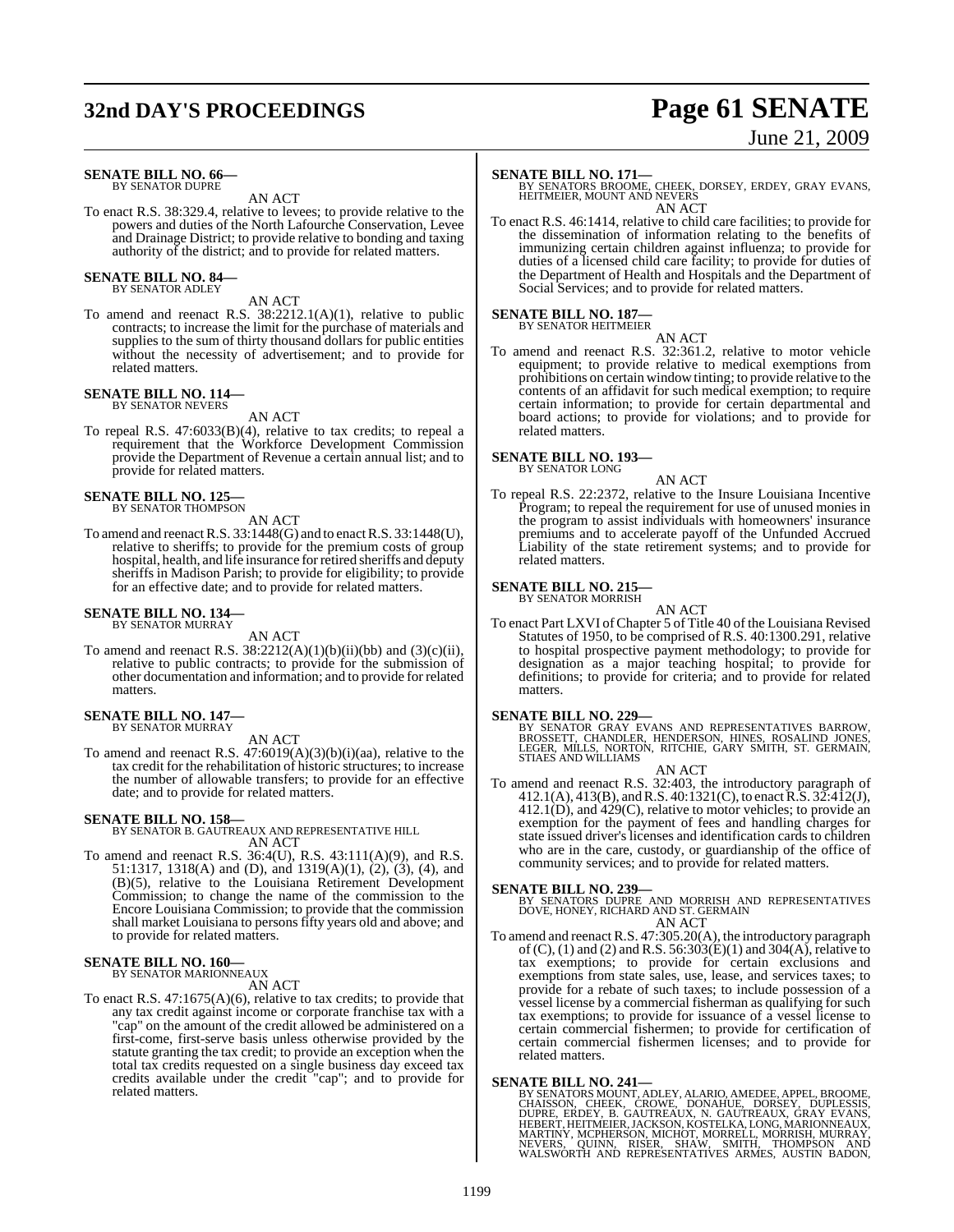**SENATE BILL NO. 66—**
BY SENATOR DUPRE

AN ACT

To enact R.S. 38:329.4, relative to levees; to provide relative to the powers and duties of the North Lafourche Conservation, Levee and Drainage District; to provide relative to bonding and taxing authority of the district; and to provide for related matters.

**SENATE BILL NO. 84—**
BY SENATOR ADLEY

AN ACT

To amend and reenact R.S. 38:2212.1(A)(1), relative to public contracts; to increase the limit for the purchase of materials and supplies to the sum of thirty thousand dollars for public entities without the necessity of advertisement; and to provide for related matters.

**SENATE BILL NO. 114—**
BY SENATOR NEVERS

AN ACT

To repeal R.S. 47:6033(B)(4), relative to tax credits; to repeal a requirement that the Workforce Development Commission provide the Department of Revenue a certain annual list; and to provide for related matters.

**SENATE BILL NO. 125—**
BY SENATOR THOMPSON

AN ACT

To amend and reenact R.S. 33:1448(G) and to enact R.S. 33:1448(U), relative to sheriffs; to provide for the premium costs of group hospital, health, and life insurance for retired sheriffs and deputy sheriffs in Madison Parish; to provide for eligibility; to provide for an effective date; and to provide for related matters.

**SENATE BILL NO. 134—**
BY SENATOR MURRAY

AN ACT

To amend and reenact R.S. 38:2212(A)(1)(b)(ii)(bb) and (3)(c)(ii), relative to public contracts; to provide for the submission of other documentation and information; and to provide for related matters.

**SENATE BILL NO. 147—**
BY SENATOR MURRAY

AN ACT

To amend and reenact R.S. 47:6019(A)(3)(b)(i)(aa), relative to the tax credit for the rehabilitation of historic structures; to increase the number of allowable transfers; to provide for an effective date; and to provide for related matters.

**SENATE BILL NO. 158—**
BY SENATOR B. GAUTREAUX AND REPRESENTATIVE HILL

AN ACT

To amend and reenact R.S. 36:4(U), R.S. 43:111(A)(9), and R.S. 51:1317, 1318(A) and (D), and 1319(A)(1), (2), (3), (4), and (B)(5), relative to the Louisiana Retirement Development Commission; to change the name of the commission to the Encore Louisiana Commission; to provide that the commission shall market Louisiana to persons fifty years old and above; and to provide for related matters.

**SENATE BILL NO. 160—**
BY SENATOR MARIONNEAUX

AN ACT

To enact R.S. 47:1675(A)(6), relative to tax credits; to provide that any tax credit against income or corporate franchise tax with a "cap" on the amount of the credit allowed be administered on a first-come, first-serve basis unless otherwise provided by the statute granting the tax credit; to provide an exception when the total tax credits requested on a single business day exceed tax credits available under the credit "cap"; and to provide for related matters.

**SENATE BILL NO. 171—**
BY SENATORS BROOME, CHEEK, DORSEY, ERDEY, GRAY EVANS, HEITMEIER, MOUNT AND NEVERS

AN ACT

To enact R.S. 46:1414, relative to child care facilities; to provide for the dissemination of information relating to the benefits of immunizing certain children against influenza; to provide for duties of a licensed child care facility; to provide for duties of the Department of Health and Hospitals and the Department of Social Services; and to provide for related matters.

**SENATE BILL NO. 187—**
BY SENATOR HEITMEIER

AN ACT

To amend and reenact R.S. 32:361.2, relative to motor vehicle equipment; to provide relative to medical exemptions from prohibitions on certain window tinting; to provide relative to the contents of an affidavit for such medical exemption; to require certain information; to provide for certain departmental and board actions; to provide for violations; and to provide for related matters.

**SENATE BILL NO. 193—**
BY SENATOR LONG

AN ACT

To repeal R.S. 22:2372, relative to the Insure Louisiana Incentive Program; to repeal the requirement for use of unused monies in the program to assist individuals with homeowners' insurance premiums and to accelerate payoff of the Unfunded Accrued Liability of the state retirement systems; and to provide for related matters.

**SENATE BILL NO. 215—**
BY SENATOR MORRISH

AN ACT

To enact Part LXVI of Chapter 5 of Title 40 of the Louisiana Revised Statutes of 1950, to be comprised of R.S. 40:1300.291, relative to hospital prospective payment methodology; to provide for designation as a major teaching hospital; to provide for definitions; to provide for criteria; and to provide for related matters.

**SENATE BILL NO. 229—**
BY SENATOR GRAY EVANS AND REPRESENTATIVES BARROW, BROSSETT, CHANDLER, HENDERSON, HINES, ROSALIND JONES, LEGER, MILLS, NORTON, RITCHIE, GARY SMITH, ST. GERMAIN, STIAES AND WILLIAMS

AN ACT

To amend and reenact R.S. 32:403, the introductory paragraph of 412.1(A), 413(B), and R.S. 40:1321(C), to enact R.S. 32:412(J), 412.1(D), and 429(C), relative to motor vehicles; to provide an exemption for the payment of fees and handling charges for state issued driver's licenses and identification cards to children who are in the care, custody, or guardianship of the office of community services; and to provide for related matters.

**SENATE BILL NO. 239—**
BY SENATORS DUPRE AND MORRISH AND REPRESENTATIVES DOVE, HONEY, RICHARD AND ST. GERMAIN

AN ACT

To amend and reenact R.S. 47:305.20(A), the introductory paragraph of (C), (1) and (2) and R.S. 56:303(E)(1) and 304(A), relative to tax exemptions; to provide for certain exclusions and exemptions from state sales, use, lease, and services taxes; to provide for a rebate of such taxes; to include possession of a vessel license by a commercial fisherman as qualifying for such tax exemptions; to provide for issuance of a vessel license to certain commercial fishermen; to provide for certification of certain commercial fishermen licenses; and to provide for related matters.

**SENATE BILL NO. 241—**
BY SENATORS MOUNT, ADLEY, ALARIO, AMEDEE, APPEL, BROOME, CHAISSON, CHEEK, CROWE, DONAHUE, DORSEY, DUPLESSIS, DUPRE, ERDEY, B. GAUTREAUX, N. GAUTREAUX, GRAY EVANS, HEBERT, HEITMEIER, JACKSON, KOSTELKA, LONG, MARIONNEAUX, MARTINY, MCPHERSON, MICHOT, MORRELL, MORRISH, MURRAY, NEVERS, QUINN, RISER, SHAW, SMITH, THOMPSON AND WALSWORTH AND REPRESENTATIVES ARMES, AUSTIN BADON,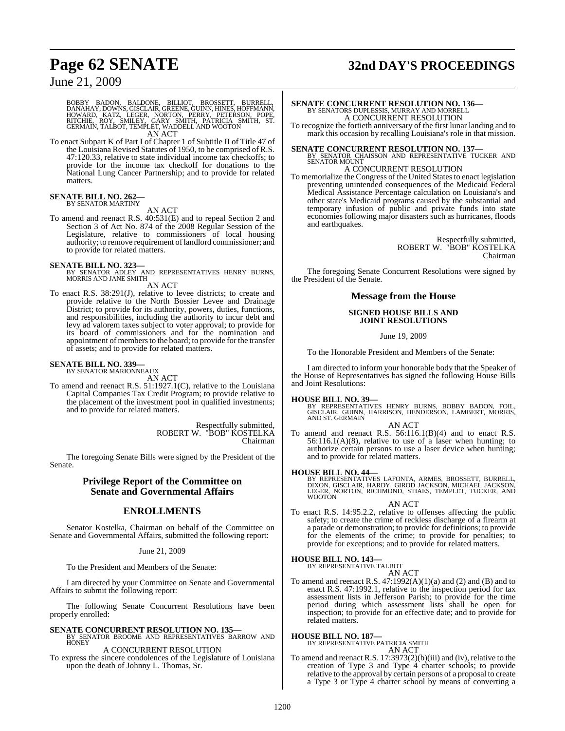BOBBY BADON, BALDONE, BILLIOT, BROSSETT, BURRELL, DANAHAY, DOWNS, GISCLAIR, GREENE, GUINN, HINES, HOFFMANN, HOWARD, KATZ, LEGER, NORTON, PERRY, PETERSON, POPE, RITCHIE, ROY, SMILEY, GARY SMITH, PATRICIA SMITH, ST. GERMAIN, TALBOT, TEMPLET, WADDELL AND WOOTON

AN ACT

To enact Subpart K of Part I of Chapter 1 of Subtitle II of Title 47 of the Louisiana Revised Statutes of 1950, to be comprised of R.S. 47:120.33, relative to state individual income tax checkoffs; to provide for the income tax checkoff for donations to the National Lung Cancer Partnership; and to provide for related matters.

**SENATE BILL NO. 262—**
BY SENATOR MARTINY

AN ACT

To amend and reenact R.S. 40:531(E) and to repeal Section 2 and Section 3 of Act No. 874 of the 2008 Regular Session of the Legislature, relative to commissioners of local housing authority; to remove requirement of landlord commissioner; and to provide for related matters.

**SENATE BILL NO. 323—**
BY SENATOR ADLEY AND REPRESENTATIVES HENRY BURNS, MORRIS AND JANE SMITH

AN ACT

To enact R.S. 38:291(J), relative to levee districts; to create and provide relative to the North Bossier Levee and Drainage District; to provide for its authority, powers, duties, functions, and responsibilities, including the authority to incur debt and levy ad valorem taxes subject to voter approval; to provide for its board of commissioners and for the nomination and appointment of members to the board; to provide for the transfer of assets; and to provide for related matters.

**SENATE BILL NO. 339—**
BY SENATOR MARIONNEAUX

AN ACT

To amend and reenact R.S. 51:1927.1(C), relative to the Louisiana Capital Companies Tax Credit Program; to provide relative to the placement of the investment pool in qualified investments; and to provide for related matters.

Respectfully submitted,
ROBERT W. "BOB" KOSTELKA
Chairman

The foregoing Senate Bills were signed by the President of the Senate.

## Privilege Report of the Committee on Senate and Governmental Affairs

## ENROLLMENTS

Senator Kostelka, Chairman on behalf of the Committee on Senate and Governmental Affairs, submitted the following report:

June 21, 2009

To the President and Members of the Senate:

I am directed by your Committee on Senate and Governmental Affairs to submit the following report:

The following Senate Concurrent Resolutions have been properly enrolled:

**SENATE CONCURRENT RESOLUTION NO. 135—**
BY SENATOR BROOME AND REPRESENTATIVES BARROW AND HONEY

A CONCURRENT RESOLUTION

To express the sincere condolences of the Legislature of Louisiana upon the death of Johnny L. Thomas, Sr.

**SENATE CONCURRENT RESOLUTION NO. 136—**
BY SENATORS DUPLESSIS, MURRAY AND MORRELL

A CONCURRENT RESOLUTION

To recognize the fortieth anniversary of the first lunar landing and to mark this occasion by recalling Louisiana's role in that mission.

**SENATE CONCURRENT RESOLUTION NO. 137—**
BY SENATOR CHAISSON AND REPRESENTATIVE TUCKER AND SENATOR MOUNT

A CONCURRENT RESOLUTION

To memorialize the Congress of the United States to enact legislation preventing unintended consequences of the Medicaid Federal Medical Assistance Percentage calculation on Louisiana's and other state's Medicaid programs caused by the substantial and temporary infusion of public and private funds into state economies following major disasters such as hurricanes, floods and earthquakes.

Respectfully submitted,
ROBERT W. "BOB" KOSTELKA
Chairman

The foregoing Senate Concurrent Resolutions were signed by the President of the Senate.

## Message from the House

### SIGNED HOUSE BILLS AND JOINT RESOLUTIONS

June 19, 2009

To the Honorable President and Members of the Senate:

I am directed to inform your honorable body that the Speaker of the House of Representatives has signed the following House Bills and Joint Resolutions:

**HOUSE BILL NO. 39—**
BY REPRESENTATIVES HENRY BURNS, BOBBY BADON, FOIL, GISCLAIR, GUINN, HARRISON, HENDERSON, LAMBERT, MORRIS, AND ST. GERMAIN

AN ACT

To amend and reenact R.S. 56:116.1(B)(4) and to enact R.S. 56:116.1(A)(8), relative to use of a laser when hunting; to authorize certain persons to use a laser device when hunting; and to provide for related matters.

**HOUSE BILL NO. 44—**
BY REPRESENTATIVES LAFONTA, ARMES, BROSSETT, BURRELL, DIXON, GISCLAIR, HARDY, GIROD JACKSON, MICHAEL JACKSON, LEGER, NORTON, RICHMOND, STIAES, TEMPLET, TUCKER, AND WOOTON

AN ACT

To enact R.S. 14:95.2.2, relative to offenses affecting the public safety; to create the crime of reckless discharge of a firearm at a parade or demonstration; to provide for definitions; to provide for the elements of the crime; to provide for penalties; to provide for exceptions; and to provide for related matters.

**HOUSE BILL NO. 143—**
BY REPRESENTATIVE TALBOT

AN ACT

To amend and reenact R.S. 47:1992(A)(1)(a) and (2) and (B) and to enact R.S. 47:1992.1, relative to the inspection period for tax assessment lists in Jefferson Parish; to provide for the time period during which assessment lists shall be open for inspection; to provide for an effective date; and to provide for related matters.

**HOUSE BILL NO. 187—**
BY REPRESENTATIVE PATRICIA SMITH

AN ACT

To amend and reenact R.S. 17:3973(2)(b)(iii) and (iv), relative to the creation of Type 3 and Type 4 charter schools; to provide relative to the approval by certain persons of a proposal to create a Type 3 or Type 4 charter school by means of converting a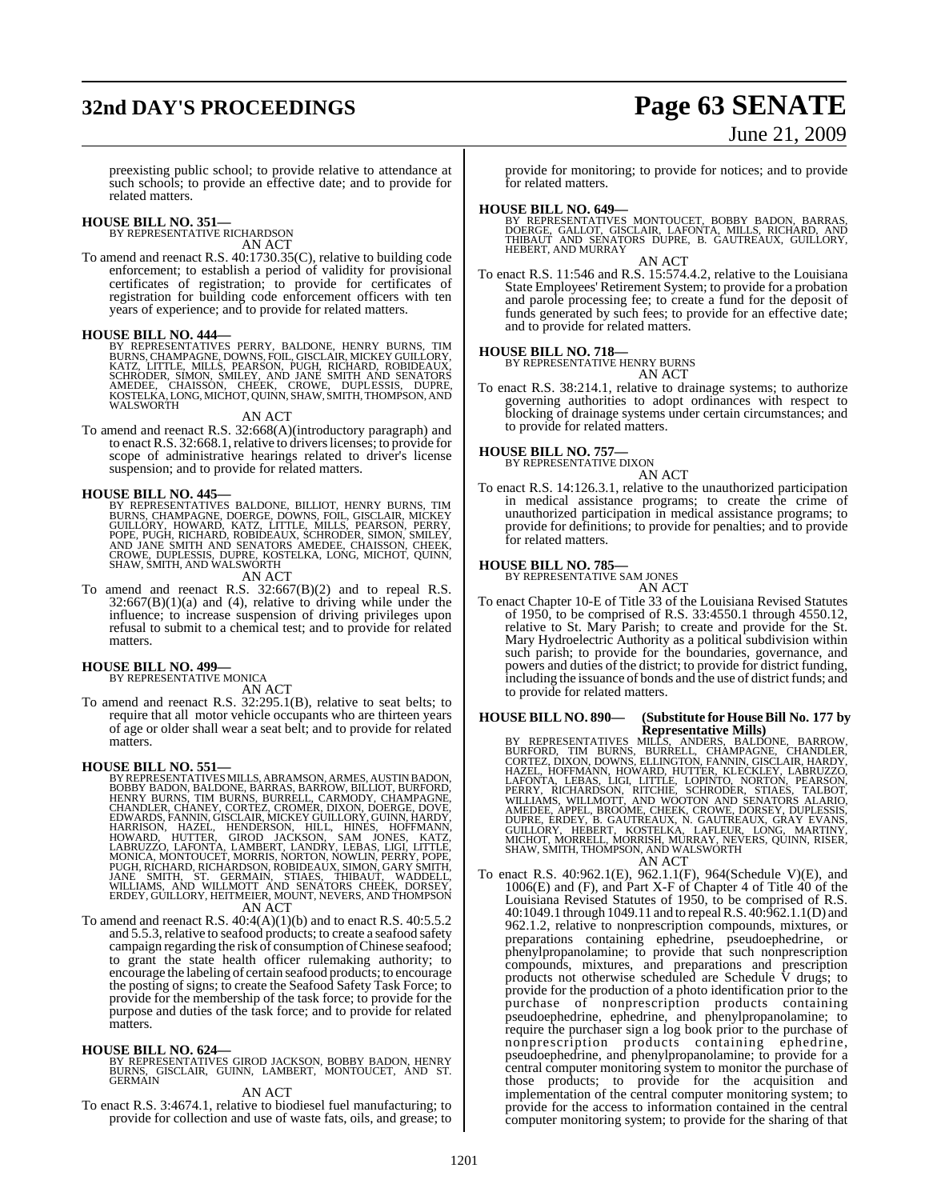preexisting public school; to provide relative to attendance at such schools; to provide an effective date; and to provide for related matters.

**HOUSE BILL NO. 351—**
BY REPRESENTATIVE RICHARDSON
AN ACT
To amend and reenact R.S. 40:1730.35(C), relative to building code enforcement; to establish a period of validity for provisional certificates of registration; to provide for certificates of registration for building code enforcement officers with ten years of experience; and to provide for related matters.

**HOUSE BILL NO. 444—**
BY REPRESENTATIVES PERRY, BALDONE, HENRY BURNS, TIM BURNS, CHAMPAGNE, DOWNS, FOIL, GISCLAIR, MICKEY GUILLORY, KATZ, LITTLE, MILLS, PEARSON, PUGH, RICHARD, ROBIDEAUX, SCHRODER, SIMON, SMILEY, AND JANE SMITH AND SENATORS AMEDEE, CHAISSON, CHEEK, CROWE, DUPLESSIS, DUPRE, KOSTELKA, LONG, MICHOT, QUINN, SHAW, SMITH, THOMPSON, AND WALSWORTH
AN ACT
To amend and reenact R.S. 32:668(A)(introductory paragraph) and to enact R.S. 32:668.1, relative to drivers licenses; to provide for scope of administrative hearings related to driver's license suspension; and to provide for related matters.

**HOUSE BILL NO. 445—**
BY REPRESENTATIVES BALDONE, BILLIOT, HENRY BURNS, TIM BURNS, CHAMPAGNE, DOERGE, DOWNS, FOIL, GISCLAIR, MICKEY GUILLORY, HOWARD, KATZ, LITTLE, MILLS, PEARSON, PERRY, POPE, PUGH, RICHARD, ROBIDEAUX, SCHRODER, SIMON, SMILEY, AND JANE SMITH AND SENATORS AMEDEE, CHAISSON, CHEEK, CROWE, DUPLESSIS, DUPRE, KOSTELKA, LONG, MICHOT, QUINN, SHAW, SMITH, AND WALSWORTH
AN ACT
To amend and reenact R.S. 32:667(B)(2) and to repeal R.S. 32:667(B)(1)(a) and (4), relative to driving while under the influence; to increase suspension of driving privileges upon refusal to submit to a chemical test; and to provide for related matters.

**HOUSE BILL NO. 499—**
BY REPRESENTATIVE MONICA
AN ACT
To amend and reenact R.S. 32:295.1(B), relative to seat belts; to require that all motor vehicle occupants who are thirteen years of age or older shall wear a seat belt; and to provide for related matters.

**HOUSE BILL NO. 551—**
BY REPRESENTATIVES MILLS, ABRAMSON, ARMES, AUSTIN BADON, BOBBY BADON, BALDONE, BARRAS, BARROW, BILLIOT, BURFORD, HENRY BURNS, TIM BURNS, BURRELL, CARMODY, CHAMPAGNE, CHANDLER, CHANEY, CORTEZ, CROMER, DIXON, DOERGE, DOVE, EDWARDS, FANNIN, GISCLAIR, MICKEY GUILLORY, GUINN, HARDY, HARRISON, HAZEL, HENDERSON, HILL, HINES, HOFFMANN, HOWARD, HUTTER, GIROD JACKSON, SAM JONES, KATZ, LABRUZZO, LAFONTA, LAMBERT, LANDRY, LEBAS, LIGI, LITTLE, MONICA, MONTOUCET, MORRIS, NORTON, NOWLIN, PERRY, POPE, PUGH, RICHARD, RICHARDSON, ROBIDEAUX, SIMON, GARY SMITH, JANE SMITH, ST. GERMAIN, STIAES, THIBAUT, WADDELL, WILLIAMS, AND WILLMOTT AND SENATORS CHEEK, DORSEY, ERDEY, GUILLORY, HEITMEIER, MOUNT, NEVERS, AND THOMPSON
AN ACT
To amend and reenact R.S. 40:4(A)(1)(b) and to enact R.S. 40:5.5.2 and 5.5.3, relative to seafood products; to create a seafood safety campaign regarding the risk of consumption of Chinese seafood; to grant the state health officer rulemaking authority; to encourage the labeling of certain seafood products; to encourage the posting of signs; to create the Seafood Safety Task Force; to provide for the membership of the task force; to provide for the purpose and duties of the task force; and to provide for related matters.

**HOUSE BILL NO. 624—**
BY REPRESENTATIVES GIROD JACKSON, BOBBY BADON, HENRY BURNS, GISCLAIR, GUINN, LAMBERT, MONTOUCET, AND ST. GERMAIN
AN ACT
To enact R.S. 3:4674.1, relative to biodiesel fuel manufacturing; to provide for collection and use of waste fats, oils, and grease; to provide for monitoring; to provide for notices; and to provide for related matters.

**HOUSE BILL NO. 649—**
BY REPRESENTATIVES MONTOUCET, BOBBY BADON, BARRAS, DOERGE, GALLOT, GISCLAIR, LAFONTA, MILLS, RICHARD, AND THIBAUT AND SENATORS DUPRE, B. GAUTREAUX, GUILLORY, HEBERT, AND MURRAY
AN ACT
To enact R.S. 11:546 and R.S. 15:574.4.2, relative to the Louisiana State Employees' Retirement System; to provide for a probation and parole processing fee; to create a fund for the deposit of funds generated by such fees; to provide for an effective date; and to provide for related matters.

**HOUSE BILL NO. 718—**
BY REPRESENTATIVE HENRY BURNS
AN ACT
To enact R.S. 38:214.1, relative to drainage systems; to authorize governing authorities to adopt ordinances with respect to blocking of drainage systems under certain circumstances; and to provide for related matters.

**HOUSE BILL NO. 757—**
BY REPRESENTATIVE DIXON
AN ACT
To enact R.S. 14:126.3.1, relative to the unauthorized participation in medical assistance programs; to create the crime of unauthorized participation in medical assistance programs; to provide for definitions; to provide for penalties; and to provide for related matters.

**HOUSE BILL NO. 785—**
BY REPRESENTATIVE SAM JONES
AN ACT
To enact Chapter 10-E of Title 33 of the Louisiana Revised Statutes of 1950, to be comprised of R.S. 33:4550.1 through 4550.12, relative to St. Mary Parish; to create and provide for the St. Mary Hydroelectric Authority as a political subdivision within such parish; to provide for the boundaries, governance, and powers and duties of the district; to provide for district funding, including the issuance of bonds and the use of district funds; and to provide for related matters.

**HOUSE BILL NO. 890— (Substitute for House Bill No. 177 by Representative Mills)**
BY REPRESENTATIVES MILLS, ANDERS, BALDONE, BARROW, BURFORD, TIM BURNS, BURRELL, CHAMPAGNE, CHANDLER, CORTEZ, DIXON, DOWNS, ELLINGTON, FANNIN, GISCLAIR, HARDY, HAZEL, HOFFMANN, HOWARD, HUTTER, KLECKLEY, LABRUZZO, LAFONTA, LEBAS, LIGI, LITTLE, LOPINTO, NORTON, PEARSON, PERRY, RICHARDSON, RITCHIE, SCHRODER, STIAES, TALBOT, WILLIAMS, WILLMOTT, AND WOOTON AND SENATORS ALARIO, AMEDEE, APPEL, BROOME, CHEEK, CROWE, DORSEY, DUPLESSIS, DUPRE, ERDEY, B. GAUTREAUX, N. GAUTREAUX, GRAY EVANS, GUILLORY, HEBERT, KOSTELKA, LAFLEUR, LONG, MARTINY, MICHOT, MORRELL, MORRISH, MURRAY, NEVERS, QUINN, RISER, SHAW, SMITH, THOMPSON, AND WALSWORTH
AN ACT
To enact R.S. 40:962.1(E), 962.1.1(F), 964(Schedule V)(E), and 1006(E) and (F), and Part X-F of Chapter 4 of Title 40 of the Louisiana Revised Statutes of 1950, to be comprised of R.S. 40:1049.1 through 1049.11 and to repeal R.S. 40:962.1.1(D) and 962.1.2, relative to nonprescription compounds, mixtures, or preparations containing ephedrine, pseudoephedrine, or phenylpropanolamine; to provide that such nonprescription compounds, mixtures, and preparations and prescription products not otherwise scheduled are Schedule V drugs; to provide for the production of a photo identification prior to the purchase of nonprescription products containing pseudoephedrine, ephedrine, and phenylpropanolamine; to require the purchaser sign a log book prior to the purchase of nonprescription products containing ephedrine, pseudoephedrine, and phenylpropanolamine; to provide for a central computer monitoring system to monitor the purchase of those products; to provide for the acquisition and implementation of the central computer monitoring system; to provide for the access to information contained in the central computer monitoring system; to provide for the sharing of that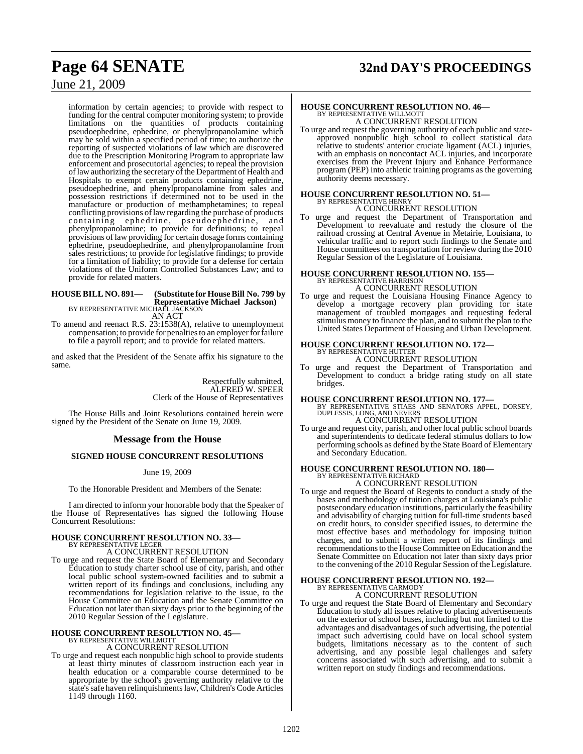information by certain agencies; to provide with respect to funding for the central computer monitoring system; to provide limitations on the quantities of products containing pseudoephedrine, ephedrine, or phenylpropanolamine which may be sold within a specified period of time; to authorize the reporting of suspected violations of law which are discovered due to the Prescription Monitoring Program to appropriate law enforcement and prosecutorial agencies; to repeal the provision of law authorizing the secretary of the Department of Health and Hospitals to exempt certain products containing ephedrine, pseudoephedrine, and phenylpropanolamine from sales and possession restrictions if determined not to be used in the manufacture or production of methamphetamines; to repeal conflicting provisions of law regarding the purchase of products containing ephedrine, pseudoephedrine, and phenylpropanolamine; to provide for definitions; to repeal provisions of law providing for certain dosage forms containing ephedrine, pseudoephedrine, and phenylpropanolamine from sales restrictions; to provide for legislative findings; to provide for a limitation of liability; to provide for a defense for certain violations of the Uniform Controlled Substances Law; and to provide for related matters.

**HOUSE BILL NO. 891— (Substitute for House Bill No. 799 by Representative Michael Jackson)**
BY REPRESENTATIVE MICHAEL JACKSON
AN ACT

To amend and reenact R.S. 23:1538(A), relative to unemployment compensation; to provide for penalties to an employer for failure to file a payroll report; and to provide for related matters.

and asked that the President of the Senate affix his signature to the same.

Respectfully submitted,
ALFRED W. SPEER
Clerk of the House of Representatives

The House Bills and Joint Resolutions contained herein were signed by the President of the Senate on June 19, 2009.

## Message from the House

### SIGNED HOUSE CONCURRENT RESOLUTIONS

June 19, 2009

To the Honorable President and Members of the Senate:

I am directed to inform your honorable body that the Speaker of the House of Representatives has signed the following House Concurrent Resolutions:

**HOUSE CONCURRENT RESOLUTION NO. 33—**
BY REPRESENTATIVE LEGER
A CONCURRENT RESOLUTION

To urge and request the State Board of Elementary and Secondary Education to study charter school use of city, parish, and other local public school system-owned facilities and to submit a written report of its findings and conclusions, including any recommendations for legislation relative to the issue, to the House Committee on Education and the Senate Committee on Education not later than sixty days prior to the beginning of the 2010 Regular Session of the Legislature.

**HOUSE CONCURRENT RESOLUTION NO. 45—**
BY REPRESENTATIVE WILLMOTT
A CONCURRENT RESOLUTION

To urge and request each nonpublic high school to provide students at least thirty minutes of classroom instruction each year in health education or a comparable course determined to be appropriate by the school's governing authority relative to the state's safe haven relinquishments law, Children's Code Articles 1149 through 1160.

**HOUSE CONCURRENT RESOLUTION NO. 46—**
BY REPRESENTATIVE WILLMOTT
A CONCURRENT RESOLUTION

To urge and request the governing authority of each public and state-approved nonpublic high school to collect statistical data relative to students' anterior cruciate ligament (ACL) injuries, with an emphasis on noncontact ACL injuries, and incorporate exercises from the Prevent Injury and Enhance Performance program (PEP) into athletic training programs as the governing authority deems necessary.

**HOUSE CONCURRENT RESOLUTION NO. 51—**
BY REPRESENTATIVE HENRY
A CONCURRENT RESOLUTION

To urge and request the Department of Transportation and Development to reevaluate and restudy the closure of the railroad crossing at Central Avenue in Metairie, Louisiana, to vehicular traffic and to report such findings to the Senate and House committees on transportation for review during the 2010 Regular Session of the Legislature of Louisiana.

**HOUSE CONCURRENT RESOLUTION NO. 155—**
BY REPRESENTATIVE HARRISON
A CONCURRENT RESOLUTION

To urge and request the Louisiana Housing Finance Agency to develop a mortgage recovery plan providing for state management of troubled mortgages and requesting federal stimulus money to finance the plan, and to submit the plan to the United States Department of Housing and Urban Development.

**HOUSE CONCURRENT RESOLUTION NO. 172—**
BY REPRESENTATIVE HUTTER
A CONCURRENT RESOLUTION

To urge and request the Department of Transportation and Development to conduct a bridge rating study on all state bridges.

**HOUSE CONCURRENT RESOLUTION NO. 177—**
BY REPRESENTATIVE STIAES AND SENATORS APPEL, DORSEY, DUPLESSIS, LONG, AND NEVERS
A CONCURRENT RESOLUTION

To urge and request city, parish, and other local public school boards and superintendents to dedicate federal stimulus dollars to low performing schools as defined by the State Board of Elementary and Secondary Education.

**HOUSE CONCURRENT RESOLUTION NO. 180—**
BY REPRESENTATIVE RICHARD
A CONCURRENT RESOLUTION

To urge and request the Board of Regents to conduct a study of the bases and methodology of tuition charges at Louisiana's public postsecondary education institutions, particularly the feasibility and advisability of charging tuition for full-time students based on credit hours, to consider specified issues, to determine the most effective bases and methodology for imposing tuition charges, and to submit a written report of its findings and recommendations to the House Committee on Education and the Senate Committee on Education not later than sixty days prior to the convening of the 2010 Regular Session of the Legislature.

**HOUSE CONCURRENT RESOLUTION NO. 192—**
BY REPRESENTATIVE CARMODY
A CONCURRENT RESOLUTION

To urge and request the State Board of Elementary and Secondary Education to study all issues relative to placing advertisements on the exterior of school buses, including but not limited to the advantages and disadvantages of such advertising, the potential impact such advertising could have on local school system budgets, limitations necessary as to the content of such advertising, and any possible legal challenges and safety concerns associated with such advertising, and to submit a written report on study findings and recommendations.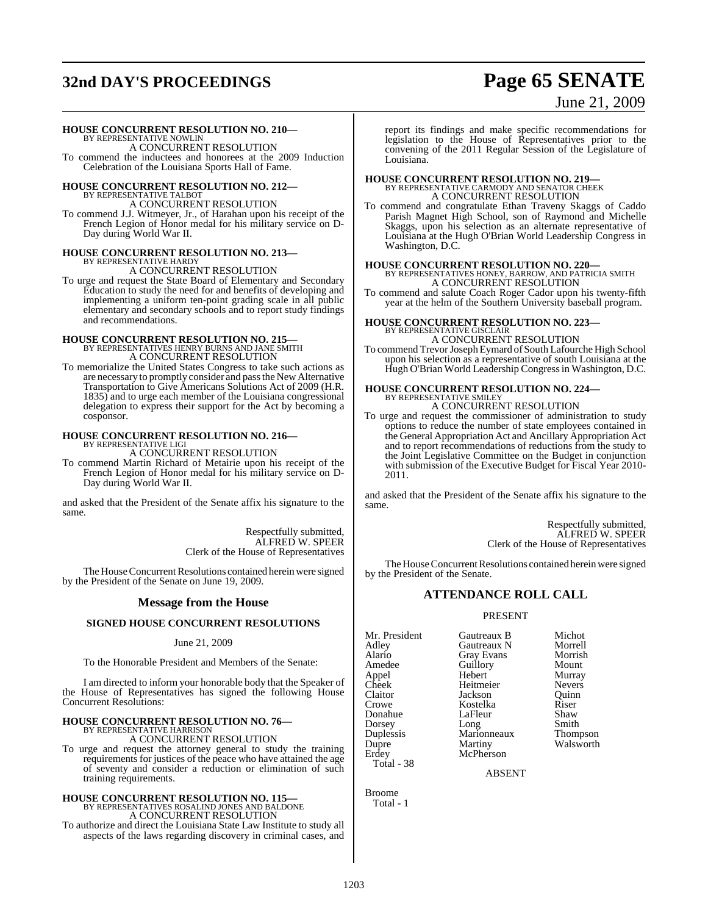**HOUSE CONCURRENT RESOLUTION NO. 210—**
BY REPRESENTATIVE NOWLIN

A CONCURRENT RESOLUTION

To commend the inductees and honorees at the 2009 Induction Celebration of the Louisiana Sports Hall of Fame.

**HOUSE CONCURRENT RESOLUTION NO. 212—**
BY REPRESENTATIVE TALBOT

A CONCURRENT RESOLUTION

To commend J.J. Witmeyer, Jr., of Harahan upon his receipt of the French Legion of Honor medal for his military service on D-Day during World War II.

**HOUSE CONCURRENT RESOLUTION NO. 213—**
BY REPRESENTATIVE HARDY

A CONCURRENT RESOLUTION

To urge and request the State Board of Elementary and Secondary Education to study the need for and benefits of developing and implementing a uniform ten-point grading scale in all public elementary and secondary schools and to report study findings and recommendations.

**HOUSE CONCURRENT RESOLUTION NO. 215—**
BY REPRESENTATIVES HENRY BURNS AND JANE SMITH

A CONCURRENT RESOLUTION

To memorialize the United States Congress to take such actions as are necessary to promptly consider and pass the New Alternative Transportation to Give Americans Solutions Act of 2009 (H.R. 1835) and to urge each member of the Louisiana congressional delegation to express their support for the Act by becoming a cosponsor.

**HOUSE CONCURRENT RESOLUTION NO. 216—**
BY REPRESENTATIVE LIGI

A CONCURRENT RESOLUTION

To commend Martin Richard of Metairie upon his receipt of the French Legion of Honor medal for his military service on D-Day during World War II.

and asked that the President of the Senate affix his signature to the same.

Respectfully submitted,
ALFRED W. SPEER
Clerk of the House of Representatives

The House Concurrent Resolutions contained herein were signed by the President of the Senate on June 19, 2009.

## Message from the House

### SIGNED HOUSE CONCURRENT RESOLUTIONS

June 21, 2009

To the Honorable President and Members of the Senate:

I am directed to inform your honorable body that the Speaker of the House of Representatives has signed the following House Concurrent Resolutions:

**HOUSE CONCURRENT RESOLUTION NO. 76—**
BY REPRESENTATIVE HARRISON

A CONCURRENT RESOLUTION

To urge and request the attorney general to study the training requirements for justices of the peace who have attained the age of seventy and consider a reduction or elimination of such training requirements.

**HOUSE CONCURRENT RESOLUTION NO. 115—**
BY REPRESENTATIVES ROSALIND JONES AND BALDONE

A CONCURRENT RESOLUTION

To authorize and direct the Louisiana State Law Institute to study all aspects of the laws regarding discovery in criminal cases, and report its findings and make specific recommendations for legislation to the House of Representatives prior to the convening of the 2011 Regular Session of the Legislature of Louisiana.

**HOUSE CONCURRENT RESOLUTION NO. 219—**
BY REPRESENTATIVE CARMODY AND SENATOR CHEEK

A CONCURRENT RESOLUTION

To commend and congratulate Ethan Traveny Skaggs of Caddo Parish Magnet High School, son of Raymond and Michelle Skaggs, upon his selection as an alternate representative of Louisiana at the Hugh O'Brian World Leadership Congress in Washington, D.C.

**HOUSE CONCURRENT RESOLUTION NO. 220—**
BY REPRESENTATIVES HONEY, BARROW, AND PATRICIA SMITH

A CONCURRENT RESOLUTION

To commend and salute Coach Roger Cador upon his twenty-fifth year at the helm of the Southern University baseball program.

**HOUSE CONCURRENT RESOLUTION NO. 223—**
BY REPRESENTATIVE GISCLAIR

A CONCURRENT RESOLUTION

To commend Trevor Joseph Eymard of South Lafourche High School upon his selection as a representative of south Louisiana at the Hugh O'Brian World Leadership Congress in Washington, D.C.

**HOUSE CONCURRENT RESOLUTION NO. 224—**
BY REPRESENTATIVE SMILEY

A CONCURRENT RESOLUTION

To urge and request the commissioner of administration to study options to reduce the number of state employees contained in the General Appropriation Act and Ancillary Appropriation Act and to report recommendations of reductions from the study to the Joint Legislative Committee on the Budget in conjunction with submission of the Executive Budget for Fiscal Year 2010-2011.

and asked that the President of the Senate affix his signature to the same.

Respectfully submitted,
ALFRED W. SPEER
Clerk of the House of Representatives

The House Concurrent Resolutions contained herein were signed by the President of the Senate.

## ATTENDANCE ROLL CALL

PRESENT

| | | |
|---|---|---|
| Mr. President | Gautreaux B | Michot |
| Adley | Gautreaux N | Morrell |
| Alario | Gray Evans | Morrish |
| Amedee | Guillory | Mount |
| Appel | Hebert | Murray |
| Cheek | Heitmeier | Nevers |
| Claitor | Jackson | Quinn |
| Crowe | Kostelka | Riser |
| Donahue | LaFleur | Shaw |
| Dorsey | Long | Smith |
| Duplessis | Marionneaux | Thompson |
| Dupre | Martiny | Walsworth |
| Erdey | McPherson | |

Total - 38

ABSENT

Broome

Total - 1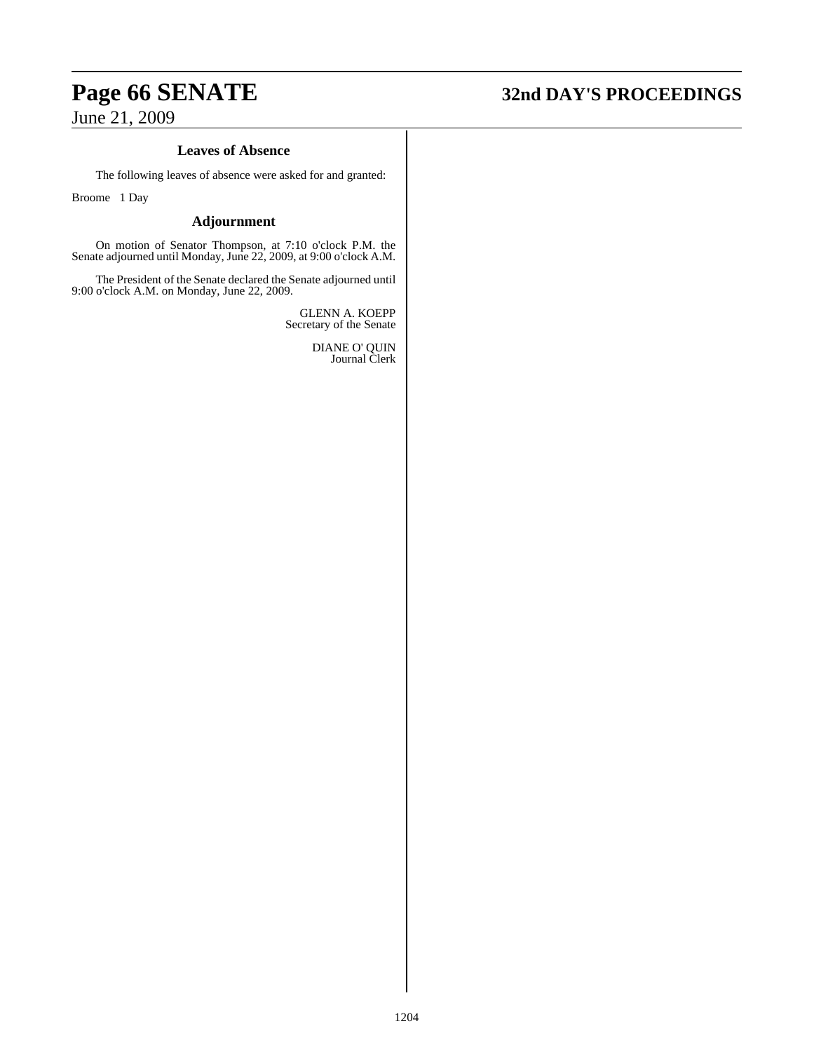### Leaves of Absence

The following leaves of absence were asked for and granted:

Broome 1 Day

### Adjournment

On motion of Senator Thompson, at 7:10 o'clock P.M. the Senate adjourned until Monday, June 22, 2009, at 9:00 o'clock A.M.

The President of the Senate declared the Senate adjourned until 9:00 o'clock A.M. on Monday, June 22, 2009.

GLENN A. KOEPP
Secretary of the Senate

DIANE O' QUIN
Journal Clerk